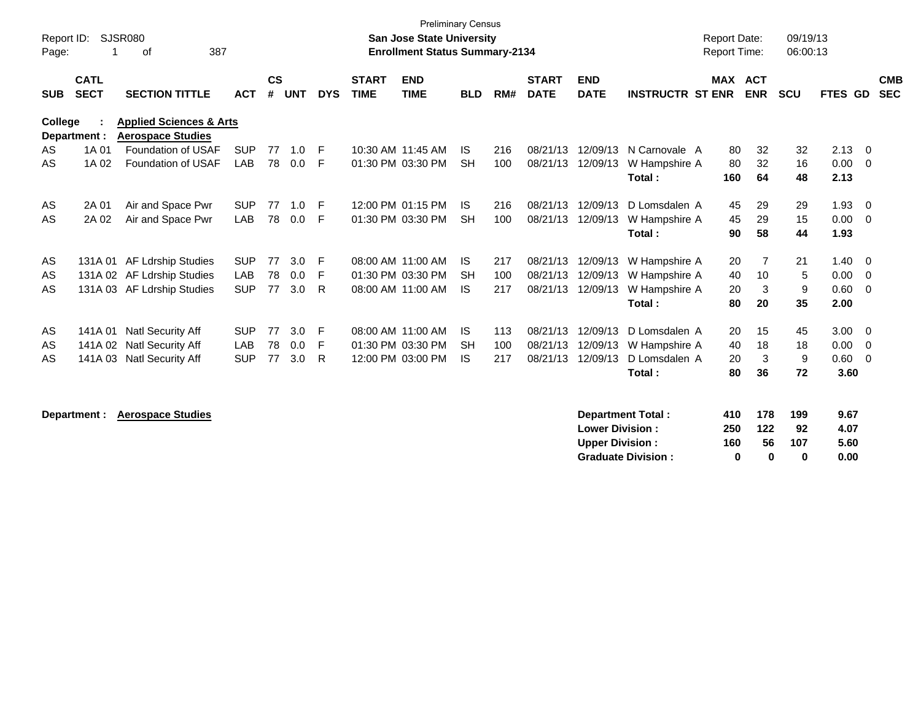Preliminary Census

**San Jose State University**
**Enrollment Status Summary-2134**

Report ID: SJSR080
Report Date: 09/19/13
Report Time: 06:00:13

**College : Applied Sciences & Arts**
**Department : Aerospace Studies**

| SUB | CATL SECT | SECTION TITTLE | ACT | CS # | UNT | DYS | START TIME | END TIME | BLD | RM# | START DATE | END DATE | INSTRUCTR | ST | MAX ENR | ACT ENR | SCU | FTES | GD | CMB SEC |
|---|---|---|---|---|---|---|---|---|---|---|---|---|---|---|---|---|---|---|---|---|
| AS | 1A 01 | Foundation of USAF | SUP | 77 | 1.0 | F | 10:30 AM | 11:45 AM | IS | 216 | 08/21/13 | 12/09/13 | N Carnovale | A | 80 | 32 | 32 | 2.13 | 0 | |
| AS | 1A 02 | Foundation of USAF | LAB | 78 | 0.0 | F | 01:30 PM | 03:30 PM | SH | 100 | 08/21/13 | 12/09/13 | W Hampshire | A | 80 | 32 | 16 | 0.00 | 0 | |
| | | | | | | | | | | | | | **Total :** | | **160** | **64** | **48** | **2.13** | | |
| AS | 2A 01 | Air and Space Pwr | SUP | 77 | 1.0 | F | 12:00 PM | 01:15 PM | IS | 216 | 08/21/13 | 12/09/13 | D Lomsdalen | A | 45 | 29 | 29 | 1.93 | 0 | |
| AS | 2A 02 | Air and Space Pwr | LAB | 78 | 0.0 | F | 01:30 PM | 03:30 PM | SH | 100 | 08/21/13 | 12/09/13 | W Hampshire | A | 45 | 29 | 15 | 0.00 | 0 | |
| | | | | | | | | | | | | | **Total :** | | **90** | **58** | **44** | **1.93** | | |
| AS | 131A 01 | AF Ldrship Studies | SUP | 77 | 3.0 | F | 08:00 AM | 11:00 AM | IS | 217 | 08/21/13 | 12/09/13 | W Hampshire | A | 20 | 7 | 21 | 1.40 | 0 | |
| AS | 131A 02 | AF Ldrship Studies | LAB | 78 | 0.0 | F | 01:30 PM | 03:30 PM | SH | 100 | 08/21/13 | 12/09/13 | W Hampshire | A | 40 | 10 | 5 | 0.00 | 0 | |
| AS | 131A 03 | AF Ldrship Studies | SUP | 77 | 3.0 | R | 08:00 AM | 11:00 AM | IS | 217 | 08/21/13 | 12/09/13 | W Hampshire | A | 20 | 3 | 9 | 0.60 | 0 | |
| | | | | | | | | | | | | | **Total :** | | **80** | **20** | **35** | **2.00** | | |
| AS | 141A 01 | Natl Security Aff | SUP | 77 | 3.0 | F | 08:00 AM | 11:00 AM | IS | 113 | 08/21/13 | 12/09/13 | D Lomsdalen | A | 20 | 15 | 45 | 3.00 | 0 | |
| AS | 141A 02 | Natl Security Aff | LAB | 78 | 0.0 | F | 01:30 PM | 03:30 PM | SH | 100 | 08/21/13 | 12/09/13 | W Hampshire | A | 40 | 18 | 18 | 0.00 | 0 | |
| AS | 141A 03 | Natl Security Aff | SUP | 77 | 3.0 | R | 12:00 PM | 03:00 PM | IS | 217 | 08/21/13 | 12/09/13 | D Lomsdalen | A | 20 | 3 | 9 | 0.60 | 0 | |
| | | | | | | | | | | | | | **Total :** | | **80** | **36** | **72** | **3.60** | | |

**Department : Aerospace Studies**

| | MAX ENR | ACT ENR | SCU | FTES |
|---|---|---|---|---|
| **Department Total :** | **410** | **178** | **199** | **9.67** |
| **Lower Division :** | **250** | **122** | **92** | **4.07** |
| **Upper Division :** | **160** | **56** | **107** | **5.60** |
| **Graduate Division :** | **0** | **0** | **0** | **0.00** |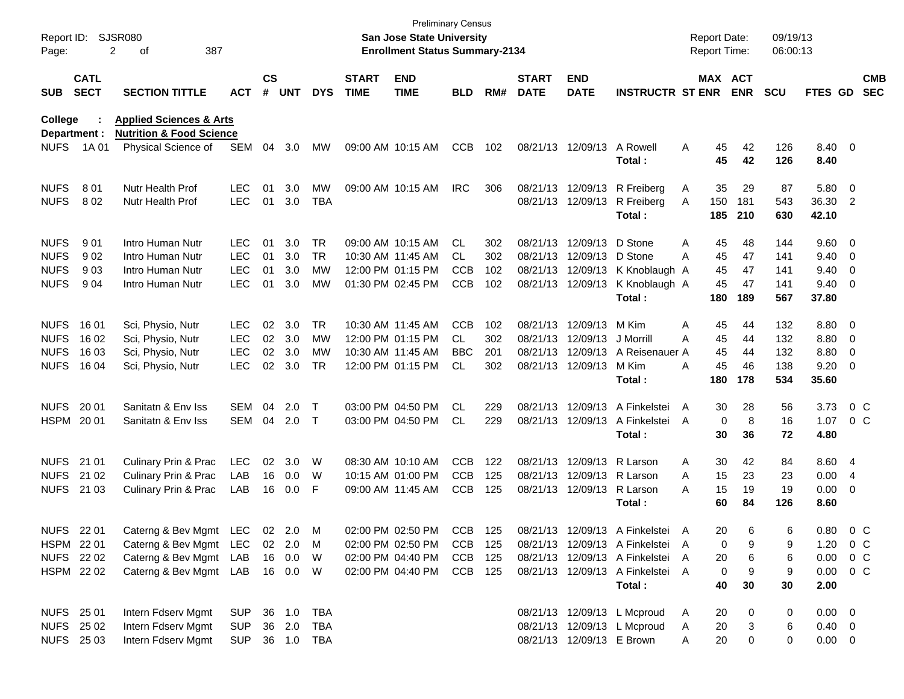Preliminary Census

Report ID: SJSR080 — **San Jose State University** — Report Date: 09/19/13

**Enrollment Status Summary-2134** — Report Time: 06:00:13

**College : Applied Sciences & Arts**

**Department : Nutrition & Food Science**

| SUB | CATL SECT | SECTION TITTLE | ACT | CS # | UNT | DYS | START TIME | END TIME | BLD | RM# | START DATE | END DATE | INSTRUCTR | ST | MAX ENR | ACT ENR | SCU | FTES | GD | CMB SEC |
|---|---|---|---|---|---|---|---|---|---|---|---|---|---|---|---|---|---|---|---|---|
| NUFS | 1A 01 | Physical Science of | SEM | 04 | 3.0 | MW | 09:00 AM | 10:15 AM | CCB | 102 | 08/21/13 | 12/09/13 | A Rowell | A | 45 | 42 | 126 | 8.40 | 0 | |
| | | | | | | | | | | | | | **Total :** | | **45** | **42** | **126** | **8.40** | | |
| NUFS | 8 01 | Nutr Health Prof | LEC | 01 | 3.0 | MW | 09:00 AM | 10:15 AM | IRC | 306 | 08/21/13 | 12/09/13 | R Freiberg | A | 35 | 29 | 87 | 5.80 | 0 | |
| NUFS | 8 02 | Nutr Health Prof | LEC | 01 | 3.0 | TBA | | | | | 08/21/13 | 12/09/13 | R Freiberg | A | 150 | 181 | 543 | 36.30 | 2 | |
| | | | | | | | | | | | | | **Total :** | | **185** | **210** | **630** | **42.10** | | |
| NUFS | 9 01 | Intro Human Nutr | LEC | 01 | 3.0 | TR | 09:00 AM | 10:15 AM | CL | 302 | 08/21/13 | 12/09/13 | D Stone | A | 45 | 48 | 144 | 9.60 | 0 | |
| NUFS | 9 02 | Intro Human Nutr | LEC | 01 | 3.0 | TR | 10:30 AM | 11:45 AM | CL | 302 | 08/21/13 | 12/09/13 | D Stone | A | 45 | 47 | 141 | 9.40 | 0 | |
| NUFS | 9 03 | Intro Human Nutr | LEC | 01 | 3.0 | MW | 12:00 PM | 01:15 PM | CCB | 102 | 08/21/13 | 12/09/13 | K Knoblaugh | A | 45 | 47 | 141 | 9.40 | 0 | |
| NUFS | 9 04 | Intro Human Nutr | LEC | 01 | 3.0 | MW | 01:30 PM | 02:45 PM | CCB | 102 | 08/21/13 | 12/09/13 | K Knoblaugh | A | 45 | 47 | 141 | 9.40 | 0 | |
| | | | | | | | | | | | | | **Total :** | | **180** | **189** | **567** | **37.80** | | |
| NUFS | 16 01 | Sci, Physio, Nutr | LEC | 02 | 3.0 | TR | 10:30 AM | 11:45 AM | CCB | 102 | 08/21/13 | 12/09/13 | M Kim | A | 45 | 44 | 132 | 8.80 | 0 | |
| NUFS | 16 02 | Sci, Physio, Nutr | LEC | 02 | 3.0 | MW | 12:00 PM | 01:15 PM | CL | 302 | 08/21/13 | 12/09/13 | J Morrill | A | 45 | 44 | 132 | 8.80 | 0 | |
| NUFS | 16 03 | Sci, Physio, Nutr | LEC | 02 | 3.0 | MW | 10:30 AM | 11:45 AM | BBC | 201 | 08/21/13 | 12/09/13 | A Reisenauer | A | 45 | 44 | 132 | 8.80 | 0 | |
| NUFS | 16 04 | Sci, Physio, Nutr | LEC | 02 | 3.0 | TR | 12:00 PM | 01:15 PM | CL | 302 | 08/21/13 | 12/09/13 | M Kim | A | 45 | 46 | 138 | 9.20 | 0 | |
| | | | | | | | | | | | | | **Total :** | | **180** | **178** | **534** | **35.60** | | |
| NUFS | 20 01 | Sanitatn & Env Iss | SEM | 04 | 2.0 | T | 03:00 PM | 04:50 PM | CL | 229 | 08/21/13 | 12/09/13 | A Finkelstei | A | 30 | 28 | 56 | 3.73 | 0 | C |
| HSPM | 20 01 | Sanitatn & Env Iss | SEM | 04 | 2.0 | T | 03:00 PM | 04:50 PM | CL | 229 | 08/21/13 | 12/09/13 | A Finkelstei | A | 0 | 8 | 16 | 1.07 | 0 | C |
| | | | | | | | | | | | | | **Total :** | | **30** | **36** | **72** | **4.80** | | |
| NUFS | 21 01 | Culinary Prin & Prac | LEC | 02 | 3.0 | W | 08:30 AM | 10:10 AM | CCB | 122 | 08/21/13 | 12/09/13 | R Larson | A | 30 | 42 | 84 | 8.60 | 4 | |
| NUFS | 21 02 | Culinary Prin & Prac | LAB | 16 | 0.0 | W | 10:15 AM | 01:00 PM | CCB | 125 | 08/21/13 | 12/09/13 | R Larson | A | 15 | 23 | 23 | 0.00 | 4 | |
| NUFS | 21 03 | Culinary Prin & Prac | LAB | 16 | 0.0 | F | 09:00 AM | 11:45 AM | CCB | 125 | 08/21/13 | 12/09/13 | R Larson | A | 15 | 19 | 19 | 0.00 | 0 | |
| | | | | | | | | | | | | | **Total :** | | **60** | **84** | **126** | **8.60** | | |
| NUFS | 22 01 | Caterng & Bev Mgmt | LEC | 02 | 2.0 | M | 02:00 PM | 02:50 PM | CCB | 125 | 08/21/13 | 12/09/13 | A Finkelstei | A | 20 | 6 | 6 | 0.80 | 0 | C |
| HSPM | 22 01 | Caterng & Bev Mgmt | LEC | 02 | 2.0 | M | 02:00 PM | 02:50 PM | CCB | 125 | 08/21/13 | 12/09/13 | A Finkelstei | A | 0 | 9 | 9 | 1.20 | 0 | C |
| NUFS | 22 02 | Caterng & Bev Mgmt | LAB | 16 | 0.0 | W | 02:00 PM | 04:40 PM | CCB | 125 | 08/21/13 | 12/09/13 | A Finkelstei | A | 20 | 6 | 6 | 0.00 | 0 | C |
| HSPM | 22 02 | Caterng & Bev Mgmt | LAB | 16 | 0.0 | W | 02:00 PM | 04:40 PM | CCB | 125 | 08/21/13 | 12/09/13 | A Finkelstei | A | 0 | 9 | 9 | 0.00 | 0 | C |
| | | | | | | | | | | | | | **Total :** | | **40** | **30** | **30** | **2.00** | | |
| NUFS | 25 01 | Intern Fdserv Mgmt | SUP | 36 | 1.0 | TBA | | | | | 08/21/13 | 12/09/13 | L Mcproud | A | 20 | 0 | 0 | 0.00 | 0 | |
| NUFS | 25 02 | Intern Fdserv Mgmt | SUP | 36 | 2.0 | TBA | | | | | 08/21/13 | 12/09/13 | L Mcproud | A | 20 | 3 | 6 | 0.40 | 0 | |
| NUFS | 25 03 | Intern Fdserv Mgmt | SUP | 36 | 1.0 | TBA | | | | | 08/21/13 | 12/09/13 | E Brown | A | 20 | 0 | 0 | 0.00 | 0 | |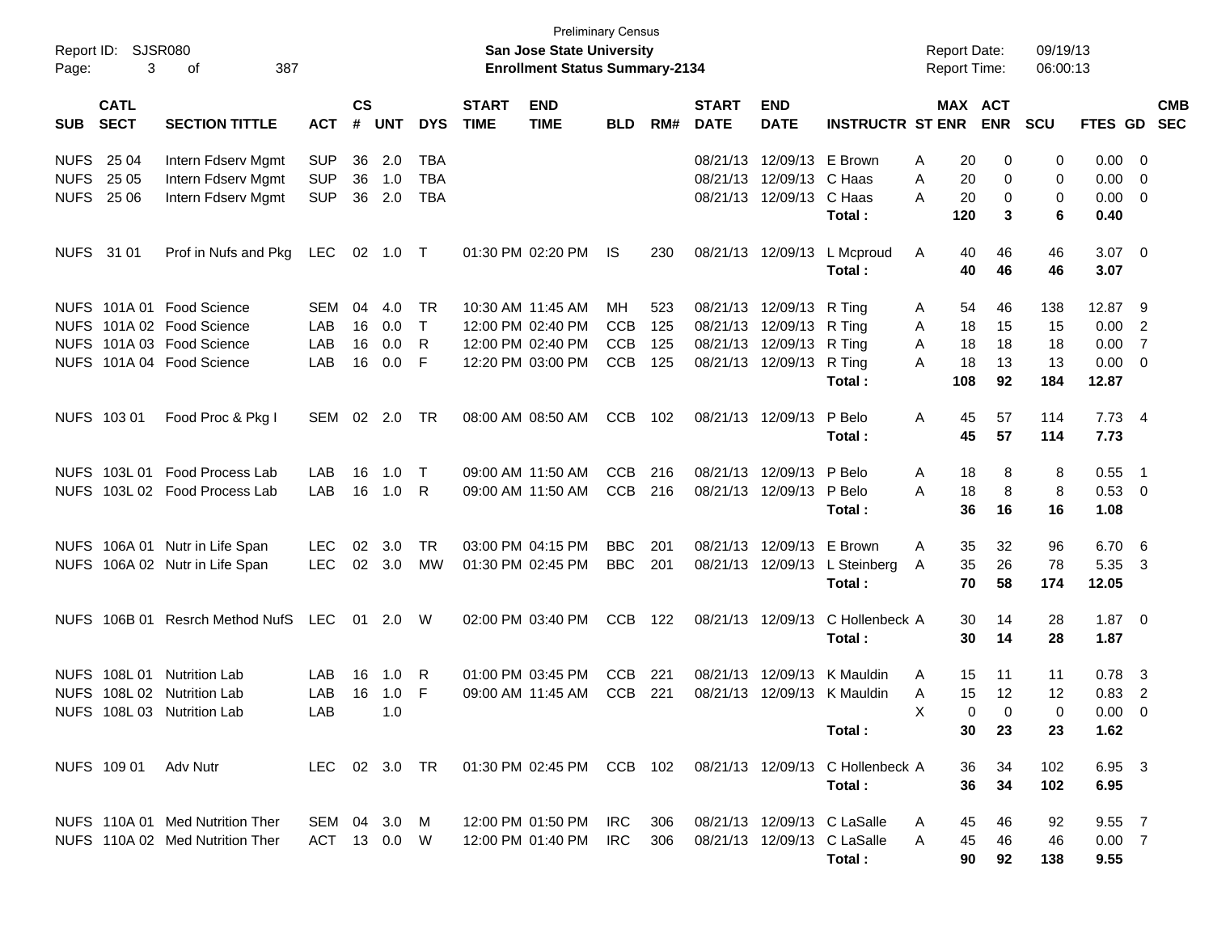Preliminary Census

Report ID: SJSR080

**San Jose State University**

**Enrollment Status Summary-2134**

Report Date: 09/19/13

Report Time: 06:00:13

| SUB | CATL SECT | SECTION TITTLE | ACT | CS # | UNT | DYS | START TIME | END TIME | BLD | RM# | START DATE | END DATE | INSTRUCTR | ST | MAX ENR | ACT ENR | SCU | FTES | GD | CMB SEC |
|---|---|---|---|---|---|---|---|---|---|---|---|---|---|---|---|---|---|---|---|---|
| NUFS | 25 04 | Intern Fdserv Mgmt | SUP | 36 | 2.0 | TBA | | | | | 08/21/13 | 12/09/13 | E Brown | A | 20 | 0 | 0 | 0.00 | 0 | |
| NUFS | 25 05 | Intern Fdserv Mgmt | SUP | 36 | 1.0 | TBA | | | | | 08/21/13 | 12/09/13 | C Haas | A | 20 | 0 | 0 | 0.00 | 0 | |
| NUFS | 25 06 | Intern Fdserv Mgmt | SUP | 36 | 2.0 | TBA | | | | | 08/21/13 | 12/09/13 | C Haas | A | 20 | 0 | 0 | 0.00 | 0 | |
| | | | | | | | | | | | | | **Total :** | | **120** | **3** | **6** | **0.40** | | |
| NUFS | 31 01 | Prof in Nufs and Pkg | LEC | 02 | 1.0 | T | 01:30 PM | 02:20 PM | IS | 230 | 08/21/13 | 12/09/13 | L Mcproud | A | 40 | 46 | 46 | 3.07 | 0 | |
| | | | | | | | | | | | | | **Total :** | | **40** | **46** | **46** | **3.07** | | |
| NUFS | 101A 01 | Food Science | SEM | 04 | 4.0 | TR | 10:30 AM | 11:45 AM | MH | 523 | 08/21/13 | 12/09/13 | R Ting | A | 54 | 46 | 138 | 12.87 | 9 | |
| NUFS | 101A 02 | Food Science | LAB | 16 | 0.0 | T | 12:00 PM | 02:40 PM | CCB | 125 | 08/21/13 | 12/09/13 | R Ting | A | 18 | 15 | 15 | 0.00 | 2 | |
| NUFS | 101A 03 | Food Science | LAB | 16 | 0.0 | R | 12:00 PM | 02:40 PM | CCB | 125 | 08/21/13 | 12/09/13 | R Ting | A | 18 | 18 | 18 | 0.00 | 7 | |
| NUFS | 101A 04 | Food Science | LAB | 16 | 0.0 | F | 12:20 PM | 03:00 PM | CCB | 125 | 08/21/13 | 12/09/13 | R Ting | A | 18 | 13 | 13 | 0.00 | 0 | |
| | | | | | | | | | | | | | **Total :** | | **108** | **92** | **184** | **12.87** | | |
| NUFS | 103 01 | Food Proc & Pkg I | SEM | 02 | 2.0 | TR | 08:00 AM | 08:50 AM | CCB | 102 | 08/21/13 | 12/09/13 | P Belo | A | 45 | 57 | 114 | 7.73 | 4 | |
| | | | | | | | | | | | | | **Total :** | | **45** | **57** | **114** | **7.73** | | |
| NUFS | 103L 01 | Food Process Lab | LAB | 16 | 1.0 | T | 09:00 AM | 11:50 AM | CCB | 216 | 08/21/13 | 12/09/13 | P Belo | A | 18 | 8 | 8 | 0.55 | 1 | |
| NUFS | 103L 02 | Food Process Lab | LAB | 16 | 1.0 | R | 09:00 AM | 11:50 AM | CCB | 216 | 08/21/13 | 12/09/13 | P Belo | A | 18 | 8 | 8 | 0.53 | 0 | |
| | | | | | | | | | | | | | **Total :** | | **36** | **16** | **16** | **1.08** | | |
| NUFS | 106A 01 | Nutr in Life Span | LEC | 02 | 3.0 | TR | 03:00 PM | 04:15 PM | BBC | 201 | 08/21/13 | 12/09/13 | E Brown | A | 35 | 32 | 96 | 6.70 | 6 | |
| NUFS | 106A 02 | Nutr in Life Span | LEC | 02 | 3.0 | MW | 01:30 PM | 02:45 PM | BBC | 201 | 08/21/13 | 12/09/13 | L Steinberg | A | 35 | 26 | 78 | 5.35 | 3 | |
| | | | | | | | | | | | | | **Total :** | | **70** | **58** | **174** | **12.05** | | |
| NUFS | 106B 01 | Resrch Method NufS | LEC | 01 | 2.0 | W | 02:00 PM | 03:40 PM | CCB | 122 | 08/21/13 | 12/09/13 | C Hollenbeck | A | 30 | 14 | 28 | 1.87 | 0 | |
| | | | | | | | | | | | | | **Total :** | | **30** | **14** | **28** | **1.87** | | |
| NUFS | 108L 01 | Nutrition Lab | LAB | 16 | 1.0 | R | 01:00 PM | 03:45 PM | CCB | 221 | 08/21/13 | 12/09/13 | K Mauldin | A | 15 | 11 | 11 | 0.78 | 3 | |
| NUFS | 108L 02 | Nutrition Lab | LAB | 16 | 1.0 | F | 09:00 AM | 11:45 AM | CCB | 221 | 08/21/13 | 12/09/13 | K Mauldin | A | 15 | 12 | 12 | 0.83 | 2 | |
| NUFS | 108L 03 | Nutrition Lab | LAB | | 1.0 | | | | | | | | | X | 0 | 0 | 0 | 0.00 | 0 | |
| | | | | | | | | | | | | | **Total :** | | **30** | **23** | **23** | **1.62** | | |
| NUFS | 109 01 | Adv Nutr | LEC | 02 | 3.0 | TR | 01:30 PM | 02:45 PM | CCB | 102 | 08/21/13 | 12/09/13 | C Hollenbeck | A | 36 | 34 | 102 | 6.95 | 3 | |
| | | | | | | | | | | | | | **Total :** | | **36** | **34** | **102** | **6.95** | | |
| NUFS | 110A 01 | Med Nutrition Ther | SEM | 04 | 3.0 | M | 12:00 PM | 01:50 PM | IRC | 306 | 08/21/13 | 12/09/13 | C LaSalle | A | 45 | 46 | 92 | 9.55 | 7 | |
| NUFS | 110A 02 | Med Nutrition Ther | ACT | 13 | 0.0 | W | 12:00 PM | 01:40 PM | IRC | 306 | 08/21/13 | 12/09/13 | C LaSalle | A | 45 | 46 | 46 | 0.00 | 7 | |
| | | | | | | | | | | | | | **Total :** | | **90** | **92** | **138** | **9.55** | | |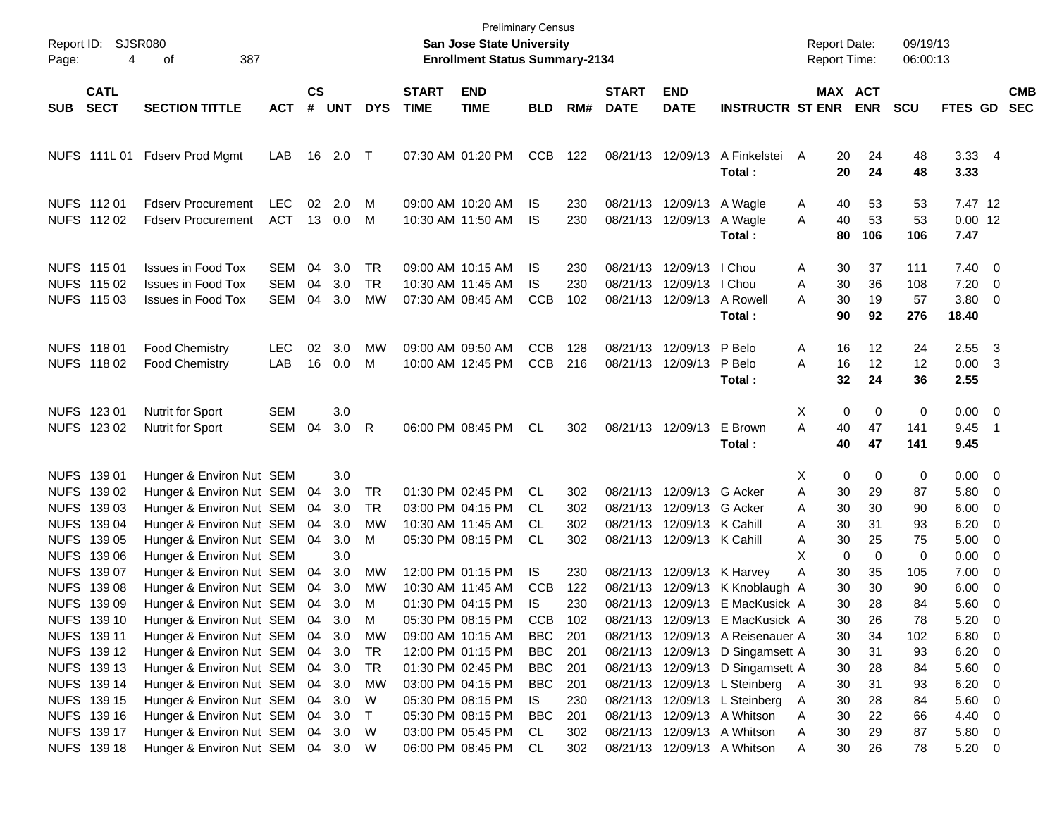Preliminary Census

Report ID: SJSR080

**San Jose State University**

**Enrollment Status Summary-2134**

Report Date: 09/19/13

Report Time: 06:00:13

| SUB | CATL SECT | SECTION TITTLE | ACT | CS # | UNT | DYS | START TIME | END TIME | BLD | RM# | START DATE | END DATE | INSTRUCTR | ST | MAX ENR | ACT ENR | SCU | FTES | GD | CMB SEC |
|---|---|---|---|---|---|---|---|---|---|---|---|---|---|---|---|---|---|---|---|---|
| NUFS | 111L 01 | Fdserv Prod Mgmt | LAB | 16 | 2.0 | T | 07:30 AM | 01:20 PM | CCB | 122 | 08/21/13 | 12/09/13 | A Finkelstei | A | 20 | 24 | 48 | 3.33 | 4 | |
| | | | | | | | | | | | | | **Total :** | | **20** | **24** | **48** | **3.33** | | |
| NUFS | 112 01 | Fdserv Procurement | LEC | 02 | 2.0 | M | 09:00 AM | 10:20 AM | IS | 230 | 08/21/13 | 12/09/13 | A Wagle | A | 40 | 53 | 53 | 7.47 | 12 | |
| NUFS | 112 02 | Fdserv Procurement | ACT | 13 | 0.0 | M | 10:30 AM | 11:50 AM | IS | 230 | 08/21/13 | 12/09/13 | A Wagle | A | 40 | 53 | 53 | 0.00 | 12 | |
| | | | | | | | | | | | | | **Total :** | | **80** | **106** | **106** | **7.47** | | |
| NUFS | 115 01 | Issues in Food Tox | SEM | 04 | 3.0 | TR | 09:00 AM | 10:15 AM | IS | 230 | 08/21/13 | 12/09/13 | I Chou | A | 30 | 37 | 111 | 7.40 | 0 | |
| NUFS | 115 02 | Issues in Food Tox | SEM | 04 | 3.0 | TR | 10:30 AM | 11:45 AM | IS | 230 | 08/21/13 | 12/09/13 | I Chou | A | 30 | 36 | 108 | 7.20 | 0 | |
| NUFS | 115 03 | Issues in Food Tox | SEM | 04 | 3.0 | MW | 07:30 AM | 08:45 AM | CCB | 102 | 08/21/13 | 12/09/13 | A Rowell | A | 30 | 19 | 57 | 3.80 | 0 | |
| | | | | | | | | | | | | | **Total :** | | **90** | **92** | **276** | **18.40** | | |
| NUFS | 118 01 | Food Chemistry | LEC | 02 | 3.0 | MW | 09:00 AM | 09:50 AM | CCB | 128 | 08/21/13 | 12/09/13 | P Belo | A | 16 | 12 | 24 | 2.55 | 3 | |
| NUFS | 118 02 | Food Chemistry | LAB | 16 | 0.0 | M | 10:00 AM | 12:45 PM | CCB | 216 | 08/21/13 | 12/09/13 | P Belo | A | 16 | 12 | 12 | 0.00 | 3 | |
| | | | | | | | | | | | | | **Total :** | | **32** | **24** | **36** | **2.55** | | |
| NUFS | 123 01 | Nutrit for Sport | SEM | | 3.0 | | | | | | | | | X | 0 | 0 | 0 | 0.00 | 0 | |
| NUFS | 123 02 | Nutrit for Sport | SEM | 04 | 3.0 | R | 06:00 PM | 08:45 PM | CL | 302 | 08/21/13 | 12/09/13 | E Brown | A | 40 | 47 | 141 | 9.45 | 1 | |
| | | | | | | | | | | | | | **Total :** | | **40** | **47** | **141** | **9.45** | | |
| NUFS | 139 01 | Hunger & Environ Nut | SEM | | 3.0 | | | | | | | | | X | 0 | 0 | 0 | 0.00 | 0 | |
| NUFS | 139 02 | Hunger & Environ Nut | SEM | 04 | 3.0 | TR | 01:30 PM | 02:45 PM | CL | 302 | 08/21/13 | 12/09/13 | G Acker | A | 30 | 29 | 87 | 5.80 | 0 | |
| NUFS | 139 03 | Hunger & Environ Nut | SEM | 04 | 3.0 | TR | 03:00 PM | 04:15 PM | CL | 302 | 08/21/13 | 12/09/13 | G Acker | A | 30 | 30 | 90 | 6.00 | 0 | |
| NUFS | 139 04 | Hunger & Environ Nut | SEM | 04 | 3.0 | MW | 10:30 AM | 11:45 AM | CL | 302 | 08/21/13 | 12/09/13 | K Cahill | A | 30 | 31 | 93 | 6.20 | 0 | |
| NUFS | 139 05 | Hunger & Environ Nut | SEM | 04 | 3.0 | M | 05:30 PM | 08:15 PM | CL | 302 | 08/21/13 | 12/09/13 | K Cahill | A | 30 | 25 | 75 | 5.00 | 0 | |
| NUFS | 139 06 | Hunger & Environ Nut | SEM | | 3.0 | | | | | | | | | X | 0 | 0 | 0 | 0.00 | 0 | |
| NUFS | 139 07 | Hunger & Environ Nut | SEM | 04 | 3.0 | MW | 12:00 PM | 01:15 PM | IS | 230 | 08/21/13 | 12/09/13 | K Harvey | A | 30 | 35 | 105 | 7.00 | 0 | |
| NUFS | 139 08 | Hunger & Environ Nut | SEM | 04 | 3.0 | MW | 10:30 AM | 11:45 AM | CCB | 122 | 08/21/13 | 12/09/13 | K Knoblaugh | A | 30 | 30 | 90 | 6.00 | 0 | |
| NUFS | 139 09 | Hunger & Environ Nut | SEM | 04 | 3.0 | M | 01:30 PM | 04:15 PM | IS | 230 | 08/21/13 | 12/09/13 | E MacKusick | A | 30 | 28 | 84 | 5.60 | 0 | |
| NUFS | 139 10 | Hunger & Environ Nut | SEM | 04 | 3.0 | M | 05:30 PM | 08:15 PM | CCB | 102 | 08/21/13 | 12/09/13 | E MacKusick | A | 30 | 26 | 78 | 5.20 | 0 | |
| NUFS | 139 11 | Hunger & Environ Nut | SEM | 04 | 3.0 | MW | 09:00 AM | 10:15 AM | BBC | 201 | 08/21/13 | 12/09/13 | A Reisenauer | A | 30 | 34 | 102 | 6.80 | 0 | |
| NUFS | 139 12 | Hunger & Environ Nut | SEM | 04 | 3.0 | TR | 12:00 PM | 01:15 PM | BBC | 201 | 08/21/13 | 12/09/13 | D Singamsett | A | 30 | 31 | 93 | 6.20 | 0 | |
| NUFS | 139 13 | Hunger & Environ Nut | SEM | 04 | 3.0 | TR | 01:30 PM | 02:45 PM | BBC | 201 | 08/21/13 | 12/09/13 | D Singamsett | A | 30 | 28 | 84 | 5.60 | 0 | |
| NUFS | 139 14 | Hunger & Environ Nut | SEM | 04 | 3.0 | MW | 03:00 PM | 04:15 PM | BBC | 201 | 08/21/13 | 12/09/13 | L Steinberg | A | 30 | 31 | 93 | 6.20 | 0 | |
| NUFS | 139 15 | Hunger & Environ Nut | SEM | 04 | 3.0 | W | 05:30 PM | 08:15 PM | IS | 230 | 08/21/13 | 12/09/13 | L Steinberg | A | 30 | 28 | 84 | 5.60 | 0 | |
| NUFS | 139 16 | Hunger & Environ Nut | SEM | 04 | 3.0 | T | 05:30 PM | 08:15 PM | BBC | 201 | 08/21/13 | 12/09/13 | A Whitson | A | 30 | 22 | 66 | 4.40 | 0 | |
| NUFS | 139 17 | Hunger & Environ Nut | SEM | 04 | 3.0 | W | 03:00 PM | 05:45 PM | CL | 302 | 08/21/13 | 12/09/13 | A Whitson | A | 30 | 29 | 87 | 5.80 | 0 | |
| NUFS | 139 18 | Hunger & Environ Nut | SEM | 04 | 3.0 | W | 06:00 PM | 08:45 PM | CL | 302 | 08/21/13 | 12/09/13 | A Whitson | A | 30 | 26 | 78 | 5.20 | 0 | |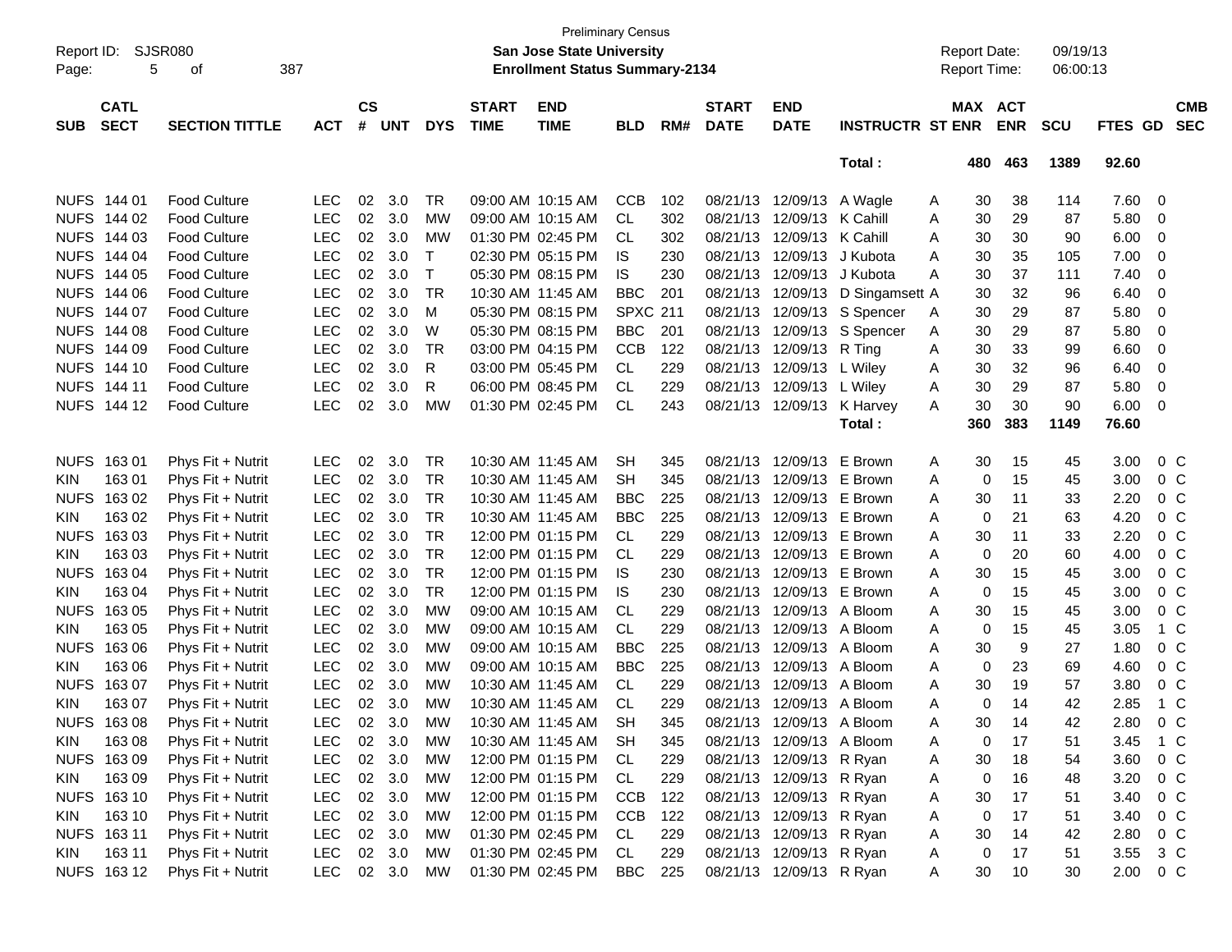Preliminary Census

Report ID: SJSR080

**San Jose State University**

**Enrollment Status Summary-2134**

Report Date: 09/19/13

Report Time: 06:00:13

| SUB | CATL SECT | SECTION TITTLE | ACT | CS # | UNT | DYS | START TIME | END TIME | BLD | RM# | START DATE | END DATE | INSTRUCTR | ST | MAX ENR | ACT ENR | SCU | FTES | GD | CMB SEC |
|---|---|---|---|---|---|---|---|---|---|---|---|---|---|---|---|---|---|---|---|---|
| | | | | | | | | | | | | | Total : | | 480 | 463 | 1389 | 92.60 | | |
| NUFS | 144 01 | Food Culture | LEC | 02 | 3.0 | TR | 09:00 AM | 10:15 AM | CCB | 102 | 08/21/13 | 12/09/13 | A Wagle | A | 30 | 38 | 114 | 7.60 | 0 | |
| NUFS | 144 02 | Food Culture | LEC | 02 | 3.0 | MW | 09:00 AM | 10:15 AM | CL | 302 | 08/21/13 | 12/09/13 | K Cahill | A | 30 | 29 | 87 | 5.80 | 0 | |
| NUFS | 144 03 | Food Culture | LEC | 02 | 3.0 | MW | 01:30 PM | 02:45 PM | CL | 302 | 08/21/13 | 12/09/13 | K Cahill | A | 30 | 30 | 90 | 6.00 | 0 | |
| NUFS | 144 04 | Food Culture | LEC | 02 | 3.0 | T | 02:30 PM | 05:15 PM | IS | 230 | 08/21/13 | 12/09/13 | J Kubota | A | 30 | 35 | 105 | 7.00 | 0 | |
| NUFS | 144 05 | Food Culture | LEC | 02 | 3.0 | T | 05:30 PM | 08:15 PM | IS | 230 | 08/21/13 | 12/09/13 | J Kubota | A | 30 | 37 | 111 | 7.40 | 0 | |
| NUFS | 144 06 | Food Culture | LEC | 02 | 3.0 | TR | 10:30 AM | 11:45 AM | BBC | 201 | 08/21/13 | 12/09/13 | D Singamsett | A | 30 | 32 | 96 | 6.40 | 0 | |
| NUFS | 144 07 | Food Culture | LEC | 02 | 3.0 | M | 05:30 PM | 08:15 PM | SPXC | 211 | 08/21/13 | 12/09/13 | S Spencer | A | 30 | 29 | 87 | 5.80 | 0 | |
| NUFS | 144 08 | Food Culture | LEC | 02 | 3.0 | W | 05:30 PM | 08:15 PM | BBC | 201 | 08/21/13 | 12/09/13 | S Spencer | A | 30 | 29 | 87 | 5.80 | 0 | |
| NUFS | 144 09 | Food Culture | LEC | 02 | 3.0 | TR | 03:00 PM | 04:15 PM | CCB | 122 | 08/21/13 | 12/09/13 | R Ting | A | 30 | 33 | 99 | 6.60 | 0 | |
| NUFS | 144 10 | Food Culture | LEC | 02 | 3.0 | R | 03:00 PM | 05:45 PM | CL | 229 | 08/21/13 | 12/09/13 | L Wiley | A | 30 | 32 | 96 | 6.40 | 0 | |
| NUFS | 144 11 | Food Culture | LEC | 02 | 3.0 | R | 06:00 PM | 08:45 PM | CL | 229 | 08/21/13 | 12/09/13 | L Wiley | A | 30 | 29 | 87 | 5.80 | 0 | |
| NUFS | 144 12 | Food Culture | LEC | 02 | 3.0 | MW | 01:30 PM | 02:45 PM | CL | 243 | 08/21/13 | 12/09/13 | K Harvey | A | 30 | 30 | 90 | 6.00 | 0 | |
| | | | | | | | | | | | | | Total : | | 360 | 383 | 1149 | 76.60 | | |
| NUFS | 163 01 | Phys Fit + Nutrit | LEC | 02 | 3.0 | TR | 10:30 AM | 11:45 AM | SH | 345 | 08/21/13 | 12/09/13 | E Brown | A | 30 | 15 | 45 | 3.00 | 0 | C |
| KIN | 163 01 | Phys Fit + Nutrit | LEC | 02 | 3.0 | TR | 10:30 AM | 11:45 AM | SH | 345 | 08/21/13 | 12/09/13 | E Brown | A | 0 | 15 | 45 | 3.00 | 0 | C |
| NUFS | 163 02 | Phys Fit + Nutrit | LEC | 02 | 3.0 | TR | 10:30 AM | 11:45 AM | BBC | 225 | 08/21/13 | 12/09/13 | E Brown | A | 30 | 11 | 33 | 2.20 | 0 | C |
| KIN | 163 02 | Phys Fit + Nutrit | LEC | 02 | 3.0 | TR | 10:30 AM | 11:45 AM | BBC | 225 | 08/21/13 | 12/09/13 | E Brown | A | 0 | 21 | 63 | 4.20 | 0 | C |
| NUFS | 163 03 | Phys Fit + Nutrit | LEC | 02 | 3.0 | TR | 12:00 PM | 01:15 PM | CL | 229 | 08/21/13 | 12/09/13 | E Brown | A | 30 | 11 | 33 | 2.20 | 0 | C |
| KIN | 163 03 | Phys Fit + Nutrit | LEC | 02 | 3.0 | TR | 12:00 PM | 01:15 PM | CL | 229 | 08/21/13 | 12/09/13 | E Brown | A | 0 | 20 | 60 | 4.00 | 0 | C |
| NUFS | 163 04 | Phys Fit + Nutrit | LEC | 02 | 3.0 | TR | 12:00 PM | 01:15 PM | IS | 230 | 08/21/13 | 12/09/13 | E Brown | A | 30 | 15 | 45 | 3.00 | 0 | C |
| KIN | 163 04 | Phys Fit + Nutrit | LEC | 02 | 3.0 | TR | 12:00 PM | 01:15 PM | IS | 230 | 08/21/13 | 12/09/13 | E Brown | A | 0 | 15 | 45 | 3.00 | 0 | C |
| NUFS | 163 05 | Phys Fit + Nutrit | LEC | 02 | 3.0 | MW | 09:00 AM | 10:15 AM | CL | 229 | 08/21/13 | 12/09/13 | A Bloom | A | 30 | 15 | 45 | 3.00 | 0 | C |
| KIN | 163 05 | Phys Fit + Nutrit | LEC | 02 | 3.0 | MW | 09:00 AM | 10:15 AM | CL | 229 | 08/21/13 | 12/09/13 | A Bloom | A | 0 | 15 | 45 | 3.05 | 1 | C |
| NUFS | 163 06 | Phys Fit + Nutrit | LEC | 02 | 3.0 | MW | 09:00 AM | 10:15 AM | BBC | 225 | 08/21/13 | 12/09/13 | A Bloom | A | 30 | 9 | 27 | 1.80 | 0 | C |
| KIN | 163 06 | Phys Fit + Nutrit | LEC | 02 | 3.0 | MW | 09:00 AM | 10:15 AM | BBC | 225 | 08/21/13 | 12/09/13 | A Bloom | A | 0 | 23 | 69 | 4.60 | 0 | C |
| NUFS | 163 07 | Phys Fit + Nutrit | LEC | 02 | 3.0 | MW | 10:30 AM | 11:45 AM | CL | 229 | 08/21/13 | 12/09/13 | A Bloom | A | 30 | 19 | 57 | 3.80 | 0 | C |
| KIN | 163 07 | Phys Fit + Nutrit | LEC | 02 | 3.0 | MW | 10:30 AM | 11:45 AM | CL | 229 | 08/21/13 | 12/09/13 | A Bloom | A | 0 | 14 | 42 | 2.85 | 1 | C |
| NUFS | 163 08 | Phys Fit + Nutrit | LEC | 02 | 3.0 | MW | 10:30 AM | 11:45 AM | SH | 345 | 08/21/13 | 12/09/13 | A Bloom | A | 30 | 14 | 42 | 2.80 | 0 | C |
| KIN | 163 08 | Phys Fit + Nutrit | LEC | 02 | 3.0 | MW | 10:30 AM | 11:45 AM | SH | 345 | 08/21/13 | 12/09/13 | A Bloom | A | 0 | 17 | 51 | 3.45 | 1 | C |
| NUFS | 163 09 | Phys Fit + Nutrit | LEC | 02 | 3.0 | MW | 12:00 PM | 01:15 PM | CL | 229 | 08/21/13 | 12/09/13 | R Ryan | A | 30 | 18 | 54 | 3.60 | 0 | C |
| KIN | 163 09 | Phys Fit + Nutrit | LEC | 02 | 3.0 | MW | 12:00 PM | 01:15 PM | CL | 229 | 08/21/13 | 12/09/13 | R Ryan | A | 0 | 16 | 48 | 3.20 | 0 | C |
| NUFS | 163 10 | Phys Fit + Nutrit | LEC | 02 | 3.0 | MW | 12:00 PM | 01:15 PM | CCB | 122 | 08/21/13 | 12/09/13 | R Ryan | A | 30 | 17 | 51 | 3.40 | 0 | C |
| KIN | 163 10 | Phys Fit + Nutrit | LEC | 02 | 3.0 | MW | 12:00 PM | 01:15 PM | CCB | 122 | 08/21/13 | 12/09/13 | R Ryan | A | 0 | 17 | 51 | 3.40 | 0 | C |
| NUFS | 163 11 | Phys Fit + Nutrit | LEC | 02 | 3.0 | MW | 01:30 PM | 02:45 PM | CL | 229 | 08/21/13 | 12/09/13 | R Ryan | A | 30 | 14 | 42 | 2.80 | 0 | C |
| KIN | 163 11 | Phys Fit + Nutrit | LEC | 02 | 3.0 | MW | 01:30 PM | 02:45 PM | CL | 229 | 08/21/13 | 12/09/13 | R Ryan | A | 0 | 17 | 51 | 3.55 | 3 | C |
| NUFS | 163 12 | Phys Fit + Nutrit | LEC | 02 | 3.0 | MW | 01:30 PM | 02:45 PM | BBC | 225 | 08/21/13 | 12/09/13 | R Ryan | A | 30 | 10 | 30 | 2.00 | 0 | C |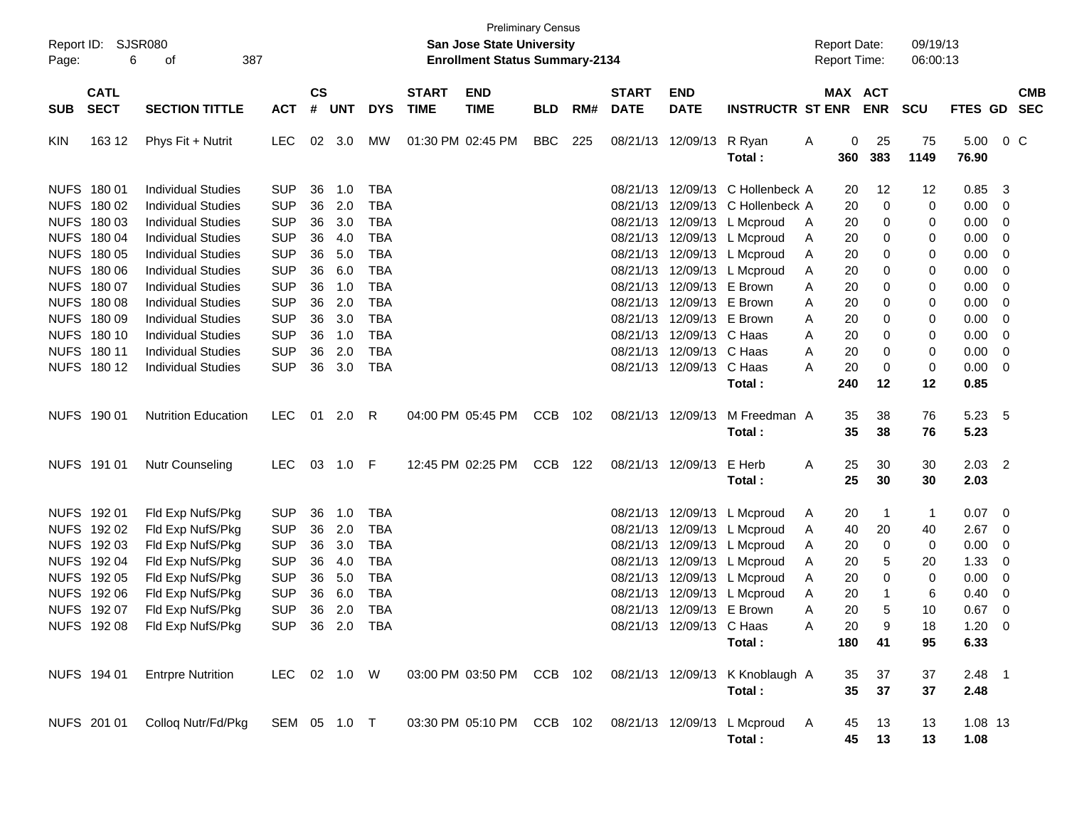Preliminary Census

Report ID: SJSR080 | **San Jose State University** | Report Date: 09/19/13

Page: 6 of 387 | **Enrollment Status Summary-2134** | Report Time: 06:00:13

| SUB | CATL SECT | SECTION TITTLE | ACT | CS # | UNT | DYS | START TIME | END TIME | BLD | RM# | START DATE | END DATE | INSTRUCTR | ST | MAX ENR | ACT ENR | SCU | FTES | GD | CMB SEC |
|---|---|---|---|---|---|---|---|---|---|---|---|---|---|---|---|---|---|---|---|---|
| KIN | 163 12 | Phys Fit + Nutrit | LEC | 02 | 3.0 | MW | 01:30 PM | 02:45 PM | BBC | 225 | 08/21/13 | 12/09/13 | R Ryan | A | 0 | 25 | 75 | 5.00 | 0 | C |
| | | | | | | | | | | | | | **Total :** | | **360** | **383** | **1149** | **76.90** | | |
| NUFS | 180 01 | Individual Studies | SUP | 36 | 1.0 | TBA | | | | | 08/21/13 | 12/09/13 | C Hollenbeck | A | 20 | 12 | 12 | 0.85 | 3 | |
| NUFS | 180 02 | Individual Studies | SUP | 36 | 2.0 | TBA | | | | | 08/21/13 | 12/09/13 | C Hollenbeck | A | 20 | 0 | 0 | 0.00 | 0 | |
| NUFS | 180 03 | Individual Studies | SUP | 36 | 3.0 | TBA | | | | | 08/21/13 | 12/09/13 | L Mcproud | A | 20 | 0 | 0 | 0.00 | 0 | |
| NUFS | 180 04 | Individual Studies | SUP | 36 | 4.0 | TBA | | | | | 08/21/13 | 12/09/13 | L Mcproud | A | 20 | 0 | 0 | 0.00 | 0 | |
| NUFS | 180 05 | Individual Studies | SUP | 36 | 5.0 | TBA | | | | | 08/21/13 | 12/09/13 | L Mcproud | A | 20 | 0 | 0 | 0.00 | 0 | |
| NUFS | 180 06 | Individual Studies | SUP | 36 | 6.0 | TBA | | | | | 08/21/13 | 12/09/13 | L Mcproud | A | 20 | 0 | 0 | 0.00 | 0 | |
| NUFS | 180 07 | Individual Studies | SUP | 36 | 1.0 | TBA | | | | | 08/21/13 | 12/09/13 | E Brown | A | 20 | 0 | 0 | 0.00 | 0 | |
| NUFS | 180 08 | Individual Studies | SUP | 36 | 2.0 | TBA | | | | | 08/21/13 | 12/09/13 | E Brown | A | 20 | 0 | 0 | 0.00 | 0 | |
| NUFS | 180 09 | Individual Studies | SUP | 36 | 3.0 | TBA | | | | | 08/21/13 | 12/09/13 | E Brown | A | 20 | 0 | 0 | 0.00 | 0 | |
| NUFS | 180 10 | Individual Studies | SUP | 36 | 1.0 | TBA | | | | | 08/21/13 | 12/09/13 | C Haas | A | 20 | 0 | 0 | 0.00 | 0 | |
| NUFS | 180 11 | Individual Studies | SUP | 36 | 2.0 | TBA | | | | | 08/21/13 | 12/09/13 | C Haas | A | 20 | 0 | 0 | 0.00 | 0 | |
| NUFS | 180 12 | Individual Studies | SUP | 36 | 3.0 | TBA | | | | | 08/21/13 | 12/09/13 | C Haas | A | 20 | 0 | 0 | 0.00 | 0 | |
| | | | | | | | | | | | | | **Total :** | | **240** | **12** | **12** | **0.85** | | |
| NUFS | 190 01 | Nutrition Education | LEC | 01 | 2.0 | R | 04:00 PM | 05:45 PM | CCB | 102 | 08/21/13 | 12/09/13 | M Freedman | A | 35 | 38 | 76 | 5.23 | 5 | |
| | | | | | | | | | | | | | **Total :** | | **35** | **38** | **76** | **5.23** | | |
| NUFS | 191 01 | Nutr Counseling | LEC | 03 | 1.0 | F | 12:45 PM | 02:25 PM | CCB | 122 | 08/21/13 | 12/09/13 | E Herb | A | 25 | 30 | 30 | 2.03 | 2 | |
| | | | | | | | | | | | | | **Total :** | | **25** | **30** | **30** | **2.03** | | |
| NUFS | 192 01 | Fld Exp NufS/Pkg | SUP | 36 | 1.0 | TBA | | | | | 08/21/13 | 12/09/13 | L Mcproud | A | 20 | 1 | 1 | 0.07 | 0 | |
| NUFS | 192 02 | Fld Exp NufS/Pkg | SUP | 36 | 2.0 | TBA | | | | | 08/21/13 | 12/09/13 | L Mcproud | A | 40 | 20 | 40 | 2.67 | 0 | |
| NUFS | 192 03 | Fld Exp NufS/Pkg | SUP | 36 | 3.0 | TBA | | | | | 08/21/13 | 12/09/13 | L Mcproud | A | 20 | 0 | 0 | 0.00 | 0 | |
| NUFS | 192 04 | Fld Exp NufS/Pkg | SUP | 36 | 4.0 | TBA | | | | | 08/21/13 | 12/09/13 | L Mcproud | A | 20 | 5 | 20 | 1.33 | 0 | |
| NUFS | 192 05 | Fld Exp NufS/Pkg | SUP | 36 | 5.0 | TBA | | | | | 08/21/13 | 12/09/13 | L Mcproud | A | 20 | 0 | 0 | 0.00 | 0 | |
| NUFS | 192 06 | Fld Exp NufS/Pkg | SUP | 36 | 6.0 | TBA | | | | | 08/21/13 | 12/09/13 | L Mcproud | A | 20 | 1 | 6 | 0.40 | 0 | |
| NUFS | 192 07 | Fld Exp NufS/Pkg | SUP | 36 | 2.0 | TBA | | | | | 08/21/13 | 12/09/13 | E Brown | A | 20 | 5 | 10 | 0.67 | 0 | |
| NUFS | 192 08 | Fld Exp NufS/Pkg | SUP | 36 | 2.0 | TBA | | | | | 08/21/13 | 12/09/13 | C Haas | A | 20 | 9 | 18 | 1.20 | 0 | |
| | | | | | | | | | | | | | **Total :** | | **180** | **41** | **95** | **6.33** | | |
| NUFS | 194 01 | Entrpre Nutrition | LEC | 02 | 1.0 | W | 03:00 PM | 03:50 PM | CCB | 102 | 08/21/13 | 12/09/13 | K Knoblaugh | A | 35 | 37 | 37 | 2.48 | 1 | |
| | | | | | | | | | | | | | **Total :** | | **35** | **37** | **37** | **2.48** | | |
| NUFS | 201 01 | Colloq Nutr/Fd/Pkg | SEM | 05 | 1.0 | T | 03:30 PM | 05:10 PM | CCB | 102 | 08/21/13 | 12/09/13 | L Mcproud | A | 45 | 13 | 13 | 1.08 | 13 | |
| | | | | | | | | | | | | | **Total :** | | **45** | **13** | **13** | **1.08** | | |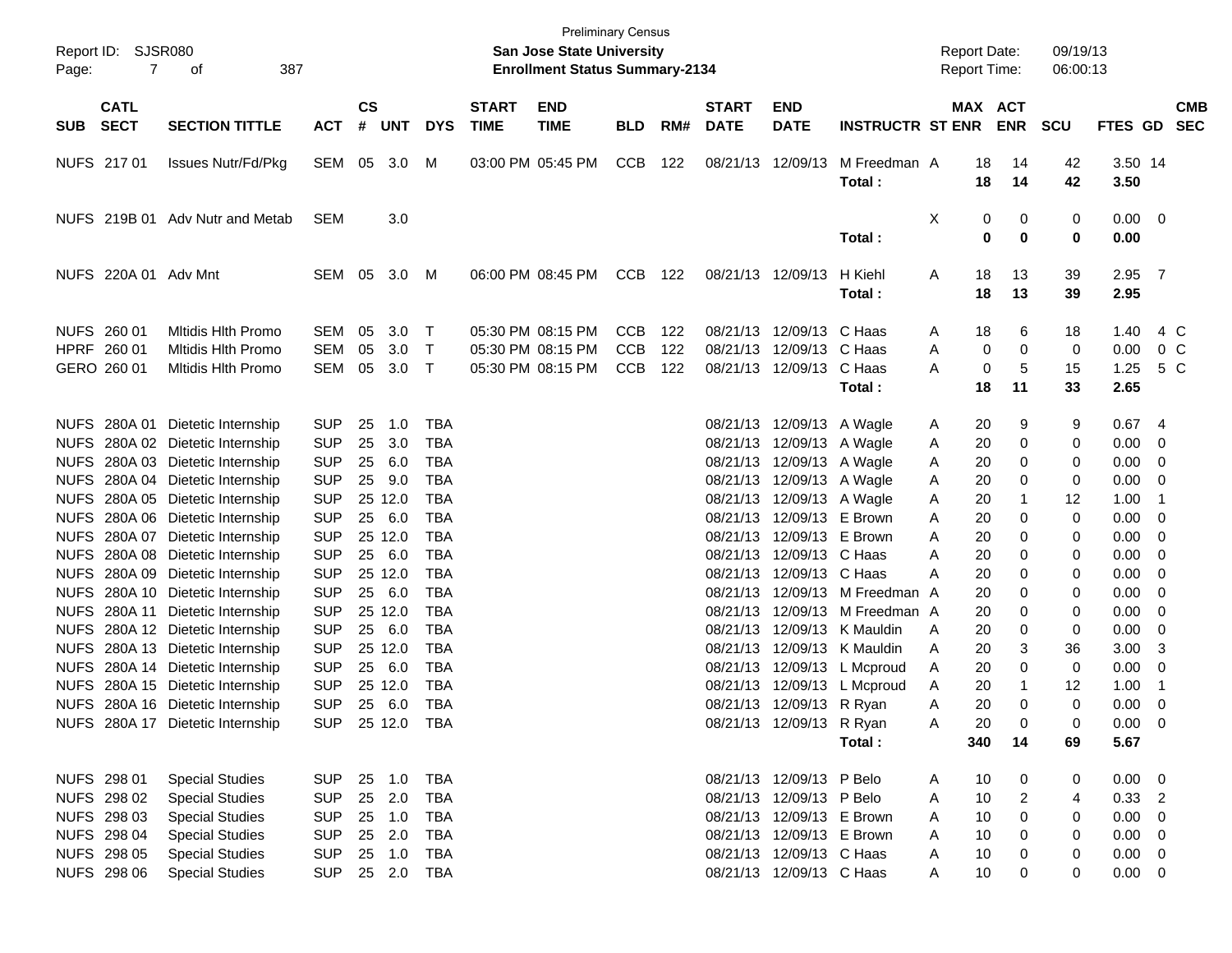Preliminary Census

Report ID: SJSR080 — San Jose State University — Report Date: 09/19/13

**Enrollment Status Summary-2134** — Report Time: 06:00:13

| SUB | CATL SECT | SECTION TITTLE | ACT | CS # | UNT | DYS | START TIME | END TIME | BLD | RM# | START DATE | END DATE | INSTRUCTR | ST | MAX ENR | ACT ENR | SCU | FTES | GD | CMB SEC |
|---|---|---|---|---|---|---|---|---|---|---|---|---|---|---|---|---|---|---|---|---|
| NUFS | 217 01 | Issues Nutr/Fd/Pkg | SEM | 05 | 3.0 | M | 03:00 PM | 05:45 PM | CCB | 122 | 08/21/13 | 12/09/13 | M Freedman | A | 18 | 14 | 42 | 3.50 | 14 | |
| | | | | | | | | | | | | | Total : | | 18 | 14 | 42 | 3.50 | | |
| NUFS | 219B 01 | Adv Nutr and Metab | SEM | | 3.0 | | | | | | | | | X | 0 | 0 | 0 | 0.00 | 0 | |
| | | | | | | | | | | | | | Total : | | 0 | 0 | 0 | 0.00 | | |
| NUFS | 220A 01 | Adv Mnt | SEM | 05 | 3.0 | M | 06:00 PM | 08:45 PM | CCB | 122 | 08/21/13 | 12/09/13 | H Kiehl | A | 18 | 13 | 39 | 2.95 | 7 | |
| | | | | | | | | | | | | | Total : | | 18 | 13 | 39 | 2.95 | | |
| NUFS | 260 01 | Mltidis Hlth Promo | SEM | 05 | 3.0 | T | 05:30 PM | 08:15 PM | CCB | 122 | 08/21/13 | 12/09/13 | C Haas | A | 18 | 6 | 18 | 1.40 | 4 | C |
| HPRF | 260 01 | Mltidis Hlth Promo | SEM | 05 | 3.0 | T | 05:30 PM | 08:15 PM | CCB | 122 | 08/21/13 | 12/09/13 | C Haas | A | 0 | 0 | 0 | 0.00 | 0 | C |
| GERO | 260 01 | Mltidis Hlth Promo | SEM | 05 | 3.0 | T | 05:30 PM | 08:15 PM | CCB | 122 | 08/21/13 | 12/09/13 | C Haas | A | 0 | 5 | 15 | 1.25 | 5 | C |
| | | | | | | | | | | | | | Total : | | 18 | 11 | 33 | 2.65 | | |
| NUFS | 280A 01 | Dietetic Internship | SUP | 25 | 1.0 | TBA | | | | | 08/21/13 | 12/09/13 | A Wagle | A | 20 | 9 | 9 | 0.67 | 4 | |
| NUFS | 280A 02 | Dietetic Internship | SUP | 25 | 3.0 | TBA | | | | | 08/21/13 | 12/09/13 | A Wagle | A | 20 | 0 | 0 | 0.00 | 0 | |
| NUFS | 280A 03 | Dietetic Internship | SUP | 25 | 6.0 | TBA | | | | | 08/21/13 | 12/09/13 | A Wagle | A | 20 | 0 | 0 | 0.00 | 0 | |
| NUFS | 280A 04 | Dietetic Internship | SUP | 25 | 9.0 | TBA | | | | | 08/21/13 | 12/09/13 | A Wagle | A | 20 | 0 | 0 | 0.00 | 0 | |
| NUFS | 280A 05 | Dietetic Internship | SUP | 25 | 12.0 | TBA | | | | | 08/21/13 | 12/09/13 | A Wagle | A | 20 | 1 | 12 | 1.00 | 1 | |
| NUFS | 280A 06 | Dietetic Internship | SUP | 25 | 6.0 | TBA | | | | | 08/21/13 | 12/09/13 | E Brown | A | 20 | 0 | 0 | 0.00 | 0 | |
| NUFS | 280A 07 | Dietetic Internship | SUP | 25 | 12.0 | TBA | | | | | 08/21/13 | 12/09/13 | E Brown | A | 20 | 0 | 0 | 0.00 | 0 | |
| NUFS | 280A 08 | Dietetic Internship | SUP | 25 | 6.0 | TBA | | | | | 08/21/13 | 12/09/13 | C Haas | A | 20 | 0 | 0 | 0.00 | 0 | |
| NUFS | 280A 09 | Dietetic Internship | SUP | 25 | 12.0 | TBA | | | | | 08/21/13 | 12/09/13 | C Haas | A | 20 | 0 | 0 | 0.00 | 0 | |
| NUFS | 280A 10 | Dietetic Internship | SUP | 25 | 6.0 | TBA | | | | | 08/21/13 | 12/09/13 | M Freedman | A | 20 | 0 | 0 | 0.00 | 0 | |
| NUFS | 280A 11 | Dietetic Internship | SUP | 25 | 12.0 | TBA | | | | | 08/21/13 | 12/09/13 | M Freedman | A | 20 | 0 | 0 | 0.00 | 0 | |
| NUFS | 280A 12 | Dietetic Internship | SUP | 25 | 6.0 | TBA | | | | | 08/21/13 | 12/09/13 | K Mauldin | A | 20 | 0 | 0 | 0.00 | 0 | |
| NUFS | 280A 13 | Dietetic Internship | SUP | 25 | 12.0 | TBA | | | | | 08/21/13 | 12/09/13 | K Mauldin | A | 20 | 3 | 36 | 3.00 | 3 | |
| NUFS | 280A 14 | Dietetic Internship | SUP | 25 | 6.0 | TBA | | | | | 08/21/13 | 12/09/13 | L Mcproud | A | 20 | 0 | 0 | 0.00 | 0 | |
| NUFS | 280A 15 | Dietetic Internship | SUP | 25 | 12.0 | TBA | | | | | 08/21/13 | 12/09/13 | L Mcproud | A | 20 | 1 | 12 | 1.00 | 1 | |
| NUFS | 280A 16 | Dietetic Internship | SUP | 25 | 6.0 | TBA | | | | | 08/21/13 | 12/09/13 | R Ryan | A | 20 | 0 | 0 | 0.00 | 0 | |
| NUFS | 280A 17 | Dietetic Internship | SUP | 25 | 12.0 | TBA | | | | | 08/21/13 | 12/09/13 | R Ryan | A | 20 | 0 | 0 | 0.00 | 0 | |
| | | | | | | | | | | | | | Total : | | 340 | 14 | 69 | 5.67 | | |
| NUFS | 298 01 | Special Studies | SUP | 25 | 1.0 | TBA | | | | | 08/21/13 | 12/09/13 | P Belo | A | 10 | 0 | 0 | 0.00 | 0 | |
| NUFS | 298 02 | Special Studies | SUP | 25 | 2.0 | TBA | | | | | 08/21/13 | 12/09/13 | P Belo | A | 10 | 2 | 4 | 0.33 | 2 | |
| NUFS | 298 03 | Special Studies | SUP | 25 | 1.0 | TBA | | | | | 08/21/13 | 12/09/13 | E Brown | A | 10 | 0 | 0 | 0.00 | 0 | |
| NUFS | 298 04 | Special Studies | SUP | 25 | 2.0 | TBA | | | | | 08/21/13 | 12/09/13 | E Brown | A | 10 | 0 | 0 | 0.00 | 0 | |
| NUFS | 298 05 | Special Studies | SUP | 25 | 1.0 | TBA | | | | | 08/21/13 | 12/09/13 | C Haas | A | 10 | 0 | 0 | 0.00 | 0 | |
| NUFS | 298 06 | Special Studies | SUP | 25 | 2.0 | TBA | | | | | 08/21/13 | 12/09/13 | C Haas | A | 10 | 0 | 0 | 0.00 | 0 | |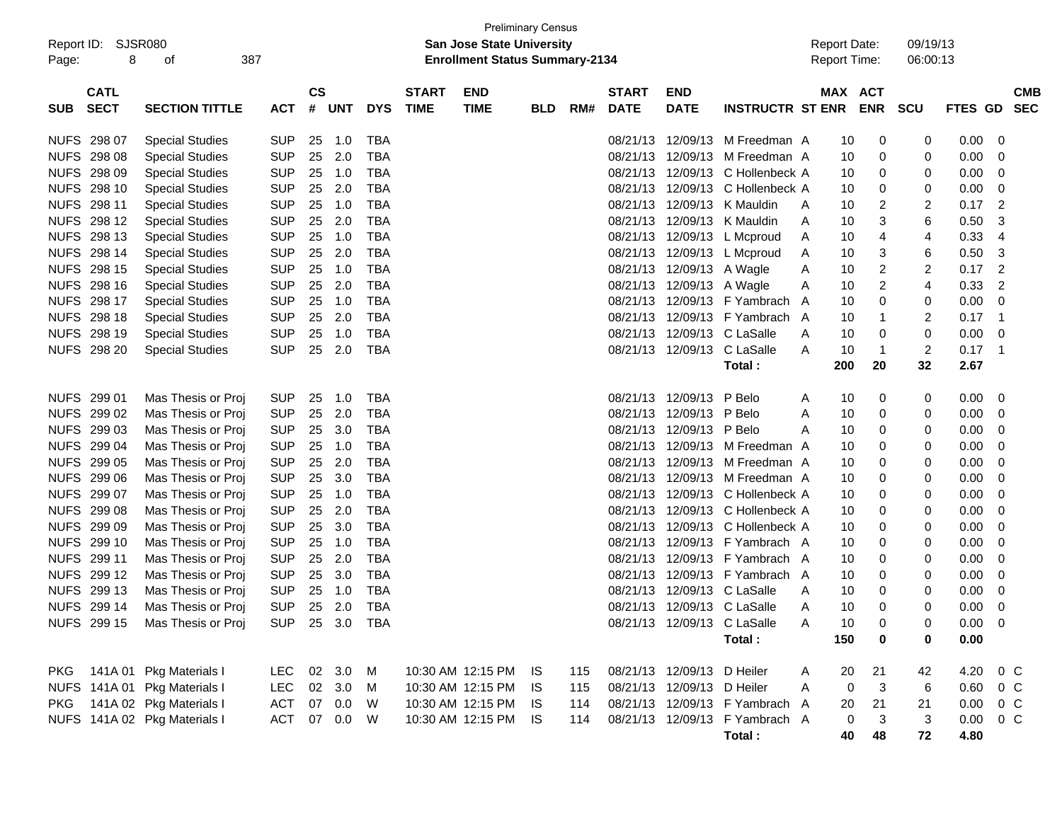Preliminary Census

Report ID: SJSR080

**San Jose State University**

**Enrollment Status Summary-2134**

Report Date: 09/19/13
Report Time: 06:00:13

| SUB | CATL SECT | SECTION TITTLE | ACT | CS # | UNT | DYS | START TIME | END TIME | BLD | RM# | START DATE | END DATE | INSTRUCTR | ST | MAX ENR | ACT ENR | SCU | FTES | GD | CMB SEC |
|---|---|---|---|---|---|---|---|---|---|---|---|---|---|---|---|---|---|---|---|---|
| NUFS | 298 07 | Special Studies | SUP | 25 | 1.0 | TBA | | | | | 08/21/13 | 12/09/13 | M Freedman | A | 10 | 0 | 0 | 0.00 | 0 | |
| NUFS | 298 08 | Special Studies | SUP | 25 | 2.0 | TBA | | | | | 08/21/13 | 12/09/13 | M Freedman | A | 10 | 0 | 0 | 0.00 | 0 | |
| NUFS | 298 09 | Special Studies | SUP | 25 | 1.0 | TBA | | | | | 08/21/13 | 12/09/13 | C Hollenbeck | A | 10 | 0 | 0 | 0.00 | 0 | |
| NUFS | 298 10 | Special Studies | SUP | 25 | 2.0 | TBA | | | | | 08/21/13 | 12/09/13 | C Hollenbeck | A | 10 | 0 | 0 | 0.00 | 0 | |
| NUFS | 298 11 | Special Studies | SUP | 25 | 1.0 | TBA | | | | | 08/21/13 | 12/09/13 | K Mauldin | A | 10 | 2 | 2 | 0.17 | 2 | |
| NUFS | 298 12 | Special Studies | SUP | 25 | 2.0 | TBA | | | | | 08/21/13 | 12/09/13 | K Mauldin | A | 10 | 3 | 6 | 0.50 | 3 | |
| NUFS | 298 13 | Special Studies | SUP | 25 | 1.0 | TBA | | | | | 08/21/13 | 12/09/13 | L Mcproud | A | 10 | 4 | 4 | 0.33 | 4 | |
| NUFS | 298 14 | Special Studies | SUP | 25 | 2.0 | TBA | | | | | 08/21/13 | 12/09/13 | L Mcproud | A | 10 | 3 | 6 | 0.50 | 3 | |
| NUFS | 298 15 | Special Studies | SUP | 25 | 1.0 | TBA | | | | | 08/21/13 | 12/09/13 | A Wagle | A | 10 | 2 | 2 | 0.17 | 2 | |
| NUFS | 298 16 | Special Studies | SUP | 25 | 2.0 | TBA | | | | | 08/21/13 | 12/09/13 | A Wagle | A | 10 | 2 | 4 | 0.33 | 2 | |
| NUFS | 298 17 | Special Studies | SUP | 25 | 1.0 | TBA | | | | | 08/21/13 | 12/09/13 | F Yambrach | A | 10 | 0 | 0 | 0.00 | 0 | |
| NUFS | 298 18 | Special Studies | SUP | 25 | 2.0 | TBA | | | | | 08/21/13 | 12/09/13 | F Yambrach | A | 10 | 1 | 2 | 0.17 | 1 | |
| NUFS | 298 19 | Special Studies | SUP | 25 | 1.0 | TBA | | | | | 08/21/13 | 12/09/13 | C LaSalle | A | 10 | 0 | 0 | 0.00 | 0 | |
| NUFS | 298 20 | Special Studies | SUP | 25 | 2.0 | TBA | | | | | 08/21/13 | 12/09/13 | C LaSalle | A | 10 | 1 | 2 | 0.17 | 1 | |
| | | | | | | | | | | | | | **Total :** | | **200** | **20** | **32** | **2.67** | | |
| NUFS | 299 01 | Mas Thesis or Proj | SUP | 25 | 1.0 | TBA | | | | | 08/21/13 | 12/09/13 | P Belo | A | 10 | 0 | 0 | 0.00 | 0 | |
| NUFS | 299 02 | Mas Thesis or Proj | SUP | 25 | 2.0 | TBA | | | | | 08/21/13 | 12/09/13 | P Belo | A | 10 | 0 | 0 | 0.00 | 0 | |
| NUFS | 299 03 | Mas Thesis or Proj | SUP | 25 | 3.0 | TBA | | | | | 08/21/13 | 12/09/13 | P Belo | A | 10 | 0 | 0 | 0.00 | 0 | |
| NUFS | 299 04 | Mas Thesis or Proj | SUP | 25 | 1.0 | TBA | | | | | 08/21/13 | 12/09/13 | M Freedman | A | 10 | 0 | 0 | 0.00 | 0 | |
| NUFS | 299 05 | Mas Thesis or Proj | SUP | 25 | 2.0 | TBA | | | | | 08/21/13 | 12/09/13 | M Freedman | A | 10 | 0 | 0 | 0.00 | 0 | |
| NUFS | 299 06 | Mas Thesis or Proj | SUP | 25 | 3.0 | TBA | | | | | 08/21/13 | 12/09/13 | M Freedman | A | 10 | 0 | 0 | 0.00 | 0 | |
| NUFS | 299 07 | Mas Thesis or Proj | SUP | 25 | 1.0 | TBA | | | | | 08/21/13 | 12/09/13 | C Hollenbeck | A | 10 | 0 | 0 | 0.00 | 0 | |
| NUFS | 299 08 | Mas Thesis or Proj | SUP | 25 | 2.0 | TBA | | | | | 08/21/13 | 12/09/13 | C Hollenbeck | A | 10 | 0 | 0 | 0.00 | 0 | |
| NUFS | 299 09 | Mas Thesis or Proj | SUP | 25 | 3.0 | TBA | | | | | 08/21/13 | 12/09/13 | C Hollenbeck | A | 10 | 0 | 0 | 0.00 | 0 | |
| NUFS | 299 10 | Mas Thesis or Proj | SUP | 25 | 1.0 | TBA | | | | | 08/21/13 | 12/09/13 | F Yambrach | A | 10 | 0 | 0 | 0.00 | 0 | |
| NUFS | 299 11 | Mas Thesis or Proj | SUP | 25 | 2.0 | TBA | | | | | 08/21/13 | 12/09/13 | F Yambrach | A | 10 | 0 | 0 | 0.00 | 0 | |
| NUFS | 299 12 | Mas Thesis or Proj | SUP | 25 | 3.0 | TBA | | | | | 08/21/13 | 12/09/13 | F Yambrach | A | 10 | 0 | 0 | 0.00 | 0 | |
| NUFS | 299 13 | Mas Thesis or Proj | SUP | 25 | 1.0 | TBA | | | | | 08/21/13 | 12/09/13 | C LaSalle | A | 10 | 0 | 0 | 0.00 | 0 | |
| NUFS | 299 14 | Mas Thesis or Proj | SUP | 25 | 2.0 | TBA | | | | | 08/21/13 | 12/09/13 | C LaSalle | A | 10 | 0 | 0 | 0.00 | 0 | |
| NUFS | 299 15 | Mas Thesis or Proj | SUP | 25 | 3.0 | TBA | | | | | 08/21/13 | 12/09/13 | C LaSalle | A | 10 | 0 | 0 | 0.00 | 0 | |
| | | | | | | | | | | | | | **Total :** | | **150** | **0** | **0** | **0.00** | | |
| PKG | 141A 01 | Pkg Materials I | LEC | 02 | 3.0 | M | 10:30 AM | 12:15 PM | IS | 115 | 08/21/13 | 12/09/13 | D Heiler | A | 20 | 21 | 42 | 4.20 | 0 | C |
| NUFS | 141A 01 | Pkg Materials I | LEC | 02 | 3.0 | M | 10:30 AM | 12:15 PM | IS | 115 | 08/21/13 | 12/09/13 | D Heiler | A | 0 | 3 | 6 | 0.60 | 0 | C |
| PKG | 141A 02 | Pkg Materials I | ACT | 07 | 0.0 | W | 10:30 AM | 12:15 PM | IS | 114 | 08/21/13 | 12/09/13 | F Yambrach | A | 20 | 21 | 21 | 0.00 | 0 | C |
| NUFS | 141A 02 | Pkg Materials I | ACT | 07 | 0.0 | W | 10:30 AM | 12:15 PM | IS | 114 | 08/21/13 | 12/09/13 | F Yambrach | A | 0 | 3 | 3 | 0.00 | 0 | C |
| | | | | | | | | | | | | | **Total :** | | **40** | **48** | **72** | **4.80** | | |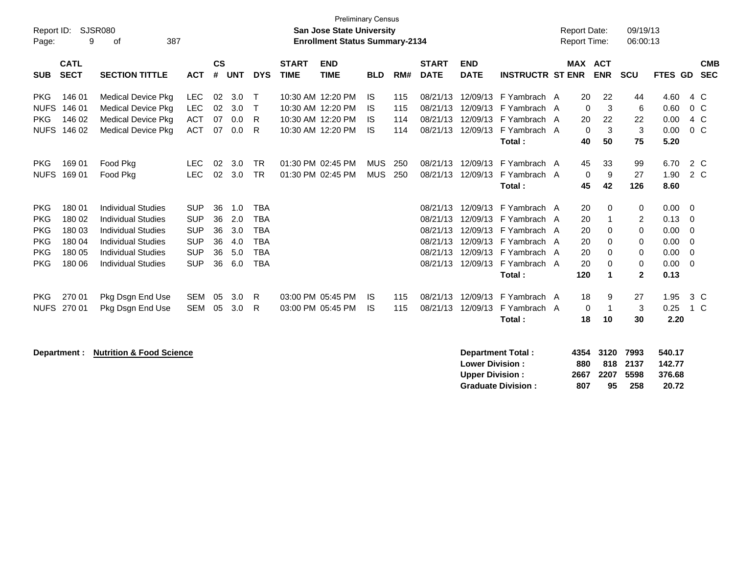Preliminary Census

Report ID: SJSR080

**San Jose State University**

**Enrollment Status Summary-2134**

Report Date: 09/19/13

Report Time: 06:00:13

| SUB | CATL SECT | SECTION TITTLE | ACT | CS # | UNT | DYS | START TIME | END TIME | BLD | RM# | START DATE | END DATE | INSTRUCTR | ST | MAX ENR | ACT ENR | SCU | FTES | GD | CMB SEC |
|---|---|---|---|---|---|---|---|---|---|---|---|---|---|---|---|---|---|---|---|---|
| PKG | 146 01 | Medical Device Pkg | LEC | 02 | 3.0 | T | 10:30 AM | 12:20 PM | IS | 115 | 08/21/13 | 12/09/13 | F Yambrach | A | 20 | 22 | 44 | 4.60 | 4 | C |
| NUFS | 146 01 | Medical Device Pkg | LEC | 02 | 3.0 | T | 10:30 AM | 12:20 PM | IS | 115 | 08/21/13 | 12/09/13 | F Yambrach | A | 0 | 3 | 6 | 0.60 | 0 | C |
| PKG | 146 02 | Medical Device Pkg | ACT | 07 | 0.0 | R | 10:30 AM | 12:20 PM | IS | 114 | 08/21/13 | 12/09/13 | F Yambrach | A | 20 | 22 | 22 | 0.00 | 4 | C |
| NUFS | 146 02 | Medical Device Pkg | ACT | 07 | 0.0 | R | 10:30 AM | 12:20 PM | IS | 114 | 08/21/13 | 12/09/13 | F Yambrach | A | 0 | 3 | 3 | 0.00 | 0 | C |
| | | | | | | | | | | | | | **Total :** | | **40** | **50** | **75** | **5.20** | | |
| PKG | 169 01 | Food Pkg | LEC | 02 | 3.0 | TR | 01:30 PM | 02:45 PM | MUS | 250 | 08/21/13 | 12/09/13 | F Yambrach | A | 45 | 33 | 99 | 6.70 | 2 | C |
| NUFS | 169 01 | Food Pkg | LEC | 02 | 3.0 | TR | 01:30 PM | 02:45 PM | MUS | 250 | 08/21/13 | 12/09/13 | F Yambrach | A | 0 | 9 | 27 | 1.90 | 2 | C |
| | | | | | | | | | | | | | **Total :** | | **45** | **42** | **126** | **8.60** | | |
| PKG | 180 01 | Individual Studies | SUP | 36 | 1.0 | TBA | | | | | 08/21/13 | 12/09/13 | F Yambrach | A | 20 | 0 | 0 | 0.00 | 0 | |
| PKG | 180 02 | Individual Studies | SUP | 36 | 2.0 | TBA | | | | | 08/21/13 | 12/09/13 | F Yambrach | A | 20 | 1 | 2 | 0.13 | 0 | |
| PKG | 180 03 | Individual Studies | SUP | 36 | 3.0 | TBA | | | | | 08/21/13 | 12/09/13 | F Yambrach | A | 20 | 0 | 0 | 0.00 | 0 | |
| PKG | 180 04 | Individual Studies | SUP | 36 | 4.0 | TBA | | | | | 08/21/13 | 12/09/13 | F Yambrach | A | 20 | 0 | 0 | 0.00 | 0 | |
| PKG | 180 05 | Individual Studies | SUP | 36 | 5.0 | TBA | | | | | 08/21/13 | 12/09/13 | F Yambrach | A | 20 | 0 | 0 | 0.00 | 0 | |
| PKG | 180 06 | Individual Studies | SUP | 36 | 6.0 | TBA | | | | | 08/21/13 | 12/09/13 | F Yambrach | A | 20 | 0 | 0 | 0.00 | 0 | |
| | | | | | | | | | | | | | **Total :** | | **120** | **1** | **2** | **0.13** | | |
| PKG | 270 01 | Pkg Dsgn End Use | SEM | 05 | 3.0 | R | 03:00 PM | 05:45 PM | IS | 115 | 08/21/13 | 12/09/13 | F Yambrach | A | 18 | 9 | 27 | 1.95 | 3 | C |
| NUFS | 270 01 | Pkg Dsgn End Use | SEM | 05 | 3.0 | R | 03:00 PM | 05:45 PM | IS | 115 | 08/21/13 | 12/09/13 | F Yambrach | A | 0 | 1 | 3 | 0.25 | 1 | C |
| | | | | | | | | | | | | | **Total :** | | **18** | **10** | **30** | **2.20** | | |

**Department : Nutrition & Food Science**

| | MAX ENR | ACT ENR | SCU | FTES |
|---|---|---|---|---|
| **Department Total :** | **4354** | **3120** | **7993** | **540.17** |
| **Lower Division :** | **880** | **818** | **2137** | **142.77** |
| **Upper Division :** | **2667** | **2207** | **5598** | **376.68** |
| **Graduate Division :** | **807** | **95** | **258** | **20.72** |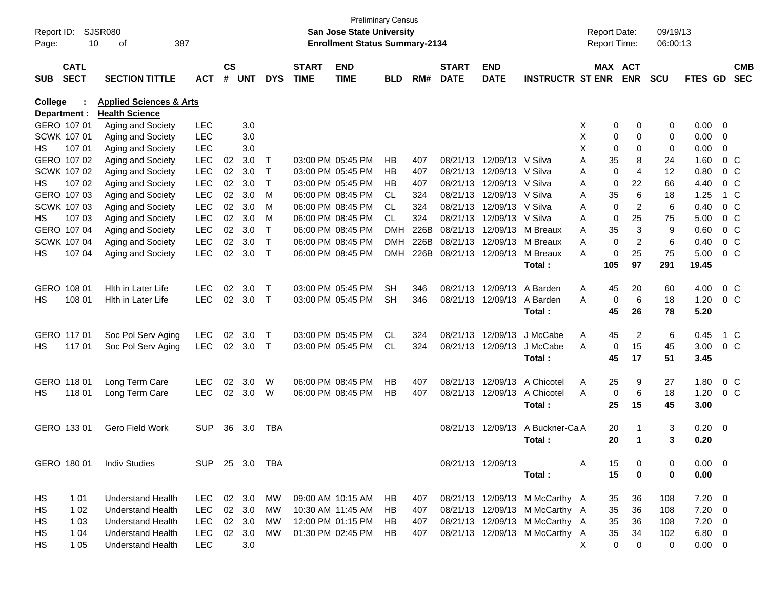Preliminary Census

Report ID: SJSR080 — **San Jose State University** — Report Date: 09/19/13

**Enrollment Status Summary-2134** — Report Time: 06:00:13

**College : Applied Sciences & Arts**

**Department : Health Science**

| SUB | CATL SECT | SECTION TITTLE | ACT | CS # | UNT | DYS | START TIME | END TIME | BLD | RM# | START DATE | END DATE | INSTRUCTR | ST | MAX ENR | ACT ENR | SCU | FTES | GD | CMB SEC |
|---|---|---|---|---|---|---|---|---|---|---|---|---|---|---|---|---|---|---|---|---|
| GERO | 107 01 | Aging and Society | LEC | | 3.0 | | | | | | | | | X | 0 | 0 | 0 | 0.00 | 0 | |
| SCWK | 107 01 | Aging and Society | LEC | | 3.0 | | | | | | | | | X | 0 | 0 | 0 | 0.00 | 0 | |
| HS | 107 01 | Aging and Society | LEC | | 3.0 | | | | | | | | | X | 0 | 0 | 0 | 0.00 | 0 | |
| GERO | 107 02 | Aging and Society | LEC | 02 | 3.0 | T | 03:00 PM | 05:45 PM | HB | 407 | 08/21/13 | 12/09/13 | V Silva | A | 35 | 8 | 24 | 1.60 | 0 | C |
| SCWK | 107 02 | Aging and Society | LEC | 02 | 3.0 | T | 03:00 PM | 05:45 PM | HB | 407 | 08/21/13 | 12/09/13 | V Silva | A | 0 | 4 | 12 | 0.80 | 0 | C |
| HS | 107 02 | Aging and Society | LEC | 02 | 3.0 | T | 03:00 PM | 05:45 PM | HB | 407 | 08/21/13 | 12/09/13 | V Silva | A | 0 | 22 | 66 | 4.40 | 0 | C |
| GERO | 107 03 | Aging and Society | LEC | 02 | 3.0 | M | 06:00 PM | 08:45 PM | CL | 324 | 08/21/13 | 12/09/13 | V Silva | A | 35 | 6 | 18 | 1.25 | 1 | C |
| SCWK | 107 03 | Aging and Society | LEC | 02 | 3.0 | M | 06:00 PM | 08:45 PM | CL | 324 | 08/21/13 | 12/09/13 | V Silva | A | 0 | 2 | 6 | 0.40 | 0 | C |
| HS | 107 03 | Aging and Society | LEC | 02 | 3.0 | M | 06:00 PM | 08:45 PM | CL | 324 | 08/21/13 | 12/09/13 | V Silva | A | 0 | 25 | 75 | 5.00 | 0 | C |
| GERO | 107 04 | Aging and Society | LEC | 02 | 3.0 | T | 06:00 PM | 08:45 PM | DMH | 226B | 08/21/13 | 12/09/13 | M Breaux | A | 35 | 3 | 9 | 0.60 | 0 | C |
| SCWK | 107 04 | Aging and Society | LEC | 02 | 3.0 | T | 06:00 PM | 08:45 PM | DMH | 226B | 08/21/13 | 12/09/13 | M Breaux | A | 0 | 2 | 6 | 0.40 | 0 | C |
| HS | 107 04 | Aging and Society | LEC | 02 | 3.0 | T | 06:00 PM | 08:45 PM | DMH | 226B | 08/21/13 | 12/09/13 | M Breaux | A | 0 | 25 | 75 | 5.00 | 0 | C |
| | | | | | | | | | | | | | **Total :** | | **105** | **97** | **291** | **19.45** | | |
| GERO | 108 01 | Hlth in Later Life | LEC | 02 | 3.0 | T | 03:00 PM | 05:45 PM | SH | 346 | 08/21/13 | 12/09/13 | A Barden | A | 45 | 20 | 60 | 4.00 | 0 | C |
| HS | 108 01 | Hlth in Later Life | LEC | 02 | 3.0 | T | 03:00 PM | 05:45 PM | SH | 346 | 08/21/13 | 12/09/13 | A Barden | A | 0 | 6 | 18 | 1.20 | 0 | C |
| | | | | | | | | | | | | | **Total :** | | **45** | **26** | **78** | **5.20** | | |
| GERO | 117 01 | Soc Pol Serv Aging | LEC | 02 | 3.0 | T | 03:00 PM | 05:45 PM | CL | 324 | 08/21/13 | 12/09/13 | J McCabe | A | 45 | 2 | 6 | 0.45 | 1 | C |
| HS | 117 01 | Soc Pol Serv Aging | LEC | 02 | 3.0 | T | 03:00 PM | 05:45 PM | CL | 324 | 08/21/13 | 12/09/13 | J McCabe | A | 0 | 15 | 45 | 3.00 | 0 | C |
| | | | | | | | | | | | | | **Total :** | | **45** | **17** | **51** | **3.45** | | |
| GERO | 118 01 | Long Term Care | LEC | 02 | 3.0 | W | 06:00 PM | 08:45 PM | HB | 407 | 08/21/13 | 12/09/13 | A Chicotel | A | 25 | 9 | 27 | 1.80 | 0 | C |
| HS | 118 01 | Long Term Care | LEC | 02 | 3.0 | W | 06:00 PM | 08:45 PM | HB | 407 | 08/21/13 | 12/09/13 | A Chicotel | A | 0 | 6 | 18 | 1.20 | 0 | C |
| | | | | | | | | | | | | | **Total :** | | **25** | **15** | **45** | **3.00** | | |
| GERO | 133 01 | Gero Field Work | SUP | 36 | 3.0 | TBA | | | | | 08/21/13 | 12/09/13 | A Buckner-Ca | A | 20 | 1 | 3 | 0.20 | 0 | |
| | | | | | | | | | | | | | **Total :** | | **20** | **1** | **3** | **0.20** | | |
| GERO | 180 01 | Indiv Studies | SUP | 25 | 3.0 | TBA | | | | | 08/21/13 | 12/09/13 | | A | 15 | 0 | 0 | 0.00 | 0 | |
| | | | | | | | | | | | | | **Total :** | | **15** | **0** | **0** | **0.00** | | |
| HS | 1 01 | Understand Health | LEC | 02 | 3.0 | MW | 09:00 AM | 10:15 AM | HB | 407 | 08/21/13 | 12/09/13 | M McCarthy | A | 35 | 36 | 108 | 7.20 | 0 | |
| HS | 1 02 | Understand Health | LEC | 02 | 3.0 | MW | 10:30 AM | 11:45 AM | HB | 407 | 08/21/13 | 12/09/13 | M McCarthy | A | 35 | 36 | 108 | 7.20 | 0 | |
| HS | 1 03 | Understand Health | LEC | 02 | 3.0 | MW | 12:00 PM | 01:15 PM | HB | 407 | 08/21/13 | 12/09/13 | M McCarthy | A | 35 | 36 | 108 | 7.20 | 0 | |
| HS | 1 04 | Understand Health | LEC | 02 | 3.0 | MW | 01:30 PM | 02:45 PM | HB | 407 | 08/21/13 | 12/09/13 | M McCarthy | A | 35 | 34 | 102 | 6.80 | 0 | |
| HS | 1 05 | Understand Health | LEC | | 3.0 | | | | | | | | | X | 0 | 0 | 0 | 0.00 | 0 | |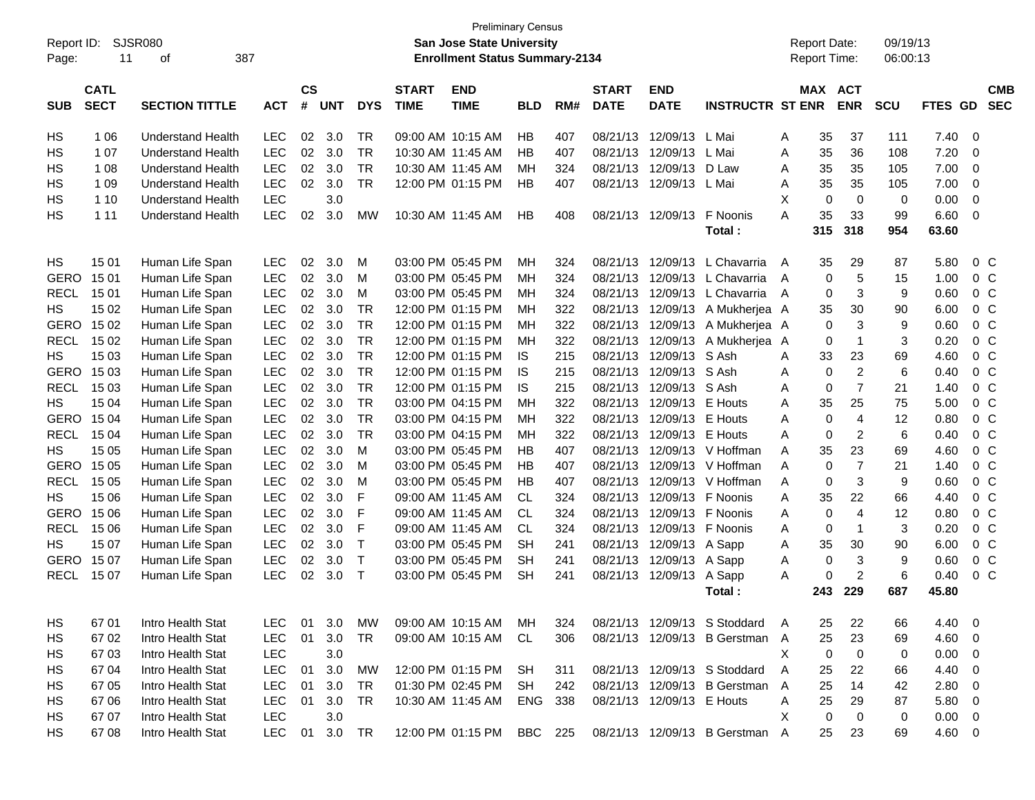Preliminary Census

Report ID: SJSR080

**San Jose State University**

**Enrollment Status Summary-2134**

Report Date: 09/19/13
Report Time: 06:00:13

| SUB | CATL SECT | SECTION TITTLE | ACT | CS # | UNT | DYS | START TIME | END TIME | BLD | RM# | START DATE | END DATE | INSTRUCTR | ST | MAX ENR | ACT ENR | SCU | FTES | GD | CMB SEC |
|---|---|---|---|---|---|---|---|---|---|---|---|---|---|---|---|---|---|---|---|---|
| HS | 1 06 | Understand Health | LEC | 02 | 3.0 | TR | 09:00 AM | 10:15 AM | HB | 407 | 08/21/13 | 12/09/13 | L Mai | A | 35 | 37 | 111 | 7.40 | 0 | |
| HS | 1 07 | Understand Health | LEC | 02 | 3.0 | TR | 10:30 AM | 11:45 AM | HB | 407 | 08/21/13 | 12/09/13 | L Mai | A | 35 | 36 | 108 | 7.20 | 0 | |
| HS | 1 08 | Understand Health | LEC | 02 | 3.0 | TR | 10:30 AM | 11:45 AM | MH | 324 | 08/21/13 | 12/09/13 | D Law | A | 35 | 35 | 105 | 7.00 | 0 | |
| HS | 1 09 | Understand Health | LEC | 02 | 3.0 | TR | 12:00 PM | 01:15 PM | HB | 407 | 08/21/13 | 12/09/13 | L Mai | A | 35 | 35 | 105 | 7.00 | 0 | |
| HS | 1 10 | Understand Health | LEC | | 3.0 | | | | | | | | | X | 0 | 0 | 0 | 0.00 | 0 | |
| HS | 1 11 | Understand Health | LEC | 02 | 3.0 | MW | 10:30 AM | 11:45 AM | HB | 408 | 08/21/13 | 12/09/13 | F Noonis | A | 35 | 33 | 99 | 6.60 | 0 | |
| | | | | | | | | | | | | | **Total :** | | **315** | **318** | **954** | **63.60** | | |
| HS | 15 01 | Human Life Span | LEC | 02 | 3.0 | M | 03:00 PM | 05:45 PM | MH | 324 | 08/21/13 | 12/09/13 | L Chavarria | A | 35 | 29 | 87 | 5.80 | 0 | C |
| GERO | 15 01 | Human Life Span | LEC | 02 | 3.0 | M | 03:00 PM | 05:45 PM | MH | 324 | 08/21/13 | 12/09/13 | L Chavarria | A | 0 | 5 | 15 | 1.00 | 0 | C |
| RECL | 15 01 | Human Life Span | LEC | 02 | 3.0 | M | 03:00 PM | 05:45 PM | MH | 324 | 08/21/13 | 12/09/13 | L Chavarria | A | 0 | 3 | 9 | 0.60 | 0 | C |
| HS | 15 02 | Human Life Span | LEC | 02 | 3.0 | TR | 12:00 PM | 01:15 PM | MH | 322 | 08/21/13 | 12/09/13 | A Mukherjea | A | 35 | 30 | 90 | 6.00 | 0 | C |
| GERO | 15 02 | Human Life Span | LEC | 02 | 3.0 | TR | 12:00 PM | 01:15 PM | MH | 322 | 08/21/13 | 12/09/13 | A Mukherjea | A | 0 | 3 | 9 | 0.60 | 0 | C |
| RECL | 15 02 | Human Life Span | LEC | 02 | 3.0 | TR | 12:00 PM | 01:15 PM | MH | 322 | 08/21/13 | 12/09/13 | A Mukherjea | A | 0 | 1 | 3 | 0.20 | 0 | C |
| HS | 15 03 | Human Life Span | LEC | 02 | 3.0 | TR | 12:00 PM | 01:15 PM | IS | 215 | 08/21/13 | 12/09/13 | S Ash | A | 33 | 23 | 69 | 4.60 | 0 | C |
| GERO | 15 03 | Human Life Span | LEC | 02 | 3.0 | TR | 12:00 PM | 01:15 PM | IS | 215 | 08/21/13 | 12/09/13 | S Ash | A | 0 | 2 | 6 | 0.40 | 0 | C |
| RECL | 15 03 | Human Life Span | LEC | 02 | 3.0 | TR | 12:00 PM | 01:15 PM | IS | 215 | 08/21/13 | 12/09/13 | S Ash | A | 0 | 7 | 21 | 1.40 | 0 | C |
| HS | 15 04 | Human Life Span | LEC | 02 | 3.0 | TR | 03:00 PM | 04:15 PM | MH | 322 | 08/21/13 | 12/09/13 | E Houts | A | 35 | 25 | 75 | 5.00 | 0 | C |
| GERO | 15 04 | Human Life Span | LEC | 02 | 3.0 | TR | 03:00 PM | 04:15 PM | MH | 322 | 08/21/13 | 12/09/13 | E Houts | A | 0 | 4 | 12 | 0.80 | 0 | C |
| RECL | 15 04 | Human Life Span | LEC | 02 | 3.0 | TR | 03:00 PM | 04:15 PM | MH | 322 | 08/21/13 | 12/09/13 | E Houts | A | 0 | 2 | 6 | 0.40 | 0 | C |
| HS | 15 05 | Human Life Span | LEC | 02 | 3.0 | M | 03:00 PM | 05:45 PM | HB | 407 | 08/21/13 | 12/09/13 | V Hoffman | A | 35 | 23 | 69 | 4.60 | 0 | C |
| GERO | 15 05 | Human Life Span | LEC | 02 | 3.0 | M | 03:00 PM | 05:45 PM | HB | 407 | 08/21/13 | 12/09/13 | V Hoffman | A | 0 | 7 | 21 | 1.40 | 0 | C |
| RECL | 15 05 | Human Life Span | LEC | 02 | 3.0 | M | 03:00 PM | 05:45 PM | HB | 407 | 08/21/13 | 12/09/13 | V Hoffman | A | 0 | 3 | 9 | 0.60 | 0 | C |
| HS | 15 06 | Human Life Span | LEC | 02 | 3.0 | F | 09:00 AM | 11:45 AM | CL | 324 | 08/21/13 | 12/09/13 | F Noonis | A | 35 | 22 | 66 | 4.40 | 0 | C |
| GERO | 15 06 | Human Life Span | LEC | 02 | 3.0 | F | 09:00 AM | 11:45 AM | CL | 324 | 08/21/13 | 12/09/13 | F Noonis | A | 0 | 4 | 12 | 0.80 | 0 | C |
| RECL | 15 06 | Human Life Span | LEC | 02 | 3.0 | F | 09:00 AM | 11:45 AM | CL | 324 | 08/21/13 | 12/09/13 | F Noonis | A | 0 | 1 | 3 | 0.20 | 0 | C |
| HS | 15 07 | Human Life Span | LEC | 02 | 3.0 | T | 03:00 PM | 05:45 PM | SH | 241 | 08/21/13 | 12/09/13 | A Sapp | A | 35 | 30 | 90 | 6.00 | 0 | C |
| GERO | 15 07 | Human Life Span | LEC | 02 | 3.0 | T | 03:00 PM | 05:45 PM | SH | 241 | 08/21/13 | 12/09/13 | A Sapp | A | 0 | 3 | 9 | 0.60 | 0 | C |
| RECL | 15 07 | Human Life Span | LEC | 02 | 3.0 | T | 03:00 PM | 05:45 PM | SH | 241 | 08/21/13 | 12/09/13 | A Sapp | A | 0 | 2 | 6 | 0.40 | 0 | C |
| | | | | | | | | | | | | | **Total :** | | **243** | **229** | **687** | **45.80** | | |
| HS | 67 01 | Intro Health Stat | LEC | 01 | 3.0 | MW | 09:00 AM | 10:15 AM | MH | 324 | 08/21/13 | 12/09/13 | S Stoddard | A | 25 | 22 | 66 | 4.40 | 0 | |
| HS | 67 02 | Intro Health Stat | LEC | 01 | 3.0 | TR | 09:00 AM | 10:15 AM | CL | 306 | 08/21/13 | 12/09/13 | B Gerstman | A | 25 | 23 | 69 | 4.60 | 0 | |
| HS | 67 03 | Intro Health Stat | LEC | | 3.0 | | | | | | | | | X | 0 | 0 | 0 | 0.00 | 0 | |
| HS | 67 04 | Intro Health Stat | LEC | 01 | 3.0 | MW | 12:00 PM | 01:15 PM | SH | 311 | 08/21/13 | 12/09/13 | S Stoddard | A | 25 | 22 | 66 | 4.40 | 0 | |
| HS | 67 05 | Intro Health Stat | LEC | 01 | 3.0 | TR | 01:30 PM | 02:45 PM | SH | 242 | 08/21/13 | 12/09/13 | B Gerstman | A | 25 | 14 | 42 | 2.80 | 0 | |
| HS | 67 06 | Intro Health Stat | LEC | 01 | 3.0 | TR | 10:30 AM | 11:45 AM | ENG | 338 | 08/21/13 | 12/09/13 | E Houts | A | 25 | 29 | 87 | 5.80 | 0 | |
| HS | 67 07 | Intro Health Stat | LEC | | 3.0 | | | | | | | | | X | 0 | 0 | 0 | 0.00 | 0 | |
| HS | 67 08 | Intro Health Stat | LEC | 01 | 3.0 | TR | 12:00 PM | 01:15 PM | BBC | 225 | 08/21/13 | 12/09/13 | B Gerstman | A | 25 | 23 | 69 | 4.60 | 0 | |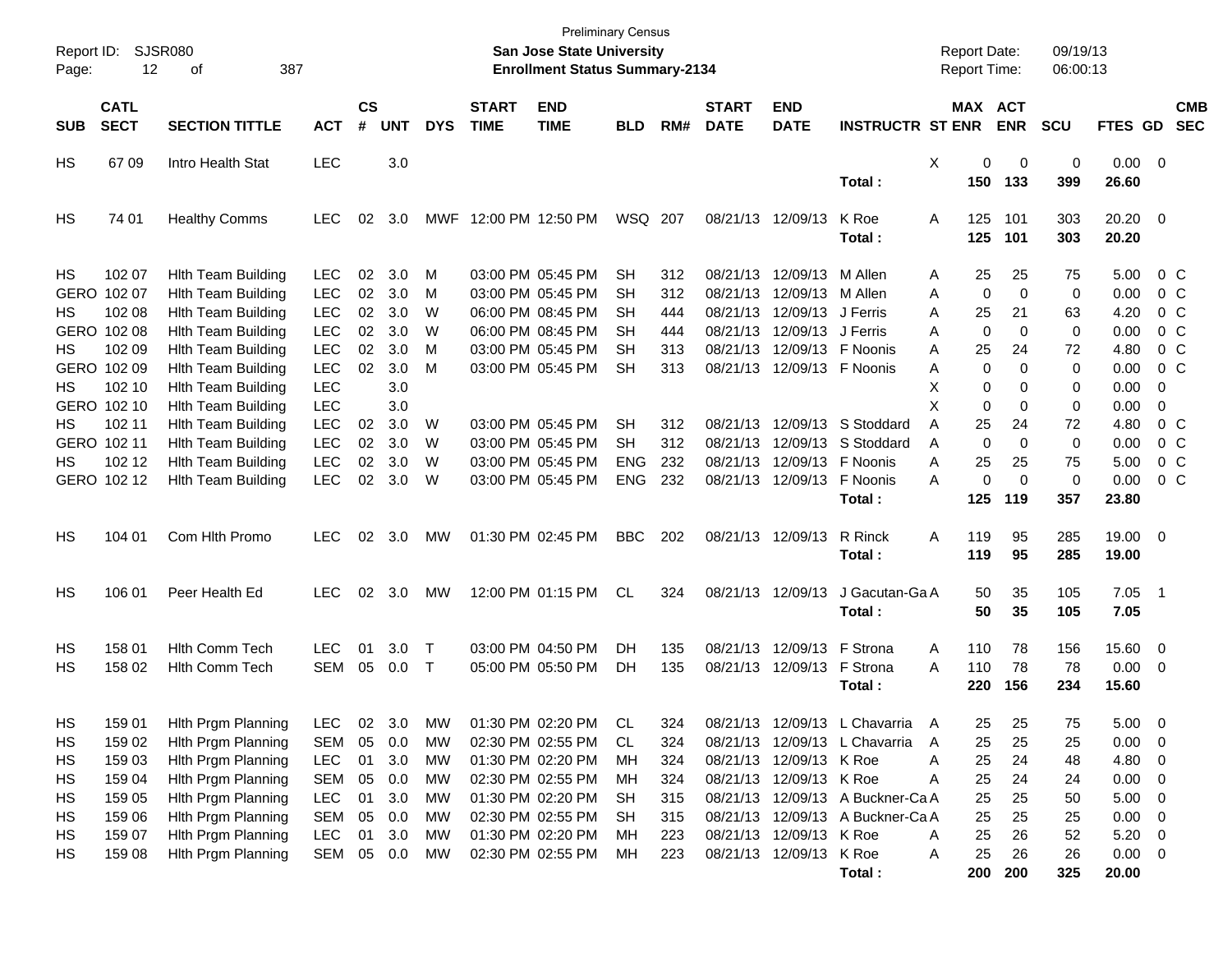Preliminary Census

Report ID: SJSR080 — **San Jose State University** — Report Date: 09/19/13

Page: 12 of 387 — **Enrollment Status Summary-2134** — Report Time: 06:00:13

| SUB | CATL SECT | SECTION TITTLE | ACT | CS # | UNT | DYS | START TIME | END TIME | BLD | RM# | START DATE | END DATE | INSTRUCTR | ST | MAX ENR | ACT ENR | SCU | FTES | GD | CMB SEC |
|---|---|---|---|---|---|---|---|---|---|---|---|---|---|---|---|---|---|---|---|---|
| HS | 67 09 | Intro Health Stat | LEC | | 3.0 | | | | | | | | | X | 0 | 0 | 0 | 0.00 | 0 | |
| | | | | | | | | | | | | | Total : | | 150 | 133 | 399 | 26.60 | | |
| HS | 74 01 | Healthy Comms | LEC | 02 | 3.0 | MWF | 12:00 PM | 12:50 PM | WSQ | 207 | 08/21/13 | 12/09/13 | K Roe | A | 125 | 101 | 303 | 20.20 | 0 | |
| | | | | | | | | | | | | | Total : | | 125 | 101 | 303 | 20.20 | | |
| HS | 102 07 | Hlth Team Building | LEC | 02 | 3.0 | M | 03:00 PM | 05:45 PM | SH | 312 | 08/21/13 | 12/09/13 | M Allen | A | 25 | 25 | 75 | 5.00 | 0 | C |
| GERO | 102 07 | Hlth Team Building | LEC | 02 | 3.0 | M | 03:00 PM | 05:45 PM | SH | 312 | 08/21/13 | 12/09/13 | M Allen | A | 0 | 0 | 0 | 0.00 | 0 | C |
| HS | 102 08 | Hlth Team Building | LEC | 02 | 3.0 | W | 06:00 PM | 08:45 PM | SH | 444 | 08/21/13 | 12/09/13 | J Ferris | A | 25 | 21 | 63 | 4.20 | 0 | C |
| GERO | 102 08 | Hlth Team Building | LEC | 02 | 3.0 | W | 06:00 PM | 08:45 PM | SH | 444 | 08/21/13 | 12/09/13 | J Ferris | A | 0 | 0 | 0 | 0.00 | 0 | C |
| HS | 102 09 | Hlth Team Building | LEC | 02 | 3.0 | M | 03:00 PM | 05:45 PM | SH | 313 | 08/21/13 | 12/09/13 | F Noonis | A | 25 | 24 | 72 | 4.80 | 0 | C |
| GERO | 102 09 | Hlth Team Building | LEC | 02 | 3.0 | M | 03:00 PM | 05:45 PM | SH | 313 | 08/21/13 | 12/09/13 | F Noonis | A | 0 | 0 | 0 | 0.00 | 0 | C |
| HS | 102 10 | Hlth Team Building | LEC | | 3.0 | | | | | | | | | X | 0 | 0 | 0 | 0.00 | 0 | |
| GERO | 102 10 | Hlth Team Building | LEC | | 3.0 | | | | | | | | | X | 0 | 0 | 0 | 0.00 | 0 | |
| HS | 102 11 | Hlth Team Building | LEC | 02 | 3.0 | W | 03:00 PM | 05:45 PM | SH | 312 | 08/21/13 | 12/09/13 | S Stoddard | A | 25 | 24 | 72 | 4.80 | 0 | C |
| GERO | 102 11 | Hlth Team Building | LEC | 02 | 3.0 | W | 03:00 PM | 05:45 PM | SH | 312 | 08/21/13 | 12/09/13 | S Stoddard | A | 0 | 0 | 0 | 0.00 | 0 | C |
| HS | 102 12 | Hlth Team Building | LEC | 02 | 3.0 | W | 03:00 PM | 05:45 PM | ENG | 232 | 08/21/13 | 12/09/13 | F Noonis | A | 25 | 25 | 75 | 5.00 | 0 | C |
| GERO | 102 12 | Hlth Team Building | LEC | 02 | 3.0 | W | 03:00 PM | 05:45 PM | ENG | 232 | 08/21/13 | 12/09/13 | F Noonis | A | 0 | 0 | 0 | 0.00 | 0 | C |
| | | | | | | | | | | | | | Total : | | 125 | 119 | 357 | 23.80 | | |
| HS | 104 01 | Com Hlth Promo | LEC | 02 | 3.0 | MW | 01:30 PM | 02:45 PM | BBC | 202 | 08/21/13 | 12/09/13 | R Rinck | A | 119 | 95 | 285 | 19.00 | 0 | |
| | | | | | | | | | | | | | Total : | | 119 | 95 | 285 | 19.00 | | |
| HS | 106 01 | Peer Health Ed | LEC | 02 | 3.0 | MW | 12:00 PM | 01:15 PM | CL | 324 | 08/21/13 | 12/09/13 | J Gacutan-Ga | A | 50 | 35 | 105 | 7.05 | 1 | |
| | | | | | | | | | | | | | Total : | | 50 | 35 | 105 | 7.05 | | |
| HS | 158 01 | Hlth Comm Tech | LEC | 01 | 3.0 | T | 03:00 PM | 04:50 PM | DH | 135 | 08/21/13 | 12/09/13 | F Strona | A | 110 | 78 | 156 | 15.60 | 0 | |
| HS | 158 02 | Hlth Comm Tech | SEM | 05 | 0.0 | T | 05:00 PM | 05:50 PM | DH | 135 | 08/21/13 | 12/09/13 | F Strona | A | 110 | 78 | 78 | 0.00 | 0 | |
| | | | | | | | | | | | | | Total : | | 220 | 156 | 234 | 15.60 | | |
| HS | 159 01 | Hlth Prgm Planning | LEC | 02 | 3.0 | MW | 01:30 PM | 02:20 PM | CL | 324 | 08/21/13 | 12/09/13 | L Chavarria | A | 25 | 25 | 75 | 5.00 | 0 | |
| HS | 159 02 | Hlth Prgm Planning | SEM | 05 | 0.0 | MW | 02:30 PM | 02:55 PM | CL | 324 | 08/21/13 | 12/09/13 | L Chavarria | A | 25 | 25 | 25 | 0.00 | 0 | |
| HS | 159 03 | Hlth Prgm Planning | LEC | 01 | 3.0 | MW | 01:30 PM | 02:20 PM | MH | 324 | 08/21/13 | 12/09/13 | K Roe | A | 25 | 24 | 48 | 4.80 | 0 | |
| HS | 159 04 | Hlth Prgm Planning | SEM | 05 | 0.0 | MW | 02:30 PM | 02:55 PM | MH | 324 | 08/21/13 | 12/09/13 | K Roe | A | 25 | 24 | 24 | 0.00 | 0 | |
| HS | 159 05 | Hlth Prgm Planning | LEC | 01 | 3.0 | MW | 01:30 PM | 02:20 PM | SH | 315 | 08/21/13 | 12/09/13 | A Buckner-Ca | A | 25 | 25 | 50 | 5.00 | 0 | |
| HS | 159 06 | Hlth Prgm Planning | SEM | 05 | 0.0 | MW | 02:30 PM | 02:55 PM | SH | 315 | 08/21/13 | 12/09/13 | A Buckner-Ca | A | 25 | 25 | 25 | 0.00 | 0 | |
| HS | 159 07 | Hlth Prgm Planning | LEC | 01 | 3.0 | MW | 01:30 PM | 02:20 PM | MH | 223 | 08/21/13 | 12/09/13 | K Roe | A | 25 | 26 | 52 | 5.20 | 0 | |
| HS | 159 08 | Hlth Prgm Planning | SEM | 05 | 0.0 | MW | 02:30 PM | 02:55 PM | MH | 223 | 08/21/13 | 12/09/13 | K Roe | A | 25 | 26 | 26 | 0.00 | 0 | |
| | | | | | | | | | | | | | Total : | | 200 | 200 | 325 | 20.00 | | |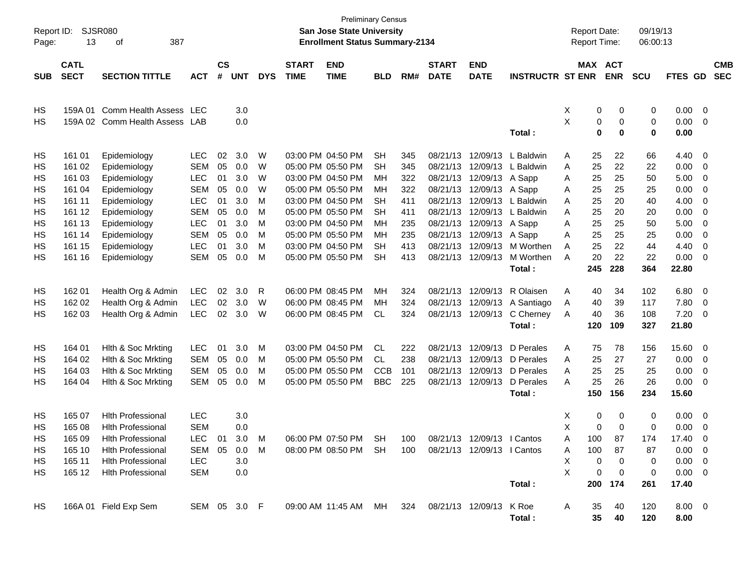Preliminary Census
**San Jose State University**
**Enrollment Status Summary-2134**

Report ID: SJSR080
Report Date: 09/19/13
Report Time: 06:00:13

| SUB | CATL SECT | SECTION TITTLE | ACT | CS # | UNT | DYS | START TIME | END TIME | BLD | RM# | START DATE | END DATE | INSTRUCTR | ST | MAX ENR | ACT ENR | SCU | FTES | GD | CMB SEC |
|---|---|---|---|---|---|---|---|---|---|---|---|---|---|---|---|---|---|---|---|---|
| HS | 159A 01 | Comm Health Assess | LEC | | 3.0 | | | | | | | | | X | 0 | 0 | 0 | 0.00 | 0 | |
| HS | 159A 02 | Comm Health Assess | LAB | | 0.0 | | | | | | | | | X | 0 | 0 | 0 | 0.00 | 0 | |
| | | | | | | | | | | | | | **Total :** | | **0** | **0** | **0** | **0.00** | | |
| HS | 161 01 | Epidemiology | LEC | 02 | 3.0 | W | 03:00 PM | 04:50 PM | SH | 345 | 08/21/13 | 12/09/13 | L Baldwin | A | 25 | 22 | 66 | 4.40 | 0 | |
| HS | 161 02 | Epidemiology | SEM | 05 | 0.0 | W | 05:00 PM | 05:50 PM | SH | 345 | 08/21/13 | 12/09/13 | L Baldwin | A | 25 | 22 | 22 | 0.00 | 0 | |
| HS | 161 03 | Epidemiology | LEC | 01 | 3.0 | W | 03:00 PM | 04:50 PM | MH | 322 | 08/21/13 | 12/09/13 | A Sapp | A | 25 | 25 | 50 | 5.00 | 0 | |
| HS | 161 04 | Epidemiology | SEM | 05 | 0.0 | W | 05:00 PM | 05:50 PM | MH | 322 | 08/21/13 | 12/09/13 | A Sapp | A | 25 | 25 | 25 | 0.00 | 0 | |
| HS | 161 11 | Epidemiology | LEC | 01 | 3.0 | M | 03:00 PM | 04:50 PM | SH | 411 | 08/21/13 | 12/09/13 | L Baldwin | A | 25 | 20 | 40 | 4.00 | 0 | |
| HS | 161 12 | Epidemiology | SEM | 05 | 0.0 | M | 05:00 PM | 05:50 PM | SH | 411 | 08/21/13 | 12/09/13 | L Baldwin | A | 25 | 20 | 20 | 0.00 | 0 | |
| HS | 161 13 | Epidemiology | LEC | 01 | 3.0 | M | 03:00 PM | 04:50 PM | MH | 235 | 08/21/13 | 12/09/13 | A Sapp | A | 25 | 25 | 50 | 5.00 | 0 | |
| HS | 161 14 | Epidemiology | SEM | 05 | 0.0 | M | 05:00 PM | 05:50 PM | MH | 235 | 08/21/13 | 12/09/13 | A Sapp | A | 25 | 25 | 25 | 0.00 | 0 | |
| HS | 161 15 | Epidemiology | LEC | 01 | 3.0 | M | 03:00 PM | 04:50 PM | SH | 413 | 08/21/13 | 12/09/13 | M Worthen | A | 25 | 22 | 44 | 4.40 | 0 | |
| HS | 161 16 | Epidemiology | SEM | 05 | 0.0 | M | 05:00 PM | 05:50 PM | SH | 413 | 08/21/13 | 12/09/13 | M Worthen | A | 20 | 22 | 22 | 0.00 | 0 | |
| | | | | | | | | | | | | | **Total :** | | **245** | **228** | **364** | **22.80** | | |
| HS | 162 01 | Health Org & Admin | LEC | 02 | 3.0 | R | 06:00 PM | 08:45 PM | MH | 324 | 08/21/13 | 12/09/13 | R Olaisen | A | 40 | 34 | 102 | 6.80 | 0 | |
| HS | 162 02 | Health Org & Admin | LEC | 02 | 3.0 | W | 06:00 PM | 08:45 PM | MH | 324 | 08/21/13 | 12/09/13 | A Santiago | A | 40 | 39 | 117 | 7.80 | 0 | |
| HS | 162 03 | Health Org & Admin | LEC | 02 | 3.0 | W | 06:00 PM | 08:45 PM | CL | 324 | 08/21/13 | 12/09/13 | C Cherney | A | 40 | 36 | 108 | 7.20 | 0 | |
| | | | | | | | | | | | | | **Total :** | | **120** | **109** | **327** | **21.80** | | |
| HS | 164 01 | Hlth & Soc Mrkting | LEC | 01 | 3.0 | M | 03:00 PM | 04:50 PM | CL | 222 | 08/21/13 | 12/09/13 | D Perales | A | 75 | 78 | 156 | 15.60 | 0 | |
| HS | 164 02 | Hlth & Soc Mrkting | SEM | 05 | 0.0 | M | 05:00 PM | 05:50 PM | CL | 238 | 08/21/13 | 12/09/13 | D Perales | A | 25 | 27 | 27 | 0.00 | 0 | |
| HS | 164 03 | Hlth & Soc Mrkting | SEM | 05 | 0.0 | M | 05:00 PM | 05:50 PM | CCB | 101 | 08/21/13 | 12/09/13 | D Perales | A | 25 | 25 | 25 | 0.00 | 0 | |
| HS | 164 04 | Hlth & Soc Mrkting | SEM | 05 | 0.0 | M | 05:00 PM | 05:50 PM | BBC | 225 | 08/21/13 | 12/09/13 | D Perales | A | 25 | 26 | 26 | 0.00 | 0 | |
| | | | | | | | | | | | | | **Total :** | | **150** | **156** | **234** | **15.60** | | |
| HS | 165 07 | Hlth Professional | LEC | | 3.0 | | | | | | | | | X | 0 | 0 | 0 | 0.00 | 0 | |
| HS | 165 08 | Hlth Professional | SEM | | 0.0 | | | | | | | | | X | 0 | 0 | 0 | 0.00 | 0 | |
| HS | 165 09 | Hlth Professional | LEC | 01 | 3.0 | M | 06:00 PM | 07:50 PM | SH | 100 | 08/21/13 | 12/09/13 | I Cantos | A | 100 | 87 | 174 | 17.40 | 0 | |
| HS | 165 10 | Hlth Professional | SEM | 05 | 0.0 | M | 08:00 PM | 08:50 PM | SH | 100 | 08/21/13 | 12/09/13 | I Cantos | A | 100 | 87 | 87 | 0.00 | 0 | |
| HS | 165 11 | Hlth Professional | LEC | | 3.0 | | | | | | | | | X | 0 | 0 | 0 | 0.00 | 0 | |
| HS | 165 12 | Hlth Professional | SEM | | 0.0 | | | | | | | | | X | 0 | 0 | 0 | 0.00 | 0 | |
| | | | | | | | | | | | | | **Total :** | | **200** | **174** | **261** | **17.40** | | |
| HS | 166A 01 | Field Exp Sem | SEM | 05 | 3.0 | F | 09:00 AM | 11:45 AM | MH | 324 | 08/21/13 | 12/09/13 | K Roe | A | 35 | 40 | 120 | 8.00 | 0 | |
| | | | | | | | | | | | | | **Total :** | | **35** | **40** | **120** | **8.00** | | |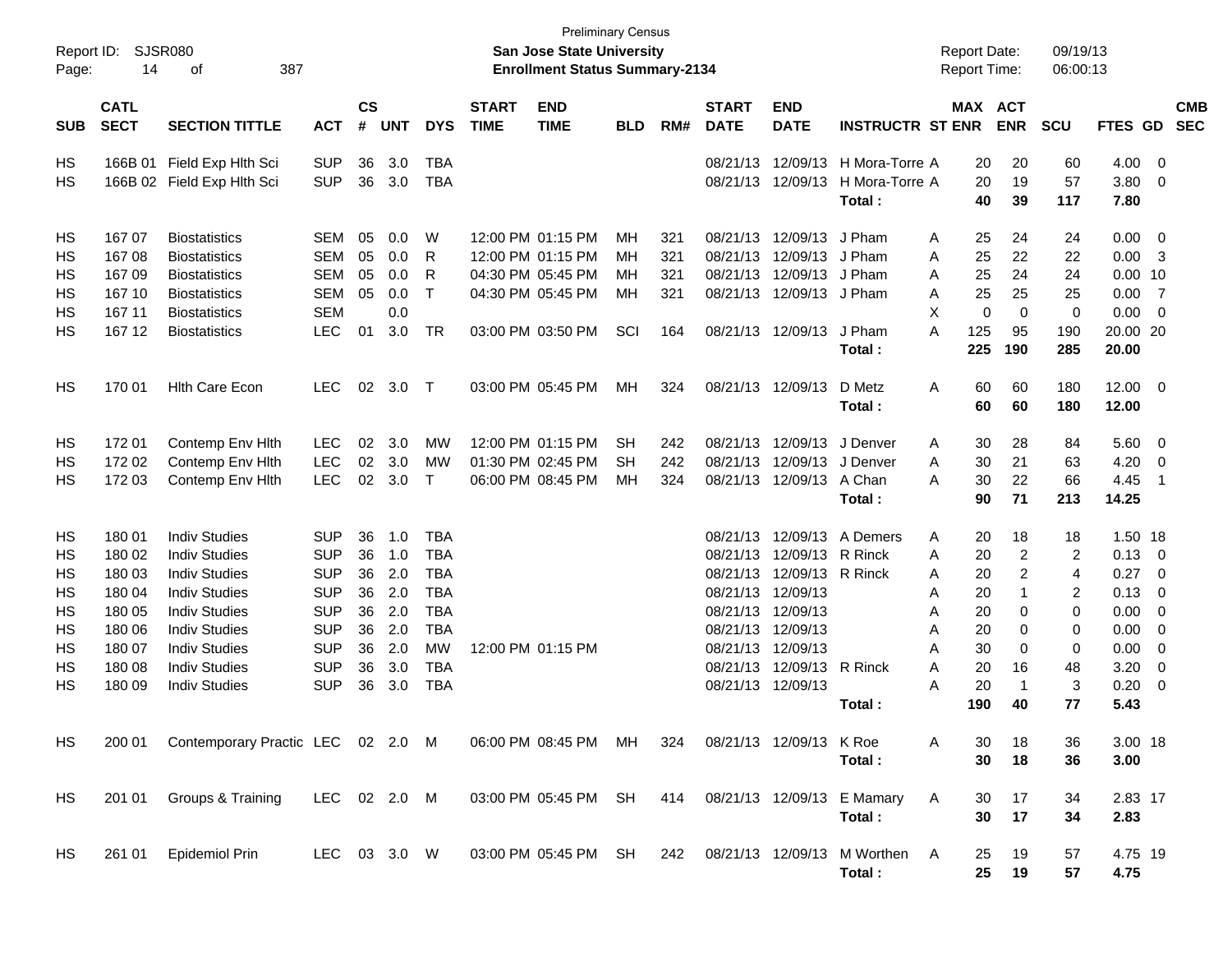Preliminary Census

**San Jose State University**

**Enrollment Status Summary-2134**

Report ID: SJSR080

Report Date: 09/19/13

Report Time: 06:00:13

| SUB | CATL SECT | SECTION TITTLE | ACT | CS # | UNT | DYS | START TIME | END TIME | BLD | RM# | START DATE | END DATE | INSTRUCTR | ST | MAX ENR | ACT ENR | SCU | FTES | GD | CMB SEC |
|---|---|---|---|---|---|---|---|---|---|---|---|---|---|---|---|---|---|---|---|---|
| HS | 166B 01 | Field Exp Hlth Sci | SUP | 36 | 3.0 | TBA | | | | | 08/21/13 | 12/09/13 | H Mora-Torre | A | 20 | 20 | 60 | 4.00 | 0 | |
| HS | 166B 02 | Field Exp Hlth Sci | SUP | 36 | 3.0 | TBA | | | | | 08/21/13 | 12/09/13 | H Mora-Torre | A | 20 | 19 | 57 | 3.80 | 0 | |
| | | | | | | | | | | | | | **Total :** | | **40** | **39** | **117** | **7.80** | | |
| HS | 167 07 | Biostatistics | SEM | 05 | 0.0 | W | 12:00 PM | 01:15 PM | MH | 321 | 08/21/13 | 12/09/13 | J Pham | A | 25 | 24 | 24 | 0.00 | 0 | |
| HS | 167 08 | Biostatistics | SEM | 05 | 0.0 | R | 12:00 PM | 01:15 PM | MH | 321 | 08/21/13 | 12/09/13 | J Pham | A | 25 | 22 | 22 | 0.00 | 3 | |
| HS | 167 09 | Biostatistics | SEM | 05 | 0.0 | R | 04:30 PM | 05:45 PM | MH | 321 | 08/21/13 | 12/09/13 | J Pham | A | 25 | 24 | 24 | 0.00 | 10 | |
| HS | 167 10 | Biostatistics | SEM | 05 | 0.0 | T | 04:30 PM | 05:45 PM | MH | 321 | 08/21/13 | 12/09/13 | J Pham | A | 25 | 25 | 25 | 0.00 | 7 | |
| HS | 167 11 | Biostatistics | SEM | | 0.0 | | | | | | | | | X | 0 | 0 | 0 | 0.00 | 0 | |
| HS | 167 12 | Biostatistics | LEC | 01 | 3.0 | TR | 03:00 PM | 03:50 PM | SCI | 164 | 08/21/13 | 12/09/13 | J Pham | A | 125 | 95 | 190 | 20.00 | 20 | |
| | | | | | | | | | | | | | **Total :** | | **225** | **190** | **285** | **20.00** | | |
| HS | 170 01 | Hlth Care Econ | LEC | 02 | 3.0 | T | 03:00 PM | 05:45 PM | MH | 324 | 08/21/13 | 12/09/13 | D Metz | A | 60 | 60 | 180 | 12.00 | 0 | |
| | | | | | | | | | | | | | **Total :** | | **60** | **60** | **180** | **12.00** | | |
| HS | 172 01 | Contemp Env Hlth | LEC | 02 | 3.0 | MW | 12:00 PM | 01:15 PM | SH | 242 | 08/21/13 | 12/09/13 | J Denver | A | 30 | 28 | 84 | 5.60 | 0 | |
| HS | 172 02 | Contemp Env Hlth | LEC | 02 | 3.0 | MW | 01:30 PM | 02:45 PM | SH | 242 | 08/21/13 | 12/09/13 | J Denver | A | 30 | 21 | 63 | 4.20 | 0 | |
| HS | 172 03 | Contemp Env Hlth | LEC | 02 | 3.0 | T | 06:00 PM | 08:45 PM | MH | 324 | 08/21/13 | 12/09/13 | A Chan | A | 30 | 22 | 66 | 4.45 | 1 | |
| | | | | | | | | | | | | | **Total :** | | **90** | **71** | **213** | **14.25** | | |
| HS | 180 01 | Indiv Studies | SUP | 36 | 1.0 | TBA | | | | | 08/21/13 | 12/09/13 | A Demers | A | 20 | 18 | 18 | 1.50 | 18 | |
| HS | 180 02 | Indiv Studies | SUP | 36 | 1.0 | TBA | | | | | 08/21/13 | 12/09/13 | R Rinck | A | 20 | 2 | 2 | 0.13 | 0 | |
| HS | 180 03 | Indiv Studies | SUP | 36 | 2.0 | TBA | | | | | 08/21/13 | 12/09/13 | R Rinck | A | 20 | 2 | 4 | 0.27 | 0 | |
| HS | 180 04 | Indiv Studies | SUP | 36 | 2.0 | TBA | | | | | 08/21/13 | 12/09/13 | | A | 20 | 1 | 2 | 0.13 | 0 | |
| HS | 180 05 | Indiv Studies | SUP | 36 | 2.0 | TBA | | | | | 08/21/13 | 12/09/13 | | A | 20 | 0 | 0 | 0.00 | 0 | |
| HS | 180 06 | Indiv Studies | SUP | 36 | 2.0 | TBA | | | | | 08/21/13 | 12/09/13 | | A | 20 | 0 | 0 | 0.00 | 0 | |
| HS | 180 07 | Indiv Studies | SUP | 36 | 2.0 | MW | 12:00 PM | 01:15 PM | | | 08/21/13 | 12/09/13 | | A | 30 | 0 | 0 | 0.00 | 0 | |
| HS | 180 08 | Indiv Studies | SUP | 36 | 3.0 | TBA | | | | | 08/21/13 | 12/09/13 | R Rinck | A | 20 | 16 | 48 | 3.20 | 0 | |
| HS | 180 09 | Indiv Studies | SUP | 36 | 3.0 | TBA | | | | | 08/21/13 | 12/09/13 | | A | 20 | 1 | 3 | 0.20 | 0 | |
| | | | | | | | | | | | | | **Total :** | | **190** | **40** | **77** | **5.43** | | |
| HS | 200 01 | Contemporary Practic | LEC | 02 | 2.0 | M | 06:00 PM | 08:45 PM | MH | 324 | 08/21/13 | 12/09/13 | K Roe | A | 30 | 18 | 36 | 3.00 | 18 | |
| | | | | | | | | | | | | | **Total :** | | **30** | **18** | **36** | **3.00** | | |
| HS | 201 01 | Groups & Training | LEC | 02 | 2.0 | M | 03:00 PM | 05:45 PM | SH | 414 | 08/21/13 | 12/09/13 | E Mamary | A | 30 | 17 | 34 | 2.83 | 17 | |
| | | | | | | | | | | | | | **Total :** | | **30** | **17** | **34** | **2.83** | | |
| HS | 261 01 | Epidemiol Prin | LEC | 03 | 3.0 | W | 03:00 PM | 05:45 PM | SH | 242 | 08/21/13 | 12/09/13 | M Worthen | A | 25 | 19 | 57 | 4.75 | 19 | |
| | | | | | | | | | | | | | **Total :** | | **25** | **19** | **57** | **4.75** | | |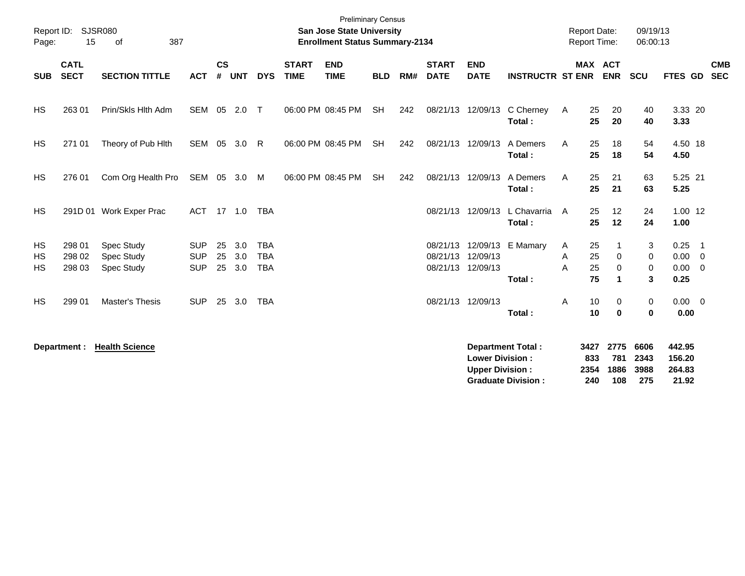Preliminary Census

**San Jose State University**

**Enrollment Status Summary-2134**

Report ID: SJSR080

Report Date: 09/19/13

Report Time: 06:00:13

| SUB | CATL SECT | SECTION TITTLE | ACT | CS # | UNT | DYS | START TIME | END TIME | BLD | RM# | START DATE | END DATE | INSTRUCTR | ST | MAX ENR | ACT ENR | SCU | FTES | GD | CMB SEC |
|---|---|---|---|---|---|---|---|---|---|---|---|---|---|---|---|---|---|---|---|---|
| HS | 263 01 | Prin/Skls Hlth Adm | SEM | 05 | 2.0 | T | 06:00 PM | 08:45 PM | SH | 242 | 08/21/13 | 12/09/13 | C Cherney | A | 25 | 20 | 40 | 3.33 | 20 | |
| | | | | | | | | | | | | | **Total :** | | **25** | **20** | **40** | **3.33** | | |
| HS | 271 01 | Theory of Pub Hlth | SEM | 05 | 3.0 | R | 06:00 PM | 08:45 PM | SH | 242 | 08/21/13 | 12/09/13 | A Demers | A | 25 | 18 | 54 | 4.50 | 18 | |
| | | | | | | | | | | | | | **Total :** | | **25** | **18** | **54** | **4.50** | | |
| HS | 276 01 | Com Org Health Pro | SEM | 05 | 3.0 | M | 06:00 PM | 08:45 PM | SH | 242 | 08/21/13 | 12/09/13 | A Demers | A | 25 | 21 | 63 | 5.25 | 21 | |
| | | | | | | | | | | | | | **Total :** | | **25** | **21** | **63** | **5.25** | | |
| HS | 291D 01 | Work Exper Prac | ACT | 17 | 1.0 | TBA | | | | | 08/21/13 | 12/09/13 | L Chavarria | A | 25 | 12 | 24 | 1.00 | 12 | |
| | | | | | | | | | | | | | **Total :** | | **25** | **12** | **24** | **1.00** | | |
| HS | 298 01 | Spec Study | SUP | 25 | 3.0 | TBA | | | | | 08/21/13 | 12/09/13 | E Mamary | A | 25 | 1 | 3 | 0.25 | 1 | |
| HS | 298 02 | Spec Study | SUP | 25 | 3.0 | TBA | | | | | 08/21/13 | 12/09/13 | | A | 25 | 0 | 0 | 0.00 | 0 | |
| HS | 298 03 | Spec Study | SUP | 25 | 3.0 | TBA | | | | | 08/21/13 | 12/09/13 | | A | 25 | 0 | 0 | 0.00 | 0 | |
| | | | | | | | | | | | | | **Total :** | | **75** | **1** | **3** | **0.25** | | |
| HS | 299 01 | Master's Thesis | SUP | 25 | 3.0 | TBA | | | | | 08/21/13 | 12/09/13 | | A | 10 | 0 | 0 | 0.00 | 0 | |
| | | | | | | | | | | | | | **Total :** | | **10** | **0** | **0** | **0.00** | | |

**Department : Health Science**

| | MAX ENR | ACT ENR | SCU | FTES |
|---|---|---|---|---|
| **Department Total :** | **3427** | **2775** | **6606** | **442.95** |
| **Lower Division :** | **833** | **781** | **2343** | **156.20** |
| **Upper Division :** | **2354** | **1886** | **3988** | **264.83** |
| **Graduate Division :** | **240** | **108** | **275** | **21.92** |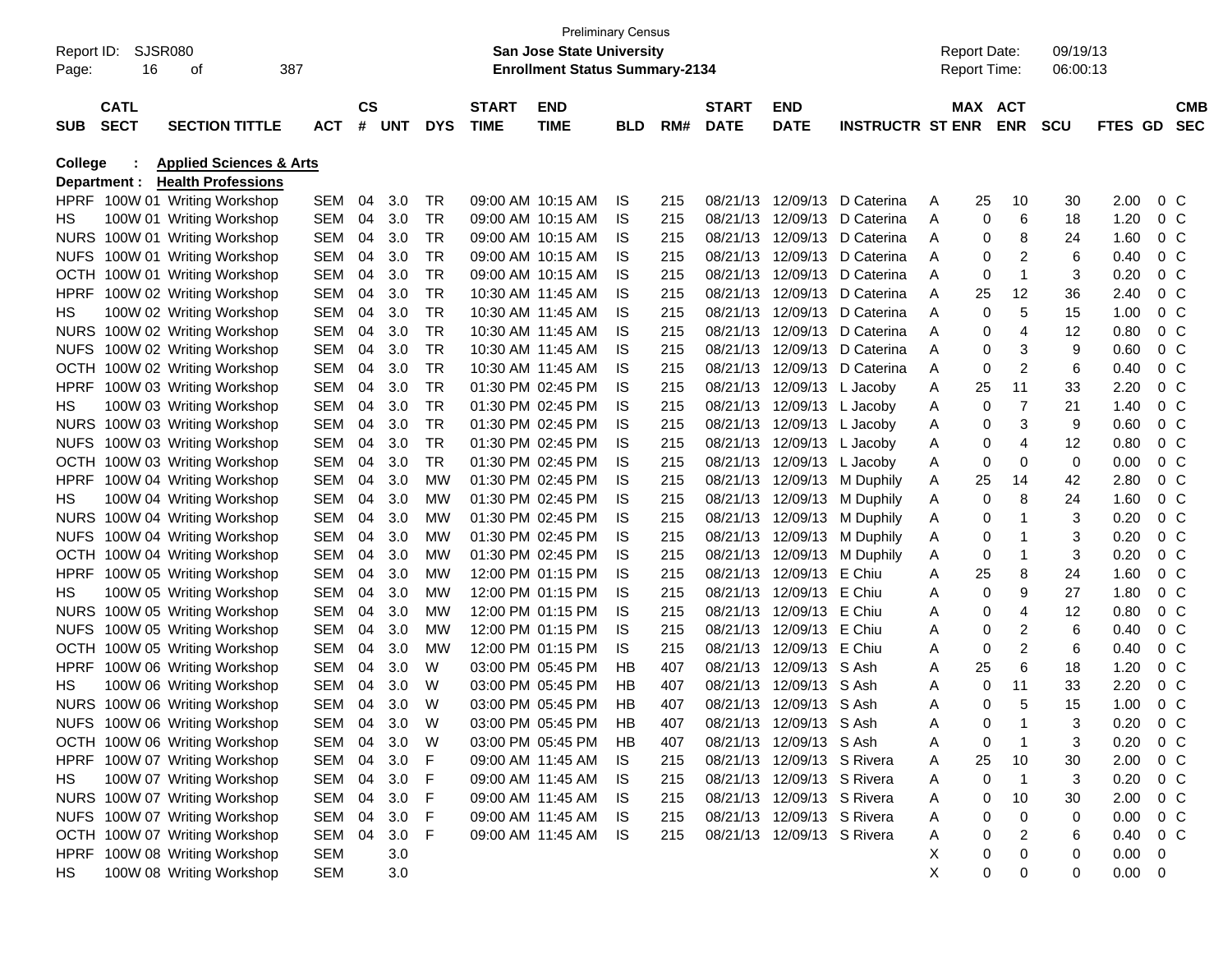Preliminary Census

Report ID: SJSR080 **San Jose State University** Report Date: 09/19/13

**Enrollment Status Summary-2134** Report Time: 06:00:13

**College : Applied Sciences & Arts**

**Department : Health Professions**

| SUB | CATL SECT | SECTION TITTLE | ACT | CS # | UNT | DYS | START TIME | END TIME | BLD | RM# | START DATE | END DATE | INSTRUCTR | ST | MAX ENR | ACT ENR | SCU | FTES | GD | CMB SEC |
|---|---|---|---|---|---|---|---|---|---|---|---|---|---|---|---|---|---|---|---|---|
| HPRF | 100W 01 | Writing Workshop | SEM | 04 | 3.0 | TR | 09:00 AM | 10:15 AM | IS | 215 | 08/21/13 | 12/09/13 | D Caterina | A | 25 | 10 | 30 | 2.00 | 0 | C |
| HS | 100W 01 | Writing Workshop | SEM | 04 | 3.0 | TR | 09:00 AM | 10:15 AM | IS | 215 | 08/21/13 | 12/09/13 | D Caterina | A | 0 | 6 | 18 | 1.20 | 0 | C |
| NURS | 100W 01 | Writing Workshop | SEM | 04 | 3.0 | TR | 09:00 AM | 10:15 AM | IS | 215 | 08/21/13 | 12/09/13 | D Caterina | A | 0 | 8 | 24 | 1.60 | 0 | C |
| NUFS | 100W 01 | Writing Workshop | SEM | 04 | 3.0 | TR | 09:00 AM | 10:15 AM | IS | 215 | 08/21/13 | 12/09/13 | D Caterina | A | 0 | 2 | 6 | 0.40 | 0 | C |
| OCTH | 100W 01 | Writing Workshop | SEM | 04 | 3.0 | TR | 09:00 AM | 10:15 AM | IS | 215 | 08/21/13 | 12/09/13 | D Caterina | A | 0 | 1 | 3 | 0.20 | 0 | C |
| HPRF | 100W 02 | Writing Workshop | SEM | 04 | 3.0 | TR | 10:30 AM | 11:45 AM | IS | 215 | 08/21/13 | 12/09/13 | D Caterina | A | 25 | 12 | 36 | 2.40 | 0 | C |
| HS | 100W 02 | Writing Workshop | SEM | 04 | 3.0 | TR | 10:30 AM | 11:45 AM | IS | 215 | 08/21/13 | 12/09/13 | D Caterina | A | 0 | 5 | 15 | 1.00 | 0 | C |
| NURS | 100W 02 | Writing Workshop | SEM | 04 | 3.0 | TR | 10:30 AM | 11:45 AM | IS | 215 | 08/21/13 | 12/09/13 | D Caterina | A | 0 | 4 | 12 | 0.80 | 0 | C |
| NUFS | 100W 02 | Writing Workshop | SEM | 04 | 3.0 | TR | 10:30 AM | 11:45 AM | IS | 215 | 08/21/13 | 12/09/13 | D Caterina | A | 0 | 3 | 9 | 0.60 | 0 | C |
| OCTH | 100W 02 | Writing Workshop | SEM | 04 | 3.0 | TR | 10:30 AM | 11:45 AM | IS | 215 | 08/21/13 | 12/09/13 | D Caterina | A | 0 | 2 | 6 | 0.40 | 0 | C |
| HPRF | 100W 03 | Writing Workshop | SEM | 04 | 3.0 | TR | 01:30 PM | 02:45 PM | IS | 215 | 08/21/13 | 12/09/13 | L Jacoby | A | 25 | 11 | 33 | 2.20 | 0 | C |
| HS | 100W 03 | Writing Workshop | SEM | 04 | 3.0 | TR | 01:30 PM | 02:45 PM | IS | 215 | 08/21/13 | 12/09/13 | L Jacoby | A | 0 | 7 | 21 | 1.40 | 0 | C |
| NURS | 100W 03 | Writing Workshop | SEM | 04 | 3.0 | TR | 01:30 PM | 02:45 PM | IS | 215 | 08/21/13 | 12/09/13 | L Jacoby | A | 0 | 3 | 9 | 0.60 | 0 | C |
| NUFS | 100W 03 | Writing Workshop | SEM | 04 | 3.0 | TR | 01:30 PM | 02:45 PM | IS | 215 | 08/21/13 | 12/09/13 | L Jacoby | A | 0 | 4 | 12 | 0.80 | 0 | C |
| OCTH | 100W 03 | Writing Workshop | SEM | 04 | 3.0 | TR | 01:30 PM | 02:45 PM | IS | 215 | 08/21/13 | 12/09/13 | L Jacoby | A | 0 | 0 | 0 | 0.00 | 0 | C |
| HPRF | 100W 04 | Writing Workshop | SEM | 04 | 3.0 | MW | 01:30 PM | 02:45 PM | IS | 215 | 08/21/13 | 12/09/13 | M Duphily | A | 25 | 14 | 42 | 2.80 | 0 | C |
| HS | 100W 04 | Writing Workshop | SEM | 04 | 3.0 | MW | 01:30 PM | 02:45 PM | IS | 215 | 08/21/13 | 12/09/13 | M Duphily | A | 0 | 8 | 24 | 1.60 | 0 | C |
| NURS | 100W 04 | Writing Workshop | SEM | 04 | 3.0 | MW | 01:30 PM | 02:45 PM | IS | 215 | 08/21/13 | 12/09/13 | M Duphily | A | 0 | 1 | 3 | 0.20 | 0 | C |
| NUFS | 100W 04 | Writing Workshop | SEM | 04 | 3.0 | MW | 01:30 PM | 02:45 PM | IS | 215 | 08/21/13 | 12/09/13 | M Duphily | A | 0 | 1 | 3 | 0.20 | 0 | C |
| OCTH | 100W 04 | Writing Workshop | SEM | 04 | 3.0 | MW | 01:30 PM | 02:45 PM | IS | 215 | 08/21/13 | 12/09/13 | M Duphily | A | 0 | 1 | 3 | 0.20 | 0 | C |
| HPRF | 100W 05 | Writing Workshop | SEM | 04 | 3.0 | MW | 12:00 PM | 01:15 PM | IS | 215 | 08/21/13 | 12/09/13 | E Chiu | A | 25 | 8 | 24 | 1.60 | 0 | C |
| HS | 100W 05 | Writing Workshop | SEM | 04 | 3.0 | MW | 12:00 PM | 01:15 PM | IS | 215 | 08/21/13 | 12/09/13 | E Chiu | A | 0 | 9 | 27 | 1.80 | 0 | C |
| NURS | 100W 05 | Writing Workshop | SEM | 04 | 3.0 | MW | 12:00 PM | 01:15 PM | IS | 215 | 08/21/13 | 12/09/13 | E Chiu | A | 0 | 4 | 12 | 0.80 | 0 | C |
| NUFS | 100W 05 | Writing Workshop | SEM | 04 | 3.0 | MW | 12:00 PM | 01:15 PM | IS | 215 | 08/21/13 | 12/09/13 | E Chiu | A | 0 | 2 | 6 | 0.40 | 0 | C |
| OCTH | 100W 05 | Writing Workshop | SEM | 04 | 3.0 | MW | 12:00 PM | 01:15 PM | IS | 215 | 08/21/13 | 12/09/13 | E Chiu | A | 0 | 2 | 6 | 0.40 | 0 | C |
| HPRF | 100W 06 | Writing Workshop | SEM | 04 | 3.0 | W | 03:00 PM | 05:45 PM | HB | 407 | 08/21/13 | 12/09/13 | S Ash | A | 25 | 6 | 18 | 1.20 | 0 | C |
| HS | 100W 06 | Writing Workshop | SEM | 04 | 3.0 | W | 03:00 PM | 05:45 PM | HB | 407 | 08/21/13 | 12/09/13 | S Ash | A | 0 | 11 | 33 | 2.20 | 0 | C |
| NURS | 100W 06 | Writing Workshop | SEM | 04 | 3.0 | W | 03:00 PM | 05:45 PM | HB | 407 | 08/21/13 | 12/09/13 | S Ash | A | 0 | 5 | 15 | 1.00 | 0 | C |
| NUFS | 100W 06 | Writing Workshop | SEM | 04 | 3.0 | W | 03:00 PM | 05:45 PM | HB | 407 | 08/21/13 | 12/09/13 | S Ash | A | 0 | 1 | 3 | 0.20 | 0 | C |
| OCTH | 100W 06 | Writing Workshop | SEM | 04 | 3.0 | W | 03:00 PM | 05:45 PM | HB | 407 | 08/21/13 | 12/09/13 | S Ash | A | 0 | 1 | 3 | 0.20 | 0 | C |
| HPRF | 100W 07 | Writing Workshop | SEM | 04 | 3.0 | F | 09:00 AM | 11:45 AM | IS | 215 | 08/21/13 | 12/09/13 | S Rivera | A | 25 | 10 | 30 | 2.00 | 0 | C |
| HS | 100W 07 | Writing Workshop | SEM | 04 | 3.0 | F | 09:00 AM | 11:45 AM | IS | 215 | 08/21/13 | 12/09/13 | S Rivera | A | 0 | 1 | 3 | 0.20 | 0 | C |
| NURS | 100W 07 | Writing Workshop | SEM | 04 | 3.0 | F | 09:00 AM | 11:45 AM | IS | 215 | 08/21/13 | 12/09/13 | S Rivera | A | 0 | 10 | 30 | 2.00 | 0 | C |
| NUFS | 100W 07 | Writing Workshop | SEM | 04 | 3.0 | F | 09:00 AM | 11:45 AM | IS | 215 | 08/21/13 | 12/09/13 | S Rivera | A | 0 | 0 | 0 | 0.00 | 0 | C |
| OCTH | 100W 07 | Writing Workshop | SEM | 04 | 3.0 | F | 09:00 AM | 11:45 AM | IS | 215 | 08/21/13 | 12/09/13 | S Rivera | A | 0 | 2 | 6 | 0.40 | 0 | C |
| HPRF | 100W 08 | Writing Workshop | SEM | | 3.0 | | | | | | | | | X | 0 | 0 | 0 | 0.00 | 0 | |
| HS | 100W 08 | Writing Workshop | SEM | | 3.0 | | | | | | | | | X | 0 | 0 | 0 | 0.00 | 0 | |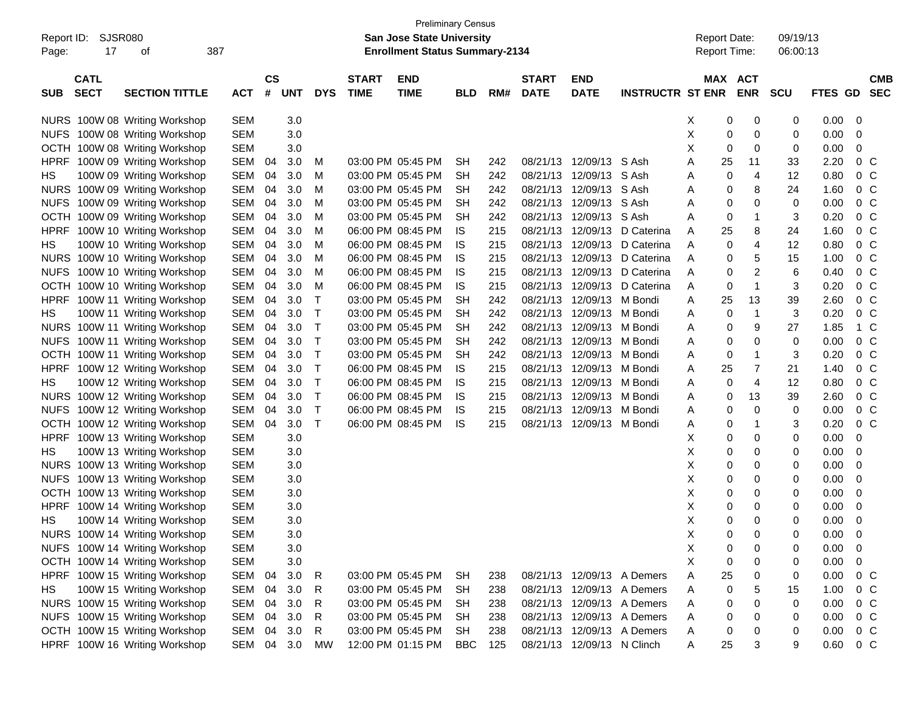Preliminary Census

Report ID: SJSR080

**San Jose State University**

**Enrollment Status Summary-2134**

Report Date: 09/19/13
Report Time: 06:00:13

| SUB | CATL SECT | SECTION TITTLE | ACT | CS # | UNT | DYS | START TIME | END TIME | BLD | RM# | START DATE | END DATE | INSTRUCTR | ST | MAX ENR | ACT ENR | SCU | FTES | GD | CMB SEC |
|---|---|---|---|---|---|---|---|---|---|---|---|---|---|---|---|---|---|---|---|---|
| NURS | 100W 08 | Writing Workshop | SEM | | 3.0 | | | | | | | | | X | 0 | 0 | 0 | 0.00 | 0 | |
| NUFS | 100W 08 | Writing Workshop | SEM | | 3.0 | | | | | | | | | X | 0 | 0 | 0 | 0.00 | 0 | |
| OCTH | 100W 08 | Writing Workshop | SEM | | 3.0 | | | | | | | | | X | 0 | 0 | 0 | 0.00 | 0 | |
| HPRF | 100W 09 | Writing Workshop | SEM | 04 | 3.0 | M | 03:00 PM | 05:45 PM | SH | 242 | 08/21/13 | 12/09/13 | S Ash | A | 25 | 11 | 33 | 2.20 | 0 | C |
| HS | 100W 09 | Writing Workshop | SEM | 04 | 3.0 | M | 03:00 PM | 05:45 PM | SH | 242 | 08/21/13 | 12/09/13 | S Ash | A | 0 | 4 | 12 | 0.80 | 0 | C |
| NURS | 100W 09 | Writing Workshop | SEM | 04 | 3.0 | M | 03:00 PM | 05:45 PM | SH | 242 | 08/21/13 | 12/09/13 | S Ash | A | 0 | 8 | 24 | 1.60 | 0 | C |
| NUFS | 100W 09 | Writing Workshop | SEM | 04 | 3.0 | M | 03:00 PM | 05:45 PM | SH | 242 | 08/21/13 | 12/09/13 | S Ash | A | 0 | 0 | 0 | 0.00 | 0 | C |
| OCTH | 100W 09 | Writing Workshop | SEM | 04 | 3.0 | M | 03:00 PM | 05:45 PM | SH | 242 | 08/21/13 | 12/09/13 | S Ash | A | 0 | 1 | 3 | 0.20 | 0 | C |
| HPRF | 100W 10 | Writing Workshop | SEM | 04 | 3.0 | M | 06:00 PM | 08:45 PM | IS | 215 | 08/21/13 | 12/09/13 | D Caterina | A | 25 | 8 | 24 | 1.60 | 0 | C |
| HS | 100W 10 | Writing Workshop | SEM | 04 | 3.0 | M | 06:00 PM | 08:45 PM | IS | 215 | 08/21/13 | 12/09/13 | D Caterina | A | 0 | 4 | 12 | 0.80 | 0 | C |
| NURS | 100W 10 | Writing Workshop | SEM | 04 | 3.0 | M | 06:00 PM | 08:45 PM | IS | 215 | 08/21/13 | 12/09/13 | D Caterina | A | 0 | 5 | 15 | 1.00 | 0 | C |
| NUFS | 100W 10 | Writing Workshop | SEM | 04 | 3.0 | M | 06:00 PM | 08:45 PM | IS | 215 | 08/21/13 | 12/09/13 | D Caterina | A | 0 | 2 | 6 | 0.40 | 0 | C |
| OCTH | 100W 10 | Writing Workshop | SEM | 04 | 3.0 | M | 06:00 PM | 08:45 PM | IS | 215 | 08/21/13 | 12/09/13 | D Caterina | A | 0 | 1 | 3 | 0.20 | 0 | C |
| HPRF | 100W 11 | Writing Workshop | SEM | 04 | 3.0 | T | 03:00 PM | 05:45 PM | SH | 242 | 08/21/13 | 12/09/13 | M Bondi | A | 25 | 13 | 39 | 2.60 | 0 | C |
| HS | 100W 11 | Writing Workshop | SEM | 04 | 3.0 | T | 03:00 PM | 05:45 PM | SH | 242 | 08/21/13 | 12/09/13 | M Bondi | A | 0 | 1 | 3 | 0.20 | 0 | C |
| NURS | 100W 11 | Writing Workshop | SEM | 04 | 3.0 | T | 03:00 PM | 05:45 PM | SH | 242 | 08/21/13 | 12/09/13 | M Bondi | A | 0 | 9 | 27 | 1.85 | 1 | C |
| NUFS | 100W 11 | Writing Workshop | SEM | 04 | 3.0 | T | 03:00 PM | 05:45 PM | SH | 242 | 08/21/13 | 12/09/13 | M Bondi | A | 0 | 0 | 0 | 0.00 | 0 | C |
| OCTH | 100W 11 | Writing Workshop | SEM | 04 | 3.0 | T | 03:00 PM | 05:45 PM | SH | 242 | 08/21/13 | 12/09/13 | M Bondi | A | 0 | 1 | 3 | 0.20 | 0 | C |
| HPRF | 100W 12 | Writing Workshop | SEM | 04 | 3.0 | T | 06:00 PM | 08:45 PM | IS | 215 | 08/21/13 | 12/09/13 | M Bondi | A | 25 | 7 | 21 | 1.40 | 0 | C |
| HS | 100W 12 | Writing Workshop | SEM | 04 | 3.0 | T | 06:00 PM | 08:45 PM | IS | 215 | 08/21/13 | 12/09/13 | M Bondi | A | 0 | 4 | 12 | 0.80 | 0 | C |
| NURS | 100W 12 | Writing Workshop | SEM | 04 | 3.0 | T | 06:00 PM | 08:45 PM | IS | 215 | 08/21/13 | 12/09/13 | M Bondi | A | 0 | 13 | 39 | 2.60 | 0 | C |
| NUFS | 100W 12 | Writing Workshop | SEM | 04 | 3.0 | T | 06:00 PM | 08:45 PM | IS | 215 | 08/21/13 | 12/09/13 | M Bondi | A | 0 | 0 | 0 | 0.00 | 0 | C |
| OCTH | 100W 12 | Writing Workshop | SEM | 04 | 3.0 | T | 06:00 PM | 08:45 PM | IS | 215 | 08/21/13 | 12/09/13 | M Bondi | A | 0 | 1 | 3 | 0.20 | 0 | C |
| HPRF | 100W 13 | Writing Workshop | SEM | | 3.0 | | | | | | | | | X | 0 | 0 | 0 | 0.00 | 0 | |
| HS | 100W 13 | Writing Workshop | SEM | | 3.0 | | | | | | | | | X | 0 | 0 | 0 | 0.00 | 0 | |
| NURS | 100W 13 | Writing Workshop | SEM | | 3.0 | | | | | | | | | X | 0 | 0 | 0 | 0.00 | 0 | |
| NUFS | 100W 13 | Writing Workshop | SEM | | 3.0 | | | | | | | | | X | 0 | 0 | 0 | 0.00 | 0 | |
| OCTH | 100W 13 | Writing Workshop | SEM | | 3.0 | | | | | | | | | X | 0 | 0 | 0 | 0.00 | 0 | |
| HPRF | 100W 14 | Writing Workshop | SEM | | 3.0 | | | | | | | | | X | 0 | 0 | 0 | 0.00 | 0 | |
| HS | 100W 14 | Writing Workshop | SEM | | 3.0 | | | | | | | | | X | 0 | 0 | 0 | 0.00 | 0 | |
| NURS | 100W 14 | Writing Workshop | SEM | | 3.0 | | | | | | | | | X | 0 | 0 | 0 | 0.00 | 0 | |
| NUFS | 100W 14 | Writing Workshop | SEM | | 3.0 | | | | | | | | | X | 0 | 0 | 0 | 0.00 | 0 | |
| OCTH | 100W 14 | Writing Workshop | SEM | | 3.0 | | | | | | | | | X | 0 | 0 | 0 | 0.00 | 0 | |
| HPRF | 100W 15 | Writing Workshop | SEM | 04 | 3.0 | R | 03:00 PM | 05:45 PM | SH | 238 | 08/21/13 | 12/09/13 | A Demers | A | 25 | 0 | 0 | 0.00 | 0 | C |
| HS | 100W 15 | Writing Workshop | SEM | 04 | 3.0 | R | 03:00 PM | 05:45 PM | SH | 238 | 08/21/13 | 12/09/13 | A Demers | A | 0 | 5 | 15 | 1.00 | 0 | C |
| NURS | 100W 15 | Writing Workshop | SEM | 04 | 3.0 | R | 03:00 PM | 05:45 PM | SH | 238 | 08/21/13 | 12/09/13 | A Demers | A | 0 | 0 | 0 | 0.00 | 0 | C |
| NUFS | 100W 15 | Writing Workshop | SEM | 04 | 3.0 | R | 03:00 PM | 05:45 PM | SH | 238 | 08/21/13 | 12/09/13 | A Demers | A | 0 | 0 | 0 | 0.00 | 0 | C |
| OCTH | 100W 15 | Writing Workshop | SEM | 04 | 3.0 | R | 03:00 PM | 05:45 PM | SH | 238 | 08/21/13 | 12/09/13 | A Demers | A | 0 | 0 | 0 | 0.00 | 0 | C |
| HPRF | 100W 16 | Writing Workshop | SEM | 04 | 3.0 | MW | 12:00 PM | 01:15 PM | BBC | 125 | 08/21/13 | 12/09/13 | N Clinch | A | 25 | 3 | 9 | 0.60 | 0 | C |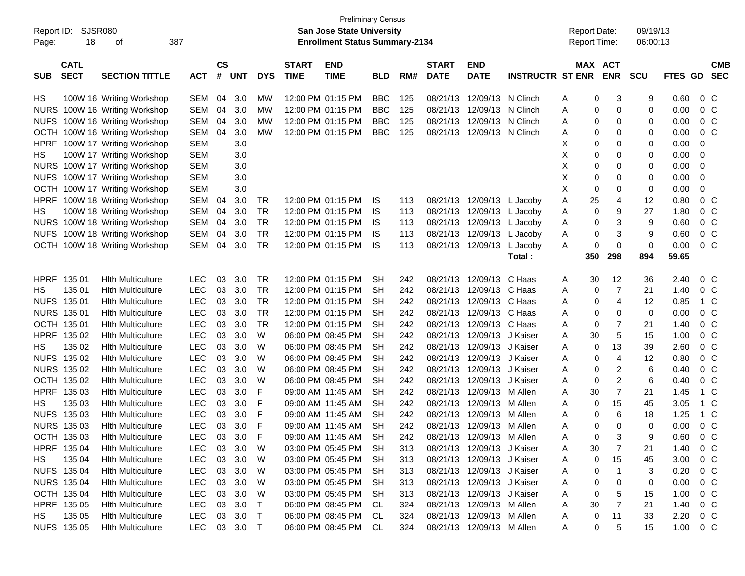Preliminary Census

Report ID: SJSR080

**San Jose State University**

**Enrollment Status Summary-2134**

Report Date: 09/19/13

Report Time: 06:00:13

| SUB | CATL SECT | SECTION TITTLE | ACT | CS # | UNT | DYS | START TIME | END TIME | BLD | RM# | START DATE | END DATE | INSTRUCTR | ST | MAX ENR | ACT ENR | SCU | FTES | GD | CMB SEC |
|---|---|---|---|---|---|---|---|---|---|---|---|---|---|---|---|---|---|---|---|---|
| HS | 100W 16 | Writing Workshop | SEM | 04 | 3.0 | MW | 12:00 PM | 01:15 PM | BBC | 125 | 08/21/13 | 12/09/13 | N Clinch | A | 0 | 3 | 9 | 0.60 | 0 | C |
| NURS | 100W 16 | Writing Workshop | SEM | 04 | 3.0 | MW | 12:00 PM | 01:15 PM | BBC | 125 | 08/21/13 | 12/09/13 | N Clinch | A | 0 | 0 | 0 | 0.00 | 0 | C |
| NUFS | 100W 16 | Writing Workshop | SEM | 04 | 3.0 | MW | 12:00 PM | 01:15 PM | BBC | 125 | 08/21/13 | 12/09/13 | N Clinch | A | 0 | 0 | 0 | 0.00 | 0 | C |
| OCTH | 100W 16 | Writing Workshop | SEM | 04 | 3.0 | MW | 12:00 PM | 01:15 PM | BBC | 125 | 08/21/13 | 12/09/13 | N Clinch | A | 0 | 0 | 0 | 0.00 | 0 | C |
| HPRF | 100W 17 | Writing Workshop | SEM | | 3.0 | | | | | | | | | X | 0 | 0 | 0 | 0.00 | 0 | |
| HS | 100W 17 | Writing Workshop | SEM | | 3.0 | | | | | | | | | X | 0 | 0 | 0 | 0.00 | 0 | |
| NURS | 100W 17 | Writing Workshop | SEM | | 3.0 | | | | | | | | | X | 0 | 0 | 0 | 0.00 | 0 | |
| NUFS | 100W 17 | Writing Workshop | SEM | | 3.0 | | | | | | | | | X | 0 | 0 | 0 | 0.00 | 0 | |
| OCTH | 100W 17 | Writing Workshop | SEM | | 3.0 | | | | | | | | | X | 0 | 0 | 0 | 0.00 | 0 | |
| HPRF | 100W 18 | Writing Workshop | SEM | 04 | 3.0 | TR | 12:00 PM | 01:15 PM | IS | 113 | 08/21/13 | 12/09/13 | L Jacoby | A | 25 | 4 | 12 | 0.80 | 0 | C |
| HS | 100W 18 | Writing Workshop | SEM | 04 | 3.0 | TR | 12:00 PM | 01:15 PM | IS | 113 | 08/21/13 | 12/09/13 | L Jacoby | A | 0 | 9 | 27 | 1.80 | 0 | C |
| NURS | 100W 18 | Writing Workshop | SEM | 04 | 3.0 | TR | 12:00 PM | 01:15 PM | IS | 113 | 08/21/13 | 12/09/13 | L Jacoby | A | 0 | 3 | 9 | 0.60 | 0 | C |
| NUFS | 100W 18 | Writing Workshop | SEM | 04 | 3.0 | TR | 12:00 PM | 01:15 PM | IS | 113 | 08/21/13 | 12/09/13 | L Jacoby | A | 0 | 3 | 9 | 0.60 | 0 | C |
| OCTH | 100W 18 | Writing Workshop | SEM | 04 | 3.0 | TR | 12:00 PM | 01:15 PM | IS | 113 | 08/21/13 | 12/09/13 | L Jacoby | A | 0 | 0 | 0 | 0.00 | 0 | C |
| | | | | | | | | | | | | | **Total :** | | **350** | **298** | **894** | **59.65** | | |
| HPRF | 135 01 | Hlth Multiculture | LEC | 03 | 3.0 | TR | 12:00 PM | 01:15 PM | SH | 242 | 08/21/13 | 12/09/13 | C Haas | A | 30 | 12 | 36 | 2.40 | 0 | C |
| HS | 135 01 | Hlth Multiculture | LEC | 03 | 3.0 | TR | 12:00 PM | 01:15 PM | SH | 242 | 08/21/13 | 12/09/13 | C Haas | A | 0 | 7 | 21 | 1.40 | 0 | C |
| NUFS | 135 01 | Hlth Multiculture | LEC | 03 | 3.0 | TR | 12:00 PM | 01:15 PM | SH | 242 | 08/21/13 | 12/09/13 | C Haas | A | 0 | 4 | 12 | 0.85 | 1 | C |
| NURS | 135 01 | Hlth Multiculture | LEC | 03 | 3.0 | TR | 12:00 PM | 01:15 PM | SH | 242 | 08/21/13 | 12/09/13 | C Haas | A | 0 | 0 | 0 | 0.00 | 0 | C |
| OCTH | 135 01 | Hlth Multiculture | LEC | 03 | 3.0 | TR | 12:00 PM | 01:15 PM | SH | 242 | 08/21/13 | 12/09/13 | C Haas | A | 0 | 7 | 21 | 1.40 | 0 | C |
| HPRF | 135 02 | Hlth Multiculture | LEC | 03 | 3.0 | W | 06:00 PM | 08:45 PM | SH | 242 | 08/21/13 | 12/09/13 | J Kaiser | A | 30 | 5 | 15 | 1.00 | 0 | C |
| HS | 135 02 | Hlth Multiculture | LEC | 03 | 3.0 | W | 06:00 PM | 08:45 PM | SH | 242 | 08/21/13 | 12/09/13 | J Kaiser | A | 0 | 13 | 39 | 2.60 | 0 | C |
| NUFS | 135 02 | Hlth Multiculture | LEC | 03 | 3.0 | W | 06:00 PM | 08:45 PM | SH | 242 | 08/21/13 | 12/09/13 | J Kaiser | A | 0 | 4 | 12 | 0.80 | 0 | C |
| NURS | 135 02 | Hlth Multiculture | LEC | 03 | 3.0 | W | 06:00 PM | 08:45 PM | SH | 242 | 08/21/13 | 12/09/13 | J Kaiser | A | 0 | 2 | 6 | 0.40 | 0 | C |
| OCTH | 135 02 | Hlth Multiculture | LEC | 03 | 3.0 | W | 06:00 PM | 08:45 PM | SH | 242 | 08/21/13 | 12/09/13 | J Kaiser | A | 0 | 2 | 6 | 0.40 | 0 | C |
| HPRF | 135 03 | Hlth Multiculture | LEC | 03 | 3.0 | F | 09:00 AM | 11:45 AM | SH | 242 | 08/21/13 | 12/09/13 | M Allen | A | 30 | 7 | 21 | 1.45 | 1 | C |
| HS | 135 03 | Hlth Multiculture | LEC | 03 | 3.0 | F | 09:00 AM | 11:45 AM | SH | 242 | 08/21/13 | 12/09/13 | M Allen | A | 0 | 15 | 45 | 3.05 | 1 | C |
| NUFS | 135 03 | Hlth Multiculture | LEC | 03 | 3.0 | F | 09:00 AM | 11:45 AM | SH | 242 | 08/21/13 | 12/09/13 | M Allen | A | 0 | 6 | 18 | 1.25 | 1 | C |
| NURS | 135 03 | Hlth Multiculture | LEC | 03 | 3.0 | F | 09:00 AM | 11:45 AM | SH | 242 | 08/21/13 | 12/09/13 | M Allen | A | 0 | 0 | 0 | 0.00 | 0 | C |
| OCTH | 135 03 | Hlth Multiculture | LEC | 03 | 3.0 | F | 09:00 AM | 11:45 AM | SH | 242 | 08/21/13 | 12/09/13 | M Allen | A | 0 | 3 | 9 | 0.60 | 0 | C |
| HPRF | 135 04 | Hlth Multiculture | LEC | 03 | 3.0 | W | 03:00 PM | 05:45 PM | SH | 313 | 08/21/13 | 12/09/13 | J Kaiser | A | 30 | 7 | 21 | 1.40 | 0 | C |
| HS | 135 04 | Hlth Multiculture | LEC | 03 | 3.0 | W | 03:00 PM | 05:45 PM | SH | 313 | 08/21/13 | 12/09/13 | J Kaiser | A | 0 | 15 | 45 | 3.00 | 0 | C |
| NUFS | 135 04 | Hlth Multiculture | LEC | 03 | 3.0 | W | 03:00 PM | 05:45 PM | SH | 313 | 08/21/13 | 12/09/13 | J Kaiser | A | 0 | 1 | 3 | 0.20 | 0 | C |
| NURS | 135 04 | Hlth Multiculture | LEC | 03 | 3.0 | W | 03:00 PM | 05:45 PM | SH | 313 | 08/21/13 | 12/09/13 | J Kaiser | A | 0 | 0 | 0 | 0.00 | 0 | C |
| OCTH | 135 04 | Hlth Multiculture | LEC | 03 | 3.0 | W | 03:00 PM | 05:45 PM | SH | 313 | 08/21/13 | 12/09/13 | J Kaiser | A | 0 | 5 | 15 | 1.00 | 0 | C |
| HPRF | 135 05 | Hlth Multiculture | LEC | 03 | 3.0 | T | 06:00 PM | 08:45 PM | CL | 324 | 08/21/13 | 12/09/13 | M Allen | A | 30 | 7 | 21 | 1.40 | 0 | C |
| HS | 135 05 | Hlth Multiculture | LEC | 03 | 3.0 | T | 06:00 PM | 08:45 PM | CL | 324 | 08/21/13 | 12/09/13 | M Allen | A | 0 | 11 | 33 | 2.20 | 0 | C |
| NUFS | 135 05 | Hlth Multiculture | LEC | 03 | 3.0 | T | 06:00 PM | 08:45 PM | CL | 324 | 08/21/13 | 12/09/13 | M Allen | A | 0 | 5 | 15 | 1.00 | 0 | C |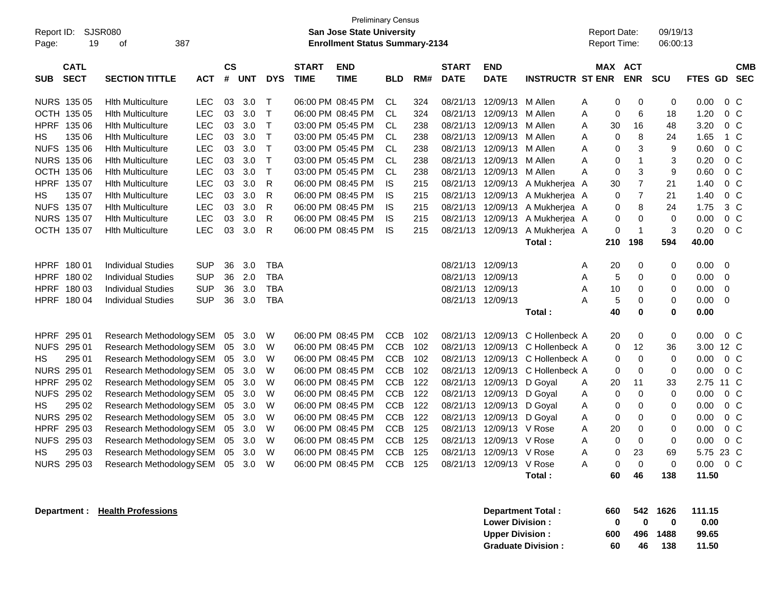Preliminary Census
**San Jose State University**
**Enrollment Status Summary-2134**

Report ID: SJSR080
Report Date: 09/19/13
Report Time: 06:00:13

| SUB | CATL SECT | SECTION TITTLE | ACT | CS # | UNT | DYS | START TIME | END TIME | BLD | RM# | START DATE | END DATE | INSTRUCTR | ST | MAX ENR | ACT ENR | SCU | FTES | GD | CMB SEC |
|---|---|---|---|---|---|---|---|---|---|---|---|---|---|---|---|---|---|---|---|---|
| NURS | 135 05 | Hlth Multiculture | LEC | 03 | 3.0 | T | 06:00 PM | 08:45 PM | CL | 324 | 08/21/13 | 12/09/13 | M Allen | A | 0 | 0 | 0 | 0.00 | 0 | C |
| OCTH | 135 05 | Hlth Multiculture | LEC | 03 | 3.0 | T | 06:00 PM | 08:45 PM | CL | 324 | 08/21/13 | 12/09/13 | M Allen | A | 0 | 6 | 18 | 1.20 | 0 | C |
| HPRF | 135 06 | Hlth Multiculture | LEC | 03 | 3.0 | T | 03:00 PM | 05:45 PM | CL | 238 | 08/21/13 | 12/09/13 | M Allen | A | 30 | 16 | 48 | 3.20 | 0 | C |
| HS | 135 06 | Hlth Multiculture | LEC | 03 | 3.0 | T | 03:00 PM | 05:45 PM | CL | 238 | 08/21/13 | 12/09/13 | M Allen | A | 0 | 8 | 24 | 1.65 | 1 | C |
| NUFS | 135 06 | Hlth Multiculture | LEC | 03 | 3.0 | T | 03:00 PM | 05:45 PM | CL | 238 | 08/21/13 | 12/09/13 | M Allen | A | 0 | 3 | 9 | 0.60 | 0 | C |
| NURS | 135 06 | Hlth Multiculture | LEC | 03 | 3.0 | T | 03:00 PM | 05:45 PM | CL | 238 | 08/21/13 | 12/09/13 | M Allen | A | 0 | 1 | 3 | 0.20 | 0 | C |
| OCTH | 135 06 | Hlth Multiculture | LEC | 03 | 3.0 | T | 03:00 PM | 05:45 PM | CL | 238 | 08/21/13 | 12/09/13 | M Allen | A | 0 | 3 | 9 | 0.60 | 0 | C |
| HPRF | 135 07 | Hlth Multiculture | LEC | 03 | 3.0 | R | 06:00 PM | 08:45 PM | IS | 215 | 08/21/13 | 12/09/13 | A Mukherjea | A | 30 | 7 | 21 | 1.40 | 0 | C |
| HS | 135 07 | Hlth Multiculture | LEC | 03 | 3.0 | R | 06:00 PM | 08:45 PM | IS | 215 | 08/21/13 | 12/09/13 | A Mukherjea | A | 0 | 7 | 21 | 1.40 | 0 | C |
| NUFS | 135 07 | Hlth Multiculture | LEC | 03 | 3.0 | R | 06:00 PM | 08:45 PM | IS | 215 | 08/21/13 | 12/09/13 | A Mukherjea | A | 0 | 8 | 24 | 1.75 | 3 | C |
| NURS | 135 07 | Hlth Multiculture | LEC | 03 | 3.0 | R | 06:00 PM | 08:45 PM | IS | 215 | 08/21/13 | 12/09/13 | A Mukherjea | A | 0 | 0 | 0 | 0.00 | 0 | C |
| OCTH | 135 07 | Hlth Multiculture | LEC | 03 | 3.0 | R | 06:00 PM | 08:45 PM | IS | 215 | 08/21/13 | 12/09/13 | A Mukherjea | A | 0 | 1 | 3 | 0.20 | 0 | C |
| | | | | | | | | | | | | | **Total :** | | **210** | **198** | **594** | **40.00** | | |
| HPRF | 180 01 | Individual Studies | SUP | 36 | 3.0 | TBA | | | | | 08/21/13 | 12/09/13 | | A | 20 | 0 | 0 | 0.00 | 0 | |
| HPRF | 180 02 | Individual Studies | SUP | 36 | 2.0 | TBA | | | | | 08/21/13 | 12/09/13 | | A | 5 | 0 | 0 | 0.00 | 0 | |
| HPRF | 180 03 | Individual Studies | SUP | 36 | 3.0 | TBA | | | | | 08/21/13 | 12/09/13 | | A | 10 | 0 | 0 | 0.00 | 0 | |
| HPRF | 180 04 | Individual Studies | SUP | 36 | 3.0 | TBA | | | | | 08/21/13 | 12/09/13 | | A | 5 | 0 | 0 | 0.00 | 0 | |
| | | | | | | | | | | | | | **Total :** | | **40** | **0** | **0** | **0.00** | | |
| HPRF | 295 01 | Research Methodology | SEM | 05 | 3.0 | W | 06:00 PM | 08:45 PM | CCB | 102 | 08/21/13 | 12/09/13 | C Hollenbeck | A | 20 | 0 | 0 | 0.00 | 0 | C |
| NUFS | 295 01 | Research Methodology | SEM | 05 | 3.0 | W | 06:00 PM | 08:45 PM | CCB | 102 | 08/21/13 | 12/09/13 | C Hollenbeck | A | 0 | 12 | 36 | 3.00 | 12 | C |
| HS | 295 01 | Research Methodology | SEM | 05 | 3.0 | W | 06:00 PM | 08:45 PM | CCB | 102 | 08/21/13 | 12/09/13 | C Hollenbeck | A | 0 | 0 | 0 | 0.00 | 0 | C |
| NURS | 295 01 | Research Methodology | SEM | 05 | 3.0 | W | 06:00 PM | 08:45 PM | CCB | 102 | 08/21/13 | 12/09/13 | C Hollenbeck | A | 0 | 0 | 0 | 0.00 | 0 | C |
| HPRF | 295 02 | Research Methodology | SEM | 05 | 3.0 | W | 06:00 PM | 08:45 PM | CCB | 122 | 08/21/13 | 12/09/13 | D Goyal | A | 20 | 11 | 33 | 2.75 | 11 | C |
| NUFS | 295 02 | Research Methodology | SEM | 05 | 3.0 | W | 06:00 PM | 08:45 PM | CCB | 122 | 08/21/13 | 12/09/13 | D Goyal | A | 0 | 0 | 0 | 0.00 | 0 | C |
| HS | 295 02 | Research Methodology | SEM | 05 | 3.0 | W | 06:00 PM | 08:45 PM | CCB | 122 | 08/21/13 | 12/09/13 | D Goyal | A | 0 | 0 | 0 | 0.00 | 0 | C |
| NURS | 295 02 | Research Methodology | SEM | 05 | 3.0 | W | 06:00 PM | 08:45 PM | CCB | 122 | 08/21/13 | 12/09/13 | D Goyal | A | 0 | 0 | 0 | 0.00 | 0 | C |
| HPRF | 295 03 | Research Methodology | SEM | 05 | 3.0 | W | 06:00 PM | 08:45 PM | CCB | 125 | 08/21/13 | 12/09/13 | V Rose | A | 20 | 0 | 0 | 0.00 | 0 | C |
| NUFS | 295 03 | Research Methodology | SEM | 05 | 3.0 | W | 06:00 PM | 08:45 PM | CCB | 125 | 08/21/13 | 12/09/13 | V Rose | A | 0 | 0 | 0 | 0.00 | 0 | C |
| HS | 295 03 | Research Methodology | SEM | 05 | 3.0 | W | 06:00 PM | 08:45 PM | CCB | 125 | 08/21/13 | 12/09/13 | V Rose | A | 0 | 23 | 69 | 5.75 | 23 | C |
| NURS | 295 03 | Research Methodology | SEM | 05 | 3.0 | W | 06:00 PM | 08:45 PM | CCB | 125 | 08/21/13 | 12/09/13 | V Rose | A | 0 | 0 | 0 | 0.00 | 0 | C |
| | | | | | | | | | | | | | **Total :** | | **60** | **46** | **138** | **11.50** | | |

**Department :** **Health Professions**

| | MAX ENR | ACT ENR | SCU | FTES |
|---|---|---|---|---|
| **Department Total :** | **660** | **542** | **1626** | **111.15** |
| **Lower Division :** | **0** | **0** | **0** | **0.00** |
| **Upper Division :** | **600** | **496** | **1488** | **99.65** |
| **Graduate Division :** | **60** | **46** | **138** | **11.50** |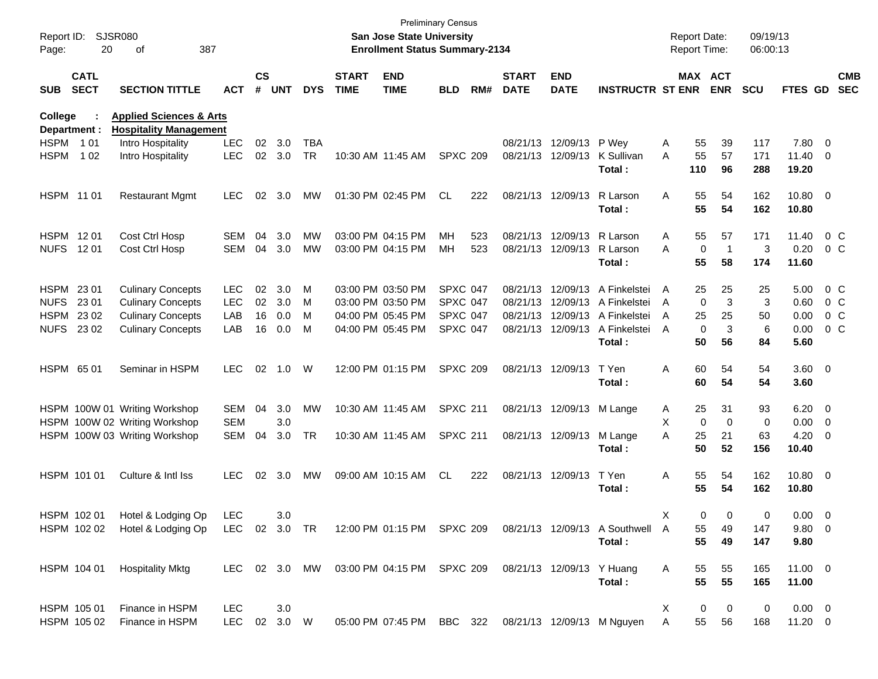Preliminary Census
**San Jose State University**
**Enrollment Status Summary-2134**

Report ID: SJSR080
Report Date: 09/19/13
Report Time: 06:00:13

**College : Applied Sciences & Arts**
**Department : Hospitality Management**

| SUB | CATL SECT | SECTION TITTLE | ACT | CS # | UNT | DYS | START TIME | END TIME | BLD | RM# | START DATE | END DATE | INSTRUCTR | ST | MAX ENR | ACT ENR | SCU | FTES | GD | CMB SEC |
|---|---|---|---|---|---|---|---|---|---|---|---|---|---|---|---|---|---|---|---|---|
| HSPM | 1 01 | Intro Hospitality | LEC | 02 | 3.0 | TBA | | | | | 08/21/13 | 12/09/13 | P Wey | A | 55 | 39 | 117 | 7.80 | 0 | |
| HSPM | 1 02 | Intro Hospitality | LEC | 02 | 3.0 | TR | 10:30 AM | 11:45 AM | SPXC | 209 | 08/21/13 | 12/09/13 | K Sullivan | A | 55 | 57 | 171 | 11.40 | 0 | |
| | | | | | | | | | | | | | **Total :** | | **110** | **96** | **288** | **19.20** | | |
| HSPM | 11 01 | Restaurant Mgmt | LEC | 02 | 3.0 | MW | 01:30 PM | 02:45 PM | CL | 222 | 08/21/13 | 12/09/13 | R Larson | A | 55 | 54 | 162 | 10.80 | 0 | |
| | | | | | | | | | | | | | **Total :** | | **55** | **54** | **162** | **10.80** | | |
| HSPM | 12 01 | Cost Ctrl Hosp | SEM | 04 | 3.0 | MW | 03:00 PM | 04:15 PM | MH | 523 | 08/21/13 | 12/09/13 | R Larson | A | 55 | 57 | 171 | 11.40 | 0 | C |
| NUFS | 12 01 | Cost Ctrl Hosp | SEM | 04 | 3.0 | MW | 03:00 PM | 04:15 PM | MH | 523 | 08/21/13 | 12/09/13 | R Larson | A | 0 | 1 | 3 | 0.20 | 0 | C |
| | | | | | | | | | | | | | **Total :** | | **55** | **58** | **174** | **11.60** | | |
| HSPM | 23 01 | Culinary Concepts | LEC | 02 | 3.0 | M | 03:00 PM | 03:50 PM | SPXC | 047 | 08/21/13 | 12/09/13 | A Finkelstei | A | 25 | 25 | 25 | 5.00 | 0 | C |
| NUFS | 23 01 | Culinary Concepts | LEC | 02 | 3.0 | M | 03:00 PM | 03:50 PM | SPXC | 047 | 08/21/13 | 12/09/13 | A Finkelstei | A | 0 | 3 | 3 | 0.60 | 0 | C |
| HSPM | 23 02 | Culinary Concepts | LAB | 16 | 0.0 | M | 04:00 PM | 05:45 PM | SPXC | 047 | 08/21/13 | 12/09/13 | A Finkelstei | A | 25 | 25 | 50 | 0.00 | 0 | C |
| NUFS | 23 02 | Culinary Concepts | LAB | 16 | 0.0 | M | 04:00 PM | 05:45 PM | SPXC | 047 | 08/21/13 | 12/09/13 | A Finkelstei | A | 0 | 3 | 6 | 0.00 | 0 | C |
| | | | | | | | | | | | | | **Total :** | | **50** | **56** | **84** | **5.60** | | |
| HSPM | 65 01 | Seminar in HSPM | LEC | 02 | 1.0 | W | 12:00 PM | 01:15 PM | SPXC | 209 | 08/21/13 | 12/09/13 | T Yen | A | 60 | 54 | 54 | 3.60 | 0 | |
| | | | | | | | | | | | | | **Total :** | | **60** | **54** | **54** | **3.60** | | |
| HSPM | 100W 01 | Writing Workshop | SEM | 04 | 3.0 | MW | 10:30 AM | 11:45 AM | SPXC | 211 | 08/21/13 | 12/09/13 | M Lange | A | 25 | 31 | 93 | 6.20 | 0 | |
| HSPM | 100W 02 | Writing Workshop | SEM | | 3.0 | | | | | | | | | X | 0 | 0 | 0 | 0.00 | 0 | |
| HSPM | 100W 03 | Writing Workshop | SEM | 04 | 3.0 | TR | 10:30 AM | 11:45 AM | SPXC | 211 | 08/21/13 | 12/09/13 | M Lange | A | 25 | 21 | 63 | 4.20 | 0 | |
| | | | | | | | | | | | | | **Total :** | | **50** | **52** | **156** | **10.40** | | |
| HSPM | 101 01 | Culture & Intl Iss | LEC | 02 | 3.0 | MW | 09:00 AM | 10:15 AM | CL | 222 | 08/21/13 | 12/09/13 | T Yen | A | 55 | 54 | 162 | 10.80 | 0 | |
| | | | | | | | | | | | | | **Total :** | | **55** | **54** | **162** | **10.80** | | |
| HSPM | 102 01 | Hotel & Lodging Op | LEC | | 3.0 | | | | | | | | | X | 0 | 0 | 0 | 0.00 | 0 | |
| HSPM | 102 02 | Hotel & Lodging Op | LEC | 02 | 3.0 | TR | 12:00 PM | 01:15 PM | SPXC | 209 | 08/21/13 | 12/09/13 | A Southwell | A | 55 | 49 | 147 | 9.80 | 0 | |
| | | | | | | | | | | | | | **Total :** | | **55** | **49** | **147** | **9.80** | | |
| HSPM | 104 01 | Hospitality Mktg | LEC | 02 | 3.0 | MW | 03:00 PM | 04:15 PM | SPXC | 209 | 08/21/13 | 12/09/13 | Y Huang | A | 55 | 55 | 165 | 11.00 | 0 | |
| | | | | | | | | | | | | | **Total :** | | **55** | **55** | **165** | **11.00** | | |
| HSPM | 105 01 | Finance in HSPM | LEC | | 3.0 | | | | | | | | | X | 0 | 0 | 0 | 0.00 | 0 | |
| HSPM | 105 02 | Finance in HSPM | LEC | 02 | 3.0 | W | 05:00 PM | 07:45 PM | BBC | 322 | 08/21/13 | 12/09/13 | M Nguyen | A | 55 | 56 | 168 | 11.20 | 0 | |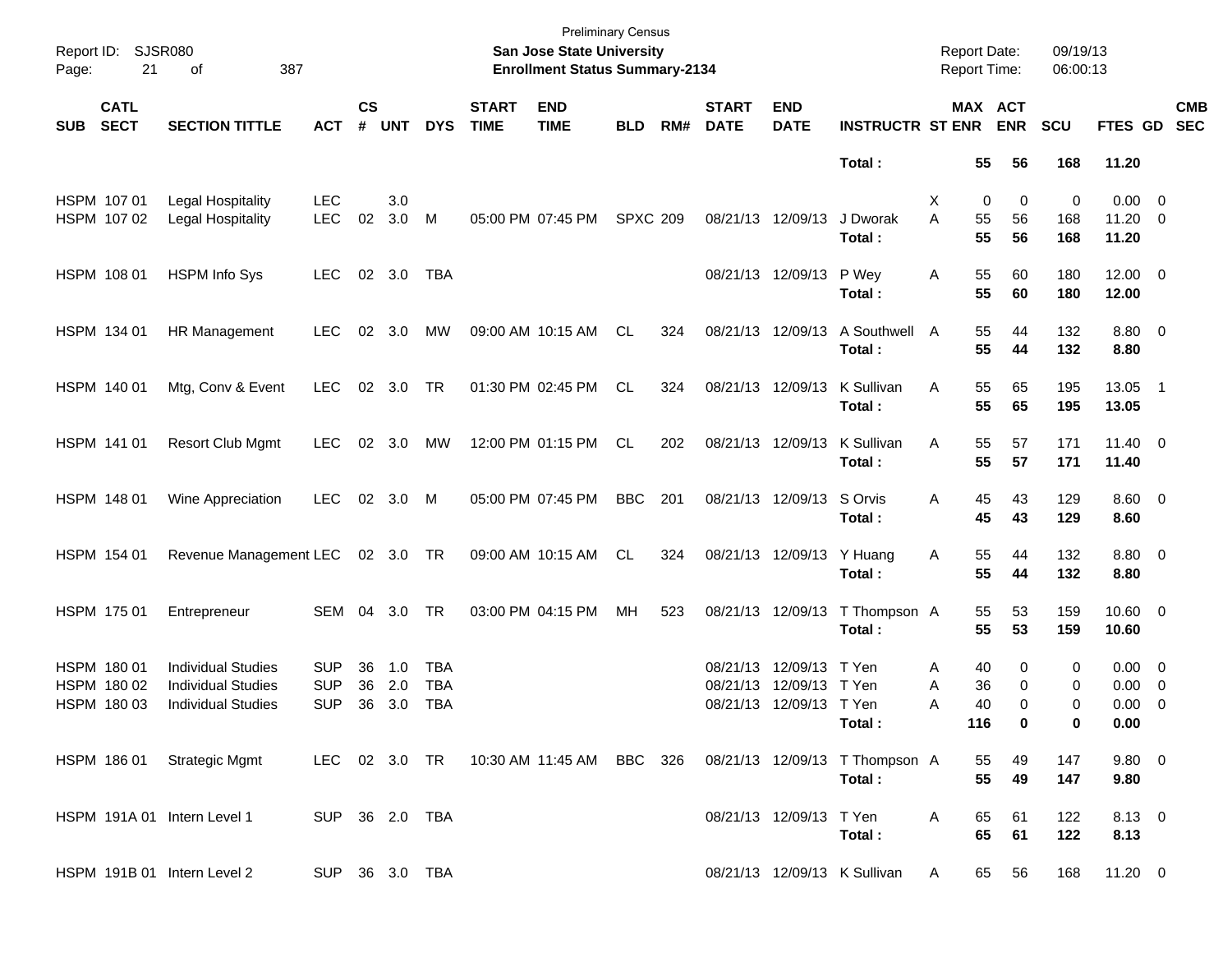Preliminary Census
San Jose State University
Enrollment Status Summary-2134

Report ID: SJSR080
Report Date: 09/19/13
Report Time: 06:00:13

| SUB | CATL SECT | SECTION TITTLE | ACT | CS # | UNT | DYS | START TIME | END TIME | BLD | RM# | START DATE | END DATE | INSTRUCTR | ST | MAX ENR | ACT ENR | SCU | FTES | GD | CMB SEC |
|---|---|---|---|---|---|---|---|---|---|---|---|---|---|---|---|---|---|---|---|---|
| | | | | | | | | | | | | | Total : | | 55 | 56 | 168 | 11.20 | | |
| HSPM | 107 01 | Legal Hospitality | LEC | | 3.0 | | | | | | | | | X | 0 | 0 | 0 | 0.00 | 0 | |
| HSPM | 107 02 | Legal Hospitality | LEC | 02 | 3.0 | M | 05:00 PM | 07:45 PM | SPXC | 209 | 08/21/13 | 12/09/13 | J Dworak | A | 55 | 56 | 168 | 11.20 | 0 | |
| | | | | | | | | | | | | | Total : | | 55 | 56 | 168 | 11.20 | | |
| HSPM | 108 01 | HSPM Info Sys | LEC | 02 | 3.0 | TBA | | | | | 08/21/13 | 12/09/13 | P Wey | A | 55 | 60 | 180 | 12.00 | 0 | |
| | | | | | | | | | | | | | Total : | | 55 | 60 | 180 | 12.00 | | |
| HSPM | 134 01 | HR Management | LEC | 02 | 3.0 | MW | 09:00 AM | 10:15 AM | CL | 324 | 08/21/13 | 12/09/13 | A Southwell | A | 55 | 44 | 132 | 8.80 | 0 | |
| | | | | | | | | | | | | | Total : | | 55 | 44 | 132 | 8.80 | | |
| HSPM | 140 01 | Mtg, Conv & Event | LEC | 02 | 3.0 | TR | 01:30 PM | 02:45 PM | CL | 324 | 08/21/13 | 12/09/13 | K Sullivan | A | 55 | 65 | 195 | 13.05 | 1 | |
| | | | | | | | | | | | | | Total : | | 55 | 65 | 195 | 13.05 | | |
| HSPM | 141 01 | Resort Club Mgmt | LEC | 02 | 3.0 | MW | 12:00 PM | 01:15 PM | CL | 202 | 08/21/13 | 12/09/13 | K Sullivan | A | 55 | 57 | 171 | 11.40 | 0 | |
| | | | | | | | | | | | | | Total : | | 55 | 57 | 171 | 11.40 | | |
| HSPM | 148 01 | Wine Appreciation | LEC | 02 | 3.0 | M | 05:00 PM | 07:45 PM | BBC | 201 | 08/21/13 | 12/09/13 | S Orvis | A | 45 | 43 | 129 | 8.60 | 0 | |
| | | | | | | | | | | | | | Total : | | 45 | 43 | 129 | 8.60 | | |
| HSPM | 154 01 | Revenue Management | LEC | 02 | 3.0 | TR | 09:00 AM | 10:15 AM | CL | 324 | 08/21/13 | 12/09/13 | Y Huang | A | 55 | 44 | 132 | 8.80 | 0 | |
| | | | | | | | | | | | | | Total : | | 55 | 44 | 132 | 8.80 | | |
| HSPM | 175 01 | Entrepreneur | SEM | 04 | 3.0 | TR | 03:00 PM | 04:15 PM | MH | 523 | 08/21/13 | 12/09/13 | T Thompson | A | 55 | 53 | 159 | 10.60 | 0 | |
| | | | | | | | | | | | | | Total : | | 55 | 53 | 159 | 10.60 | | |
| HSPM | 180 01 | Individual Studies | SUP | 36 | 1.0 | TBA | | | | | 08/21/13 | 12/09/13 | T Yen | A | 40 | 0 | 0 | 0.00 | 0 | |
| HSPM | 180 02 | Individual Studies | SUP | 36 | 2.0 | TBA | | | | | 08/21/13 | 12/09/13 | T Yen | A | 36 | 0 | 0 | 0.00 | 0 | |
| HSPM | 180 03 | Individual Studies | SUP | 36 | 3.0 | TBA | | | | | 08/21/13 | 12/09/13 | T Yen | A | 40 | 0 | 0 | 0.00 | 0 | |
| | | | | | | | | | | | | | Total : | | 116 | 0 | 0 | 0.00 | | |
| HSPM | 186 01 | Strategic Mgmt | LEC | 02 | 3.0 | TR | 10:30 AM | 11:45 AM | BBC | 326 | 08/21/13 | 12/09/13 | T Thompson | A | 55 | 49 | 147 | 9.80 | 0 | |
| | | | | | | | | | | | | | Total : | | 55 | 49 | 147 | 9.80 | | |
| HSPM | 191A 01 | Intern Level 1 | SUP | 36 | 2.0 | TBA | | | | | 08/21/13 | 12/09/13 | T Yen | A | 65 | 61 | 122 | 8.13 | 0 | |
| | | | | | | | | | | | | | Total : | | 65 | 61 | 122 | 8.13 | | |
| HSPM | 191B 01 | Intern Level 2 | SUP | 36 | 3.0 | TBA | | | | | 08/21/13 | 12/09/13 | K Sullivan | A | 65 | 56 | 168 | 11.20 | 0 | |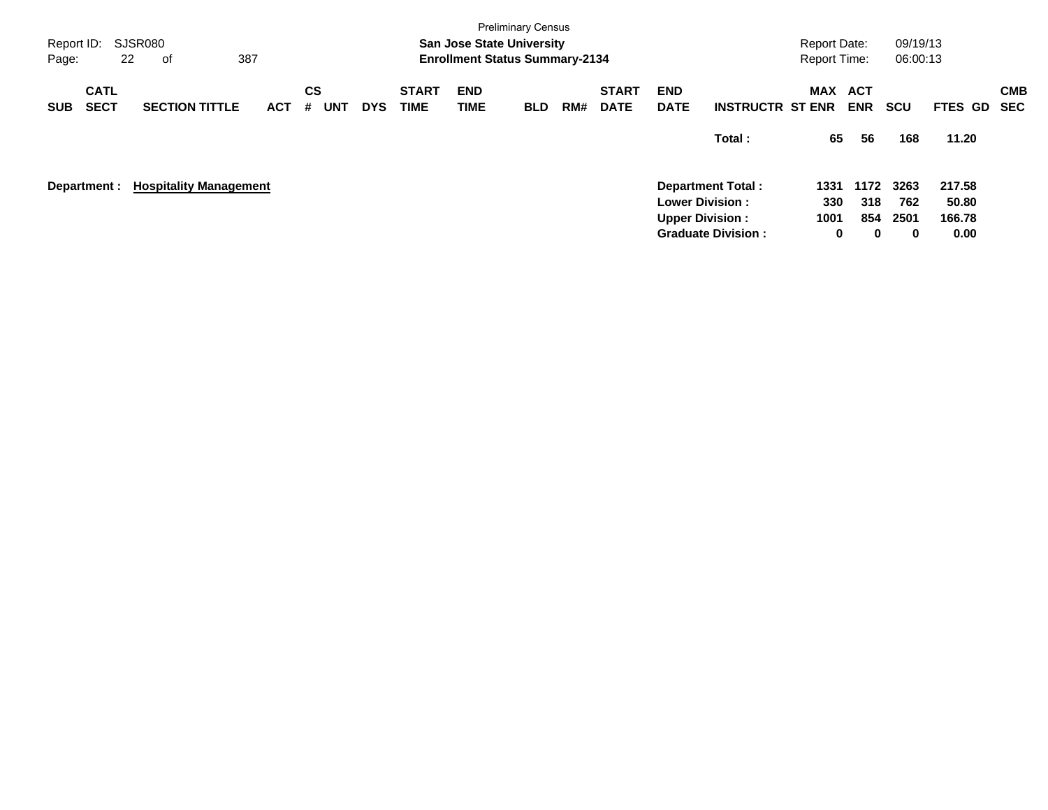Preliminary Census

**San Jose State University**

**Enrollment Status Summary-2134**

Report ID: SJSR080
Report Date: 09/19/13
Report Time: 06:00:13

| SUB | CATL SECT | SECTION TITTLE | ACT | CS # | UNT | DYS | START TIME | END TIME | BLD | RM# | START DATE | END DATE | INSTRUCTR | MAX ST ENR | ACT ENR | SCU | FTES | GD | CMB SEC |
|---|---|---|---|---|---|---|---|---|---|---|---|---|---|---|---|---|---|---|---|
| | | | | | | | | | | | | | **Total :** | **65** | **56** | **168** | **11.20** | | |

**Department : Hospitality Management**

| | MAX ST ENR | ACT ENR | SCU | FTES |
|---|---|---|---|---|
| **Department Total :** | **1331** | **1172** | **3263** | **217.58** |
| **Lower Division :** | **330** | **318** | **762** | **50.80** |
| **Upper Division :** | **1001** | **854** | **2501** | **166.78** |
| **Graduate Division :** | **0** | **0** | **0** | **0.00** |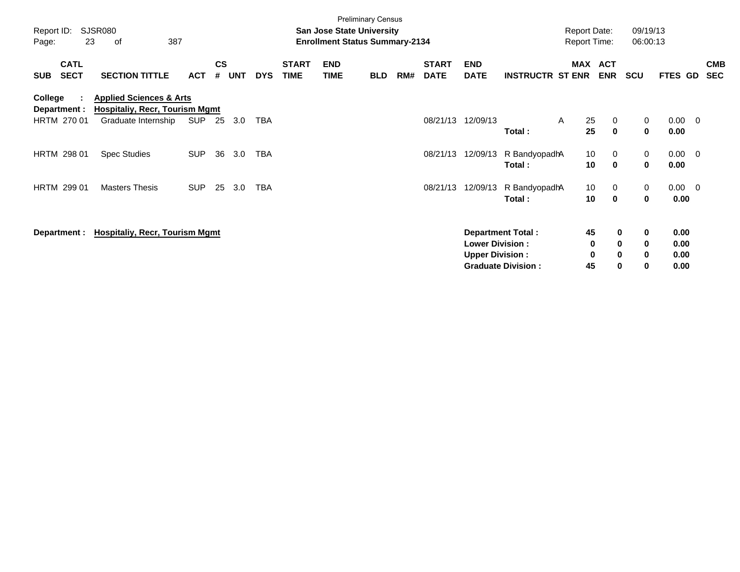Preliminary Census

**San Jose State University**
**Enrollment Status Summary-2134**

Report ID: SJSR080
Report Date: 09/19/13
Report Time: 06:00:13

| SUB | CATL SECT | SECTION TITTLE | ACT | CS # | UNT | DYS | START TIME | END TIME | BLD | RM# | START DATE | END DATE | INSTRUCTR | ST | MAX ENR | ACT ENR | SCU | FTES | GD | CMB SEC |
|---|---|---|---|---|---|---|---|---|---|---|---|---|---|---|---|---|---|---|---|---|
| **College :** | | **Applied Sciences & Arts** | | | | | | | | | | | | | | | | | | |
| **Department :** | | **Hospitaliy, Recr, Tourism Mgmt** | | | | | | | | | | | | | | | | | | |
| HRTM | 270 01 | Graduate Internship | SUP | 25 | 3.0 | TBA | | | | | 08/21/13 | 12/09/13 | | A | 25 | 0 | 0 | 0.00 | 0 | |
| | | | | | | | | | | | | | **Total :** | | **25** | **0** | **0** | **0.00** | | |
| HRTM | 298 01 | Spec Studies | SUP | 36 | 3.0 | TBA | | | | | 08/21/13 | 12/09/13 | R Bandyopadh | A | 10 | 0 | 0 | 0.00 | 0 | |
| | | | | | | | | | | | | | **Total :** | | **10** | **0** | **0** | **0.00** | | |
| HRTM | 299 01 | Masters Thesis | SUP | 25 | 3.0 | TBA | | | | | 08/21/13 | 12/09/13 | R Bandyopadh | A | 10 | 0 | 0 | 0.00 | 0 | |
| | | | | | | | | | | | | | **Total :** | | **10** | **0** | **0** | **0.00** | | |

**Department : Hospitaliy, Recr, Tourism Mgmt**

| | MAX ENR | ACT ENR | SCU | FTES |
|---|---|---|---|---|
| **Department Total :** | **45** | **0** | **0** | **0.00** |
| **Lower Division :** | **0** | **0** | **0** | **0.00** |
| **Upper Division :** | **0** | **0** | **0** | **0.00** |
| **Graduate Division :** | **45** | **0** | **0** | **0.00** |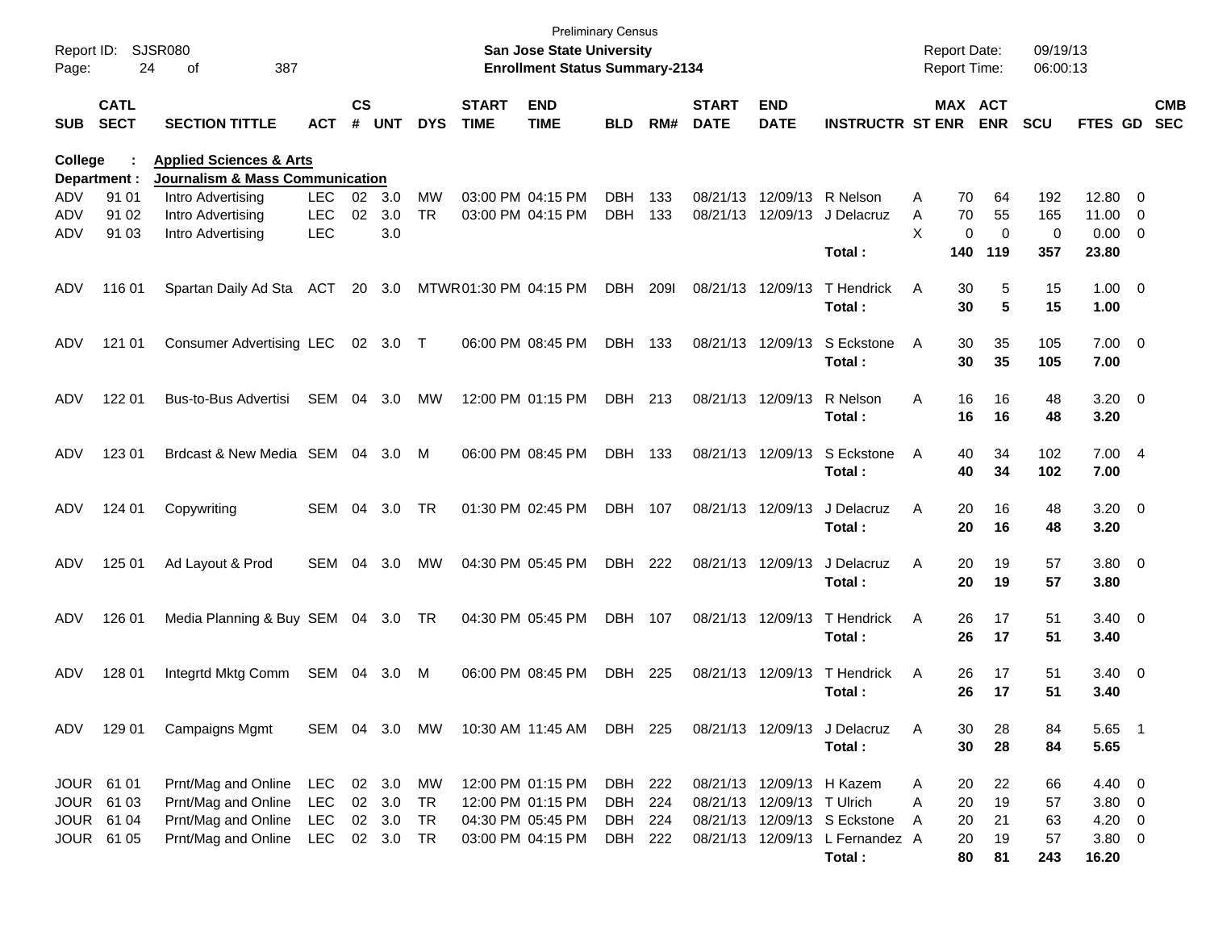Preliminary Census

**San Jose State University**

**Enrollment Status Summary-2134**

Report ID: SJSR080

Report Date: 09/19/13

Report Time: 06:00:13

**College : Applied Sciences & Arts**

**Department : Journalism & Mass Communication**

| SUB | CATL SECT | SECTION TITTLE | ACT | CS # | UNT | DYS | START TIME | END TIME | BLD | RM# | START DATE | END DATE | INSTRUCTR | ST | MAX ENR | ACT ENR | SCU | FTES | GD | CMB SEC |
|---|---|---|---|---|---|---|---|---|---|---|---|---|---|---|---|---|---|---|---|---|
| ADV | 91 01 | Intro Advertising | LEC | 02 | 3.0 | MW | 03:00 PM | 04:15 PM | DBH | 133 | 08/21/13 | 12/09/13 | R Nelson | A | 70 | 64 | 192 | 12.80 | 0 | |
| ADV | 91 02 | Intro Advertising | LEC | 02 | 3.0 | TR | 03:00 PM | 04:15 PM | DBH | 133 | 08/21/13 | 12/09/13 | J Delacruz | A | 70 | 55 | 165 | 11.00 | 0 | |
| ADV | 91 03 | Intro Advertising | LEC | | 3.0 | | | | | | | | | X | 0 | 0 | 0 | 0.00 | 0 | |
| | | | | | | | | | | | | | **Total :** | | **140** | **119** | **357** | **23.80** | | |
| ADV | 116 01 | Spartan Daily Ad Sta | ACT | 20 | 3.0 | MTWR | 01:30 PM | 04:15 PM | DBH | 209I | 08/21/13 | 12/09/13 | T Hendrick | A | 30 | 5 | 15 | 1.00 | 0 | |
| | | | | | | | | | | | | | **Total :** | | **30** | **5** | **15** | **1.00** | | |
| ADV | 121 01 | Consumer Advertising | LEC | 02 | 3.0 | T | 06:00 PM | 08:45 PM | DBH | 133 | 08/21/13 | 12/09/13 | S Eckstone | A | 30 | 35 | 105 | 7.00 | 0 | |
| | | | | | | | | | | | | | **Total :** | | **30** | **35** | **105** | **7.00** | | |
| ADV | 122 01 | Bus-to-Bus Advertisi | SEM | 04 | 3.0 | MW | 12:00 PM | 01:15 PM | DBH | 213 | 08/21/13 | 12/09/13 | R Nelson | A | 16 | 16 | 48 | 3.20 | 0 | |
| | | | | | | | | | | | | | **Total :** | | **16** | **16** | **48** | **3.20** | | |
| ADV | 123 01 | Brdcast & New Media | SEM | 04 | 3.0 | M | 06:00 PM | 08:45 PM | DBH | 133 | 08/21/13 | 12/09/13 | S Eckstone | A | 40 | 34 | 102 | 7.00 | 4 | |
| | | | | | | | | | | | | | **Total :** | | **40** | **34** | **102** | **7.00** | | |
| ADV | 124 01 | Copywriting | SEM | 04 | 3.0 | TR | 01:30 PM | 02:45 PM | DBH | 107 | 08/21/13 | 12/09/13 | J Delacruz | A | 20 | 16 | 48 | 3.20 | 0 | |
| | | | | | | | | | | | | | **Total :** | | **20** | **16** | **48** | **3.20** | | |
| ADV | 125 01 | Ad Layout & Prod | SEM | 04 | 3.0 | MW | 04:30 PM | 05:45 PM | DBH | 222 | 08/21/13 | 12/09/13 | J Delacruz | A | 20 | 19 | 57 | 3.80 | 0 | |
| | | | | | | | | | | | | | **Total :** | | **20** | **19** | **57** | **3.80** | | |
| ADV | 126 01 | Media Planning & Buy | SEM | 04 | 3.0 | TR | 04:30 PM | 05:45 PM | DBH | 107 | 08/21/13 | 12/09/13 | T Hendrick | A | 26 | 17 | 51 | 3.40 | 0 | |
| | | | | | | | | | | | | | **Total :** | | **26** | **17** | **51** | **3.40** | | |
| ADV | 128 01 | Integrtd Mktg Comm | SEM | 04 | 3.0 | M | 06:00 PM | 08:45 PM | DBH | 225 | 08/21/13 | 12/09/13 | T Hendrick | A | 26 | 17 | 51 | 3.40 | 0 | |
| | | | | | | | | | | | | | **Total :** | | **26** | **17** | **51** | **3.40** | | |
| ADV | 129 01 | Campaigns Mgmt | SEM | 04 | 3.0 | MW | 10:30 AM | 11:45 AM | DBH | 225 | 08/21/13 | 12/09/13 | J Delacruz | A | 30 | 28 | 84 | 5.65 | 1 | |
| | | | | | | | | | | | | | **Total :** | | **30** | **28** | **84** | **5.65** | | |
| JOUR | 61 01 | Prnt/Mag and Online | LEC | 02 | 3.0 | MW | 12:00 PM | 01:15 PM | DBH | 222 | 08/21/13 | 12/09/13 | H Kazem | A | 20 | 22 | 66 | 4.40 | 0 | |
| JOUR | 61 03 | Prnt/Mag and Online | LEC | 02 | 3.0 | TR | 12:00 PM | 01:15 PM | DBH | 224 | 08/21/13 | 12/09/13 | T Ulrich | A | 20 | 19 | 57 | 3.80 | 0 | |
| JOUR | 61 04 | Prnt/Mag and Online | LEC | 02 | 3.0 | TR | 04:30 PM | 05:45 PM | DBH | 224 | 08/21/13 | 12/09/13 | S Eckstone | A | 20 | 21 | 63 | 4.20 | 0 | |
| JOUR | 61 05 | Prnt/Mag and Online | LEC | 02 | 3.0 | TR | 03:00 PM | 04:15 PM | DBH | 222 | 08/21/13 | 12/09/13 | L Fernandez | A | 20 | 19 | 57 | 3.80 | 0 | |
| | | | | | | | | | | | | | **Total :** | | **80** | **81** | **243** | **16.20** | | |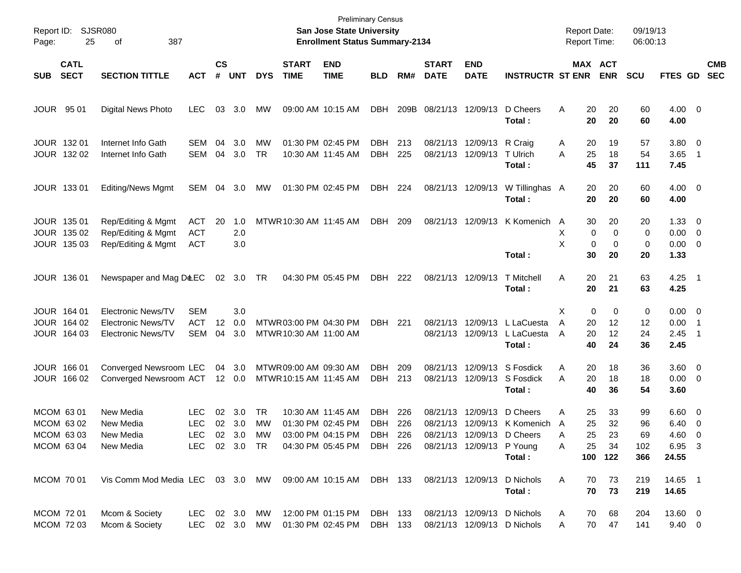Preliminary Census

**San Jose State University**

**Enrollment Status Summary-2134**

Report ID: SJSR080

Report Date: 09/19/13

Report Time: 06:00:13

| SUB | CATL SECT | SECTION TITTLE | ACT | CS # | UNT | DYS | START TIME | END TIME | BLD | RM# | START DATE | END DATE | INSTRUCTR | ST | MAX ENR | ACT ENR | SCU | FTES | GD | CMB SEC |
|---|---|---|---|---|---|---|---|---|---|---|---|---|---|---|---|---|---|---|---|---|
| JOUR | 95 01 | Digital News Photo | LEC | 03 | 3.0 | MW | 09:00 AM | 10:15 AM | DBH | 209B | 08/21/13 | 12/09/13 | D Cheers | A | 20 | 20 | 60 | 4.00 | 0 | |
| | | | | | | | | | | | | | **Total :** | | **20** | **20** | **60** | **4.00** | | |
| JOUR | 132 01 | Internet Info Gath | SEM | 04 | 3.0 | MW | 01:30 PM | 02:45 PM | DBH | 213 | 08/21/13 | 12/09/13 | R Craig | A | 20 | 19 | 57 | 3.80 | 0 | |
| JOUR | 132 02 | Internet Info Gath | SEM | 04 | 3.0 | TR | 10:30 AM | 11:45 AM | DBH | 225 | 08/21/13 | 12/09/13 | T Ulrich | A | 25 | 18 | 54 | 3.65 | 1 | |
| | | | | | | | | | | | | | **Total :** | | **45** | **37** | **111** | **7.45** | | |
| JOUR | 133 01 | Editing/News Mgmt | SEM | 04 | 3.0 | MW | 01:30 PM | 02:45 PM | DBH | 224 | 08/21/13 | 12/09/13 | W Tillinghas | A | 20 | 20 | 60 | 4.00 | 0 | |
| | | | | | | | | | | | | | **Total :** | | **20** | **20** | **60** | **4.00** | | |
| JOUR | 135 01 | Rep/Editing & Mgmt | ACT | 20 | 1.0 | MTWR | 10:30 AM | 11:45 AM | DBH | 209 | 08/21/13 | 12/09/13 | K Komenich | A | 30 | 20 | 20 | 1.33 | 0 | |
| JOUR | 135 02 | Rep/Editing & Mgmt | ACT | | 2.0 | | | | | | | | | X | 0 | 0 | 0 | 0.00 | 0 | |
| JOUR | 135 03 | Rep/Editing & Mgmt | ACT | | 3.0 | | | | | | | | | X | 0 | 0 | 0 | 0.00 | 0 | |
| | | | | | | | | | | | | | **Total :** | | **30** | **20** | **20** | **1.33** | | |
| JOUR | 136 01 | Newspaper and Mag De | LEC | 02 | 3.0 | TR | 04:30 PM | 05:45 PM | DBH | 222 | 08/21/13 | 12/09/13 | T Mitchell | A | 20 | 21 | 63 | 4.25 | 1 | |
| | | | | | | | | | | | | | **Total :** | | **20** | **21** | **63** | **4.25** | | |
| JOUR | 164 01 | Electronic News/TV | SEM | | 3.0 | | | | | | | | | X | 0 | 0 | 0 | 0.00 | 0 | |
| JOUR | 164 02 | Electronic News/TV | ACT | 12 | 0.0 | MTWR | 03:00 PM | 04:30 PM | DBH | 221 | 08/21/13 | 12/09/13 | L LaCuesta | A | 20 | 12 | 12 | 0.00 | 1 | |
| JOUR | 164 03 | Electronic News/TV | SEM | 04 | 3.0 | MTWR | 10:30 AM | 11:00 AM | | | 08/21/13 | 12/09/13 | L LaCuesta | A | 20 | 12 | 24 | 2.45 | 1 | |
| | | | | | | | | | | | | | **Total :** | | **40** | **24** | **36** | **2.45** | | |
| JOUR | 166 01 | Converged Newsroom | LEC | 04 | 3.0 | MTWR | 09:00 AM | 09:30 AM | DBH | 209 | 08/21/13 | 12/09/13 | S Fosdick | A | 20 | 18 | 36 | 3.60 | 0 | |
| JOUR | 166 02 | Converged Newsroom | ACT | 12 | 0.0 | MTWR | 10:15 AM | 11:45 AM | DBH | 213 | 08/21/13 | 12/09/13 | S Fosdick | A | 20 | 18 | 18 | 0.00 | 0 | |
| | | | | | | | | | | | | | **Total :** | | **40** | **36** | **54** | **3.60** | | |
| MCOM | 63 01 | New Media | LEC | 02 | 3.0 | TR | 10:30 AM | 11:45 AM | DBH | 226 | 08/21/13 | 12/09/13 | D Cheers | A | 25 | 33 | 99 | 6.60 | 0 | |
| MCOM | 63 02 | New Media | LEC | 02 | 3.0 | MW | 01:30 PM | 02:45 PM | DBH | 226 | 08/21/13 | 12/09/13 | K Komenich | A | 25 | 32 | 96 | 6.40 | 0 | |
| MCOM | 63 03 | New Media | LEC | 02 | 3.0 | MW | 03:00 PM | 04:15 PM | DBH | 226 | 08/21/13 | 12/09/13 | D Cheers | A | 25 | 23 | 69 | 4.60 | 0 | |
| MCOM | 63 04 | New Media | LEC | 02 | 3.0 | TR | 04:30 PM | 05:45 PM | DBH | 226 | 08/21/13 | 12/09/13 | P Young | A | 25 | 34 | 102 | 6.95 | 3 | |
| | | | | | | | | | | | | | **Total :** | | **100** | **122** | **366** | **24.55** | | |
| MCOM | 70 01 | Vis Comm Mod Media | LEC | 03 | 3.0 | MW | 09:00 AM | 10:15 AM | DBH | 133 | 08/21/13 | 12/09/13 | D Nichols | A | 70 | 73 | 219 | 14.65 | 1 | |
| | | | | | | | | | | | | | **Total :** | | **70** | **73** | **219** | **14.65** | | |
| MCOM | 72 01 | Mcom & Society | LEC | 02 | 3.0 | MW | 12:00 PM | 01:15 PM | DBH | 133 | 08/21/13 | 12/09/13 | D Nichols | A | 70 | 68 | 204 | 13.60 | 0 | |
| MCOM | 72 03 | Mcom & Society | LEC | 02 | 3.0 | MW | 01:30 PM | 02:45 PM | DBH | 133 | 08/21/13 | 12/09/13 | D Nichols | A | 70 | 47 | 141 | 9.40 | 0 | |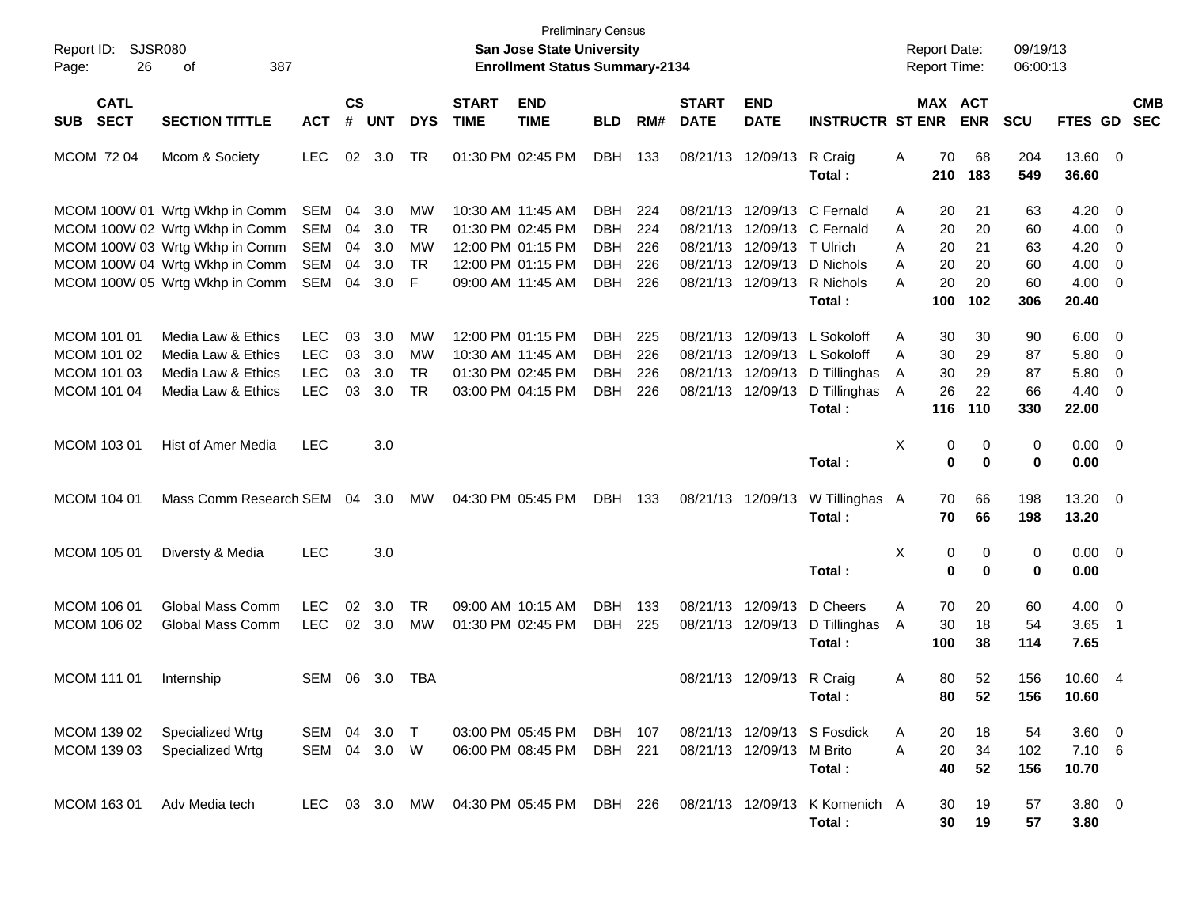Preliminary Census

**San Jose State University**

**Enrollment Status Summary-2134**

Report ID: SJSR080

Report Date: 09/19/13

Report Time: 06:00:13

| SUB | CATL SECT | SECTION TITTLE | ACT | CS # | UNT | DYS | START TIME | END TIME | BLD | RM# | START DATE | END DATE | INSTRUCTR | ST | MAX ENR | ACT ENR | SCU | FTES | GD | CMB SEC |
|---|---|---|---|---|---|---|---|---|---|---|---|---|---|---|---|---|---|---|---|---|
| MCOM | 72 04 | Mcom & Society | LEC | 02 | 3.0 | TR | 01:30 PM | 02:45 PM | DBH | 133 | 08/21/13 | 12/09/13 | R Craig | A | 70 | 68 | 204 | 13.60 | 0 | |
| | | | | | | | | | | | | | **Total :** | | **210** | **183** | **549** | **36.60** | | |
| MCOM | 100W 01 | Wrtg Wkhp in Comm | SEM | 04 | 3.0 | MW | 10:30 AM | 11:45 AM | DBH | 224 | 08/21/13 | 12/09/13 | C Fernald | A | 20 | 21 | 63 | 4.20 | 0 | |
| MCOM | 100W 02 | Wrtg Wkhp in Comm | SEM | 04 | 3.0 | TR | 01:30 PM | 02:45 PM | DBH | 224 | 08/21/13 | 12/09/13 | C Fernald | A | 20 | 20 | 60 | 4.00 | 0 | |
| MCOM | 100W 03 | Wrtg Wkhp in Comm | SEM | 04 | 3.0 | MW | 12:00 PM | 01:15 PM | DBH | 226 | 08/21/13 | 12/09/13 | T Ulrich | A | 20 | 21 | 63 | 4.20 | 0 | |
| MCOM | 100W 04 | Wrtg Wkhp in Comm | SEM | 04 | 3.0 | TR | 12:00 PM | 01:15 PM | DBH | 226 | 08/21/13 | 12/09/13 | D Nichols | A | 20 | 20 | 60 | 4.00 | 0 | |
| MCOM | 100W 05 | Wrtg Wkhp in Comm | SEM | 04 | 3.0 | F | 09:00 AM | 11:45 AM | DBH | 226 | 08/21/13 | 12/09/13 | R Nichols | A | 20 | 20 | 60 | 4.00 | 0 | |
| | | | | | | | | | | | | | **Total :** | | **100** | **102** | **306** | **20.40** | | |
| MCOM | 101 01 | Media Law & Ethics | LEC | 03 | 3.0 | MW | 12:00 PM | 01:15 PM | DBH | 225 | 08/21/13 | 12/09/13 | L Sokoloff | A | 30 | 30 | 90 | 6.00 | 0 | |
| MCOM | 101 02 | Media Law & Ethics | LEC | 03 | 3.0 | MW | 10:30 AM | 11:45 AM | DBH | 226 | 08/21/13 | 12/09/13 | L Sokoloff | A | 30 | 29 | 87 | 5.80 | 0 | |
| MCOM | 101 03 | Media Law & Ethics | LEC | 03 | 3.0 | TR | 01:30 PM | 02:45 PM | DBH | 226 | 08/21/13 | 12/09/13 | D Tillinghas | A | 30 | 29 | 87 | 5.80 | 0 | |
| MCOM | 101 04 | Media Law & Ethics | LEC | 03 | 3.0 | TR | 03:00 PM | 04:15 PM | DBH | 226 | 08/21/13 | 12/09/13 | D Tillinghas | A | 26 | 22 | 66 | 4.40 | 0 | |
| | | | | | | | | | | | | | **Total :** | | **116** | **110** | **330** | **22.00** | | |
| MCOM | 103 01 | Hist of Amer Media | LEC | | 3.0 | | | | | | | | | X | 0 | 0 | 0 | 0.00 | 0 | |
| | | | | | | | | | | | | | **Total :** | | **0** | **0** | **0** | **0.00** | | |
| MCOM | 104 01 | Mass Comm Research | SEM | 04 | 3.0 | MW | 04:30 PM | 05:45 PM | DBH | 133 | 08/21/13 | 12/09/13 | W Tillinghas | A | 70 | 66 | 198 | 13.20 | 0 | |
| | | | | | | | | | | | | | **Total :** | | **70** | **66** | **198** | **13.20** | | |
| MCOM | 105 01 | Diversty & Media | LEC | | 3.0 | | | | | | | | | X | 0 | 0 | 0 | 0.00 | 0 | |
| | | | | | | | | | | | | | **Total :** | | **0** | **0** | **0** | **0.00** | | |
| MCOM | 106 01 | Global Mass Comm | LEC | 02 | 3.0 | TR | 09:00 AM | 10:15 AM | DBH | 133 | 08/21/13 | 12/09/13 | D Cheers | A | 70 | 20 | 60 | 4.00 | 0 | |
| MCOM | 106 02 | Global Mass Comm | LEC | 02 | 3.0 | MW | 01:30 PM | 02:45 PM | DBH | 225 | 08/21/13 | 12/09/13 | D Tillinghas | A | 30 | 18 | 54 | 3.65 | 1 | |
| | | | | | | | | | | | | | **Total :** | | **100** | **38** | **114** | **7.65** | | |
| MCOM | 111 01 | Internship | SEM | 06 | 3.0 | TBA | | | | | 08/21/13 | 12/09/13 | R Craig | A | 80 | 52 | 156 | 10.60 | 4 | |
| | | | | | | | | | | | | | **Total :** | | **80** | **52** | **156** | **10.60** | | |
| MCOM | 139 02 | Specialized Wrtg | SEM | 04 | 3.0 | T | 03:00 PM | 05:45 PM | DBH | 107 | 08/21/13 | 12/09/13 | S Fosdick | A | 20 | 18 | 54 | 3.60 | 0 | |
| MCOM | 139 03 | Specialized Wrtg | SEM | 04 | 3.0 | W | 06:00 PM | 08:45 PM | DBH | 221 | 08/21/13 | 12/09/13 | M Brito | A | 20 | 34 | 102 | 7.10 | 6 | |
| | | | | | | | | | | | | | **Total :** | | **40** | **52** | **156** | **10.70** | | |
| MCOM | 163 01 | Adv Media tech | LEC | 03 | 3.0 | MW | 04:30 PM | 05:45 PM | DBH | 226 | 08/21/13 | 12/09/13 | K Komenich | A | 30 | 19 | 57 | 3.80 | 0 | |
| | | | | | | | | | | | | | **Total :** | | **30** | **19** | **57** | **3.80** | | |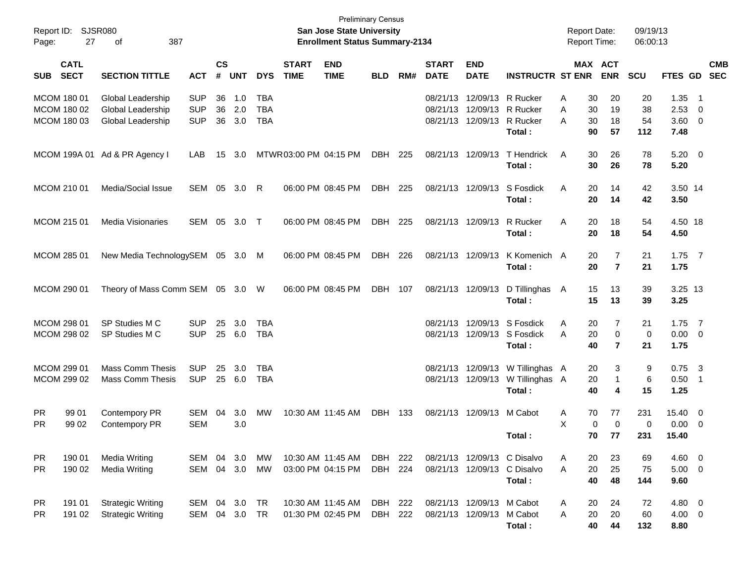Preliminary Census

**San Jose State University**

**Enrollment Status Summary-2134**

Report ID: SJSR080

Report Date: 09/19/13

Report Time: 06:00:13

| SUB | CATL SECT | SECTION TITTLE | ACT | CS # | UNT | DYS | START TIME | END TIME | BLD | RM# | START DATE | END DATE | INSTRUCTR | ST | MAX ENR | ACT ENR | SCU | FTES | GD | CMB SEC |
|---|---|---|---|---|---|---|---|---|---|---|---|---|---|---|---|---|---|---|---|---|
| MCOM | 180 01 | Global Leadership | SUP | 36 | 1.0 | TBA | | | | | 08/21/13 | 12/09/13 | R Rucker | A | 30 | 20 | 20 | 1.35 | 1 | |
| MCOM | 180 02 | Global Leadership | SUP | 36 | 2.0 | TBA | | | | | 08/21/13 | 12/09/13 | R Rucker | A | 30 | 19 | 38 | 2.53 | 0 | |
| MCOM | 180 03 | Global Leadership | SUP | 36 | 3.0 | TBA | | | | | 08/21/13 | 12/09/13 | R Rucker | A | 30 | 18 | 54 | 3.60 | 0 | |
| | | | | | | | | | | | | | **Total :** | | **90** | **57** | **112** | **7.48** | | |
| MCOM | 199A 01 | Ad & PR Agency I | LAB | 15 | 3.0 | MTWR | 03:00 PM | 04:15 PM | DBH | 225 | 08/21/13 | 12/09/13 | T Hendrick | A | 30 | 26 | 78 | 5.20 | 0 | |
| | | | | | | | | | | | | | **Total :** | | **30** | **26** | **78** | **5.20** | | |
| MCOM | 210 01 | Media/Social Issue | SEM | 05 | 3.0 | R | 06:00 PM | 08:45 PM | DBH | 225 | 08/21/13 | 12/09/13 | S Fosdick | A | 20 | 14 | 42 | 3.50 | 14 | |
| | | | | | | | | | | | | | **Total :** | | **20** | **14** | **42** | **3.50** | | |
| MCOM | 215 01 | Media Visionaries | SEM | 05 | 3.0 | T | 06:00 PM | 08:45 PM | DBH | 225 | 08/21/13 | 12/09/13 | R Rucker | A | 20 | 18 | 54 | 4.50 | 18 | |
| | | | | | | | | | | | | | **Total :** | | **20** | **18** | **54** | **4.50** | | |
| MCOM | 285 01 | New Media Technology | SEM | 05 | 3.0 | M | 06:00 PM | 08:45 PM | DBH | 226 | 08/21/13 | 12/09/13 | K Komenich | A | 20 | 7 | 21 | 1.75 | 7 | |
| | | | | | | | | | | | | | **Total :** | | **20** | **7** | **21** | **1.75** | | |
| MCOM | 290 01 | Theory of Mass Comm | SEM | 05 | 3.0 | W | 06:00 PM | 08:45 PM | DBH | 107 | 08/21/13 | 12/09/13 | D Tillinghas | A | 15 | 13 | 39 | 3.25 | 13 | |
| | | | | | | | | | | | | | **Total :** | | **15** | **13** | **39** | **3.25** | | |
| MCOM | 298 01 | SP Studies M C | SUP | 25 | 3.0 | TBA | | | | | 08/21/13 | 12/09/13 | S Fosdick | A | 20 | 7 | 21 | 1.75 | 7 | |
| MCOM | 298 02 | SP Studies M C | SUP | 25 | 6.0 | TBA | | | | | 08/21/13 | 12/09/13 | S Fosdick | A | 20 | 0 | 0 | 0.00 | 0 | |
| | | | | | | | | | | | | | **Total :** | | **40** | **7** | **21** | **1.75** | | |
| MCOM | 299 01 | Mass Comm Thesis | SUP | 25 | 3.0 | TBA | | | | | 08/21/13 | 12/09/13 | W Tillinghas | A | 20 | 3 | 9 | 0.75 | 3 | |
| MCOM | 299 02 | Mass Comm Thesis | SUP | 25 | 6.0 | TBA | | | | | 08/21/13 | 12/09/13 | W Tillinghas | A | 20 | 1 | 6 | 0.50 | 1 | |
| | | | | | | | | | | | | | **Total :** | | **40** | **4** | **15** | **1.25** | | |
| PR | 99 01 | Contempory PR | SEM | 04 | 3.0 | MW | 10:30 AM | 11:45 AM | DBH | 133 | 08/21/13 | 12/09/13 | M Cabot | A | 70 | 77 | 231 | 15.40 | 0 | |
| PR | 99 02 | Contempory PR | SEM | | 3.0 | | | | | | | | | X | 0 | 0 | 0 | 0.00 | 0 | |
| | | | | | | | | | | | | | **Total :** | | **70** | **77** | **231** | **15.40** | | |
| PR | 190 01 | Media Writing | SEM | 04 | 3.0 | MW | 10:30 AM | 11:45 AM | DBH | 222 | 08/21/13 | 12/09/13 | C Disalvo | A | 20 | 23 | 69 | 4.60 | 0 | |
| PR | 190 02 | Media Writing | SEM | 04 | 3.0 | MW | 03:00 PM | 04:15 PM | DBH | 224 | 08/21/13 | 12/09/13 | C Disalvo | A | 20 | 25 | 75 | 5.00 | 0 | |
| | | | | | | | | | | | | | **Total :** | | **40** | **48** | **144** | **9.60** | | |
| PR | 191 01 | Strategic Writing | SEM | 04 | 3.0 | TR | 10:30 AM | 11:45 AM | DBH | 222 | 08/21/13 | 12/09/13 | M Cabot | A | 20 | 24 | 72 | 4.80 | 0 | |
| PR | 191 02 | Strategic Writing | SEM | 04 | 3.0 | TR | 01:30 PM | 02:45 PM | DBH | 222 | 08/21/13 | 12/09/13 | M Cabot | A | 20 | 20 | 60 | 4.00 | 0 | |
| | | | | | | | | | | | | | **Total :** | | **40** | **44** | **132** | **8.80** | | |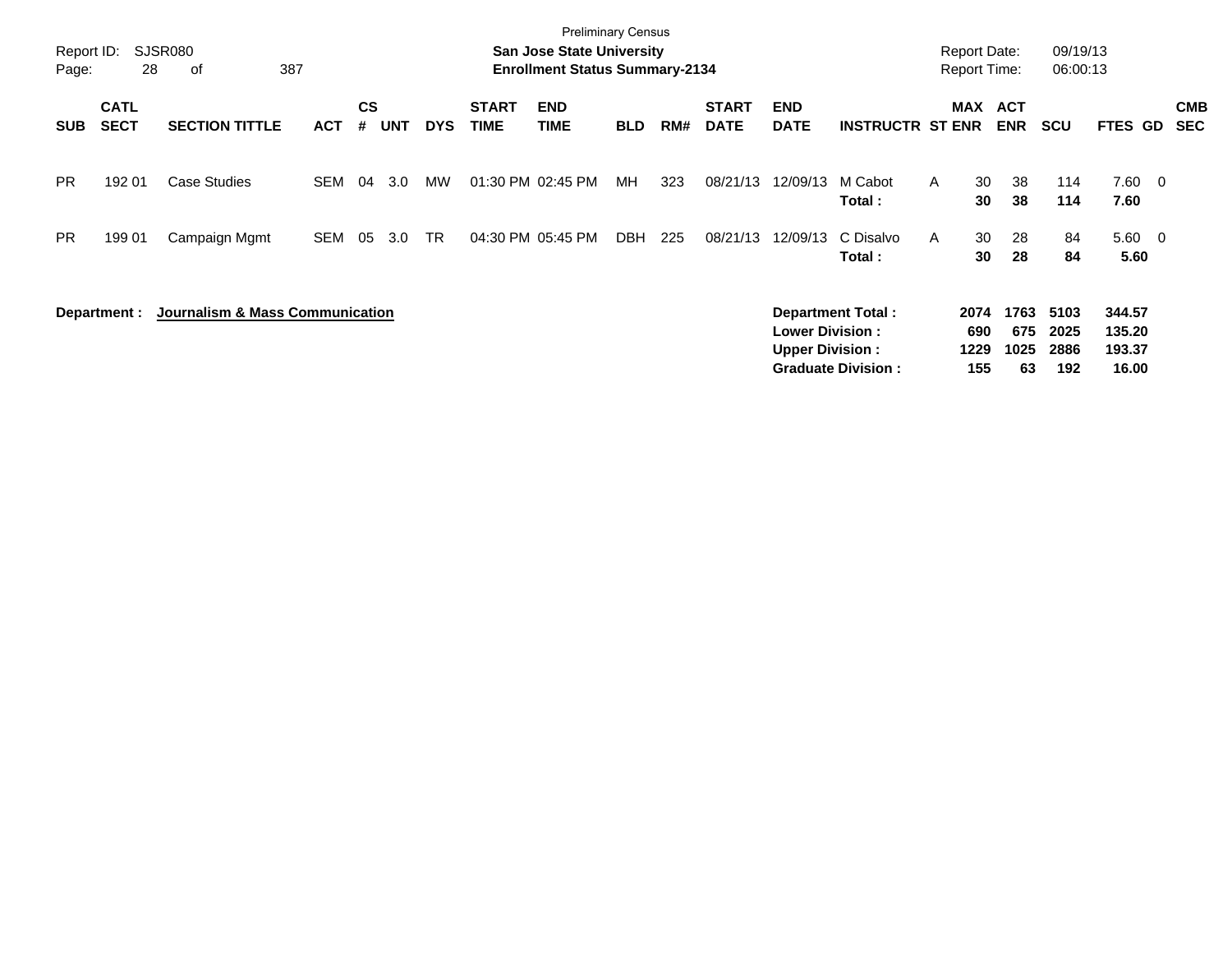Preliminary Census

**San Jose State University**

**Enrollment Status Summary-2134**

Report ID: SJSR080

Report Date: 09/19/13

Report Time: 06:00:13

| SUB | CATL SECT | SECTION TITTLE | ACT | CS # | UNT | DYS | START TIME | END TIME | BLD | RM# | START DATE | END DATE | INSTRUCTR | ST | MAX ENR | ACT ENR | SCU | FTES | GD | CMB SEC |
|---|---|---|---|---|---|---|---|---|---|---|---|---|---|---|---|---|---|---|---|---|
| PR | 192 01 | Case Studies | SEM | 04 | 3.0 | MW | 01:30 PM | 02:45 PM | MH | 323 | 08/21/13 | 12/09/13 | M Cabot | A | 30 | 38 | 114 | 7.60 | 0 | |
| | | | | | | | | | | | | | **Total :** | | **30** | **38** | **114** | **7.60** | | |
| PR | 199 01 | Campaign Mgmt | SEM | 05 | 3.0 | TR | 04:30 PM | 05:45 PM | DBH | 225 | 08/21/13 | 12/09/13 | C Disalvo | A | 30 | 28 | 84 | 5.60 | 0 | |
| | | | | | | | | | | | | | **Total :** | | **30** | **28** | **84** | **5.60** | | |

**Department : Journalism & Mass Communication**

| | MAX ENR | ACT ENR | SCU | FTES |
|---|---|---|---|---|
| **Department Total :** | **2074** | **1763** | **5103** | **344.57** |
| **Lower Division :** | **690** | **675** | **2025** | **135.20** |
| **Upper Division :** | **1229** | **1025** | **2886** | **193.37** |
| **Graduate Division :** | **155** | **63** | **192** | **16.00** |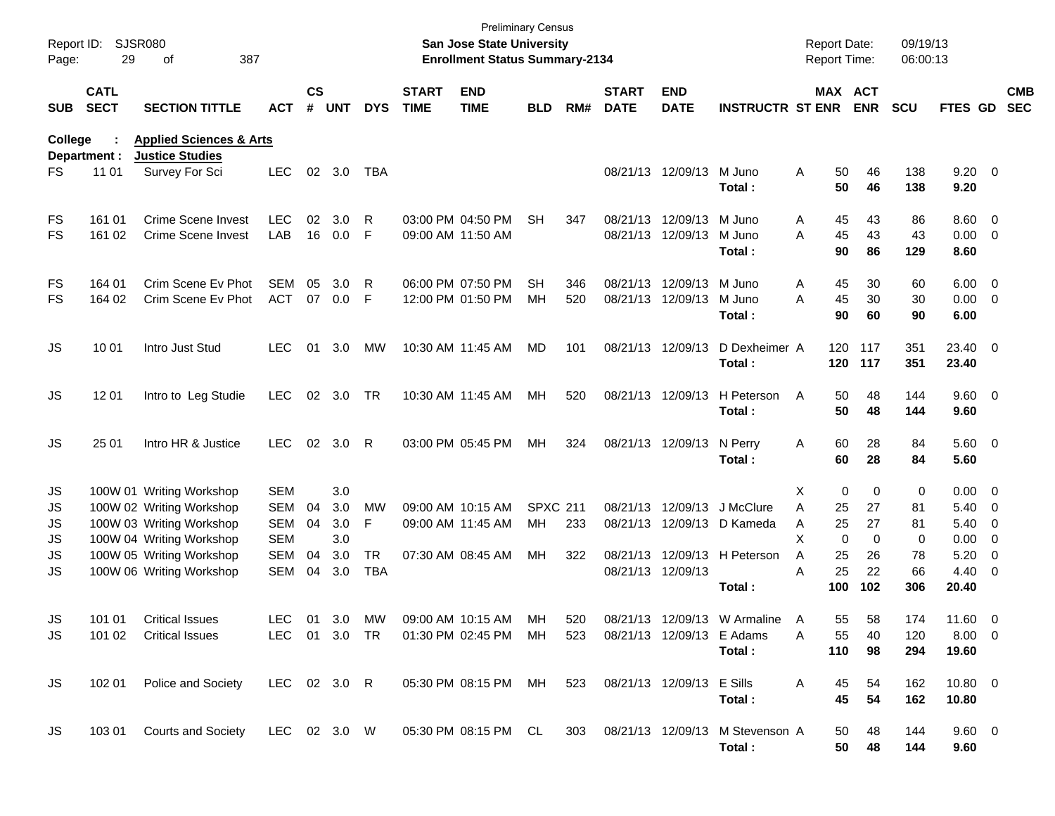Preliminary Census

Report ID: SJSR080 **San Jose State University** Report Date: 09/19/13

**Enrollment Status Summary-2134** Report Time: 06:00:13

**College : Applied Sciences & Arts**

**Department : Justice Studies**

| SUB | CATL SECT | SECTION TITTLE | ACT | CS # | UNT | DYS | START TIME | END TIME | BLD | RM# | START DATE | END DATE | INSTRUCTR | ST | MAX ENR | ACT ENR | SCU | FTES | GD | CMB SEC |
|---|---|---|---|---|---|---|---|---|---|---|---|---|---|---|---|---|---|---|---|---|
| FS | 11 01 | Survey For Sci | LEC | 02 | 3.0 | TBA | | | | | 08/21/13 | 12/09/13 | M Juno | A | 50 | 46 | 138 | 9.20 | 0 | |
| | | | | | | | | | | | | | **Total :** | | **50** | **46** | **138** | **9.20** | | |
| FS | 161 01 | Crime Scene Invest | LEC | 02 | 3.0 | R | 03:00 PM | 04:50 PM | SH | 347 | 08/21/13 | 12/09/13 | M Juno | A | 45 | 43 | 86 | 8.60 | 0 | |
| FS | 161 02 | Crime Scene Invest | LAB | 16 | 0.0 | F | 09:00 AM | 11:50 AM | | | 08/21/13 | 12/09/13 | M Juno | A | 45 | 43 | 43 | 0.00 | 0 | |
| | | | | | | | | | | | | | **Total :** | | **90** | **86** | **129** | **8.60** | | |
| FS | 164 01 | Crim Scene Ev Phot | SEM | 05 | 3.0 | R | 06:00 PM | 07:50 PM | SH | 346 | 08/21/13 | 12/09/13 | M Juno | A | 45 | 30 | 60 | 6.00 | 0 | |
| FS | 164 02 | Crim Scene Ev Phot | ACT | 07 | 0.0 | F | 12:00 PM | 01:50 PM | MH | 520 | 08/21/13 | 12/09/13 | M Juno | A | 45 | 30 | 30 | 0.00 | 0 | |
| | | | | | | | | | | | | | **Total :** | | **90** | **60** | **90** | **6.00** | | |
| JS | 10 01 | Intro Just Stud | LEC | 01 | 3.0 | MW | 10:30 AM | 11:45 AM | MD | 101 | 08/21/13 | 12/09/13 | D Dexheimer | A | 120 | 117 | 351 | 23.40 | 0 | |
| | | | | | | | | | | | | | **Total :** | | **120** | **117** | **351** | **23.40** | | |
| JS | 12 01 | Intro to Leg Studie | LEC | 02 | 3.0 | TR | 10:30 AM | 11:45 AM | MH | 520 | 08/21/13 | 12/09/13 | H Peterson | A | 50 | 48 | 144 | 9.60 | 0 | |
| | | | | | | | | | | | | | **Total :** | | **50** | **48** | **144** | **9.60** | | |
| JS | 25 01 | Intro HR & Justice | LEC | 02 | 3.0 | R | 03:00 PM | 05:45 PM | MH | 324 | 08/21/13 | 12/09/13 | N Perry | A | 60 | 28 | 84 | 5.60 | 0 | |
| | | | | | | | | | | | | | **Total :** | | **60** | **28** | **84** | **5.60** | | |
| JS | 100W 01 | Writing Workshop | SEM | | 3.0 | | | | | | | | | X | 0 | 0 | 0 | 0.00 | 0 | |
| JS | 100W 02 | Writing Workshop | SEM | 04 | 3.0 | MW | 09:00 AM | 10:15 AM | SPXC | 211 | 08/21/13 | 12/09/13 | J McClure | A | 25 | 27 | 81 | 5.40 | 0 | |
| JS | 100W 03 | Writing Workshop | SEM | 04 | 3.0 | F | 09:00 AM | 11:45 AM | MH | 233 | 08/21/13 | 12/09/13 | D Kameda | A | 25 | 27 | 81 | 5.40 | 0 | |
| JS | 100W 04 | Writing Workshop | SEM | | 3.0 | | | | | | | | | X | 0 | 0 | 0 | 0.00 | 0 | |
| JS | 100W 05 | Writing Workshop | SEM | 04 | 3.0 | TR | 07:30 AM | 08:45 AM | MH | 322 | 08/21/13 | 12/09/13 | H Peterson | A | 25 | 26 | 78 | 5.20 | 0 | |
| JS | 100W 06 | Writing Workshop | SEM | 04 | 3.0 | TBA | | | | | 08/21/13 | 12/09/13 | | A | 25 | 22 | 66 | 4.40 | 0 | |
| | | | | | | | | | | | | | **Total :** | | **100** | **102** | **306** | **20.40** | | |
| JS | 101 01 | Critical Issues | LEC | 01 | 3.0 | MW | 09:00 AM | 10:15 AM | MH | 520 | 08/21/13 | 12/09/13 | W Armaline | A | 55 | 58 | 174 | 11.60 | 0 | |
| JS | 101 02 | Critical Issues | LEC | 01 | 3.0 | TR | 01:30 PM | 02:45 PM | MH | 523 | 08/21/13 | 12/09/13 | E Adams | A | 55 | 40 | 120 | 8.00 | 0 | |
| | | | | | | | | | | | | | **Total :** | | **110** | **98** | **294** | **19.60** | | |
| JS | 102 01 | Police and Society | LEC | 02 | 3.0 | R | 05:30 PM | 08:15 PM | MH | 523 | 08/21/13 | 12/09/13 | E Sills | A | 45 | 54 | 162 | 10.80 | 0 | |
| | | | | | | | | | | | | | **Total :** | | **45** | **54** | **162** | **10.80** | | |
| JS | 103 01 | Courts and Society | LEC | 02 | 3.0 | W | 05:30 PM | 08:15 PM | CL | 303 | 08/21/13 | 12/09/13 | M Stevenson | A | 50 | 48 | 144 | 9.60 | 0 | |
| | | | | | | | | | | | | | **Total :** | | **50** | **48** | **144** | **9.60** | | |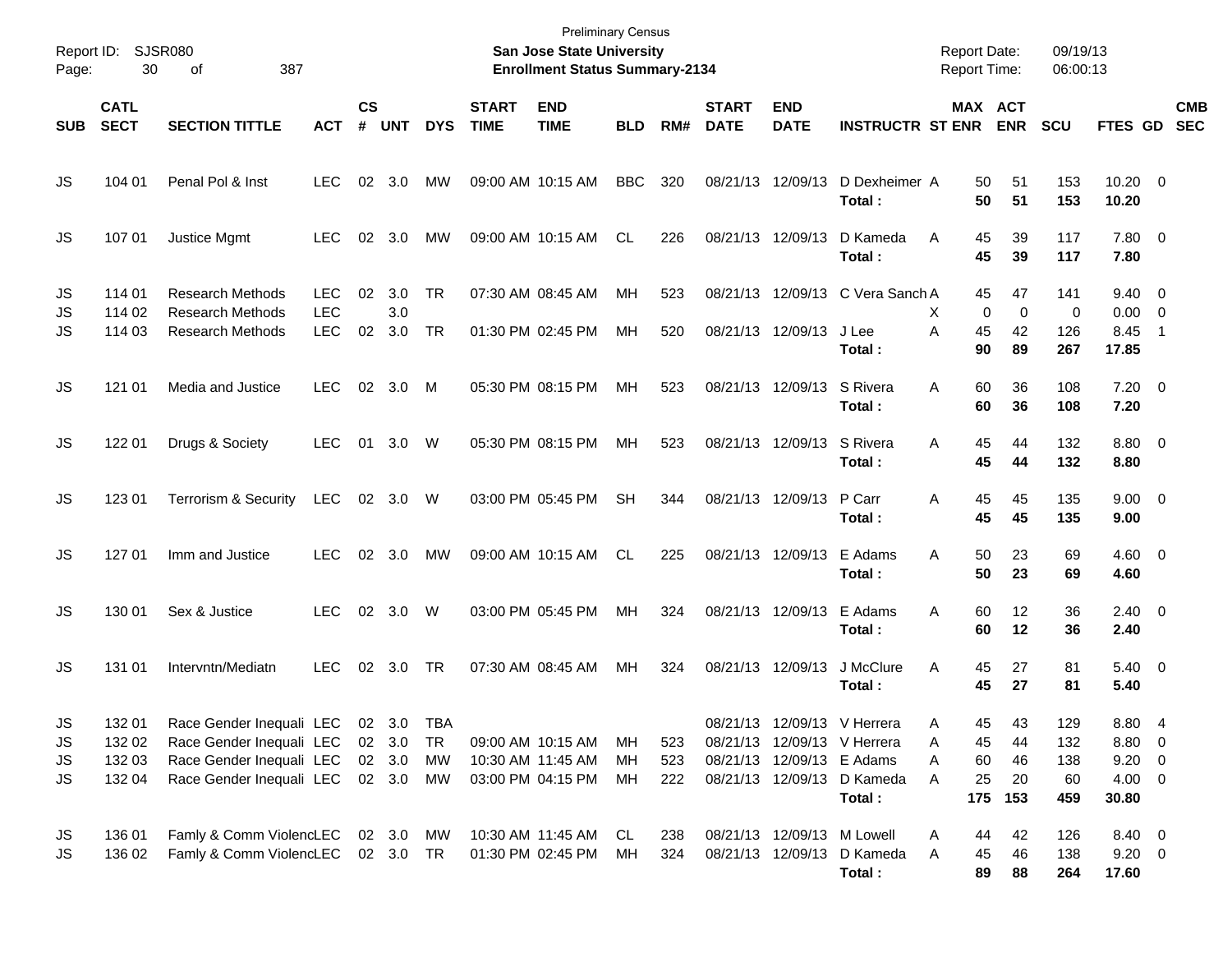Preliminary Census

**San Jose State University**

**Enrollment Status Summary-2134**

Report ID: SJSR080

Report Date: 09/19/13

Report Time: 06:00:13

| SUB | CATL SECT | SECTION TITTLE | ACT | CS # | UNT | DYS | START TIME | END TIME | BLD | RM# | START DATE | END DATE | INSTRUCTR | ST | MAX ENR | ACT ENR | SCU | FTES | GD | CMB SEC |
|---|---|---|---|---|---|---|---|---|---|---|---|---|---|---|---|---|---|---|---|---|
| JS | 104 01 | Penal Pol & Inst | LEC | 02 | 3.0 | MW | 09:00 AM | 10:15 AM | BBC | 320 | 08/21/13 | 12/09/13 | D Dexheimer | A | 50 | 51 | 153 | 10.20 | 0 | |
| | | | | | | | | | | | | | **Total :** | | **50** | **51** | **153** | **10.20** | | |
| JS | 107 01 | Justice Mgmt | LEC | 02 | 3.0 | MW | 09:00 AM | 10:15 AM | CL | 226 | 08/21/13 | 12/09/13 | D Kameda | A | 45 | 39 | 117 | 7.80 | 0 | |
| | | | | | | | | | | | | | **Total :** | | **45** | **39** | **117** | **7.80** | | |
| JS | 114 01 | Research Methods | LEC | 02 | 3.0 | TR | 07:30 AM | 08:45 AM | MH | 523 | 08/21/13 | 12/09/13 | C Vera Sanch | A | 45 | 47 | 141 | 9.40 | 0 | |
| JS | 114 02 | Research Methods | LEC | | 3.0 | | | | | | | | | X | 0 | 0 | 0 | 0.00 | 0 | |
| JS | 114 03 | Research Methods | LEC | 02 | 3.0 | TR | 01:30 PM | 02:45 PM | MH | 520 | 08/21/13 | 12/09/13 | J Lee | A | 45 | 42 | 126 | 8.45 | 1 | |
| | | | | | | | | | | | | | **Total :** | | **90** | **89** | **267** | **17.85** | | |
| JS | 121 01 | Media and Justice | LEC | 02 | 3.0 | M | 05:30 PM | 08:15 PM | MH | 523 | 08/21/13 | 12/09/13 | S Rivera | A | 60 | 36 | 108 | 7.20 | 0 | |
| | | | | | | | | | | | | | **Total :** | | **60** | **36** | **108** | **7.20** | | |
| JS | 122 01 | Drugs & Society | LEC | 01 | 3.0 | W | 05:30 PM | 08:15 PM | MH | 523 | 08/21/13 | 12/09/13 | S Rivera | A | 45 | 44 | 132 | 8.80 | 0 | |
| | | | | | | | | | | | | | **Total :** | | **45** | **44** | **132** | **8.80** | | |
| JS | 123 01 | Terrorism & Security | LEC | 02 | 3.0 | W | 03:00 PM | 05:45 PM | SH | 344 | 08/21/13 | 12/09/13 | P Carr | A | 45 | 45 | 135 | 9.00 | 0 | |
| | | | | | | | | | | | | | **Total :** | | **45** | **45** | **135** | **9.00** | | |
| JS | 127 01 | Imm and Justice | LEC | 02 | 3.0 | MW | 09:00 AM | 10:15 AM | CL | 225 | 08/21/13 | 12/09/13 | E Adams | A | 50 | 23 | 69 | 4.60 | 0 | |
| | | | | | | | | | | | | | **Total :** | | **50** | **23** | **69** | **4.60** | | |
| JS | 130 01 | Sex & Justice | LEC | 02 | 3.0 | W | 03:00 PM | 05:45 PM | MH | 324 | 08/21/13 | 12/09/13 | E Adams | A | 60 | 12 | 36 | 2.40 | 0 | |
| | | | | | | | | | | | | | **Total :** | | **60** | **12** | **36** | **2.40** | | |
| JS | 131 01 | Intervntn/Mediatn | LEC | 02 | 3.0 | TR | 07:30 AM | 08:45 AM | MH | 324 | 08/21/13 | 12/09/13 | J McClure | A | 45 | 27 | 81 | 5.40 | 0 | |
| | | | | | | | | | | | | | **Total :** | | **45** | **27** | **81** | **5.40** | | |
| JS | 132 01 | Race Gender Inequali | LEC | 02 | 3.0 | TBA | | | | | 08/21/13 | 12/09/13 | V Herrera | A | 45 | 43 | 129 | 8.80 | 4 | |
| JS | 132 02 | Race Gender Inequali | LEC | 02 | 3.0 | TR | 09:00 AM | 10:15 AM | MH | 523 | 08/21/13 | 12/09/13 | V Herrera | A | 45 | 44 | 132 | 8.80 | 0 | |
| JS | 132 03 | Race Gender Inequali | LEC | 02 | 3.0 | MW | 10:30 AM | 11:45 AM | MH | 523 | 08/21/13 | 12/09/13 | E Adams | A | 60 | 46 | 138 | 9.20 | 0 | |
| JS | 132 04 | Race Gender Inequali | LEC | 02 | 3.0 | MW | 03:00 PM | 04:15 PM | MH | 222 | 08/21/13 | 12/09/13 | D Kameda | A | 25 | 20 | 60 | 4.00 | 0 | |
| | | | | | | | | | | | | | **Total :** | | **175** | **153** | **459** | **30.80** | | |
| JS | 136 01 | Famly & Comm Violenc | LEC | 02 | 3.0 | MW | 10:30 AM | 11:45 AM | CL | 238 | 08/21/13 | 12/09/13 | M Lowell | A | 44 | 42 | 126 | 8.40 | 0 | |
| JS | 136 02 | Famly & Comm Violenc | LEC | 02 | 3.0 | TR | 01:30 PM | 02:45 PM | MH | 324 | 08/21/13 | 12/09/13 | D Kameda | A | 45 | 46 | 138 | 9.20 | 0 | |
| | | | | | | | | | | | | | **Total :** | | **89** | **88** | **264** | **17.60** | | |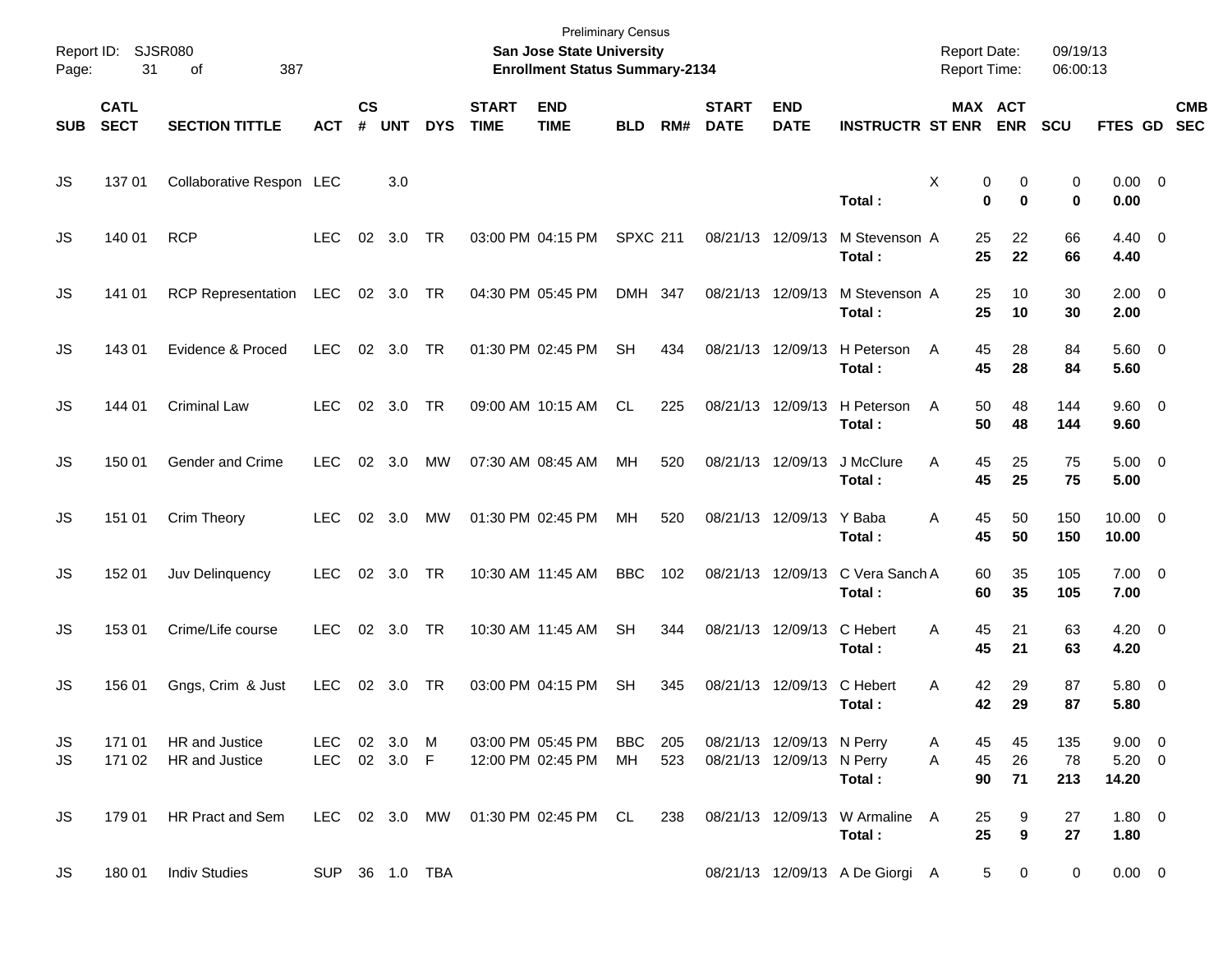Preliminary Census

**San Jose State University**

**Enrollment Status Summary-2134**

Report ID: SJSR080

Report Date: 09/19/13

Report Time: 06:00:13

| SUB | CATL SECT | SECTION TITTLE | ACT | CS # | UNT | DYS | START TIME | END TIME | BLD | RM# | START DATE | END DATE | INSTRUCTR | ST | MAX ENR | ACT ENR | SCU | FTES | GD | CMB SEC |
|---|---|---|---|---|---|---|---|---|---|---|---|---|---|---|---|---|---|---|---|---|
| JS | 137 01 | Collaborative Respon | LEC | | 3.0 | | | | | | | | | X | 0 | 0 | 0 | 0.00 | 0 | |
| | | | | | | | | | | | | | **Total :** | | **0** | **0** | **0** | **0.00** | | |
| JS | 140 01 | RCP | LEC | 02 | 3.0 | TR | 03:00 PM | 04:15 PM | SPXC | 211 | 08/21/13 | 12/09/13 | M Stevenson | A | 25 | 22 | 66 | 4.40 | 0 | |
| | | | | | | | | | | | | | **Total :** | | **25** | **22** | **66** | **4.40** | | |
| JS | 141 01 | RCP Representation | LEC | 02 | 3.0 | TR | 04:30 PM | 05:45 PM | DMH | 347 | 08/21/13 | 12/09/13 | M Stevenson | A | 25 | 10 | 30 | 2.00 | 0 | |
| | | | | | | | | | | | | | **Total :** | | **25** | **10** | **30** | **2.00** | | |
| JS | 143 01 | Evidence & Proced | LEC | 02 | 3.0 | TR | 01:30 PM | 02:45 PM | SH | 434 | 08/21/13 | 12/09/13 | H Peterson | A | 45 | 28 | 84 | 5.60 | 0 | |
| | | | | | | | | | | | | | **Total :** | | **45** | **28** | **84** | **5.60** | | |
| JS | 144 01 | Criminal Law | LEC | 02 | 3.0 | TR | 09:00 AM | 10:15 AM | CL | 225 | 08/21/13 | 12/09/13 | H Peterson | A | 50 | 48 | 144 | 9.60 | 0 | |
| | | | | | | | | | | | | | **Total :** | | **50** | **48** | **144** | **9.60** | | |
| JS | 150 01 | Gender and Crime | LEC | 02 | 3.0 | MW | 07:30 AM | 08:45 AM | MH | 520 | 08/21/13 | 12/09/13 | J McClure | A | 45 | 25 | 75 | 5.00 | 0 | |
| | | | | | | | | | | | | | **Total :** | | **45** | **25** | **75** | **5.00** | | |
| JS | 151 01 | Crim Theory | LEC | 02 | 3.0 | MW | 01:30 PM | 02:45 PM | MH | 520 | 08/21/13 | 12/09/13 | Y Baba | A | 45 | 50 | 150 | 10.00 | 0 | |
| | | | | | | | | | | | | | **Total :** | | **45** | **50** | **150** | **10.00** | | |
| JS | 152 01 | Juv Delinquency | LEC | 02 | 3.0 | TR | 10:30 AM | 11:45 AM | BBC | 102 | 08/21/13 | 12/09/13 | C Vera Sanch | A | 60 | 35 | 105 | 7.00 | 0 | |
| | | | | | | | | | | | | | **Total :** | | **60** | **35** | **105** | **7.00** | | |
| JS | 153 01 | Crime/Life course | LEC | 02 | 3.0 | TR | 10:30 AM | 11:45 AM | SH | 344 | 08/21/13 | 12/09/13 | C Hebert | A | 45 | 21 | 63 | 4.20 | 0 | |
| | | | | | | | | | | | | | **Total :** | | **45** | **21** | **63** | **4.20** | | |
| JS | 156 01 | Gngs, Crim & Just | LEC | 02 | 3.0 | TR | 03:00 PM | 04:15 PM | SH | 345 | 08/21/13 | 12/09/13 | C Hebert | A | 42 | 29 | 87 | 5.80 | 0 | |
| | | | | | | | | | | | | | **Total :** | | **42** | **29** | **87** | **5.80** | | |
| JS | 171 01 | HR and Justice | LEC | 02 | 3.0 | M | 03:00 PM | 05:45 PM | BBC | 205 | 08/21/13 | 12/09/13 | N Perry | A | 45 | 45 | 135 | 9.00 | 0 | |
| JS | 171 02 | HR and Justice | LEC | 02 | 3.0 | F | 12:00 PM | 02:45 PM | MH | 523 | 08/21/13 | 12/09/13 | N Perry | A | 45 | 26 | 78 | 5.20 | 0 | |
| | | | | | | | | | | | | | **Total :** | | **90** | **71** | **213** | **14.20** | | |
| JS | 179 01 | HR Pract and Sem | LEC | 02 | 3.0 | MW | 01:30 PM | 02:45 PM | CL | 238 | 08/21/13 | 12/09/13 | W Armaline | A | 25 | 9 | 27 | 1.80 | 0 | |
| | | | | | | | | | | | | | **Total :** | | **25** | **9** | **27** | **1.80** | | |
| JS | 180 01 | Indiv Studies | SUP | 36 | 1.0 | TBA | | | | | 08/21/13 | 12/09/13 | A De Giorgi | A | 5 | 0 | 0 | 0.00 | 0 | |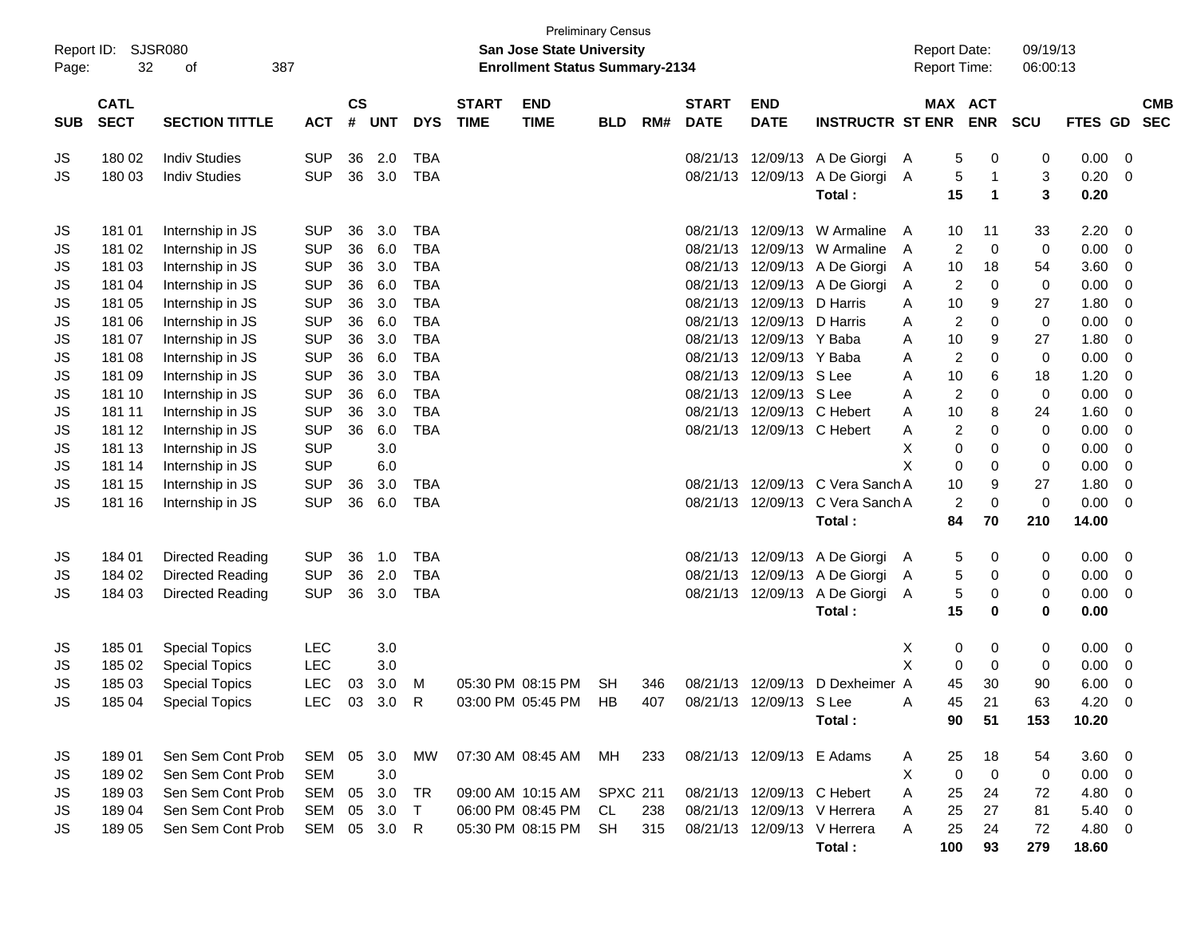Preliminary Census

Report ID: SJSR080

**San Jose State University**

**Enrollment Status Summary-2134**

Report Date: 09/19/13
Report Time: 06:00:13

| SUB | CATL SECT | SECTION TITTLE | ACT | CS # | UNT | DYS | START TIME | END TIME | BLD | RM# | START DATE | END DATE | INSTRUCTR | ST | MAX ENR | ACT ENR | SCU | FTES | GD | CMB SEC |
|---|---|---|---|---|---|---|---|---|---|---|---|---|---|---|---|---|---|---|---|---|
| JS | 180 02 | Indiv Studies | SUP | 36 | 2.0 | TBA | | | | | 08/21/13 | 12/09/13 | A De Giorgi | A | 5 | 0 | 0 | 0.00 | 0 | |
| JS | 180 03 | Indiv Studies | SUP | 36 | 3.0 | TBA | | | | | 08/21/13 | 12/09/13 | A De Giorgi | A | 5 | 1 | 3 | 0.20 | 0 | |
| | | | | | | | | | | | | | **Total :** | | **15** | **1** | **3** | **0.20** | | |
| JS | 181 01 | Internship in JS | SUP | 36 | 3.0 | TBA | | | | | 08/21/13 | 12/09/13 | W Armaline | A | 10 | 11 | 33 | 2.20 | 0 | |
| JS | 181 02 | Internship in JS | SUP | 36 | 6.0 | TBA | | | | | 08/21/13 | 12/09/13 | W Armaline | A | 2 | 0 | 0 | 0.00 | 0 | |
| JS | 181 03 | Internship in JS | SUP | 36 | 3.0 | TBA | | | | | 08/21/13 | 12/09/13 | A De Giorgi | A | 10 | 18 | 54 | 3.60 | 0 | |
| JS | 181 04 | Internship in JS | SUP | 36 | 6.0 | TBA | | | | | 08/21/13 | 12/09/13 | A De Giorgi | A | 2 | 0 | 0 | 0.00 | 0 | |
| JS | 181 05 | Internship in JS | SUP | 36 | 3.0 | TBA | | | | | 08/21/13 | 12/09/13 | D Harris | A | 10 | 9 | 27 | 1.80 | 0 | |
| JS | 181 06 | Internship in JS | SUP | 36 | 6.0 | TBA | | | | | 08/21/13 | 12/09/13 | D Harris | A | 2 | 0 | 0 | 0.00 | 0 | |
| JS | 181 07 | Internship in JS | SUP | 36 | 3.0 | TBA | | | | | 08/21/13 | 12/09/13 | Y Baba | A | 10 | 9 | 27 | 1.80 | 0 | |
| JS | 181 08 | Internship in JS | SUP | 36 | 6.0 | TBA | | | | | 08/21/13 | 12/09/13 | Y Baba | A | 2 | 0 | 0 | 0.00 | 0 | |
| JS | 181 09 | Internship in JS | SUP | 36 | 3.0 | TBA | | | | | 08/21/13 | 12/09/13 | S Lee | A | 10 | 6 | 18 | 1.20 | 0 | |
| JS | 181 10 | Internship in JS | SUP | 36 | 6.0 | TBA | | | | | 08/21/13 | 12/09/13 | S Lee | A | 2 | 0 | 0 | 0.00 | 0 | |
| JS | 181 11 | Internship in JS | SUP | 36 | 3.0 | TBA | | | | | 08/21/13 | 12/09/13 | C Hebert | A | 10 | 8 | 24 | 1.60 | 0 | |
| JS | 181 12 | Internship in JS | SUP | 36 | 6.0 | TBA | | | | | 08/21/13 | 12/09/13 | C Hebert | A | 2 | 0 | 0 | 0.00 | 0 | |
| JS | 181 13 | Internship in JS | SUP | | 3.0 | | | | | | | | | X | 0 | 0 | 0 | 0.00 | 0 | |
| JS | 181 14 | Internship in JS | SUP | | 6.0 | | | | | | | | | X | 0 | 0 | 0 | 0.00 | 0 | |
| JS | 181 15 | Internship in JS | SUP | 36 | 3.0 | TBA | | | | | 08/21/13 | 12/09/13 | C Vera Sanch | A | 10 | 9 | 27 | 1.80 | 0 | |
| JS | 181 16 | Internship in JS | SUP | 36 | 6.0 | TBA | | | | | 08/21/13 | 12/09/13 | C Vera Sanch | A | 2 | 0 | 0 | 0.00 | 0 | |
| | | | | | | | | | | | | | **Total :** | | **84** | **70** | **210** | **14.00** | | |
| JS | 184 01 | Directed Reading | SUP | 36 | 1.0 | TBA | | | | | 08/21/13 | 12/09/13 | A De Giorgi | A | 5 | 0 | 0 | 0.00 | 0 | |
| JS | 184 02 | Directed Reading | SUP | 36 | 2.0 | TBA | | | | | 08/21/13 | 12/09/13 | A De Giorgi | A | 5 | 0 | 0 | 0.00 | 0 | |
| JS | 184 03 | Directed Reading | SUP | 36 | 3.0 | TBA | | | | | 08/21/13 | 12/09/13 | A De Giorgi | A | 5 | 0 | 0 | 0.00 | 0 | |
| | | | | | | | | | | | | | **Total :** | | **15** | **0** | **0** | **0.00** | | |
| JS | 185 01 | Special Topics | LEC | | 3.0 | | | | | | | | | X | 0 | 0 | 0 | 0.00 | 0 | |
| JS | 185 02 | Special Topics | LEC | | 3.0 | | | | | | | | | X | 0 | 0 | 0 | 0.00 | 0 | |
| JS | 185 03 | Special Topics | LEC | 03 | 3.0 | M | 05:30 PM | 08:15 PM | SH | 346 | 08/21/13 | 12/09/13 | D Dexheimer | A | 45 | 30 | 90 | 6.00 | 0 | |
| JS | 185 04 | Special Topics | LEC | 03 | 3.0 | R | 03:00 PM | 05:45 PM | HB | 407 | 08/21/13 | 12/09/13 | S Lee | A | 45 | 21 | 63 | 4.20 | 0 | |
| | | | | | | | | | | | | | **Total :** | | **90** | **51** | **153** | **10.20** | | |
| JS | 189 01 | Sen Sem Cont Prob | SEM | 05 | 3.0 | MW | 07:30 AM | 08:45 AM | MH | 233 | 08/21/13 | 12/09/13 | E Adams | A | 25 | 18 | 54 | 3.60 | 0 | |
| JS | 189 02 | Sen Sem Cont Prob | SEM | | 3.0 | | | | | | | | | X | 0 | 0 | 0 | 0.00 | 0 | |
| JS | 189 03 | Sen Sem Cont Prob | SEM | 05 | 3.0 | TR | 09:00 AM | 10:15 AM | SPXC | 211 | 08/21/13 | 12/09/13 | C Hebert | A | 25 | 24 | 72 | 4.80 | 0 | |
| JS | 189 04 | Sen Sem Cont Prob | SEM | 05 | 3.0 | T | 06:00 PM | 08:45 PM | CL | 238 | 08/21/13 | 12/09/13 | V Herrera | A | 25 | 27 | 81 | 5.40 | 0 | |
| JS | 189 05 | Sen Sem Cont Prob | SEM | 05 | 3.0 | R | 05:30 PM | 08:15 PM | SH | 315 | 08/21/13 | 12/09/13 | V Herrera | A | 25 | 24 | 72 | 4.80 | 0 | |
| | | | | | | | | | | | | | **Total :** | | **100** | **93** | **279** | **18.60** | | |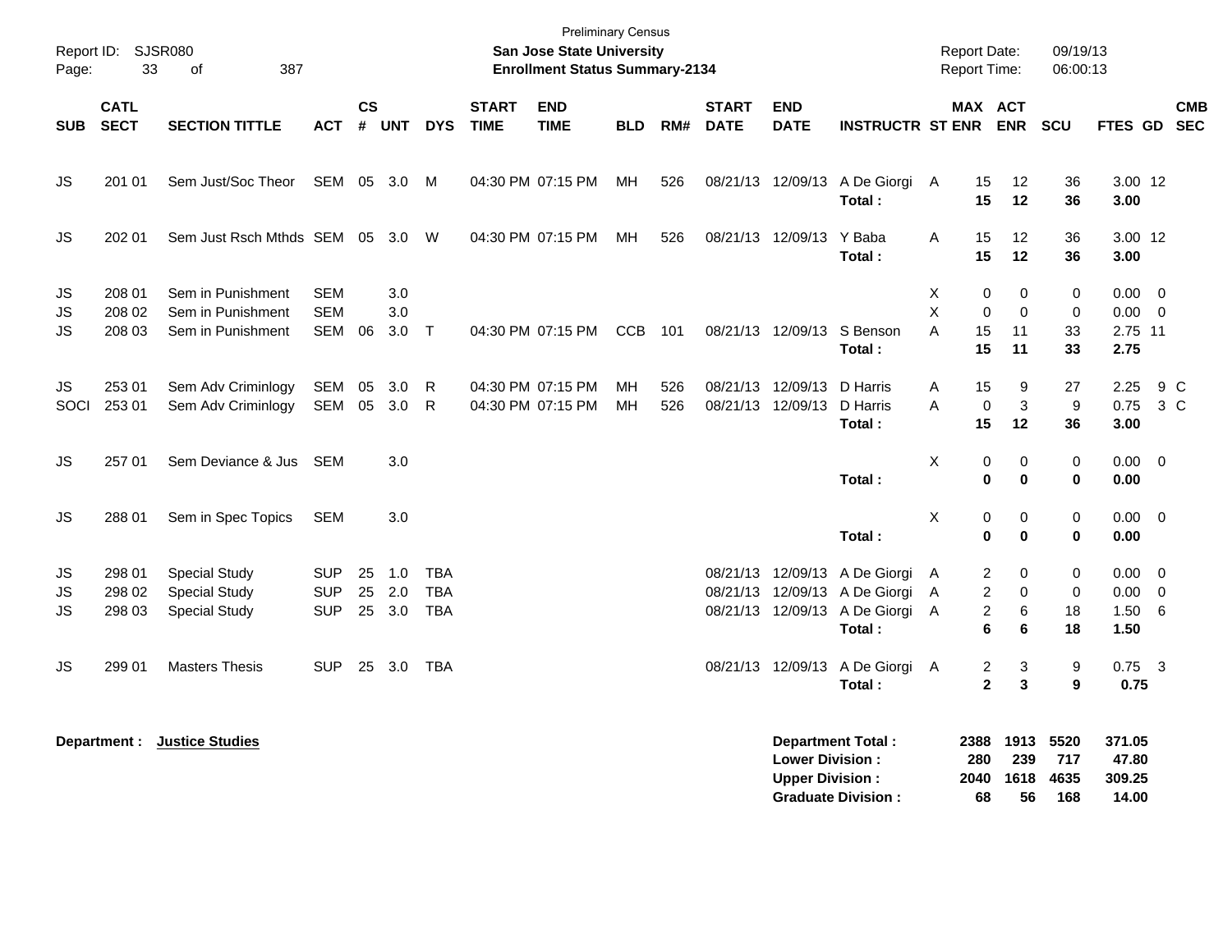Preliminary Census

Report ID: SJSR080

**San Jose State University**

**Enrollment Status Summary-2134**

Report Date: 09/19/13

Report Time: 06:00:13

| SUB | CATL SECT | SECTION TITTLE | ACT | CS # | UNT | DYS | START TIME | END TIME | BLD | RM# | START DATE | END DATE | INSTRUCTR | ST | MAX ENR | ACT ENR | SCU | FTES | GD | CMB SEC |
|---|---|---|---|---|---|---|---|---|---|---|---|---|---|---|---|---|---|---|---|---|
| JS | 201 01 | Sem Just/Soc Theor | SEM | 05 | 3.0 | M | 04:30 PM | 07:15 PM | MH | 526 | 08/21/13 | 12/09/13 | A De Giorgi | A | 15 | 12 | 36 | 3.00 | 12 | |
| | | | | | | | | | | | | | **Total :** | | **15** | **12** | **36** | **3.00** | | |
| JS | 202 01 | Sem Just Rsch Mthds | SEM | 05 | 3.0 | W | 04:30 PM | 07:15 PM | MH | 526 | 08/21/13 | 12/09/13 | Y Baba | A | 15 | 12 | 36 | 3.00 | 12 | |
| | | | | | | | | | | | | | **Total :** | | **15** | **12** | **36** | **3.00** | | |
| JS | 208 01 | Sem in Punishment | SEM | | 3.0 | | | | | | | | | X | 0 | 0 | 0 | 0.00 | 0 | |
| JS | 208 02 | Sem in Punishment | SEM | | 3.0 | | | | | | | | | X | 0 | 0 | 0 | 0.00 | 0 | |
| JS | 208 03 | Sem in Punishment | SEM | 06 | 3.0 | T | 04:30 PM | 07:15 PM | CCB | 101 | 08/21/13 | 12/09/13 | S Benson | A | 15 | 11 | 33 | 2.75 | 11 | |
| | | | | | | | | | | | | | **Total :** | | **15** | **11** | **33** | **2.75** | | |
| JS | 253 01 | Sem Adv Criminlogy | SEM | 05 | 3.0 | R | 04:30 PM | 07:15 PM | MH | 526 | 08/21/13 | 12/09/13 | D Harris | A | 15 | 9 | 27 | 2.25 | 9 | C |
| SOCI | 253 01 | Sem Adv Criminlogy | SEM | 05 | 3.0 | R | 04:30 PM | 07:15 PM | MH | 526 | 08/21/13 | 12/09/13 | D Harris | A | 0 | 3 | 9 | 0.75 | 3 | C |
| | | | | | | | | | | | | | **Total :** | | **15** | **12** | **36** | **3.00** | | |
| JS | 257 01 | Sem Deviance & Jus | SEM | | 3.0 | | | | | | | | | X | 0 | 0 | 0 | 0.00 | 0 | |
| | | | | | | | | | | | | | **Total :** | | **0** | **0** | **0** | **0.00** | | |
| JS | 288 01 | Sem in Spec Topics | SEM | | 3.0 | | | | | | | | | X | 0 | 0 | 0 | 0.00 | 0 | |
| | | | | | | | | | | | | | **Total :** | | **0** | **0** | **0** | **0.00** | | |
| JS | 298 01 | Special Study | SUP | 25 | 1.0 | TBA | | | | | 08/21/13 | 12/09/13 | A De Giorgi | A | 2 | 0 | 0 | 0.00 | 0 | |
| JS | 298 02 | Special Study | SUP | 25 | 2.0 | TBA | | | | | 08/21/13 | 12/09/13 | A De Giorgi | A | 2 | 0 | 0 | 0.00 | 0 | |
| JS | 298 03 | Special Study | SUP | 25 | 3.0 | TBA | | | | | 08/21/13 | 12/09/13 | A De Giorgi | A | 2 | 6 | 18 | 1.50 | 6 | |
| | | | | | | | | | | | | | **Total :** | | **6** | **6** | **18** | **1.50** | | |
| JS | 299 01 | Masters Thesis | SUP | 25 | 3.0 | TBA | | | | | 08/21/13 | 12/09/13 | A De Giorgi | A | 2 | 3 | 9 | 0.75 | 3 | |
| | | | | | | | | | | | | | **Total :** | | **2** | **3** | **9** | **0.75** | | |

**Department : Justice Studies**

| | MAX ENR | ACT ENR | SCU | FTES |
|---|---|---|---|---|
| **Department Total :** | **2388** | **1913** | **5520** | **371.05** |
| **Lower Division :** | **280** | **239** | **717** | **47.80** |
| **Upper Division :** | **2040** | **1618** | **4635** | **309.25** |
| **Graduate Division :** | **68** | **56** | **168** | **14.00** |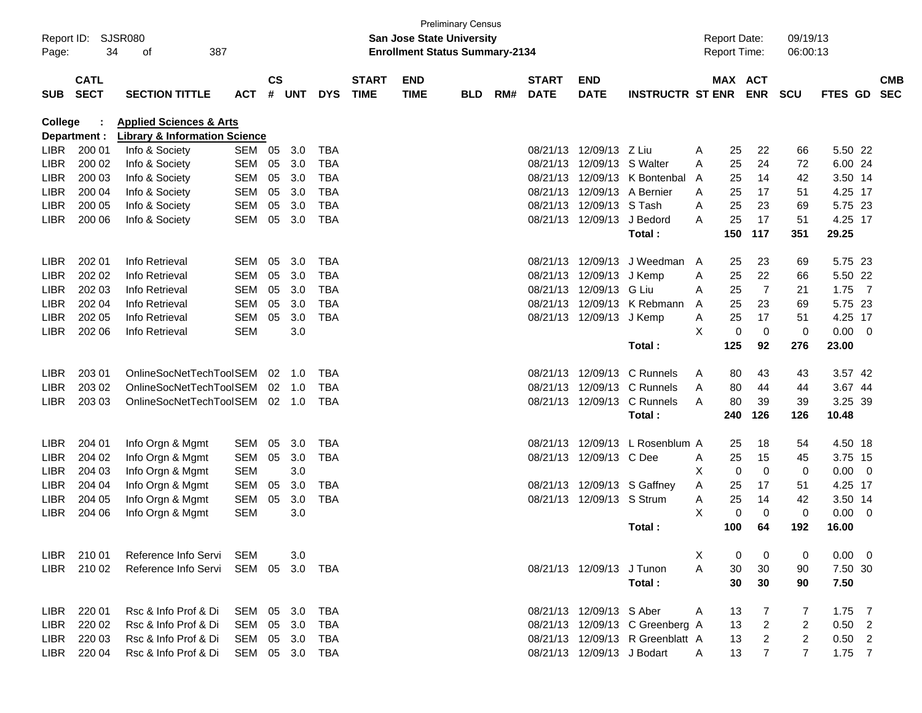Preliminary Census

Report ID: SJSR080

**San Jose State University**

**Enrollment Status Summary-2134**

Report Date: 09/19/13

Report Time: 06:00:13

**College : Applied Sciences & Arts**

**Department : Library & Information Science**

| SUB | CATL SECT | SECTION TITTLE | ACT | CS # | UNT | DYS | START TIME | END TIME | BLD | RM# | START DATE | END DATE | INSTRUCTR | ST | MAX ENR | ACT ENR | SCU | FTES | GD | CMB SEC |
|---|---|---|---|---|---|---|---|---|---|---|---|---|---|---|---|---|---|---|---|---|
| LIBR | 200 01 | Info & Society | SEM | 05 | 3.0 | TBA | | | | | 08/21/13 | 12/09/13 | Z Liu | A | 25 | 22 | 66 | 5.50 | 22 | |
| LIBR | 200 02 | Info & Society | SEM | 05 | 3.0 | TBA | | | | | 08/21/13 | 12/09/13 | S Walter | A | 25 | 24 | 72 | 6.00 | 24 | |
| LIBR | 200 03 | Info & Society | SEM | 05 | 3.0 | TBA | | | | | 08/21/13 | 12/09/13 | K Bontenbal | A | 25 | 14 | 42 | 3.50 | 14 | |
| LIBR | 200 04 | Info & Society | SEM | 05 | 3.0 | TBA | | | | | 08/21/13 | 12/09/13 | A Bernier | A | 25 | 17 | 51 | 4.25 | 17 | |
| LIBR | 200 05 | Info & Society | SEM | 05 | 3.0 | TBA | | | | | 08/21/13 | 12/09/13 | S Tash | A | 25 | 23 | 69 | 5.75 | 23 | |
| LIBR | 200 06 | Info & Society | SEM | 05 | 3.0 | TBA | | | | | 08/21/13 | 12/09/13 | J Bedord | A | 25 | 17 | 51 | 4.25 | 17 | |
| | | | | | | | | | | | | | **Total :** | | **150** | **117** | **351** | **29.25** | | |
| LIBR | 202 01 | Info Retrieval | SEM | 05 | 3.0 | TBA | | | | | 08/21/13 | 12/09/13 | J Weedman | A | 25 | 23 | 69 | 5.75 | 23 | |
| LIBR | 202 02 | Info Retrieval | SEM | 05 | 3.0 | TBA | | | | | 08/21/13 | 12/09/13 | J Kemp | A | 25 | 22 | 66 | 5.50 | 22 | |
| LIBR | 202 03 | Info Retrieval | SEM | 05 | 3.0 | TBA | | | | | 08/21/13 | 12/09/13 | G Liu | A | 25 | 7 | 21 | 1.75 | 7 | |
| LIBR | 202 04 | Info Retrieval | SEM | 05 | 3.0 | TBA | | | | | 08/21/13 | 12/09/13 | K Rebmann | A | 25 | 23 | 69 | 5.75 | 23 | |
| LIBR | 202 05 | Info Retrieval | SEM | 05 | 3.0 | TBA | | | | | 08/21/13 | 12/09/13 | J Kemp | A | 25 | 17 | 51 | 4.25 | 17 | |
| LIBR | 202 06 | Info Retrieval | SEM | | 3.0 | | | | | | | | | X | 0 | 0 | 0 | 0.00 | 0 | |
| | | | | | | | | | | | | | **Total :** | | **125** | **92** | **276** | **23.00** | | |
| LIBR | 203 01 | OnlineSocNetTechTool | SEM | 02 | 1.0 | TBA | | | | | 08/21/13 | 12/09/13 | C Runnels | A | 80 | 43 | 43 | 3.57 | 42 | |
| LIBR | 203 02 | OnlineSocNetTechTool | SEM | 02 | 1.0 | TBA | | | | | 08/21/13 | 12/09/13 | C Runnels | A | 80 | 44 | 44 | 3.67 | 44 | |
| LIBR | 203 03 | OnlineSocNetTechTool | SEM | 02 | 1.0 | TBA | | | | | 08/21/13 | 12/09/13 | C Runnels | A | 80 | 39 | 39 | 3.25 | 39 | |
| | | | | | | | | | | | | | **Total :** | | **240** | **126** | **126** | **10.48** | | |
| LIBR | 204 01 | Info Orgn & Mgmt | SEM | 05 | 3.0 | TBA | | | | | 08/21/13 | 12/09/13 | L Rosenblum | A | 25 | 18 | 54 | 4.50 | 18 | |
| LIBR | 204 02 | Info Orgn & Mgmt | SEM | 05 | 3.0 | TBA | | | | | 08/21/13 | 12/09/13 | C Dee | A | 25 | 15 | 45 | 3.75 | 15 | |
| LIBR | 204 03 | Info Orgn & Mgmt | SEM | | 3.0 | | | | | | | | | X | 0 | 0 | 0 | 0.00 | 0 | |
| LIBR | 204 04 | Info Orgn & Mgmt | SEM | 05 | 3.0 | TBA | | | | | 08/21/13 | 12/09/13 | S Gaffney | A | 25 | 17 | 51 | 4.25 | 17 | |
| LIBR | 204 05 | Info Orgn & Mgmt | SEM | 05 | 3.0 | TBA | | | | | 08/21/13 | 12/09/13 | S Strum | A | 25 | 14 | 42 | 3.50 | 14 | |
| LIBR | 204 06 | Info Orgn & Mgmt | SEM | | 3.0 | | | | | | | | | X | 0 | 0 | 0 | 0.00 | 0 | |
| | | | | | | | | | | | | | **Total :** | | **100** | **64** | **192** | **16.00** | | |
| LIBR | 210 01 | Reference Info Servi | SEM | | 3.0 | | | | | | | | | X | 0 | 0 | 0 | 0.00 | 0 | |
| LIBR | 210 02 | Reference Info Servi | SEM | 05 | 3.0 | TBA | | | | | 08/21/13 | 12/09/13 | J Tunon | A | 30 | 30 | 90 | 7.50 | 30 | |
| | | | | | | | | | | | | | **Total :** | | **30** | **30** | **90** | **7.50** | | |
| LIBR | 220 01 | Rsc & Info Prof & Di | SEM | 05 | 3.0 | TBA | | | | | 08/21/13 | 12/09/13 | S Aber | A | 13 | 7 | 7 | 1.75 | 7 | |
| LIBR | 220 02 | Rsc & Info Prof & Di | SEM | 05 | 3.0 | TBA | | | | | 08/21/13 | 12/09/13 | C Greenberg | A | 13 | 2 | 2 | 0.50 | 2 | |
| LIBR | 220 03 | Rsc & Info Prof & Di | SEM | 05 | 3.0 | TBA | | | | | 08/21/13 | 12/09/13 | R Greenblatt | A | 13 | 2 | 2 | 0.50 | 2 | |
| LIBR | 220 04 | Rsc & Info Prof & Di | SEM | 05 | 3.0 | TBA | | | | | 08/21/13 | 12/09/13 | J Bodart | A | 13 | 7 | 7 | 1.75 | 7 | |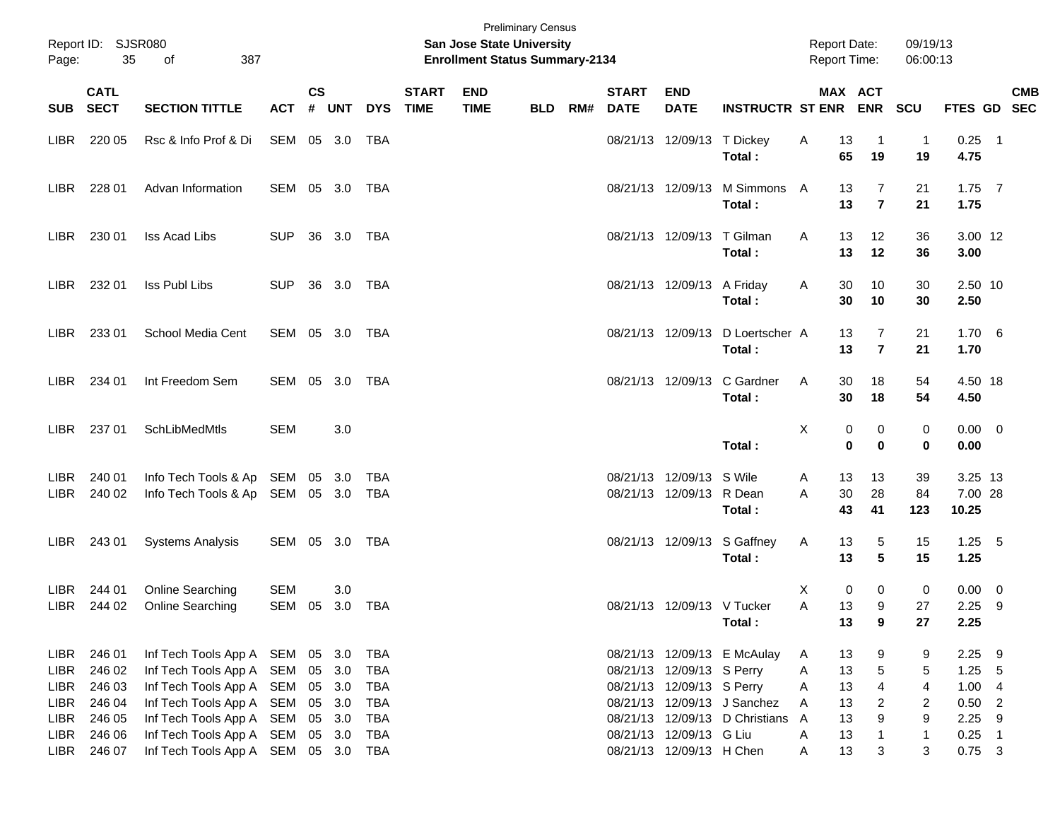Preliminary Census

**San Jose State University**
**Enrollment Status Summary-2134**

Report ID: SJSR080
Report Date: 09/19/13
Report Time: 06:00:13

| SUB | CATL SECT | SECTION TITTLE | ACT | CS # | UNT | DYS | START TIME | END TIME | BLD | RM# | START DATE | END DATE | INSTRUCTR | ST | MAX ENR | ACT ENR | SCU | FTES | GD | CMB SEC |
|---|---|---|---|---|---|---|---|---|---|---|---|---|---|---|---|---|---|---|---|---|
| LIBR | 220 05 | Rsc & Info Prof & Di | SEM | 05 | 3.0 | TBA | | | | | 08/21/13 | 12/09/13 | T Dickey | A | 13 | 1 | 1 | 0.25 | 1 | |
| | | | | | | | | | | | | | **Total :** | | **65** | **19** | **19** | **4.75** | | |
| LIBR | 228 01 | Advan Information | SEM | 05 | 3.0 | TBA | | | | | 08/21/13 | 12/09/13 | M Simmons | A | 13 | 7 | 21 | 1.75 | 7 | |
| | | | | | | | | | | | | | **Total :** | | **13** | **7** | **21** | **1.75** | | |
| LIBR | 230 01 | Iss Acad Libs | SUP | 36 | 3.0 | TBA | | | | | 08/21/13 | 12/09/13 | T Gilman | A | 13 | 12 | 36 | 3.00 | 12 | |
| | | | | | | | | | | | | | **Total :** | | **13** | **12** | **36** | **3.00** | | |
| LIBR | 232 01 | Iss Publ Libs | SUP | 36 | 3.0 | TBA | | | | | 08/21/13 | 12/09/13 | A Friday | A | 30 | 10 | 30 | 2.50 | 10 | |
| | | | | | | | | | | | | | **Total :** | | **30** | **10** | **30** | **2.50** | | |
| LIBR | 233 01 | School Media Cent | SEM | 05 | 3.0 | TBA | | | | | 08/21/13 | 12/09/13 | D Loertscher | A | 13 | 7 | 21 | 1.70 | 6 | |
| | | | | | | | | | | | | | **Total :** | | **13** | **7** | **21** | **1.70** | | |
| LIBR | 234 01 | Int Freedom Sem | SEM | 05 | 3.0 | TBA | | | | | 08/21/13 | 12/09/13 | C Gardner | A | 30 | 18 | 54 | 4.50 | 18 | |
| | | | | | | | | | | | | | **Total :** | | **30** | **18** | **54** | **4.50** | | |
| LIBR | 237 01 | SchLibMedMtls | SEM | | 3.0 | | | | | | | | | X | 0 | 0 | 0 | 0.00 | 0 | |
| | | | | | | | | | | | | | **Total :** | | **0** | **0** | **0** | **0.00** | | |
| LIBR | 240 01 | Info Tech Tools & Ap | SEM | 05 | 3.0 | TBA | | | | | 08/21/13 | 12/09/13 | S Wile | A | 13 | 13 | 39 | 3.25 | 13 | |
| LIBR | 240 02 | Info Tech Tools & Ap | SEM | 05 | 3.0 | TBA | | | | | 08/21/13 | 12/09/13 | R Dean | A | 30 | 28 | 84 | 7.00 | 28 | |
| | | | | | | | | | | | | | **Total :** | | **43** | **41** | **123** | **10.25** | | |
| LIBR | 243 01 | Systems Analysis | SEM | 05 | 3.0 | TBA | | | | | 08/21/13 | 12/09/13 | S Gaffney | A | 13 | 5 | 15 | 1.25 | 5 | |
| | | | | | | | | | | | | | **Total :** | | **13** | **5** | **15** | **1.25** | | |
| LIBR | 244 01 | Online Searching | SEM | | 3.0 | | | | | | | | | X | 0 | 0 | 0 | 0.00 | 0 | |
| LIBR | 244 02 | Online Searching | SEM | 05 | 3.0 | TBA | | | | | 08/21/13 | 12/09/13 | V Tucker | A | 13 | 9 | 27 | 2.25 | 9 | |
| | | | | | | | | | | | | | **Total :** | | **13** | **9** | **27** | **2.25** | | |
| LIBR | 246 01 | Inf Tech Tools App A | SEM | 05 | 3.0 | TBA | | | | | 08/21/13 | 12/09/13 | E McAulay | A | 13 | 9 | 9 | 2.25 | 9 | |
| LIBR | 246 02 | Inf Tech Tools App A | SEM | 05 | 3.0 | TBA | | | | | 08/21/13 | 12/09/13 | S Perry | A | 13 | 5 | 5 | 1.25 | 5 | |
| LIBR | 246 03 | Inf Tech Tools App A | SEM | 05 | 3.0 | TBA | | | | | 08/21/13 | 12/09/13 | S Perry | A | 13 | 4 | 4 | 1.00 | 4 | |
| LIBR | 246 04 | Inf Tech Tools App A | SEM | 05 | 3.0 | TBA | | | | | 08/21/13 | 12/09/13 | J Sanchez | A | 13 | 2 | 2 | 0.50 | 2 | |
| LIBR | 246 05 | Inf Tech Tools App A | SEM | 05 | 3.0 | TBA | | | | | 08/21/13 | 12/09/13 | D Christians | A | 13 | 9 | 9 | 2.25 | 9 | |
| LIBR | 246 06 | Inf Tech Tools App A | SEM | 05 | 3.0 | TBA | | | | | 08/21/13 | 12/09/13 | G Liu | A | 13 | 1 | 1 | 0.25 | 1 | |
| LIBR | 246 07 | Inf Tech Tools App A | SEM | 05 | 3.0 | TBA | | | | | 08/21/13 | 12/09/13 | H Chen | A | 13 | 3 | 3 | 0.75 | 3 | |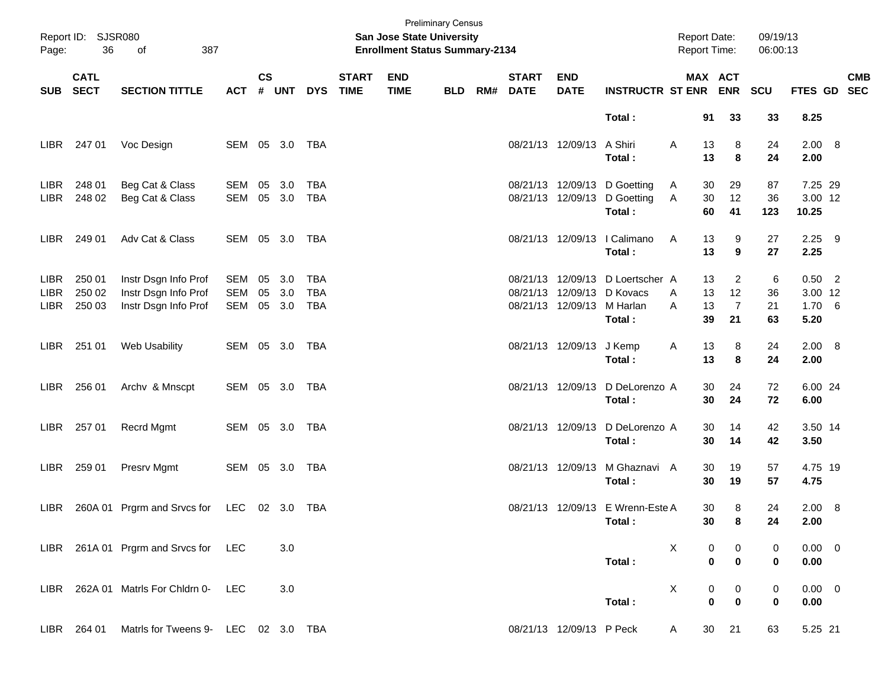Preliminary Census

**San Jose State University**

**Enrollment Status Summary-2134**

Report ID: SJSR080

Report Date: 09/19/13

Report Time: 06:00:13

| SUB | CATL SECT | SECTION TITTLE | ACT | CS # | UNT | DYS | START TIME | END TIME | BLD | RM# | START DATE | END DATE | INSTRUCTR | ST | MAX ENR | ACT ENR | SCU | FTES | GD | CMB SEC |
|---|---|---|---|---|---|---|---|---|---|---|---|---|---|---|---|---|---|---|---|---|
| | | | | | | | | | | | | | **Total :** | | **91** | **33** | **33** | **8.25** | | |
| LIBR | 247 01 | Voc Design | SEM | 05 | 3.0 | TBA | | | | | 08/21/13 | 12/09/13 | A Shiri | A | 13 | 8 | 24 | 2.00 | 8 | |
| | | | | | | | | | | | | | **Total :** | | **13** | **8** | **24** | **2.00** | | |
| LIBR | 248 01 | Beg Cat & Class | SEM | 05 | 3.0 | TBA | | | | | 08/21/13 | 12/09/13 | D Goetting | A | 30 | 29 | 87 | 7.25 | 29 | |
| LIBR | 248 02 | Beg Cat & Class | SEM | 05 | 3.0 | TBA | | | | | 08/21/13 | 12/09/13 | D Goetting | A | 30 | 12 | 36 | 3.00 | 12 | |
| | | | | | | | | | | | | | **Total :** | | **60** | **41** | **123** | **10.25** | | |
| LIBR | 249 01 | Adv Cat & Class | SEM | 05 | 3.0 | TBA | | | | | 08/21/13 | 12/09/13 | I Calimano | A | 13 | 9 | 27 | 2.25 | 9 | |
| | | | | | | | | | | | | | **Total :** | | **13** | **9** | **27** | **2.25** | | |
| LIBR | 250 01 | Instr Dsgn Info Prof | SEM | 05 | 3.0 | TBA | | | | | 08/21/13 | 12/09/13 | D Loertscher | A | 13 | 2 | 6 | 0.50 | 2 | |
| LIBR | 250 02 | Instr Dsgn Info Prof | SEM | 05 | 3.0 | TBA | | | | | 08/21/13 | 12/09/13 | D Kovacs | A | 13 | 12 | 36 | 3.00 | 12 | |
| LIBR | 250 03 | Instr Dsgn Info Prof | SEM | 05 | 3.0 | TBA | | | | | 08/21/13 | 12/09/13 | M Harlan | A | 13 | 7 | 21 | 1.70 | 6 | |
| | | | | | | | | | | | | | **Total :** | | **39** | **21** | **63** | **5.20** | | |
| LIBR | 251 01 | Web Usability | SEM | 05 | 3.0 | TBA | | | | | 08/21/13 | 12/09/13 | J Kemp | A | 13 | 8 | 24 | 2.00 | 8 | |
| | | | | | | | | | | | | | **Total :** | | **13** | **8** | **24** | **2.00** | | |
| LIBR | 256 01 | Archv & Mnscpt | SEM | 05 | 3.0 | TBA | | | | | 08/21/13 | 12/09/13 | D DeLorenzo | A | 30 | 24 | 72 | 6.00 | 24 | |
| | | | | | | | | | | | | | **Total :** | | **30** | **24** | **72** | **6.00** | | |
| LIBR | 257 01 | Recrd Mgmt | SEM | 05 | 3.0 | TBA | | | | | 08/21/13 | 12/09/13 | D DeLorenzo | A | 30 | 14 | 42 | 3.50 | 14 | |
| | | | | | | | | | | | | | **Total :** | | **30** | **14** | **42** | **3.50** | | |
| LIBR | 259 01 | Presrv Mgmt | SEM | 05 | 3.0 | TBA | | | | | 08/21/13 | 12/09/13 | M Ghaznavi | A | 30 | 19 | 57 | 4.75 | 19 | |
| | | | | | | | | | | | | | **Total :** | | **30** | **19** | **57** | **4.75** | | |
| LIBR | 260A 01 | Prgrm and Srvcs for | LEC | 02 | 3.0 | TBA | | | | | 08/21/13 | 12/09/13 | E Wrenn-Este | A | 30 | 8 | 24 | 2.00 | 8 | |
| | | | | | | | | | | | | | **Total :** | | **30** | **8** | **24** | **2.00** | | |
| LIBR | 261A 01 | Prgrm and Srvcs for | LEC | | 3.0 | | | | | | | | | X | 0 | 0 | 0 | 0.00 | 0 | |
| | | | | | | | | | | | | | **Total :** | | **0** | **0** | **0** | **0.00** | | |
| LIBR | 262A 01 | Matrls For Chldrn 0- | LEC | | 3.0 | | | | | | | | | X | 0 | 0 | 0 | 0.00 | 0 | |
| | | | | | | | | | | | | | **Total :** | | **0** | **0** | **0** | **0.00** | | |
| LIBR | 264 01 | Matrls for Tweens 9- | LEC | 02 | 3.0 | TBA | | | | | 08/21/13 | 12/09/13 | P Peck | A | 30 | 21 | 63 | 5.25 | 21 | |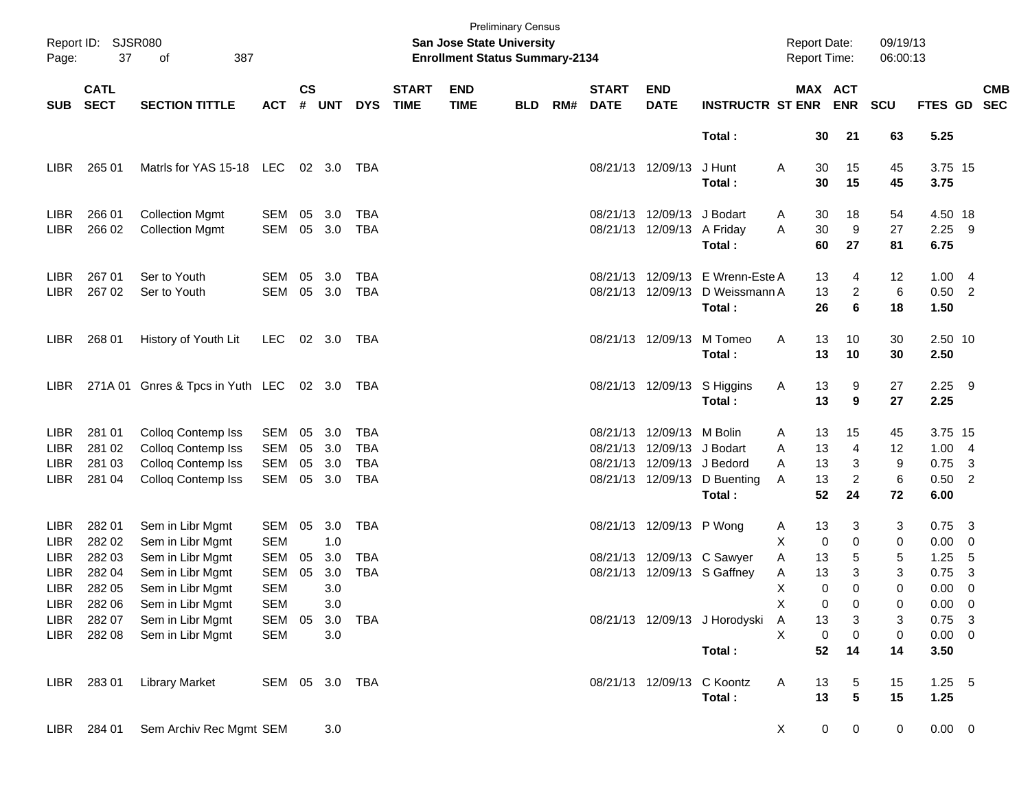Preliminary Census
Report ID: SJSR080
**San Jose State University**
**Enrollment Status Summary-2134**
Report Date: 09/19/13
Report Time: 06:00:13

| SUB | CATL SECT | SECTION TITTLE | ACT | CS # | UNT | DYS | START TIME | END TIME | BLD | RM# | START DATE | END DATE | INSTRUCTR | ST | MAX ENR | ACT ENR | SCU | FTES | GD | CMB SEC |
|---|---|---|---|---|---|---|---|---|---|---|---|---|---|---|---|---|---|---|---|---|
| | | | | | | | | | | | | | **Total :** | | **30** | **21** | **63** | **5.25** | | |
| LIBR | 265 01 | Matrls for YAS 15-18 | LEC | 02 | 3.0 | TBA | | | | | 08/21/13 | 12/09/13 | J Hunt | A | 30 | 15 | 45 | 3.75 | 15 | |
| | | | | | | | | | | | | | **Total :** | | **30** | **15** | **45** | **3.75** | | |
| LIBR | 266 01 | Collection Mgmt | SEM | 05 | 3.0 | TBA | | | | | 08/21/13 | 12/09/13 | J Bodart | A | 30 | 18 | 54 | 4.50 | 18 | |
| LIBR | 266 02 | Collection Mgmt | SEM | 05 | 3.0 | TBA | | | | | 08/21/13 | 12/09/13 | A Friday | A | 30 | 9 | 27 | 2.25 | 9 | |
| | | | | | | | | | | | | | **Total :** | | **60** | **27** | **81** | **6.75** | | |
| LIBR | 267 01 | Ser to Youth | SEM | 05 | 3.0 | TBA | | | | | 08/21/13 | 12/09/13 | E Wrenn-Este | A | 13 | 4 | 12 | 1.00 | 4 | |
| LIBR | 267 02 | Ser to Youth | SEM | 05 | 3.0 | TBA | | | | | 08/21/13 | 12/09/13 | D Weissmann | A | 13 | 2 | 6 | 0.50 | 2 | |
| | | | | | | | | | | | | | **Total :** | | **26** | **6** | **18** | **1.50** | | |
| LIBR | 268 01 | History of Youth Lit | LEC | 02 | 3.0 | TBA | | | | | 08/21/13 | 12/09/13 | M Tomeo | A | 13 | 10 | 30 | 2.50 | 10 | |
| | | | | | | | | | | | | | **Total :** | | **13** | **10** | **30** | **2.50** | | |
| LIBR | 271A 01 | Gnres & Tpcs in Yuth | LEC | 02 | 3.0 | TBA | | | | | 08/21/13 | 12/09/13 | S Higgins | A | 13 | 9 | 27 | 2.25 | 9 | |
| | | | | | | | | | | | | | **Total :** | | **13** | **9** | **27** | **2.25** | | |
| LIBR | 281 01 | Colloq Contemp Iss | SEM | 05 | 3.0 | TBA | | | | | 08/21/13 | 12/09/13 | M Bolin | A | 13 | 15 | 45 | 3.75 | 15 | |
| LIBR | 281 02 | Colloq Contemp Iss | SEM | 05 | 3.0 | TBA | | | | | 08/21/13 | 12/09/13 | J Bodart | A | 13 | 4 | 12 | 1.00 | 4 | |
| LIBR | 281 03 | Colloq Contemp Iss | SEM | 05 | 3.0 | TBA | | | | | 08/21/13 | 12/09/13 | J Bedord | A | 13 | 3 | 9 | 0.75 | 3 | |
| LIBR | 281 04 | Colloq Contemp Iss | SEM | 05 | 3.0 | TBA | | | | | 08/21/13 | 12/09/13 | D Buenting | A | 13 | 2 | 6 | 0.50 | 2 | |
| | | | | | | | | | | | | | **Total :** | | **52** | **24** | **72** | **6.00** | | |
| LIBR | 282 01 | Sem in Libr Mgmt | SEM | 05 | 3.0 | TBA | | | | | 08/21/13 | 12/09/13 | P Wong | A | 13 | 3 | 3 | 0.75 | 3 | |
| LIBR | 282 02 | Sem in Libr Mgmt | SEM | | 1.0 | | | | | | | | | X | 0 | 0 | 0 | 0.00 | 0 | |
| LIBR | 282 03 | Sem in Libr Mgmt | SEM | 05 | 3.0 | TBA | | | | | 08/21/13 | 12/09/13 | C Sawyer | A | 13 | 5 | 5 | 1.25 | 5 | |
| LIBR | 282 04 | Sem in Libr Mgmt | SEM | 05 | 3.0 | TBA | | | | | 08/21/13 | 12/09/13 | S Gaffney | A | 13 | 3 | 3 | 0.75 | 3 | |
| LIBR | 282 05 | Sem in Libr Mgmt | SEM | | 3.0 | | | | | | | | | X | 0 | 0 | 0 | 0.00 | 0 | |
| LIBR | 282 06 | Sem in Libr Mgmt | SEM | | 3.0 | | | | | | | | | X | 0 | 0 | 0 | 0.00 | 0 | |
| LIBR | 282 07 | Sem in Libr Mgmt | SEM | 05 | 3.0 | TBA | | | | | 08/21/13 | 12/09/13 | J Horodyski | A | 13 | 3 | 3 | 0.75 | 3 | |
| LIBR | 282 08 | Sem in Libr Mgmt | SEM | | 3.0 | | | | | | | | | X | 0 | 0 | 0 | 0.00 | 0 | |
| | | | | | | | | | | | | | **Total :** | | **52** | **14** | **14** | **3.50** | | |
| LIBR | 283 01 | Library Market | SEM | 05 | 3.0 | TBA | | | | | 08/21/13 | 12/09/13 | C Koontz | A | 13 | 5 | 15 | 1.25 | 5 | |
| | | | | | | | | | | | | | **Total :** | | **13** | **5** | **15** | **1.25** | | |
| LIBR | 284 01 | Sem Archiv Rec Mgmt | SEM | | 3.0 | | | | | | | | | X | 0 | 0 | 0 | 0.00 | 0 | |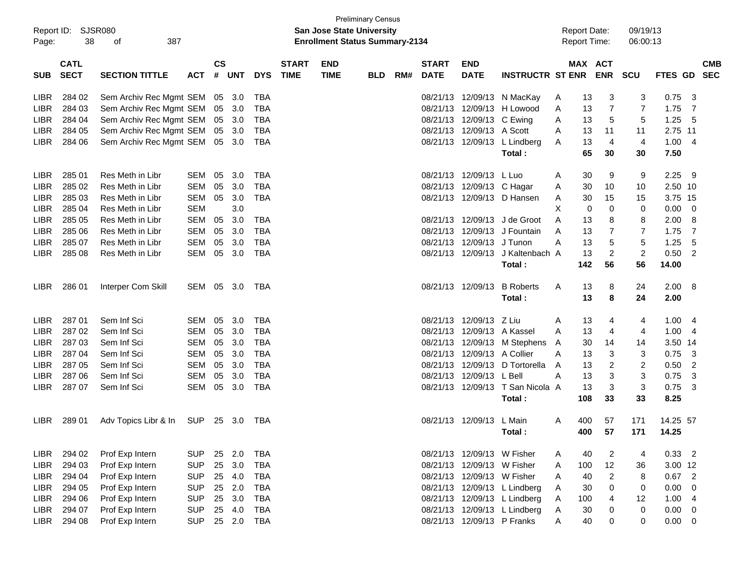Preliminary Census

Report ID: SJSR080 | **San Jose State University** | Report Date: 09/19/13

Page: 38 of 387 | **Enrollment Status Summary-2134** | Report Time: 06:00:13

| SUB | CATL SECT | SECTION TITTLE | ACT | CS # | UNT | DYS | START TIME | END TIME | BLD | RM# | START DATE | END DATE | INSTRUCTR | ST | MAX ENR | ACT ENR | SCU | FTES | GD | CMB SEC |
|---|---|---|---|---|---|---|---|---|---|---|---|---|---|---|---|---|---|---|---|---|
| LIBR | 284 02 | Sem Archiv Rec Mgmt | SEM | 05 | 3.0 | TBA | | | | | 08/21/13 | 12/09/13 | N MacKay | A | 13 | 3 | 3 | 0.75 | 3 | |
| LIBR | 284 03 | Sem Archiv Rec Mgmt | SEM | 05 | 3.0 | TBA | | | | | 08/21/13 | 12/09/13 | H Lowood | A | 13 | 7 | 7 | 1.75 | 7 | |
| LIBR | 284 04 | Sem Archiv Rec Mgmt | SEM | 05 | 3.0 | TBA | | | | | 08/21/13 | 12/09/13 | C Ewing | A | 13 | 5 | 5 | 1.25 | 5 | |
| LIBR | 284 05 | Sem Archiv Rec Mgmt | SEM | 05 | 3.0 | TBA | | | | | 08/21/13 | 12/09/13 | A Scott | A | 13 | 11 | 11 | 2.75 | 11 | |
| LIBR | 284 06 | Sem Archiv Rec Mgmt | SEM | 05 | 3.0 | TBA | | | | | 08/21/13 | 12/09/13 | L Lindberg | A | 13 | 4 | 4 | 1.00 | 4 | |
| | | | | | | | | | | | | | **Total :** | | **65** | **30** | **30** | **7.50** | | |
| LIBR | 285 01 | Res Meth in Libr | SEM | 05 | 3.0 | TBA | | | | | 08/21/13 | 12/09/13 | L Luo | A | 30 | 9 | 9 | 2.25 | 9 | |
| LIBR | 285 02 | Res Meth in Libr | SEM | 05 | 3.0 | TBA | | | | | 08/21/13 | 12/09/13 | C Hagar | A | 30 | 10 | 10 | 2.50 | 10 | |
| LIBR | 285 03 | Res Meth in Libr | SEM | 05 | 3.0 | TBA | | | | | 08/21/13 | 12/09/13 | D Hansen | A | 30 | 15 | 15 | 3.75 | 15 | |
| LIBR | 285 04 | Res Meth in Libr | SEM | | 3.0 | | | | | | | | | X | 0 | 0 | 0 | 0.00 | 0 | |
| LIBR | 285 05 | Res Meth in Libr | SEM | 05 | 3.0 | TBA | | | | | 08/21/13 | 12/09/13 | J de Groot | A | 13 | 8 | 8 | 2.00 | 8 | |
| LIBR | 285 06 | Res Meth in Libr | SEM | 05 | 3.0 | TBA | | | | | 08/21/13 | 12/09/13 | J Fountain | A | 13 | 7 | 7 | 1.75 | 7 | |
| LIBR | 285 07 | Res Meth in Libr | SEM | 05 | 3.0 | TBA | | | | | 08/21/13 | 12/09/13 | J Tunon | A | 13 | 5 | 5 | 1.25 | 5 | |
| LIBR | 285 08 | Res Meth in Libr | SEM | 05 | 3.0 | TBA | | | | | 08/21/13 | 12/09/13 | J Kaltenbach | A | 13 | 2 | 2 | 0.50 | 2 | |
| | | | | | | | | | | | | | **Total :** | | **142** | **56** | **56** | **14.00** | | |
| LIBR | 286 01 | Interper Com Skill | SEM | 05 | 3.0 | TBA | | | | | 08/21/13 | 12/09/13 | B Roberts | A | 13 | 8 | 24 | 2.00 | 8 | |
| | | | | | | | | | | | | | **Total :** | | **13** | **8** | **24** | **2.00** | | |
| LIBR | 287 01 | Sem Inf Sci | SEM | 05 | 3.0 | TBA | | | | | 08/21/13 | 12/09/13 | Z Liu | A | 13 | 4 | 4 | 1.00 | 4 | |
| LIBR | 287 02 | Sem Inf Sci | SEM | 05 | 3.0 | TBA | | | | | 08/21/13 | 12/09/13 | A Kassel | A | 13 | 4 | 4 | 1.00 | 4 | |
| LIBR | 287 03 | Sem Inf Sci | SEM | 05 | 3.0 | TBA | | | | | 08/21/13 | 12/09/13 | M Stephens | A | 30 | 14 | 14 | 3.50 | 14 | |
| LIBR | 287 04 | Sem Inf Sci | SEM | 05 | 3.0 | TBA | | | | | 08/21/13 | 12/09/13 | A Collier | A | 13 | 3 | 3 | 0.75 | 3 | |
| LIBR | 287 05 | Sem Inf Sci | SEM | 05 | 3.0 | TBA | | | | | 08/21/13 | 12/09/13 | D Tortorella | A | 13 | 2 | 2 | 0.50 | 2 | |
| LIBR | 287 06 | Sem Inf Sci | SEM | 05 | 3.0 | TBA | | | | | 08/21/13 | 12/09/13 | L Bell | A | 13 | 3 | 3 | 0.75 | 3 | |
| LIBR | 287 07 | Sem Inf Sci | SEM | 05 | 3.0 | TBA | | | | | 08/21/13 | 12/09/13 | T San Nicola | A | 13 | 3 | 3 | 0.75 | 3 | |
| | | | | | | | | | | | | | **Total :** | | **108** | **33** | **33** | **8.25** | | |
| LIBR | 289 01 | Adv Topics Libr & In | SUP | 25 | 3.0 | TBA | | | | | 08/21/13 | 12/09/13 | L Main | A | 400 | 57 | 171 | 14.25 | 57 | |
| | | | | | | | | | | | | | **Total :** | | **400** | **57** | **171** | **14.25** | | |
| LIBR | 294 02 | Prof Exp Intern | SUP | 25 | 2.0 | TBA | | | | | 08/21/13 | 12/09/13 | W Fisher | A | 40 | 2 | 4 | 0.33 | 2 | |
| LIBR | 294 03 | Prof Exp Intern | SUP | 25 | 3.0 | TBA | | | | | 08/21/13 | 12/09/13 | W Fisher | A | 100 | 12 | 36 | 3.00 | 12 | |
| LIBR | 294 04 | Prof Exp Intern | SUP | 25 | 4.0 | TBA | | | | | 08/21/13 | 12/09/13 | W Fisher | A | 40 | 2 | 8 | 0.67 | 2 | |
| LIBR | 294 05 | Prof Exp Intern | SUP | 25 | 2.0 | TBA | | | | | 08/21/13 | 12/09/13 | L Lindberg | A | 30 | 0 | 0 | 0.00 | 0 | |
| LIBR | 294 06 | Prof Exp Intern | SUP | 25 | 3.0 | TBA | | | | | 08/21/13 | 12/09/13 | L Lindberg | A | 100 | 4 | 12 | 1.00 | 4 | |
| LIBR | 294 07 | Prof Exp Intern | SUP | 25 | 4.0 | TBA | | | | | 08/21/13 | 12/09/13 | L Lindberg | A | 30 | 0 | 0 | 0.00 | 0 | |
| LIBR | 294 08 | Prof Exp Intern | SUP | 25 | 2.0 | TBA | | | | | 08/21/13 | 12/09/13 | P Franks | A | 40 | 0 | 0 | 0.00 | 0 | |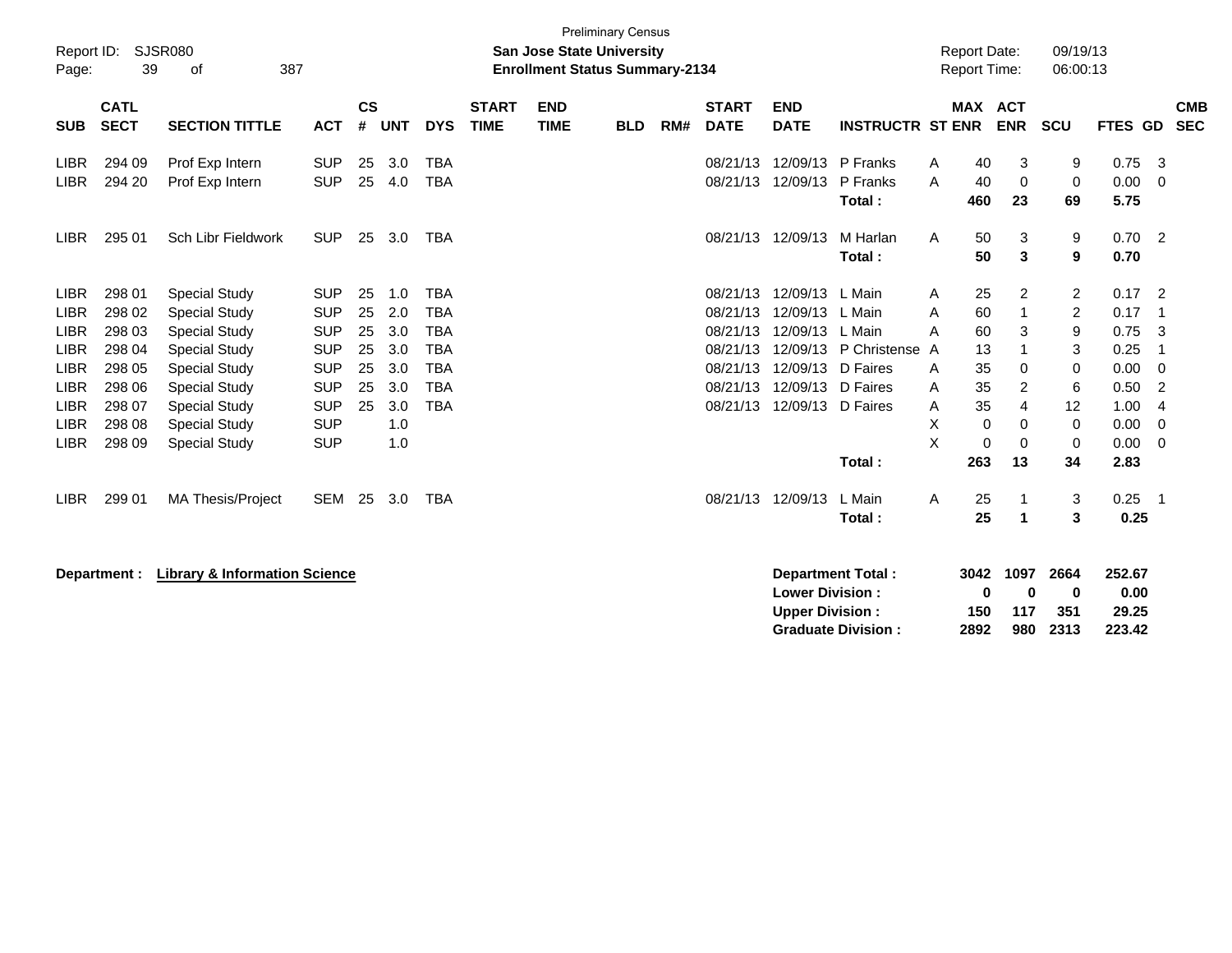Preliminary Census

**San Jose State University**
**Enrollment Status Summary-2134**

Report ID: SJSR080

Report Date: 09/19/13
Report Time: 06:00:13

| SUB | CATL SECT | SECTION TITTLE | ACT | CS # | UNT | DYS | START TIME | END TIME | BLD | RM# | START DATE | END DATE | INSTRUCTR | ST | MAX ENR | ACT ENR | SCU | FTES | GD | CMB SEC |
|---|---|---|---|---|---|---|---|---|---|---|---|---|---|---|---|---|---|---|---|---|
| LIBR | 294 09 | Prof Exp Intern | SUP | 25 | 3.0 | TBA | | | | | 08/21/13 | 12/09/13 | P Franks | A | 40 | 3 | 9 | 0.75 | 3 | |
| LIBR | 294 20 | Prof Exp Intern | SUP | 25 | 4.0 | TBA | | | | | 08/21/13 | 12/09/13 | P Franks | A | 40 | 0 | 0 | 0.00 | 0 | |
| | | | | | | | | | | | | | **Total :** | | **460** | **23** | **69** | **5.75** | | |
| LIBR | 295 01 | Sch Libr Fieldwork | SUP | 25 | 3.0 | TBA | | | | | 08/21/13 | 12/09/13 | M Harlan | A | 50 | 3 | 9 | 0.70 | 2 | |
| | | | | | | | | | | | | | **Total :** | | **50** | **3** | **9** | **0.70** | | |
| LIBR | 298 01 | Special Study | SUP | 25 | 1.0 | TBA | | | | | 08/21/13 | 12/09/13 | L Main | A | 25 | 2 | 2 | 0.17 | 2 | |
| LIBR | 298 02 | Special Study | SUP | 25 | 2.0 | TBA | | | | | 08/21/13 | 12/09/13 | L Main | A | 60 | 1 | 2 | 0.17 | 1 | |
| LIBR | 298 03 | Special Study | SUP | 25 | 3.0 | TBA | | | | | 08/21/13 | 12/09/13 | L Main | A | 60 | 3 | 9 | 0.75 | 3 | |
| LIBR | 298 04 | Special Study | SUP | 25 | 3.0 | TBA | | | | | 08/21/13 | 12/09/13 | P Christense | A | 13 | 1 | 3 | 0.25 | 1 | |
| LIBR | 298 05 | Special Study | SUP | 25 | 3.0 | TBA | | | | | 08/21/13 | 12/09/13 | D Faires | A | 35 | 0 | 0 | 0.00 | 0 | |
| LIBR | 298 06 | Special Study | SUP | 25 | 3.0 | TBA | | | | | 08/21/13 | 12/09/13 | D Faires | A | 35 | 2 | 6 | 0.50 | 2 | |
| LIBR | 298 07 | Special Study | SUP | 25 | 3.0 | TBA | | | | | 08/21/13 | 12/09/13 | D Faires | A | 35 | 4 | 12 | 1.00 | 4 | |
| LIBR | 298 08 | Special Study | SUP | | 1.0 | | | | | | | | | X | 0 | 0 | 0 | 0.00 | 0 | |
| LIBR | 298 09 | Special Study | SUP | | 1.0 | | | | | | | | | X | 0 | 0 | 0 | 0.00 | 0 | |
| | | | | | | | | | | | | | **Total :** | | **263** | **13** | **34** | **2.83** | | |
| LIBR | 299 01 | MA Thesis/Project | SEM | 25 | 3.0 | TBA | | | | | 08/21/13 | 12/09/13 | L Main | A | 25 | 1 | 3 | 0.25 | 1 | |
| | | | | | | | | | | | | | **Total :** | | **25** | **1** | **3** | **0.25** | | |

**Department : Library & Information Science**

| | MAX ENR | ACT ENR | SCU | FTES |
|---|---|---|---|---|
| **Department Total :** | **3042** | **1097** | **2664** | **252.67** |
| **Lower Division :** | **0** | **0** | **0** | **0.00** |
| **Upper Division :** | **150** | **117** | **351** | **29.25** |
| **Graduate Division :** | **2892** | **980** | **2313** | **223.42** |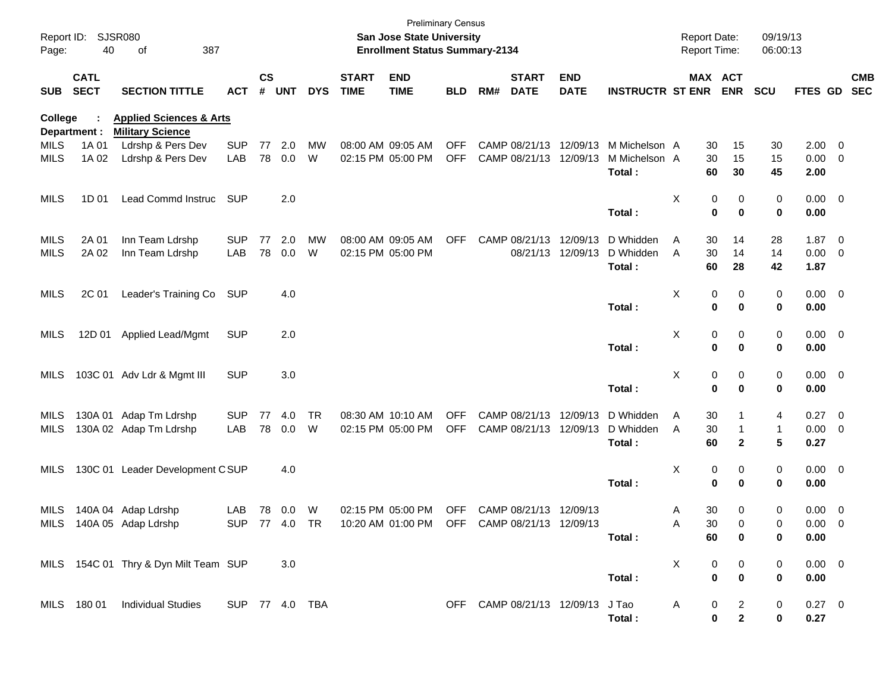Preliminary Census

**San Jose State University**

**Enrollment Status Summary-2134**

Report ID: SJSR080
Report Date: 09/19/13
Report Time: 06:00:13

**College : Applied Sciences & Arts**
**Department : Military Science**

| SUB | CATL SECT | SECTION TITTLE | ACT | CS # | UNT | DYS | START TIME | END TIME | BLD | RM# | START DATE | END DATE | INSTRUCTR | ST | MAX ENR | ACT ENR | SCU | FTES | GD | CMB SEC |
|---|---|---|---|---|---|---|---|---|---|---|---|---|---|---|---|---|---|---|---|---|
| MILS | 1A 01 | Ldrshp & Pers Dev | SUP | 77 | 2.0 | MW | 08:00 AM | 09:05 AM | OFF | CAMP | 08/21/13 | 12/09/13 | M Michelson | A | 30 | 15 | 30 | 2.00 | 0 | |
| MILS | 1A 02 | Ldrshp & Pers Dev | LAB | 78 | 0.0 | W | 02:15 PM | 05:00 PM | OFF | CAMP | 08/21/13 | 12/09/13 | M Michelson | A | 30 | 15 | 15 | 0.00 | 0 | |
| | | | | | | | | | | | | | Total : | | **60** | **30** | **45** | **2.00** | | |
| MILS | 1D 01 | Lead Commd Instruc | SUP | | 2.0 | | | | | | | | | X | 0 | 0 | 0 | 0.00 | 0 | |
| | | | | | | | | | | | | | Total : | | **0** | **0** | **0** | **0.00** | | |
| MILS | 2A 01 | Inn Team Ldrshp | SUP | 77 | 2.0 | MW | 08:00 AM | 09:05 AM | OFF | CAMP | 08/21/13 | 12/09/13 | D Whidden | A | 30 | 14 | 28 | 1.87 | 0 | |
| MILS | 2A 02 | Inn Team Ldrshp | LAB | 78 | 0.0 | W | 02:15 PM | 05:00 PM | | | 08/21/13 | 12/09/13 | D Whidden | A | 30 | 14 | 14 | 0.00 | 0 | |
| | | | | | | | | | | | | | Total : | | **60** | **28** | **42** | **1.87** | | |
| MILS | 2C 01 | Leader's Training Co | SUP | | 4.0 | | | | | | | | | X | 0 | 0 | 0 | 0.00 | 0 | |
| | | | | | | | | | | | | | Total : | | **0** | **0** | **0** | **0.00** | | |
| MILS | 12D 01 | Applied Lead/Mgmt | SUP | | 2.0 | | | | | | | | | X | 0 | 0 | 0 | 0.00 | 0 | |
| | | | | | | | | | | | | | Total : | | **0** | **0** | **0** | **0.00** | | |
| MILS | 103C 01 | Adv Ldr & Mgmt III | SUP | | 3.0 | | | | | | | | | X | 0 | 0 | 0 | 0.00 | 0 | |
| | | | | | | | | | | | | | Total : | | **0** | **0** | **0** | **0.00** | | |
| MILS | 130A 01 | Adap Tm Ldrshp | SUP | 77 | 4.0 | TR | 08:30 AM | 10:10 AM | OFF | CAMP | 08/21/13 | 12/09/13 | D Whidden | A | 30 | 1 | 4 | 0.27 | 0 | |
| MILS | 130A 02 | Adap Tm Ldrshp | LAB | 78 | 0.0 | W | 02:15 PM | 05:00 PM | OFF | CAMP | 08/21/13 | 12/09/13 | D Whidden | A | 30 | 1 | 1 | 0.00 | 0 | |
| | | | | | | | | | | | | | Total : | | **60** | **2** | **5** | **0.27** | | |
| MILS | 130C 01 | Leader Development C | SUP | | 4.0 | | | | | | | | | X | 0 | 0 | 0 | 0.00 | 0 | |
| | | | | | | | | | | | | | Total : | | **0** | **0** | **0** | **0.00** | | |
| MILS | 140A 04 | Adap Ldrshp | LAB | 78 | 0.0 | W | 02:15 PM | 05:00 PM | OFF | CAMP | 08/21/13 | 12/09/13 | | A | 30 | 0 | 0 | 0.00 | 0 | |
| MILS | 140A 05 | Adap Ldrshp | SUP | 77 | 4.0 | TR | 10:20 AM | 01:00 PM | OFF | CAMP | 08/21/13 | 12/09/13 | | A | 30 | 0 | 0 | 0.00 | 0 | |
| | | | | | | | | | | | | | Total : | | **60** | **0** | **0** | **0.00** | | |
| MILS | 154C 01 | Thry & Dyn Milt Team | SUP | | 3.0 | | | | | | | | | X | 0 | 0 | 0 | 0.00 | 0 | |
| | | | | | | | | | | | | | Total : | | **0** | **0** | **0** | **0.00** | | |
| MILS | 180 01 | Individual Studies | SUP | 77 | 4.0 | TBA | | | OFF | CAMP | 08/21/13 | 12/09/13 | J Tao | A | 0 | 2 | 0 | 0.27 | 0 | |
| | | | | | | | | | | | | | Total : | | **0** | **2** | **0** | **0.27** | | |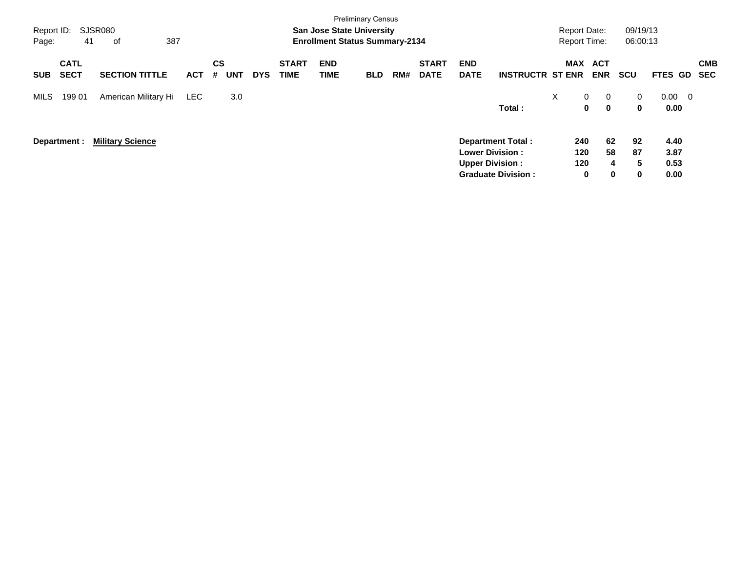Preliminary Census

**San Jose State University**

**Enrollment Status Summary-2134**

Report ID: SJSR080

Report Date: 09/19/13

Report Time: 06:00:13

| SUB | CATL SECT | SECTION TITTLE | ACT | CS # | UNT | DYS | START TIME | END TIME | BLD | RM# | START DATE | END DATE | INSTRUCTR | ST | MAX ENR | ACT ENR | SCU | FTES | GD | CMB SEC |
|---|---|---|---|---|---|---|---|---|---|---|---|---|---|---|---|---|---|---|---|---|
| MILS | 199 01 | American Military Hi | LEC | | 3.0 | | | | | | | | | X | 0 | 0 | 0 | 0.00 | 0 | |
| | | | | | | | | | | | | | **Total :** | | **0** | **0** | **0** | **0.00** | | |

**Department :** **Military Science**

| | MAX ENR | ACT ENR | SCU | FTES |
|---|---|---|---|---|
| **Department Total :** | **240** | **62** | **92** | **4.40** |
| **Lower Division :** | **120** | **58** | **87** | **3.87** |
| **Upper Division :** | **120** | **4** | **5** | **0.53** |
| **Graduate Division :** | **0** | **0** | **0** | **0.00** |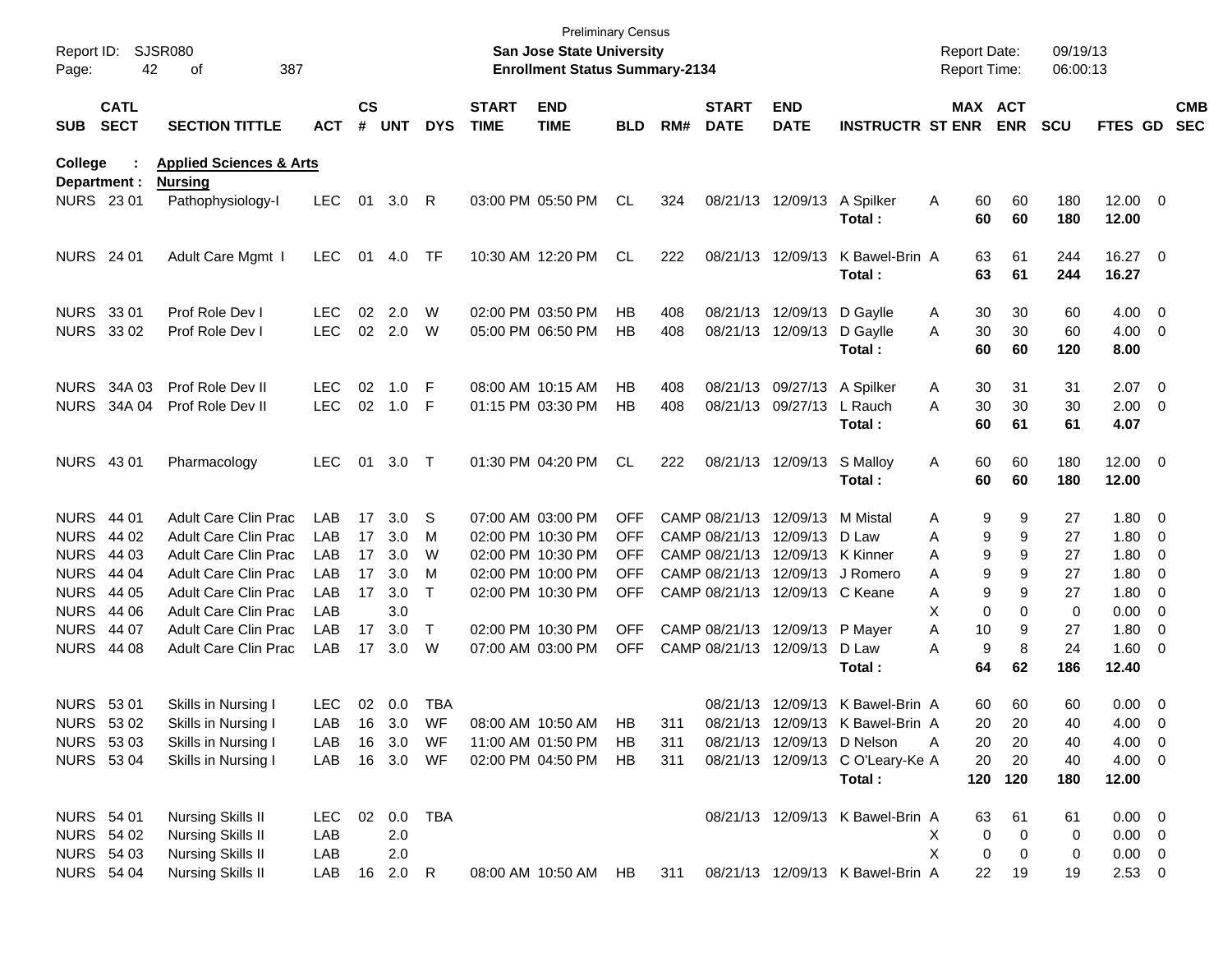Preliminary Census

Report ID: SJSR080 — San Jose State University — Report Date: 09/19/13

Page: 42 of 387 — Enrollment Status Summary-2134 — Report Time: 06:00:13

**College : Applied Sciences & Arts**

**Department : Nursing**

| SUB | CATL SECT | SECTION TITTLE | ACT | CS # | UNT | DYS | START TIME | END TIME | BLD | RM# | START DATE | END DATE | INSTRUCTR | ST | MAX ENR | ACT ENR | SCU | FTES | GD | CMB SEC |
|---|---|---|---|---|---|---|---|---|---|---|---|---|---|---|---|---|---|---|---|---|
| NURS | 23 01 | Pathophysiology-I | LEC | 01 | 3.0 | R | 03:00 PM | 05:50 PM | CL | 324 | 08/21/13 | 12/09/13 | A Spilker | A | 60 | 60 | 180 | 12.00 | 0 | |
| | | | | | | | | | | | | | **Total :** | | **60** | **60** | **180** | **12.00** | | |
| NURS | 24 01 | Adult Care Mgmt I | LEC | 01 | 4.0 | TF | 10:30 AM | 12:20 PM | CL | 222 | 08/21/13 | 12/09/13 | K Bawel-Brin | A | 63 | 61 | 244 | 16.27 | 0 | |
| | | | | | | | | | | | | | **Total :** | | **63** | **61** | **244** | **16.27** | | |
| NURS | 33 01 | Prof Role Dev I | LEC | 02 | 2.0 | W | 02:00 PM | 03:50 PM | HB | 408 | 08/21/13 | 12/09/13 | D Gaylle | A | 30 | 30 | 60 | 4.00 | 0 | |
| NURS | 33 02 | Prof Role Dev I | LEC | 02 | 2.0 | W | 05:00 PM | 06:50 PM | HB | 408 | 08/21/13 | 12/09/13 | D Gaylle | A | 30 | 30 | 60 | 4.00 | 0 | |
| | | | | | | | | | | | | | **Total :** | | **60** | **60** | **120** | **8.00** | | |
| NURS | 34A 03 | Prof Role Dev II | LEC | 02 | 1.0 | F | 08:00 AM | 10:15 AM | HB | 408 | 08/21/13 | 09/27/13 | A Spilker | A | 30 | 31 | 31 | 2.07 | 0 | |
| NURS | 34A 04 | Prof Role Dev II | LEC | 02 | 1.0 | F | 01:15 PM | 03:30 PM | HB | 408 | 08/21/13 | 09/27/13 | L Rauch | A | 30 | 30 | 30 | 2.00 | 0 | |
| | | | | | | | | | | | | | **Total :** | | **60** | **61** | **61** | **4.07** | | |
| NURS | 43 01 | Pharmacology | LEC | 01 | 3.0 | T | 01:30 PM | 04:20 PM | CL | 222 | 08/21/13 | 12/09/13 | S Malloy | A | 60 | 60 | 180 | 12.00 | 0 | |
| | | | | | | | | | | | | | **Total :** | | **60** | **60** | **180** | **12.00** | | |
| NURS | 44 01 | Adult Care Clin Prac | LAB | 17 | 3.0 | S | 07:00 AM | 03:00 PM | OFF | CAMP | 08/21/13 | 12/09/13 | M Mistal | A | 9 | 9 | 27 | 1.80 | 0 | |
| NURS | 44 02 | Adult Care Clin Prac | LAB | 17 | 3.0 | M | 02:00 PM | 10:30 PM | OFF | CAMP | 08/21/13 | 12/09/13 | D Law | A | 9 | 9 | 27 | 1.80 | 0 | |
| NURS | 44 03 | Adult Care Clin Prac | LAB | 17 | 3.0 | W | 02:00 PM | 10:30 PM | OFF | CAMP | 08/21/13 | 12/09/13 | K Kinner | A | 9 | 9 | 27 | 1.80 | 0 | |
| NURS | 44 04 | Adult Care Clin Prac | LAB | 17 | 3.0 | M | 02:00 PM | 10:00 PM | OFF | CAMP | 08/21/13 | 12/09/13 | J Romero | A | 9 | 9 | 27 | 1.80 | 0 | |
| NURS | 44 05 | Adult Care Clin Prac | LAB | 17 | 3.0 | T | 02:00 PM | 10:30 PM | OFF | CAMP | 08/21/13 | 12/09/13 | C Keane | A | 9 | 9 | 27 | 1.80 | 0 | |
| NURS | 44 06 | Adult Care Clin Prac | LAB | | 3.0 | | | | | | | | | X | 0 | 0 | 0 | 0.00 | 0 | |
| NURS | 44 07 | Adult Care Clin Prac | LAB | 17 | 3.0 | T | 02:00 PM | 10:30 PM | OFF | CAMP | 08/21/13 | 12/09/13 | P Mayer | A | 10 | 9 | 27 | 1.80 | 0 | |
| NURS | 44 08 | Adult Care Clin Prac | LAB | 17 | 3.0 | W | 07:00 AM | 03:00 PM | OFF | CAMP | 08/21/13 | 12/09/13 | D Law | A | 9 | 8 | 24 | 1.60 | 0 | |
| | | | | | | | | | | | | | **Total :** | | **64** | **62** | **186** | **12.40** | | |
| NURS | 53 01 | Skills in Nursing I | LEC | 02 | 0.0 | TBA | | | | | 08/21/13 | 12/09/13 | K Bawel-Brin | A | 60 | 60 | 60 | 0.00 | 0 | |
| NURS | 53 02 | Skills in Nursing I | LAB | 16 | 3.0 | WF | 08:00 AM | 10:50 AM | HB | 311 | 08/21/13 | 12/09/13 | K Bawel-Brin | A | 20 | 20 | 40 | 4.00 | 0 | |
| NURS | 53 03 | Skills in Nursing I | LAB | 16 | 3.0 | WF | 11:00 AM | 01:50 PM | HB | 311 | 08/21/13 | 12/09/13 | D Nelson | A | 20 | 20 | 40 | 4.00 | 0 | |
| NURS | 53 04 | Skills in Nursing I | LAB | 16 | 3.0 | WF | 02:00 PM | 04:50 PM | HB | 311 | 08/21/13 | 12/09/13 | C O'Leary-Ke | A | 20 | 20 | 40 | 4.00 | 0 | |
| | | | | | | | | | | | | | **Total :** | | **120** | **120** | **180** | **12.00** | | |
| NURS | 54 01 | Nursing Skills II | LEC | 02 | 0.0 | TBA | | | | | 08/21/13 | 12/09/13 | K Bawel-Brin | A | 63 | 61 | 61 | 0.00 | 0 | |
| NURS | 54 02 | Nursing Skills II | LAB | | 2.0 | | | | | | | | | X | 0 | 0 | 0 | 0.00 | 0 | |
| NURS | 54 03 | Nursing Skills II | LAB | | 2.0 | | | | | | | | | X | 0 | 0 | 0 | 0.00 | 0 | |
| NURS | 54 04 | Nursing Skills II | LAB | 16 | 2.0 | R | 08:00 AM | 10:50 AM | HB | 311 | 08/21/13 | 12/09/13 | K Bawel-Brin | A | 22 | 19 | 19 | 2.53 | 0 | |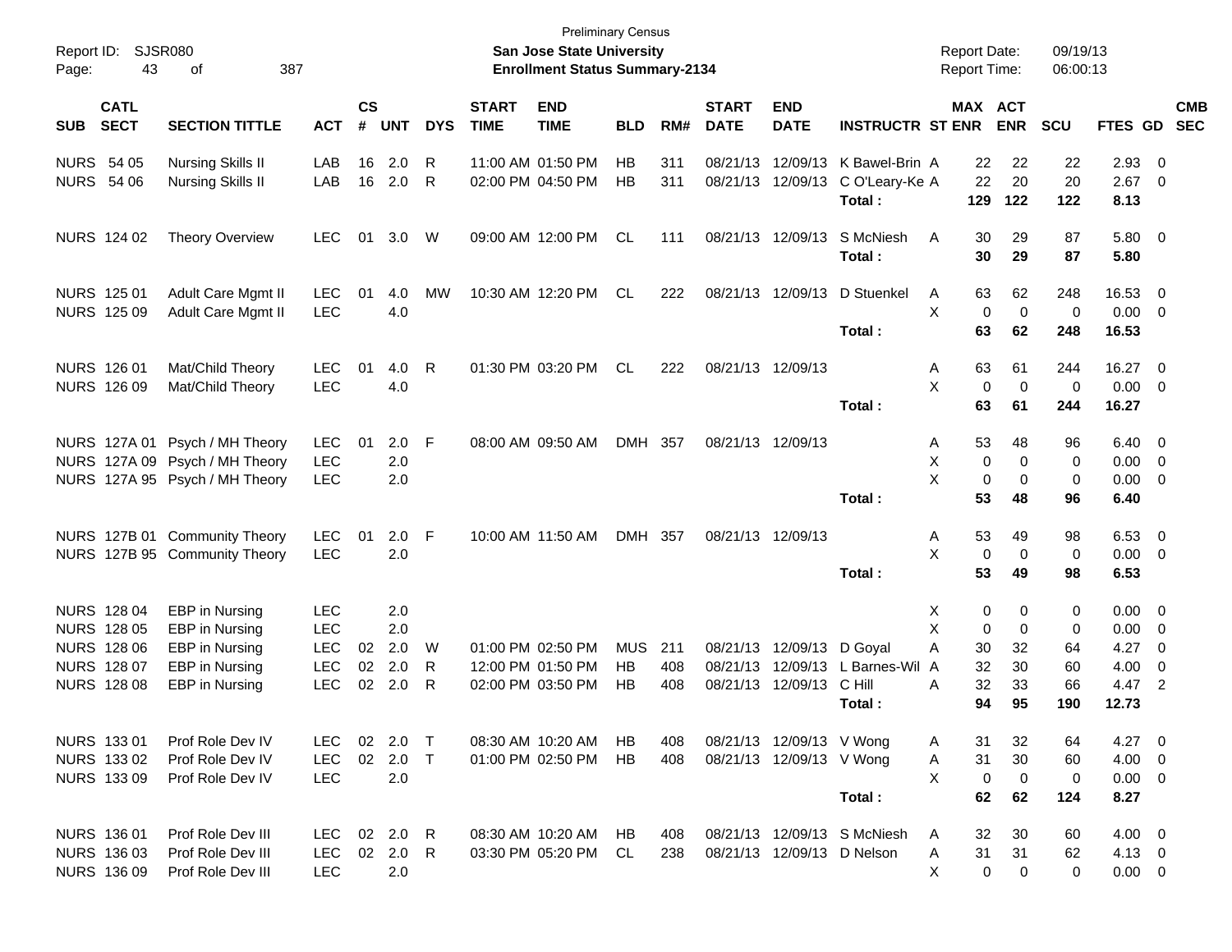Preliminary Census

Report ID: SJSR080

**San Jose State University**

**Enrollment Status Summary-2134**

Report Date: 09/19/13

Report Time: 06:00:13

| SUB | CATL SECT | SECTION TITTLE | ACT | CS # | UNT | DYS | START TIME | END TIME | BLD | RM# | START DATE | END DATE | INSTRUCTR | ST | MAX ENR | ACT ENR | SCU | FTES | GD | CMB SEC |
|---|---|---|---|---|---|---|---|---|---|---|---|---|---|---|---|---|---|---|---|---|
| NURS | 54 05 | Nursing Skills II | LAB | 16 | 2.0 | R | 11:00 AM | 01:50 PM | HB | 311 | 08/21/13 | 12/09/13 | K Bawel-Brin | A | 22 | 22 | 22 | 2.93 | 0 | |
| NURS | 54 06 | Nursing Skills II | LAB | 16 | 2.0 | R | 02:00 PM | 04:50 PM | HB | 311 | 08/21/13 | 12/09/13 | C O'Leary-Ke | A | 22 | 20 | 20 | 2.67 | 0 | |
| | | | | | | | | | | | | | **Total :** | | **129** | **122** | **122** | **8.13** | | |
| NURS | 124 02 | Theory Overview | LEC | 01 | 3.0 | W | 09:00 AM | 12:00 PM | CL | 111 | 08/21/13 | 12/09/13 | S McNiesh | A | 30 | 29 | 87 | 5.80 | 0 | |
| | | | | | | | | | | | | | **Total :** | | **30** | **29** | **87** | **5.80** | | |
| NURS | 125 01 | Adult Care Mgmt II | LEC | 01 | 4.0 | MW | 10:30 AM | 12:20 PM | CL | 222 | 08/21/13 | 12/09/13 | D Stuenkel | A | 63 | 62 | 248 | 16.53 | 0 | |
| NURS | 125 09 | Adult Care Mgmt II | LEC | | 4.0 | | | | | | | | | X | 0 | 0 | 0 | 0.00 | 0 | |
| | | | | | | | | | | | | | **Total :** | | **63** | **62** | **248** | **16.53** | | |
| NURS | 126 01 | Mat/Child Theory | LEC | 01 | 4.0 | R | 01:30 PM | 03:20 PM | CL | 222 | 08/21/13 | 12/09/13 | | A | 63 | 61 | 244 | 16.27 | 0 | |
| NURS | 126 09 | Mat/Child Theory | LEC | | 4.0 | | | | | | | | | X | 0 | 0 | 0 | 0.00 | 0 | |
| | | | | | | | | | | | | | **Total :** | | **63** | **61** | **244** | **16.27** | | |
| NURS | 127A 01 | Psych / MH Theory | LEC | 01 | 2.0 | F | 08:00 AM | 09:50 AM | DMH | 357 | 08/21/13 | 12/09/13 | | A | 53 | 48 | 96 | 6.40 | 0 | |
| NURS | 127A 09 | Psych / MH Theory | LEC | | 2.0 | | | | | | | | | X | 0 | 0 | 0 | 0.00 | 0 | |
| NURS | 127A 95 | Psych / MH Theory | LEC | | 2.0 | | | | | | | | | X | 0 | 0 | 0 | 0.00 | 0 | |
| | | | | | | | | | | | | | **Total :** | | **53** | **48** | **96** | **6.40** | | |
| NURS | 127B 01 | Community Theory | LEC | 01 | 2.0 | F | 10:00 AM | 11:50 AM | DMH | 357 | 08/21/13 | 12/09/13 | | A | 53 | 49 | 98 | 6.53 | 0 | |
| NURS | 127B 95 | Community Theory | LEC | | 2.0 | | | | | | | | | X | 0 | 0 | 0 | 0.00 | 0 | |
| | | | | | | | | | | | | | **Total :** | | **53** | **49** | **98** | **6.53** | | |
| NURS | 128 04 | EBP in Nursing | LEC | | 2.0 | | | | | | | | | X | 0 | 0 | 0 | 0.00 | 0 | |
| NURS | 128 05 | EBP in Nursing | LEC | | 2.0 | | | | | | | | | X | 0 | 0 | 0 | 0.00 | 0 | |
| NURS | 128 06 | EBP in Nursing | LEC | 02 | 2.0 | W | 01:00 PM | 02:50 PM | MUS | 211 | 08/21/13 | 12/09/13 | D Goyal | A | 30 | 32 | 64 | 4.27 | 0 | |
| NURS | 128 07 | EBP in Nursing | LEC | 02 | 2.0 | R | 12:00 PM | 01:50 PM | HB | 408 | 08/21/13 | 12/09/13 | L Barnes-Wil | A | 32 | 30 | 60 | 4.00 | 0 | |
| NURS | 128 08 | EBP in Nursing | LEC | 02 | 2.0 | R | 02:00 PM | 03:50 PM | HB | 408 | 08/21/13 | 12/09/13 | C Hill | A | 32 | 33 | 66 | 4.47 | 2 | |
| | | | | | | | | | | | | | **Total :** | | **94** | **95** | **190** | **12.73** | | |
| NURS | 133 01 | Prof Role Dev IV | LEC | 02 | 2.0 | T | 08:30 AM | 10:20 AM | HB | 408 | 08/21/13 | 12/09/13 | V Wong | A | 31 | 32 | 64 | 4.27 | 0 | |
| NURS | 133 02 | Prof Role Dev IV | LEC | 02 | 2.0 | T | 01:00 PM | 02:50 PM | HB | 408 | 08/21/13 | 12/09/13 | V Wong | A | 31 | 30 | 60 | 4.00 | 0 | |
| NURS | 133 09 | Prof Role Dev IV | LEC | | 2.0 | | | | | | | | | X | 0 | 0 | 0 | 0.00 | 0 | |
| | | | | | | | | | | | | | **Total :** | | **62** | **62** | **124** | **8.27** | | |
| NURS | 136 01 | Prof Role Dev III | LEC | 02 | 2.0 | R | 08:30 AM | 10:20 AM | HB | 408 | 08/21/13 | 12/09/13 | S McNiesh | A | 32 | 30 | 60 | 4.00 | 0 | |
| NURS | 136 03 | Prof Role Dev III | LEC | 02 | 2.0 | R | 03:30 PM | 05:20 PM | CL | 238 | 08/21/13 | 12/09/13 | D Nelson | A | 31 | 31 | 62 | 4.13 | 0 | |
| NURS | 136 09 | Prof Role Dev III | LEC | | 2.0 | | | | | | | | | X | 0 | 0 | 0 | 0.00 | 0 | |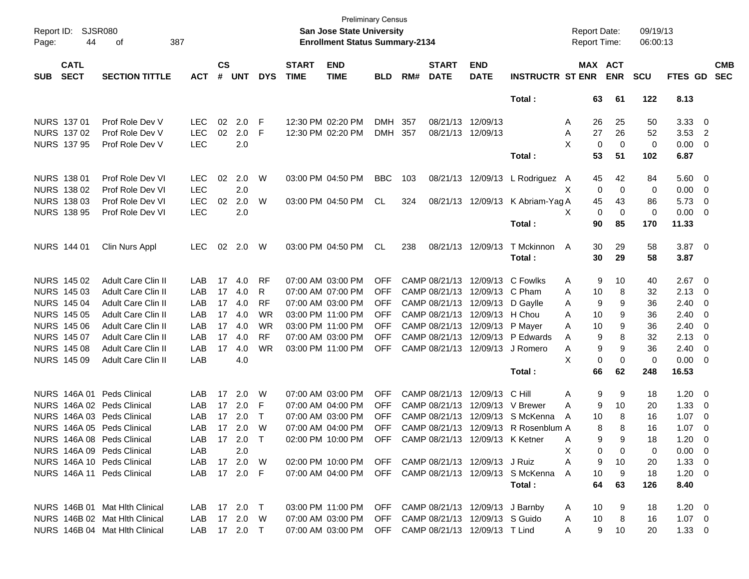Preliminary Census

**San Jose State University**

**Enrollment Status Summary-2134**

Report ID: SJSR080

Report Date: 09/19/13

Report Time: 06:00:13

| SUB | CATL SECT | SECTION TITTLE | ACT | CS # | UNT | DYS | START TIME | END TIME | BLD | RM# | START DATE | END DATE | INSTRUCTR | ST | MAX ENR | ACT ENR | SCU | FTES | GD | CMB SEC |
|---|---|---|---|---|---|---|---|---|---|---|---|---|---|---|---|---|---|---|---|---|
| | | | | | | | | | | | | | Total : | | 63 | 61 | 122 | 8.13 | | |
| NURS | 137 01 | Prof Role Dev V | LEC | 02 | 2.0 | F | 12:30 PM | 02:20 PM | DMH | 357 | 08/21/13 | 12/09/13 | | A | 26 | 25 | 50 | 3.33 | 0 | |
| NURS | 137 02 | Prof Role Dev V | LEC | 02 | 2.0 | F | 12:30 PM | 02:20 PM | DMH | 357 | 08/21/13 | 12/09/13 | | A | 27 | 26 | 52 | 3.53 | 2 | |
| NURS | 137 95 | Prof Role Dev V | LEC | | 2.0 | | | | | | | | | X | 0 | 0 | 0 | 0.00 | 0 | |
| | | | | | | | | | | | | | Total : | | 53 | 51 | 102 | 6.87 | | |
| NURS | 138 01 | Prof Role Dev VI | LEC | 02 | 2.0 | W | 03:00 PM | 04:50 PM | BBC | 103 | 08/21/13 | 12/09/13 | L Rodriguez | A | 45 | 42 | 84 | 5.60 | 0 | |
| NURS | 138 02 | Prof Role Dev VI | LEC | | 2.0 | | | | | | | | | X | 0 | 0 | 0 | 0.00 | 0 | |
| NURS | 138 03 | Prof Role Dev VI | LEC | 02 | 2.0 | W | 03:00 PM | 04:50 PM | CL | 324 | 08/21/13 | 12/09/13 | K Abriam-Yag | A | 45 | 43 | 86 | 5.73 | 0 | |
| NURS | 138 95 | Prof Role Dev VI | LEC | | 2.0 | | | | | | | | | X | 0 | 0 | 0 | 0.00 | 0 | |
| | | | | | | | | | | | | | Total : | | 90 | 85 | 170 | 11.33 | | |
| NURS | 144 01 | Clin Nurs Appl | LEC | 02 | 2.0 | W | 03:00 PM | 04:50 PM | CL | 238 | 08/21/13 | 12/09/13 | T Mckinnon | A | 30 | 29 | 58 | 3.87 | 0 | |
| | | | | | | | | | | | | | Total : | | 30 | 29 | 58 | 3.87 | | |
| NURS | 145 02 | Adult Care Clin II | LAB | 17 | 4.0 | RF | 07:00 AM | 03:00 PM | OFF | CAMP | 08/21/13 | 12/09/13 | C Fowlks | A | 9 | 10 | 40 | 2.67 | 0 | |
| NURS | 145 03 | Adult Care Clin II | LAB | 17 | 4.0 | R | 07:00 AM | 07:00 PM | OFF | CAMP | 08/21/13 | 12/09/13 | C Pham | A | 10 | 8 | 32 | 2.13 | 0 | |
| NURS | 145 04 | Adult Care Clin II | LAB | 17 | 4.0 | RF | 07:00 AM | 03:00 PM | OFF | CAMP | 08/21/13 | 12/09/13 | D Gaylle | A | 9 | 9 | 36 | 2.40 | 0 | |
| NURS | 145 05 | Adult Care Clin II | LAB | 17 | 4.0 | WR | 03:00 PM | 11:00 PM | OFF | CAMP | 08/21/13 | 12/09/13 | H Chou | A | 10 | 9 | 36 | 2.40 | 0 | |
| NURS | 145 06 | Adult Care Clin II | LAB | 17 | 4.0 | WR | 03:00 PM | 11:00 PM | OFF | CAMP | 08/21/13 | 12/09/13 | P Mayer | A | 10 | 9 | 36 | 2.40 | 0 | |
| NURS | 145 07 | Adult Care Clin II | LAB | 17 | 4.0 | RF | 07:00 AM | 03:00 PM | OFF | CAMP | 08/21/13 | 12/09/13 | P Edwards | A | 9 | 8 | 32 | 2.13 | 0 | |
| NURS | 145 08 | Adult Care Clin II | LAB | 17 | 4.0 | WR | 03:00 PM | 11:00 PM | OFF | CAMP | 08/21/13 | 12/09/13 | J Romero | A | 9 | 9 | 36 | 2.40 | 0 | |
| NURS | 145 09 | Adult Care Clin II | LAB | | 4.0 | | | | | | | | | X | 0 | 0 | 0 | 0.00 | 0 | |
| | | | | | | | | | | | | | Total : | | 66 | 62 | 248 | 16.53 | | |
| NURS | 146A 01 | Peds Clinical | LAB | 17 | 2.0 | W | 07:00 AM | 03:00 PM | OFF | CAMP | 08/21/13 | 12/09/13 | C Hill | A | 9 | 9 | 18 | 1.20 | 0 | |
| NURS | 146A 02 | Peds Clinical | LAB | 17 | 2.0 | F | 07:00 AM | 04:00 PM | OFF | CAMP | 08/21/13 | 12/09/13 | V Brewer | A | 9 | 10 | 20 | 1.33 | 0 | |
| NURS | 146A 03 | Peds Clinical | LAB | 17 | 2.0 | T | 07:00 AM | 03:00 PM | OFF | CAMP | 08/21/13 | 12/09/13 | S McKenna | A | 10 | 8 | 16 | 1.07 | 0 | |
| NURS | 146A 05 | Peds Clinical | LAB | 17 | 2.0 | W | 07:00 AM | 04:00 PM | OFF | CAMP | 08/21/13 | 12/09/13 | R Rosenblum | A | 8 | 8 | 16 | 1.07 | 0 | |
| NURS | 146A 08 | Peds Clinical | LAB | 17 | 2.0 | T | 02:00 PM | 10:00 PM | OFF | CAMP | 08/21/13 | 12/09/13 | K Ketner | A | 9 | 9 | 18 | 1.20 | 0 | |
| NURS | 146A 09 | Peds Clinical | LAB | | 2.0 | | | | | | | | | X | 0 | 0 | 0 | 0.00 | 0 | |
| NURS | 146A 10 | Peds Clinical | LAB | 17 | 2.0 | W | 02:00 PM | 10:00 PM | OFF | CAMP | 08/21/13 | 12/09/13 | J Ruiz | A | 9 | 10 | 20 | 1.33 | 0 | |
| NURS | 146A 11 | Peds Clinical | LAB | 17 | 2.0 | F | 07:00 AM | 04:00 PM | OFF | CAMP | 08/21/13 | 12/09/13 | S McKenna | A | 10 | 9 | 18 | 1.20 | 0 | |
| | | | | | | | | | | | | | Total : | | 64 | 63 | 126 | 8.40 | | |
| NURS | 146B 01 | Mat Hlth Clinical | LAB | 17 | 2.0 | T | 03:00 PM | 11:00 PM | OFF | CAMP | 08/21/13 | 12/09/13 | J Barnby | A | 10 | 9 | 18 | 1.20 | 0 | |
| NURS | 146B 02 | Mat Hlth Clinical | LAB | 17 | 2.0 | W | 07:00 AM | 03:00 PM | OFF | CAMP | 08/21/13 | 12/09/13 | S Guido | A | 10 | 8 | 16 | 1.07 | 0 | |
| NURS | 146B 04 | Mat Hlth Clinical | LAB | 17 | 2.0 | T | 07:00 AM | 03:00 PM | OFF | CAMP | 08/21/13 | 12/09/13 | T Lind | A | 9 | 10 | 20 | 1.33 | 0 | |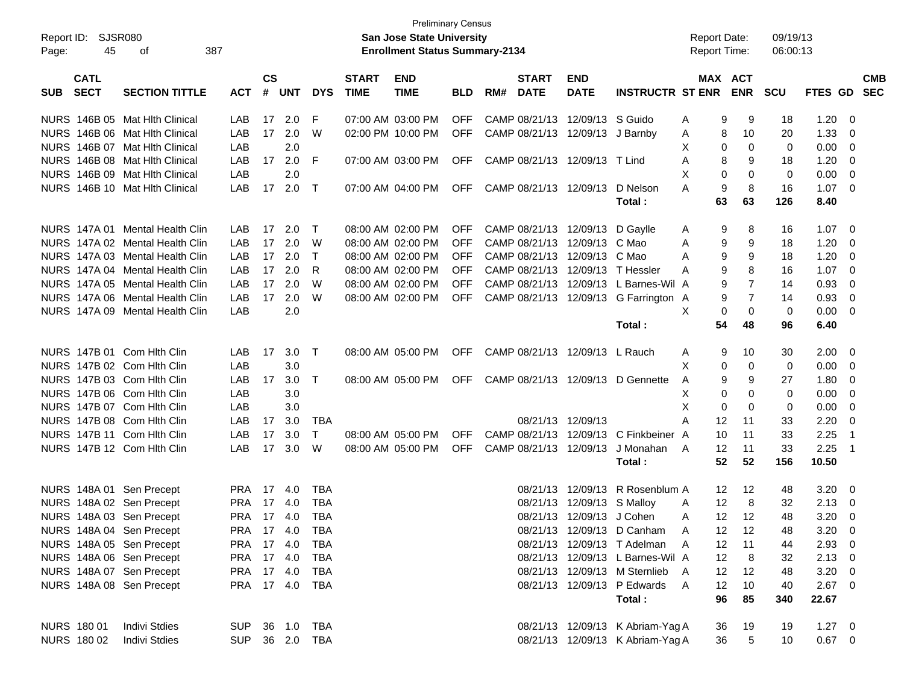Preliminary Census

**San Jose State University**

**Enrollment Status Summary-2134**

Report ID: SJSR080

Report Date: 09/19/13
Report Time: 06:00:13

| SUB | CATL SECT | SECTION TITTLE | ACT | CS # | UNT | DYS | START TIME | END TIME | BLD | RM# | START DATE | END DATE | INSTRUCTR | ST | MAX ENR | ACT ENR | SCU | FTES | GD | CMB SEC |
|---|---|---|---|---|---|---|---|---|---|---|---|---|---|---|---|---|---|---|---|---|
| NURS | 146B 05 | Mat Hlth Clinical | LAB | 17 | 2.0 | F | 07:00 AM | 03:00 PM | OFF | CAMP | 08/21/13 | 12/09/13 | S Guido | A | 9 | 9 | 18 | 1.20 | 0 | |
| NURS | 146B 06 | Mat Hlth Clinical | LAB | 17 | 2.0 | W | 02:00 PM | 10:00 PM | OFF | CAMP | 08/21/13 | 12/09/13 | J Barnby | A | 8 | 10 | 20 | 1.33 | 0 | |
| NURS | 146B 07 | Mat Hlth Clinical | LAB | | 2.0 | | | | | | | | | X | 0 | 0 | 0 | 0.00 | 0 | |
| NURS | 146B 08 | Mat Hlth Clinical | LAB | 17 | 2.0 | F | 07:00 AM | 03:00 PM | OFF | CAMP | 08/21/13 | 12/09/13 | T Lind | A | 8 | 9 | 18 | 1.20 | 0 | |
| NURS | 146B 09 | Mat Hlth Clinical | LAB | | 2.0 | | | | | | | | | X | 0 | 0 | 0 | 0.00 | 0 | |
| NURS | 146B 10 | Mat Hlth Clinical | LAB | 17 | 2.0 | T | 07:00 AM | 04:00 PM | OFF | CAMP | 08/21/13 | 12/09/13 | D Nelson | A | 9 | 8 | 16 | 1.07 | 0 | |
| | | | | | | | | | | | | | **Total :** | | **63** | **63** | **126** | **8.40** | | |
| NURS | 147A 01 | Mental Health Clin | LAB | 17 | 2.0 | T | 08:00 AM | 02:00 PM | OFF | CAMP | 08/21/13 | 12/09/13 | D Gaylle | A | 9 | 8 | 16 | 1.07 | 0 | |
| NURS | 147A 02 | Mental Health Clin | LAB | 17 | 2.0 | W | 08:00 AM | 02:00 PM | OFF | CAMP | 08/21/13 | 12/09/13 | C Mao | A | 9 | 9 | 18 | 1.20 | 0 | |
| NURS | 147A 03 | Mental Health Clin | LAB | 17 | 2.0 | T | 08:00 AM | 02:00 PM | OFF | CAMP | 08/21/13 | 12/09/13 | C Mao | A | 9 | 9 | 18 | 1.20 | 0 | |
| NURS | 147A 04 | Mental Health Clin | LAB | 17 | 2.0 | R | 08:00 AM | 02:00 PM | OFF | CAMP | 08/21/13 | 12/09/13 | T Hessler | A | 9 | 8 | 16 | 1.07 | 0 | |
| NURS | 147A 05 | Mental Health Clin | LAB | 17 | 2.0 | W | 08:00 AM | 02:00 PM | OFF | CAMP | 08/21/13 | 12/09/13 | L Barnes-Wil | A | 9 | 7 | 14 | 0.93 | 0 | |
| NURS | 147A 06 | Mental Health Clin | LAB | 17 | 2.0 | W | 08:00 AM | 02:00 PM | OFF | CAMP | 08/21/13 | 12/09/13 | G Farrington | A | 9 | 7 | 14 | 0.93 | 0 | |
| NURS | 147A 09 | Mental Health Clin | LAB | | 2.0 | | | | | | | | | X | 0 | 0 | 0 | 0.00 | 0 | |
| | | | | | | | | | | | | | **Total :** | | **54** | **48** | **96** | **6.40** | | |
| NURS | 147B 01 | Com Hlth Clin | LAB | 17 | 3.0 | T | 08:00 AM | 05:00 PM | OFF | CAMP | 08/21/13 | 12/09/13 | L Rauch | A | 9 | 10 | 30 | 2.00 | 0 | |
| NURS | 147B 02 | Com Hlth Clin | LAB | | 3.0 | | | | | | | | | X | 0 | 0 | 0 | 0.00 | 0 | |
| NURS | 147B 03 | Com Hlth Clin | LAB | 17 | 3.0 | T | 08:00 AM | 05:00 PM | OFF | CAMP | 08/21/13 | 12/09/13 | D Gennette | A | 9 | 9 | 27 | 1.80 | 0 | |
| NURS | 147B 06 | Com Hlth Clin | LAB | | 3.0 | | | | | | | | | X | 0 | 0 | 0 | 0.00 | 0 | |
| NURS | 147B 07 | Com Hlth Clin | LAB | | 3.0 | | | | | | | | | X | 0 | 0 | 0 | 0.00 | 0 | |
| NURS | 147B 08 | Com Hlth Clin | LAB | 17 | 3.0 | TBA | | | | | 08/21/13 | 12/09/13 | | A | 12 | 11 | 33 | 2.20 | 0 | |
| NURS | 147B 11 | Com Hlth Clin | LAB | 17 | 3.0 | T | 08:00 AM | 05:00 PM | OFF | CAMP | 08/21/13 | 12/09/13 | C Finkbeiner | A | 10 | 11 | 33 | 2.25 | 1 | |
| NURS | 147B 12 | Com Hlth Clin | LAB | 17 | 3.0 | W | 08:00 AM | 05:00 PM | OFF | CAMP | 08/21/13 | 12/09/13 | J Monahan | A | 12 | 11 | 33 | 2.25 | 1 | |
| | | | | | | | | | | | | | **Total :** | | **52** | **52** | **156** | **10.50** | | |
| NURS | 148A 01 | Sen Precept | PRA | 17 | 4.0 | TBA | | | | | 08/21/13 | 12/09/13 | R Rosenblum | A | 12 | 12 | 48 | 3.20 | 0 | |
| NURS | 148A 02 | Sen Precept | PRA | 17 | 4.0 | TBA | | | | | 08/21/13 | 12/09/13 | S Malloy | A | 12 | 8 | 32 | 2.13 | 0 | |
| NURS | 148A 03 | Sen Precept | PRA | 17 | 4.0 | TBA | | | | | 08/21/13 | 12/09/13 | J Cohen | A | 12 | 12 | 48 | 3.20 | 0 | |
| NURS | 148A 04 | Sen Precept | PRA | 17 | 4.0 | TBA | | | | | 08/21/13 | 12/09/13 | D Canham | A | 12 | 12 | 48 | 3.20 | 0 | |
| NURS | 148A 05 | Sen Precept | PRA | 17 | 4.0 | TBA | | | | | 08/21/13 | 12/09/13 | T Adelman | A | 12 | 11 | 44 | 2.93 | 0 | |
| NURS | 148A 06 | Sen Precept | PRA | 17 | 4.0 | TBA | | | | | 08/21/13 | 12/09/13 | L Barnes-Wil | A | 12 | 8 | 32 | 2.13 | 0 | |
| NURS | 148A 07 | Sen Precept | PRA | 17 | 4.0 | TBA | | | | | 08/21/13 | 12/09/13 | M Sternlieb | A | 12 | 12 | 48 | 3.20 | 0 | |
| NURS | 148A 08 | Sen Precept | PRA | 17 | 4.0 | TBA | | | | | 08/21/13 | 12/09/13 | P Edwards | A | 12 | 10 | 40 | 2.67 | 0 | |
| | | | | | | | | | | | | | **Total :** | | **96** | **85** | **340** | **22.67** | | |
| NURS | 180 01 | Indivi Stdies | SUP | 36 | 1.0 | TBA | | | | | 08/21/13 | 12/09/13 | K Abriam-Yag | A | 36 | 19 | 19 | 1.27 | 0 | |
| NURS | 180 02 | Indivi Stdies | SUP | 36 | 2.0 | TBA | | | | | 08/21/13 | 12/09/13 | K Abriam-Yag | A | 36 | 5 | 10 | 0.67 | 0 | |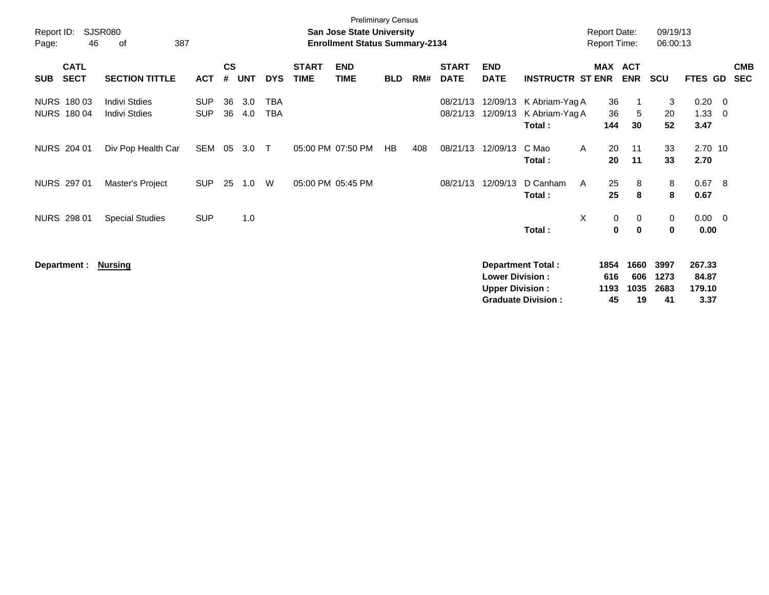Preliminary Census

Report ID: SJSR080 | **San Jose State University** | Report Date: 09/19/13

**Enrollment Status Summary-2134** | Report Time: 06:00:13

| SUB | CATL SECT | SECTION TITTLE | ACT | CS # | UNT | DYS | START TIME | END TIME | BLD | RM# | START DATE | END DATE | INSTRUCTR | ST | MAX ENR | ACT ENR | SCU | FTES | GD | CMB SEC |
|---|---|---|---|---|---|---|---|---|---|---|---|---|---|---|---|---|---|---|---|---|
| NURS | 180 03 | Indivi Stdies | SUP | 36 | 3.0 | TBA | | | | | 08/21/13 | 12/09/13 | K Abriam-Yag | A | 36 | 1 | 3 | 0.20 | 0 | |
| NURS | 180 04 | Indivi Stdies | SUP | 36 | 4.0 | TBA | | | | | 08/21/13 | 12/09/13 | K Abriam-Yag | A | 36 | 5 | 20 | 1.33 | 0 | |
| | | | | | | | | | | | | | **Total :** | | **144** | **30** | **52** | **3.47** | | |
| NURS | 204 01 | Div Pop Health Car | SEM | 05 | 3.0 | T | 05:00 PM | 07:50 PM | HB | 408 | 08/21/13 | 12/09/13 | C Mao | A | 20 | 11 | 33 | 2.70 | 10 | |
| | | | | | | | | | | | | | **Total :** | | **20** | **11** | **33** | **2.70** | | |
| NURS | 297 01 | Master's Project | SUP | 25 | 1.0 | W | 05:00 PM | 05:45 PM | | | 08/21/13 | 12/09/13 | D Canham | A | 25 | 8 | 8 | 0.67 | 8 | |
| | | | | | | | | | | | | | **Total :** | | **25** | **8** | **8** | **0.67** | | |
| NURS | 298 01 | Special Studies | SUP | | 1.0 | | | | | | | | | X | 0 | 0 | 0 | 0.00 | 0 | |
| | | | | | | | | | | | | | **Total :** | | **0** | **0** | **0** | **0.00** | | |

**Department : Nursing**

| | MAX ENR | ACT ENR | SCU | FTES |
|---|---|---|---|---|
| **Department Total :** | **1854** | **1660** | **3997** | **267.33** |
| **Lower Division :** | **616** | **606** | **1273** | **84.87** |
| **Upper Division :** | **1193** | **1035** | **2683** | **179.10** |
| **Graduate Division :** | **45** | **19** | **41** | **3.37** |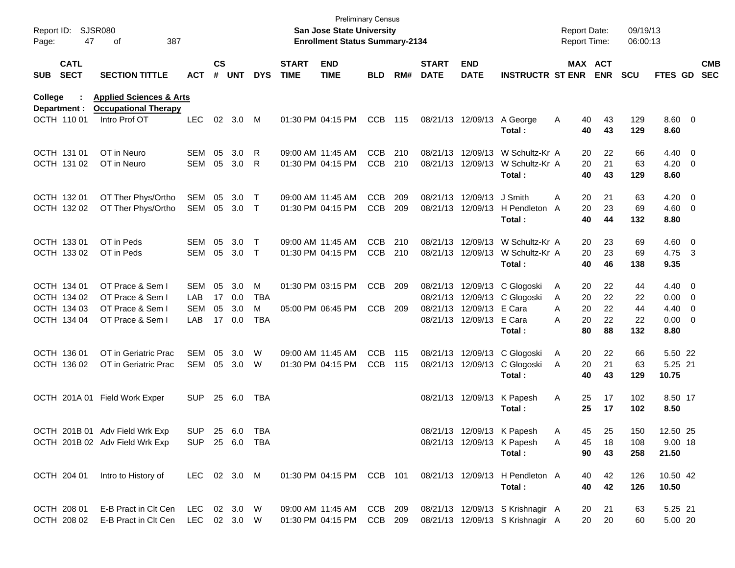Preliminary Census

Report ID: SJSR080 — **San Jose State University** — Report Date: 09/19/13

Page: 47 of 387 — **Enrollment Status Summary-2134** — Report Time: 06:00:13

**College : Applied Sciences & Arts**

**Department : Occupational Therapy**

| SUB | CATL SECT | SECTION TITTLE | ACT | CS # | UNT | DYS | START TIME | END TIME | BLD | RM# | START DATE | END DATE | INSTRUCTR | ST | MAX ENR | ACT ENR | SCU | FTES | GD | CMB SEC |
|---|---|---|---|---|---|---|---|---|---|---|---|---|---|---|---|---|---|---|---|---|
| OCTH | 110 01 | Intro Prof OT | LEC | 02 | 3.0 | M | 01:30 PM | 04:15 PM | CCB | 115 | 08/21/13 | 12/09/13 | A George | A | 40 | 43 | 129 | 8.60 | 0 | |
| | | | | | | | | | | | | | **Total :** | | **40** | **43** | **129** | **8.60** | | |
| OCTH | 131 01 | OT in Neuro | SEM | 05 | 3.0 | R | 09:00 AM | 11:45 AM | CCB | 210 | 08/21/13 | 12/09/13 | W Schultz-Kr | A | 20 | 22 | 66 | 4.40 | 0 | |
| OCTH | 131 02 | OT in Neuro | SEM | 05 | 3.0 | R | 01:30 PM | 04:15 PM | CCB | 210 | 08/21/13 | 12/09/13 | W Schultz-Kr | A | 20 | 21 | 63 | 4.20 | 0 | |
| | | | | | | | | | | | | | **Total :** | | **40** | **43** | **129** | **8.60** | | |
| OCTH | 132 01 | OT Ther Phys/Ortho | SEM | 05 | 3.0 | T | 09:00 AM | 11:45 AM | CCB | 209 | 08/21/13 | 12/09/13 | J Smith | A | 20 | 21 | 63 | 4.20 | 0 | |
| OCTH | 132 02 | OT Ther Phys/Ortho | SEM | 05 | 3.0 | T | 01:30 PM | 04:15 PM | CCB | 209 | 08/21/13 | 12/09/13 | H Pendleton | A | 20 | 23 | 69 | 4.60 | 0 | |
| | | | | | | | | | | | | | **Total :** | | **40** | **44** | **132** | **8.80** | | |
| OCTH | 133 01 | OT in Peds | SEM | 05 | 3.0 | T | 09:00 AM | 11:45 AM | CCB | 210 | 08/21/13 | 12/09/13 | W Schultz-Kr | A | 20 | 23 | 69 | 4.60 | 0 | |
| OCTH | 133 02 | OT in Peds | SEM | 05 | 3.0 | T | 01:30 PM | 04:15 PM | CCB | 210 | 08/21/13 | 12/09/13 | W Schultz-Kr | A | 20 | 23 | 69 | 4.75 | 3 | |
| | | | | | | | | | | | | | **Total :** | | **40** | **46** | **138** | **9.35** | | |
| OCTH | 134 01 | OT Prace & Sem I | SEM | 05 | 3.0 | M | 01:30 PM | 03:15 PM | CCB | 209 | 08/21/13 | 12/09/13 | C Glogoski | A | 20 | 22 | 44 | 4.40 | 0 | |
| OCTH | 134 02 | OT Prace & Sem I | LAB | 17 | 0.0 | TBA | | | | | 08/21/13 | 12/09/13 | C Glogoski | A | 20 | 22 | 22 | 0.00 | 0 | |
| OCTH | 134 03 | OT Prace & Sem I | SEM | 05 | 3.0 | M | 05:00 PM | 06:45 PM | CCB | 209 | 08/21/13 | 12/09/13 | E Cara | A | 20 | 22 | 44 | 4.40 | 0 | |
| OCTH | 134 04 | OT Prace & Sem I | LAB | 17 | 0.0 | TBA | | | | | 08/21/13 | 12/09/13 | E Cara | A | 20 | 22 | 22 | 0.00 | 0 | |
| | | | | | | | | | | | | | **Total :** | | **80** | **88** | **132** | **8.80** | | |
| OCTH | 136 01 | OT in Geriatric Prac | SEM | 05 | 3.0 | W | 09:00 AM | 11:45 AM | CCB | 115 | 08/21/13 | 12/09/13 | C Glogoski | A | 20 | 22 | 66 | 5.50 | 22 | |
| OCTH | 136 02 | OT in Geriatric Prac | SEM | 05 | 3.0 | W | 01:30 PM | 04:15 PM | CCB | 115 | 08/21/13 | 12/09/13 | C Glogoski | A | 20 | 21 | 63 | 5.25 | 21 | |
| | | | | | | | | | | | | | **Total :** | | **40** | **43** | **129** | **10.75** | | |
| OCTH | 201A 01 | Field Work Exper | SUP | 25 | 6.0 | TBA | | | | | 08/21/13 | 12/09/13 | K Papesh | A | 25 | 17 | 102 | 8.50 | 17 | |
| | | | | | | | | | | | | | **Total :** | | **25** | **17** | **102** | **8.50** | | |
| OCTH | 201B 01 | Adv Field Wrk Exp | SUP | 25 | 6.0 | TBA | | | | | 08/21/13 | 12/09/13 | K Papesh | A | 45 | 25 | 150 | 12.50 | 25 | |
| OCTH | 201B 02 | Adv Field Wrk Exp | SUP | 25 | 6.0 | TBA | | | | | 08/21/13 | 12/09/13 | K Papesh | A | 45 | 18 | 108 | 9.00 | 18 | |
| | | | | | | | | | | | | | **Total :** | | **90** | **43** | **258** | **21.50** | | |
| OCTH | 204 01 | Intro to History of | LEC | 02 | 3.0 | M | 01:30 PM | 04:15 PM | CCB | 101 | 08/21/13 | 12/09/13 | H Pendleton | A | 40 | 42 | 126 | 10.50 | 42 | |
| | | | | | | | | | | | | | **Total :** | | **40** | **42** | **126** | **10.50** | | |
| OCTH | 208 01 | E-B Pract in Clt Cen | LEC | 02 | 3.0 | W | 09:00 AM | 11:45 AM | CCB | 209 | 08/21/13 | 12/09/13 | S Krishnagir | A | 20 | 21 | 63 | 5.25 | 21 | |
| OCTH | 208 02 | E-B Pract in Clt Cen | LEC | 02 | 3.0 | W | 01:30 PM | 04:15 PM | CCB | 209 | 08/21/13 | 12/09/13 | S Krishnagir | A | 20 | 20 | 60 | 5.00 | 20 | |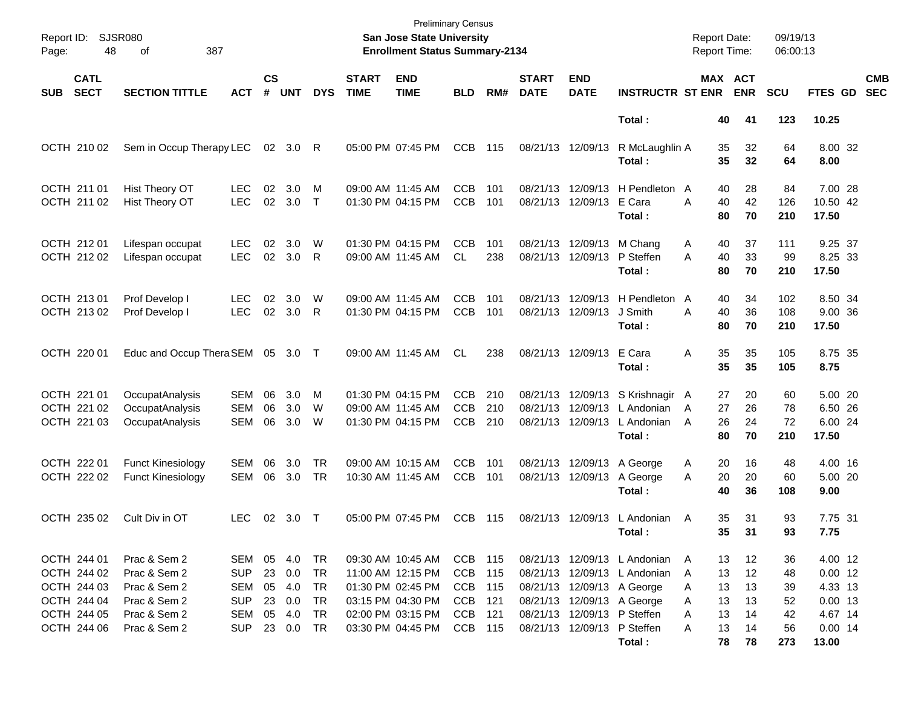Preliminary Census

**San Jose State University**

**Enrollment Status Summary-2134**

Report ID: SJSR080
Report Date: 09/19/13
Report Time: 06:00:13

| SUB | CATL SECT | SECTION TITTLE | ACT | CS # | UNT | DYS | START TIME | END TIME | BLD | RM# | START DATE | END DATE | INSTRUCTR | ST | MAX ENR | ACT ENR | SCU | FTES | GD | CMB SEC |
|---|---|---|---|---|---|---|---|---|---|---|---|---|---|---|---|---|---|---|---|---|
| | | | | | | | | | | | | | **Total :** | | **40** | **41** | **123** | **10.25** | | |
| OCTH | 210 02 | Sem in Occup Therapy | LEC | 02 | 3.0 | R | 05:00 PM | 07:45 PM | CCB | 115 | 08/21/13 | 12/09/13 | R McLaughlin | A | 35 | 32 | 64 | 8.00 | 32 | |
| | | | | | | | | | | | | | **Total :** | | **35** | **32** | **64** | **8.00** | | |
| OCTH | 211 01 | Hist Theory OT | LEC | 02 | 3.0 | M | 09:00 AM | 11:45 AM | CCB | 101 | 08/21/13 | 12/09/13 | H Pendleton | A | 40 | 28 | 84 | 7.00 | 28 | |
| OCTH | 211 02 | Hist Theory OT | LEC | 02 | 3.0 | T | 01:30 PM | 04:15 PM | CCB | 101 | 08/21/13 | 12/09/13 | E Cara | A | 40 | 42 | 126 | 10.50 | 42 | |
| | | | | | | | | | | | | | **Total :** | | **80** | **70** | **210** | **17.50** | | |
| OCTH | 212 01 | Lifespan occupat | LEC | 02 | 3.0 | W | 01:30 PM | 04:15 PM | CCB | 101 | 08/21/13 | 12/09/13 | M Chang | A | 40 | 37 | 111 | 9.25 | 37 | |
| OCTH | 212 02 | Lifespan occupat | LEC | 02 | 3.0 | R | 09:00 AM | 11:45 AM | CL | 238 | 08/21/13 | 12/09/13 | P Steffen | A | 40 | 33 | 99 | 8.25 | 33 | |
| | | | | | | | | | | | | | **Total :** | | **80** | **70** | **210** | **17.50** | | |
| OCTH | 213 01 | Prof Develop I | LEC | 02 | 3.0 | W | 09:00 AM | 11:45 AM | CCB | 101 | 08/21/13 | 12/09/13 | H Pendleton | A | 40 | 34 | 102 | 8.50 | 34 | |
| OCTH | 213 02 | Prof Develop I | LEC | 02 | 3.0 | R | 01:30 PM | 04:15 PM | CCB | 101 | 08/21/13 | 12/09/13 | J Smith | A | 40 | 36 | 108 | 9.00 | 36 | |
| | | | | | | | | | | | | | **Total :** | | **80** | **70** | **210** | **17.50** | | |
| OCTH | 220 01 | Educ and Occup Thera | SEM | 05 | 3.0 | T | 09:00 AM | 11:45 AM | CL | 238 | 08/21/13 | 12/09/13 | E Cara | A | 35 | 35 | 105 | 8.75 | 35 | |
| | | | | | | | | | | | | | **Total :** | | **35** | **35** | **105** | **8.75** | | |
| OCTH | 221 01 | OccupatAnalysis | SEM | 06 | 3.0 | M | 01:30 PM | 04:15 PM | CCB | 210 | 08/21/13 | 12/09/13 | S Krishnagir | A | 27 | 20 | 60 | 5.00 | 20 | |
| OCTH | 221 02 | OccupatAnalysis | SEM | 06 | 3.0 | W | 09:00 AM | 11:45 AM | CCB | 210 | 08/21/13 | 12/09/13 | L Andonian | A | 27 | 26 | 78 | 6.50 | 26 | |
| OCTH | 221 03 | OccupatAnalysis | SEM | 06 | 3.0 | W | 01:30 PM | 04:15 PM | CCB | 210 | 08/21/13 | 12/09/13 | L Andonian | A | 26 | 24 | 72 | 6.00 | 24 | |
| | | | | | | | | | | | | | **Total :** | | **80** | **70** | **210** | **17.50** | | |
| OCTH | 222 01 | Funct Kinesiology | SEM | 06 | 3.0 | TR | 09:00 AM | 10:15 AM | CCB | 101 | 08/21/13 | 12/09/13 | A George | A | 20 | 16 | 48 | 4.00 | 16 | |
| OCTH | 222 02 | Funct Kinesiology | SEM | 06 | 3.0 | TR | 10:30 AM | 11:45 AM | CCB | 101 | 08/21/13 | 12/09/13 | A George | A | 20 | 20 | 60 | 5.00 | 20 | |
| | | | | | | | | | | | | | **Total :** | | **40** | **36** | **108** | **9.00** | | |
| OCTH | 235 02 | Cult Div in OT | LEC | 02 | 3.0 | T | 05:00 PM | 07:45 PM | CCB | 115 | 08/21/13 | 12/09/13 | L Andonian | A | 35 | 31 | 93 | 7.75 | 31 | |
| | | | | | | | | | | | | | **Total :** | | **35** | **31** | **93** | **7.75** | | |
| OCTH | 244 01 | Prac & Sem 2 | SEM | 05 | 4.0 | TR | 09:30 AM | 10:45 AM | CCB | 115 | 08/21/13 | 12/09/13 | L Andonian | A | 13 | 12 | 36 | 4.00 | 12 | |
| OCTH | 244 02 | Prac & Sem 2 | SUP | 23 | 0.0 | TR | 11:00 AM | 12:15 PM | CCB | 115 | 08/21/13 | 12/09/13 | L Andonian | A | 13 | 12 | 48 | 0.00 | 12 | |
| OCTH | 244 03 | Prac & Sem 2 | SEM | 05 | 4.0 | TR | 01:30 PM | 02:45 PM | CCB | 115 | 08/21/13 | 12/09/13 | A George | A | 13 | 13 | 39 | 4.33 | 13 | |
| OCTH | 244 04 | Prac & Sem 2 | SUP | 23 | 0.0 | TR | 03:15 PM | 04:30 PM | CCB | 121 | 08/21/13 | 12/09/13 | A George | A | 13 | 13 | 52 | 0.00 | 13 | |
| OCTH | 244 05 | Prac & Sem 2 | SEM | 05 | 4.0 | TR | 02:00 PM | 03:15 PM | CCB | 121 | 08/21/13 | 12/09/13 | P Steffen | A | 13 | 14 | 42 | 4.67 | 14 | |
| OCTH | 244 06 | Prac & Sem 2 | SUP | 23 | 0.0 | TR | 03:30 PM | 04:45 PM | CCB | 115 | 08/21/13 | 12/09/13 | P Steffen | A | 13 | 14 | 56 | 0.00 | 14 | |
| | | | | | | | | | | | | | **Total :** | | **78** | **78** | **273** | **13.00** | | |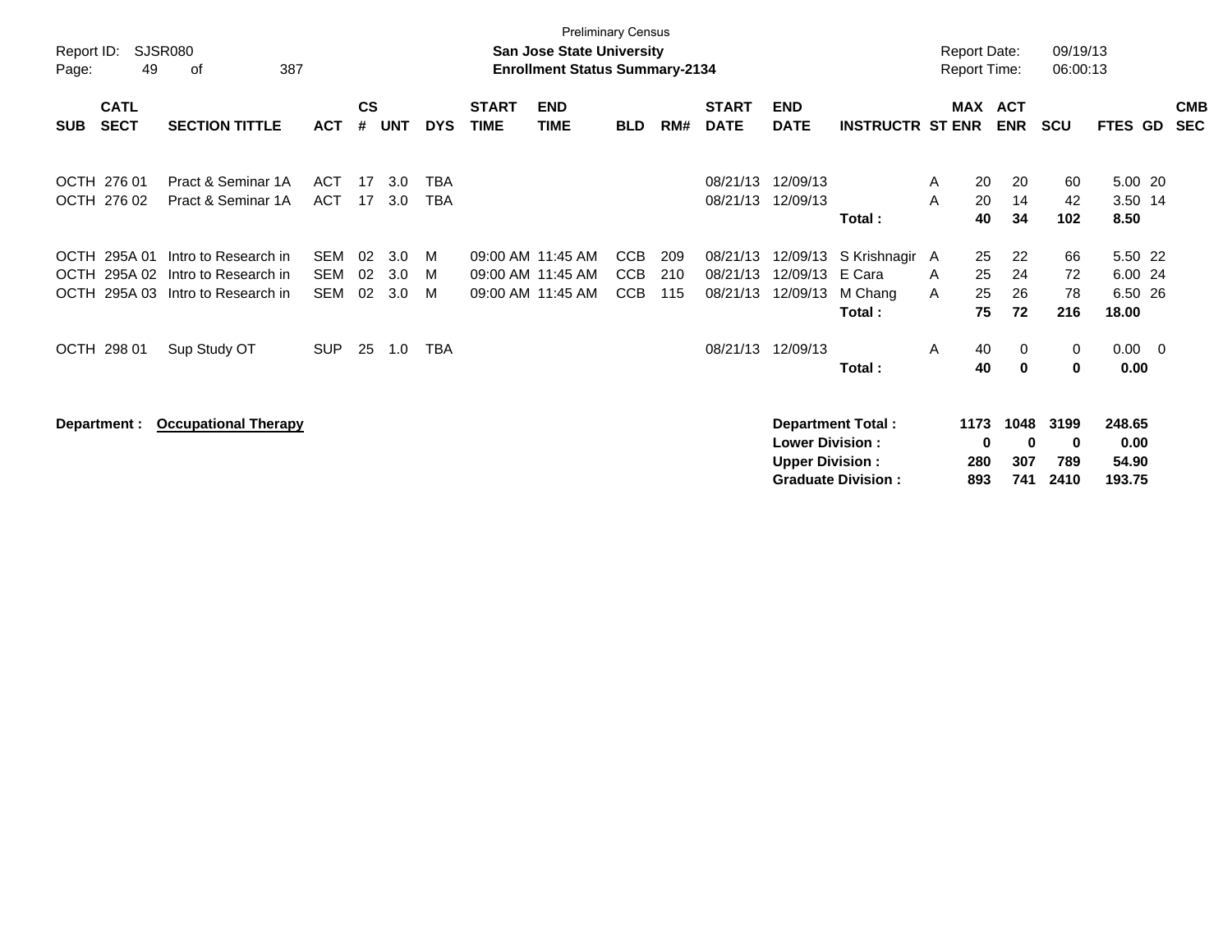Preliminary Census

**San Jose State University**
**Enrollment Status Summary-2134**

Report ID: SJSR080
Page: 49 of 387

Report Date: 09/19/13
Report Time: 06:00:13

| SUB | CATL SECT | SECTION TITTLE | ACT | CS # | UNT | DYS | START TIME | END TIME | BLD | RM# | START DATE | END DATE | INSTRUCTR | ST | MAX ENR | ACT ENR | SCU | FTES | GD | CMB SEC |
|---|---|---|---|---|---|---|---|---|---|---|---|---|---|---|---|---|---|---|---|---|
| OCTH | 276 01 | Pract & Seminar 1A | ACT | 17 | 3.0 | TBA | | | | | 08/21/13 | 12/09/13 | | A | 20 | 20 | 60 | 5.00 | 20 | |
| OCTH | 276 02 | Pract & Seminar 1A | ACT | 17 | 3.0 | TBA | | | | | 08/21/13 | 12/09/13 | | A | 20 | 14 | 42 | 3.50 | 14 | |
| | | | | | | | | | | | | | **Total :** | | **40** | **34** | **102** | **8.50** | | |
| OCTH | 295A 01 | Intro to Research in | SEM | 02 | 3.0 | M | 09:00 AM | 11:45 AM | CCB | 209 | 08/21/13 | 12/09/13 | S Krishnagir | A | 25 | 22 | 66 | 5.50 | 22 | |
| OCTH | 295A 02 | Intro to Research in | SEM | 02 | 3.0 | M | 09:00 AM | 11:45 AM | CCB | 210 | 08/21/13 | 12/09/13 | E Cara | A | 25 | 24 | 72 | 6.00 | 24 | |
| OCTH | 295A 03 | Intro to Research in | SEM | 02 | 3.0 | M | 09:00 AM | 11:45 AM | CCB | 115 | 08/21/13 | 12/09/13 | M Chang | A | 25 | 26 | 78 | 6.50 | 26 | |
| | | | | | | | | | | | | | **Total :** | | **75** | **72** | **216** | **18.00** | | |
| OCTH | 298 01 | Sup Study OT | SUP | 25 | 1.0 | TBA | | | | | 08/21/13 | 12/09/13 | | A | 40 | 0 | 0 | 0.00 | 0 | |
| | | | | | | | | | | | | | **Total :** | | **40** | **0** | **0** | **0.00** | | |

**Department : <u>Occupational Therapy</u>**

| | MAX ENR | ACT ENR | SCU | FTES |
|---|---|---|---|---|
| **Department Total :** | **1173** | **1048** | **3199** | **248.65** |
| **Lower Division :** | **0** | **0** | **0** | **0.00** |
| **Upper Division :** | **280** | **307** | **789** | **54.90** |
| **Graduate Division :** | **893** | **741** | **2410** | **193.75** |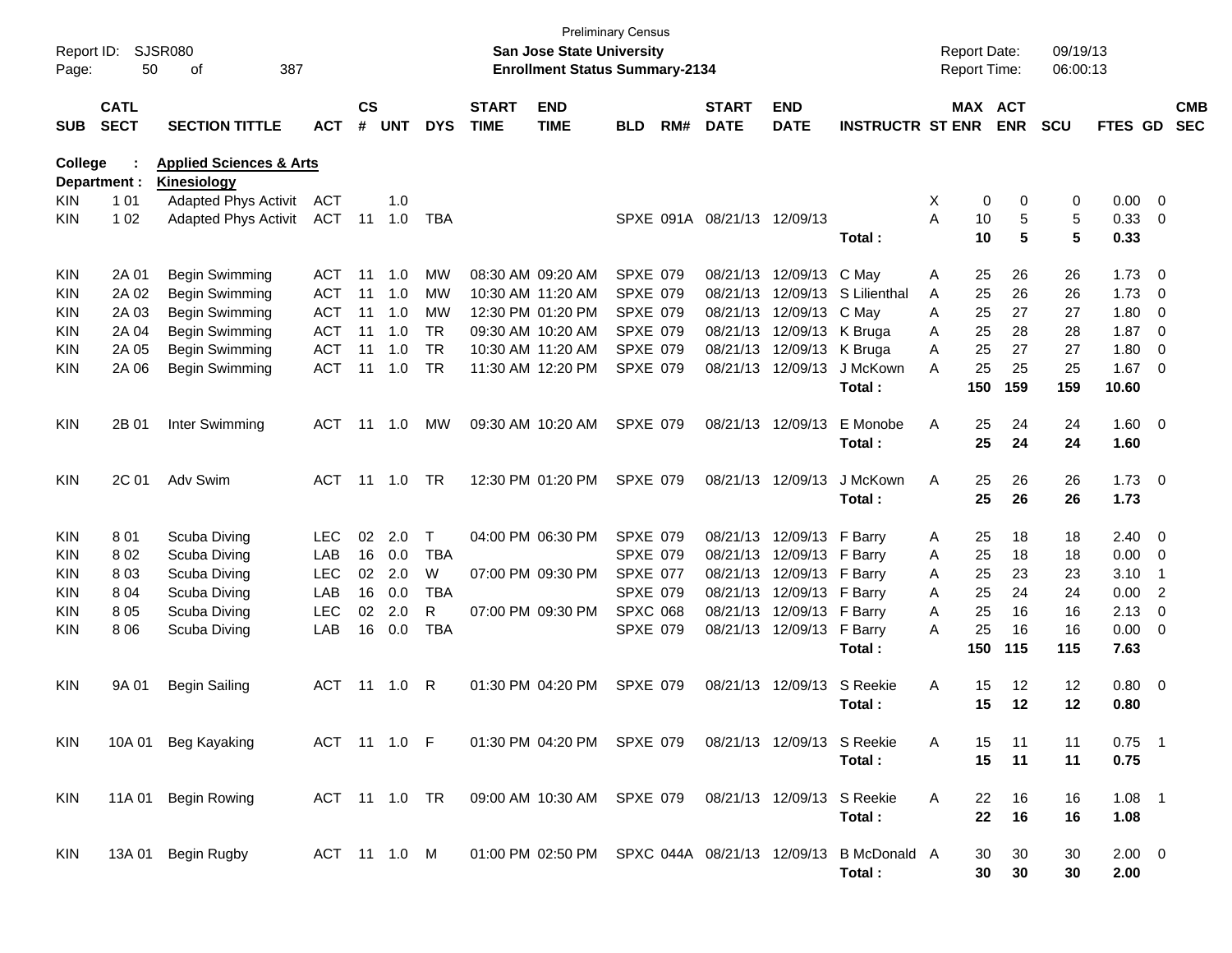Preliminary Census

Report ID: SJSR080
**San Jose State University**
**Enrollment Status Summary-2134**

Report Date: 09/19/13
Report Time: 06:00:13

**College : Applied Sciences & Arts**
**Department : Kinesiology**

| SUB | CATL SECT | SECTION TITTLE | ACT | CS # | UNT | DYS | START TIME | END TIME | BLD | RM# | START DATE | END DATE | INSTRUCTR | ST | MAX ENR | ACT ENR | SCU | FTES | GD | CMB SEC |
|---|---|---|---|---|---|---|---|---|---|---|---|---|---|---|---|---|---|---|---|---|
| KIN | 1 01 | Adapted Phys Activit | ACT | | 1.0 | | | | | | | | | X | 0 | 0 | 0 | 0.00 | 0 | |
| KIN | 1 02 | Adapted Phys Activit | ACT | 11 | 1.0 | TBA | | | SPXE | 091A | 08/21/13 | 12/09/13 | | A | 10 | 5 | 5 | 0.33 | 0 | |
| | | | | | | | | | | | | | **Total :** | | **10** | **5** | **5** | **0.33** | | |
| KIN | 2A 01 | Begin Swimming | ACT | 11 | 1.0 | MW | 08:30 AM | 09:20 AM | SPXE | 079 | 08/21/13 | 12/09/13 | C May | A | 25 | 26 | 26 | 1.73 | 0 | |
| KIN | 2A 02 | Begin Swimming | ACT | 11 | 1.0 | MW | 10:30 AM | 11:20 AM | SPXE | 079 | 08/21/13 | 12/09/13 | S Lilienthal | A | 25 | 26 | 26 | 1.73 | 0 | |
| KIN | 2A 03 | Begin Swimming | ACT | 11 | 1.0 | MW | 12:30 PM | 01:20 PM | SPXE | 079 | 08/21/13 | 12/09/13 | C May | A | 25 | 27 | 27 | 1.80 | 0 | |
| KIN | 2A 04 | Begin Swimming | ACT | 11 | 1.0 | TR | 09:30 AM | 10:20 AM | SPXE | 079 | 08/21/13 | 12/09/13 | K Bruga | A | 25 | 28 | 28 | 1.87 | 0 | |
| KIN | 2A 05 | Begin Swimming | ACT | 11 | 1.0 | TR | 10:30 AM | 11:20 AM | SPXE | 079 | 08/21/13 | 12/09/13 | K Bruga | A | 25 | 27 | 27 | 1.80 | 0 | |
| KIN | 2A 06 | Begin Swimming | ACT | 11 | 1.0 | TR | 11:30 AM | 12:20 PM | SPXE | 079 | 08/21/13 | 12/09/13 | J McKown | A | 25 | 25 | 25 | 1.67 | 0 | |
| | | | | | | | | | | | | | **Total :** | | **150** | **159** | **159** | **10.60** | | |
| KIN | 2B 01 | Inter Swimming | ACT | 11 | 1.0 | MW | 09:30 AM | 10:20 AM | SPXE | 079 | 08/21/13 | 12/09/13 | E Monobe | A | 25 | 24 | 24 | 1.60 | 0 | |
| | | | | | | | | | | | | | **Total :** | | **25** | **24** | **24** | **1.60** | | |
| KIN | 2C 01 | Adv Swim | ACT | 11 | 1.0 | TR | 12:30 PM | 01:20 PM | SPXE | 079 | 08/21/13 | 12/09/13 | J McKown | A | 25 | 26 | 26 | 1.73 | 0 | |
| | | | | | | | | | | | | | **Total :** | | **25** | **26** | **26** | **1.73** | | |
| KIN | 8 01 | Scuba Diving | LEC | 02 | 2.0 | T | 04:00 PM | 06:30 PM | SPXE | 079 | 08/21/13 | 12/09/13 | F Barry | A | 25 | 18 | 18 | 2.40 | 0 | |
| KIN | 8 02 | Scuba Diving | LAB | 16 | 0.0 | TBA | | | SPXE | 079 | 08/21/13 | 12/09/13 | F Barry | A | 25 | 18 | 18 | 0.00 | 0 | |
| KIN | 8 03 | Scuba Diving | LEC | 02 | 2.0 | W | 07:00 PM | 09:30 PM | SPXE | 077 | 08/21/13 | 12/09/13 | F Barry | A | 25 | 23 | 23 | 3.10 | 1 | |
| KIN | 8 04 | Scuba Diving | LAB | 16 | 0.0 | TBA | | | SPXE | 079 | 08/21/13 | 12/09/13 | F Barry | A | 25 | 24 | 24 | 0.00 | 2 | |
| KIN | 8 05 | Scuba Diving | LEC | 02 | 2.0 | R | 07:00 PM | 09:30 PM | SPXC | 068 | 08/21/13 | 12/09/13 | F Barry | A | 25 | 16 | 16 | 2.13 | 0 | |
| KIN | 8 06 | Scuba Diving | LAB | 16 | 0.0 | TBA | | | SPXE | 079 | 08/21/13 | 12/09/13 | F Barry | A | 25 | 16 | 16 | 0.00 | 0 | |
| | | | | | | | | | | | | | **Total :** | | **150** | **115** | **115** | **7.63** | | |
| KIN | 9A 01 | Begin Sailing | ACT | 11 | 1.0 | R | 01:30 PM | 04:20 PM | SPXE | 079 | 08/21/13 | 12/09/13 | S Reekie | A | 15 | 12 | 12 | 0.80 | 0 | |
| | | | | | | | | | | | | | **Total :** | | **15** | **12** | **12** | **0.80** | | |
| KIN | 10A 01 | Beg Kayaking | ACT | 11 | 1.0 | F | 01:30 PM | 04:20 PM | SPXE | 079 | 08/21/13 | 12/09/13 | S Reekie | A | 15 | 11 | 11 | 0.75 | 1 | |
| | | | | | | | | | | | | | **Total :** | | **15** | **11** | **11** | **0.75** | | |
| KIN | 11A 01 | Begin Rowing | ACT | 11 | 1.0 | TR | 09:00 AM | 10:30 AM | SPXE | 079 | 08/21/13 | 12/09/13 | S Reekie | A | 22 | 16 | 16 | 1.08 | 1 | |
| | | | | | | | | | | | | | **Total :** | | **22** | **16** | **16** | **1.08** | | |
| KIN | 13A 01 | Begin Rugby | ACT | 11 | 1.0 | M | 01:00 PM | 02:50 PM | SPXC | 044A | 08/21/13 | 12/09/13 | B McDonald | A | 30 | 30 | 30 | 2.00 | 0 | |
| | | | | | | | | | | | | | **Total :** | | **30** | **30** | **30** | **2.00** | | |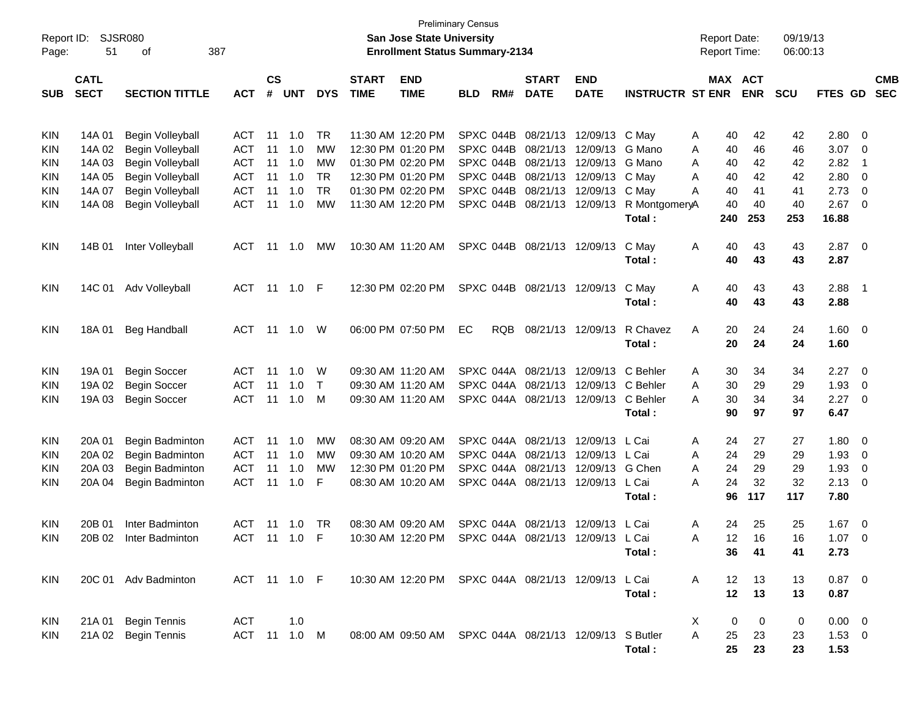Preliminary Census

**San Jose State University**

**Enrollment Status Summary-2134**

Report ID: SJSR080

Report Date: 09/19/13

Report Time: 06:00:13

| SUB | CATL SECT | SECTION TITTLE | ACT | CS # | UNT | DYS | START TIME | END TIME | BLD | RM# | START DATE | END DATE | INSTRUCTR | ST | MAX ENR | ACT ENR | SCU | FTES | GD | CMB SEC |
|---|---|---|---|---|---|---|---|---|---|---|---|---|---|---|---|---|---|---|---|---|
| KIN | 14A 01 | Begin Volleyball | ACT | 11 | 1.0 | TR | 11:30 AM | 12:20 PM | SPXC | 044B | 08/21/13 | 12/09/13 | C May | A | 40 | 42 | 42 | 2.80 | 0 | |
| KIN | 14A 02 | Begin Volleyball | ACT | 11 | 1.0 | MW | 12:30 PM | 01:20 PM | SPXC | 044B | 08/21/13 | 12/09/13 | G Mano | A | 40 | 46 | 46 | 3.07 | 0 | |
| KIN | 14A 03 | Begin Volleyball | ACT | 11 | 1.0 | MW | 01:30 PM | 02:20 PM | SPXC | 044B | 08/21/13 | 12/09/13 | G Mano | A | 40 | 42 | 42 | 2.82 | 1 | |
| KIN | 14A 05 | Begin Volleyball | ACT | 11 | 1.0 | TR | 12:30 PM | 01:20 PM | SPXC | 044B | 08/21/13 | 12/09/13 | C May | A | 40 | 42 | 42 | 2.80 | 0 | |
| KIN | 14A 07 | Begin Volleyball | ACT | 11 | 1.0 | TR | 01:30 PM | 02:20 PM | SPXC | 044B | 08/21/13 | 12/09/13 | C May | A | 40 | 41 | 41 | 2.73 | 0 | |
| KIN | 14A 08 | Begin Volleyball | ACT | 11 | 1.0 | MW | 11:30 AM | 12:20 PM | SPXC | 044B | 08/21/13 | 12/09/13 | R Montgomery | A | 40 | 40 | 40 | 2.67 | 0 | |
| | | | | | | | | | | | | | **Total :** | | **240** | **253** | **253** | **16.88** | | |
| KIN | 14B 01 | Inter Volleyball | ACT | 11 | 1.0 | MW | 10:30 AM | 11:20 AM | SPXC | 044B | 08/21/13 | 12/09/13 | C May | A | 40 | 43 | 43 | 2.87 | 0 | |
| | | | | | | | | | | | | | **Total :** | | **40** | **43** | **43** | **2.87** | | |
| KIN | 14C 01 | Adv Volleyball | ACT | 11 | 1.0 | F | 12:30 PM | 02:20 PM | SPXC | 044B | 08/21/13 | 12/09/13 | C May | A | 40 | 43 | 43 | 2.88 | 1 | |
| | | | | | | | | | | | | | **Total :** | | **40** | **43** | **43** | **2.88** | | |
| KIN | 18A 01 | Beg Handball | ACT | 11 | 1.0 | W | 06:00 PM | 07:50 PM | EC | RQB | 08/21/13 | 12/09/13 | R Chavez | A | 20 | 24 | 24 | 1.60 | 0 | |
| | | | | | | | | | | | | | **Total :** | | **20** | **24** | **24** | **1.60** | | |
| KIN | 19A 01 | Begin Soccer | ACT | 11 | 1.0 | W | 09:30 AM | 11:20 AM | SPXC | 044A | 08/21/13 | 12/09/13 | C Behler | A | 30 | 34 | 34 | 2.27 | 0 | |
| KIN | 19A 02 | Begin Soccer | ACT | 11 | 1.0 | T | 09:30 AM | 11:20 AM | SPXC | 044A | 08/21/13 | 12/09/13 | C Behler | A | 30 | 29 | 29 | 1.93 | 0 | |
| KIN | 19A 03 | Begin Soccer | ACT | 11 | 1.0 | M | 09:30 AM | 11:20 AM | SPXC | 044A | 08/21/13 | 12/09/13 | C Behler | A | 30 | 34 | 34 | 2.27 | 0 | |
| | | | | | | | | | | | | | **Total :** | | **90** | **97** | **97** | **6.47** | | |
| KIN | 20A 01 | Begin Badminton | ACT | 11 | 1.0 | MW | 08:30 AM | 09:20 AM | SPXC | 044A | 08/21/13 | 12/09/13 | L Cai | A | 24 | 27 | 27 | 1.80 | 0 | |
| KIN | 20A 02 | Begin Badminton | ACT | 11 | 1.0 | MW | 09:30 AM | 10:20 AM | SPXC | 044A | 08/21/13 | 12/09/13 | L Cai | A | 24 | 29 | 29 | 1.93 | 0 | |
| KIN | 20A 03 | Begin Badminton | ACT | 11 | 1.0 | MW | 12:30 PM | 01:20 PM | SPXC | 044A | 08/21/13 | 12/09/13 | G Chen | A | 24 | 29 | 29 | 1.93 | 0 | |
| KIN | 20A 04 | Begin Badminton | ACT | 11 | 1.0 | F | 08:30 AM | 10:20 AM | SPXC | 044A | 08/21/13 | 12/09/13 | L Cai | A | 24 | 32 | 32 | 2.13 | 0 | |
| | | | | | | | | | | | | | **Total :** | | **96** | **117** | **117** | **7.80** | | |
| KIN | 20B 01 | Inter Badminton | ACT | 11 | 1.0 | TR | 08:30 AM | 09:20 AM | SPXC | 044A | 08/21/13 | 12/09/13 | L Cai | A | 24 | 25 | 25 | 1.67 | 0 | |
| KIN | 20B 02 | Inter Badminton | ACT | 11 | 1.0 | F | 10:30 AM | 12:20 PM | SPXC | 044A | 08/21/13 | 12/09/13 | L Cai | A | 12 | 16 | 16 | 1.07 | 0 | |
| | | | | | | | | | | | | | **Total :** | | **36** | **41** | **41** | **2.73** | | |
| KIN | 20C 01 | Adv Badminton | ACT | 11 | 1.0 | F | 10:30 AM | 12:20 PM | SPXC | 044A | 08/21/13 | 12/09/13 | L Cai | A | 12 | 13 | 13 | 0.87 | 0 | |
| | | | | | | | | | | | | | **Total :** | | **12** | **13** | **13** | **0.87** | | |
| KIN | 21A 01 | Begin Tennis | ACT | | 1.0 | | | | | | | | | X | 0 | 0 | 0 | 0.00 | 0 | |
| KIN | 21A 02 | Begin Tennis | ACT | 11 | 1.0 | M | 08:00 AM | 09:50 AM | SPXC | 044A | 08/21/13 | 12/09/13 | S Butler | A | 25 | 23 | 23 | 1.53 | 0 | |
| | | | | | | | | | | | | | **Total :** | | **25** | **23** | **23** | **1.53** | | |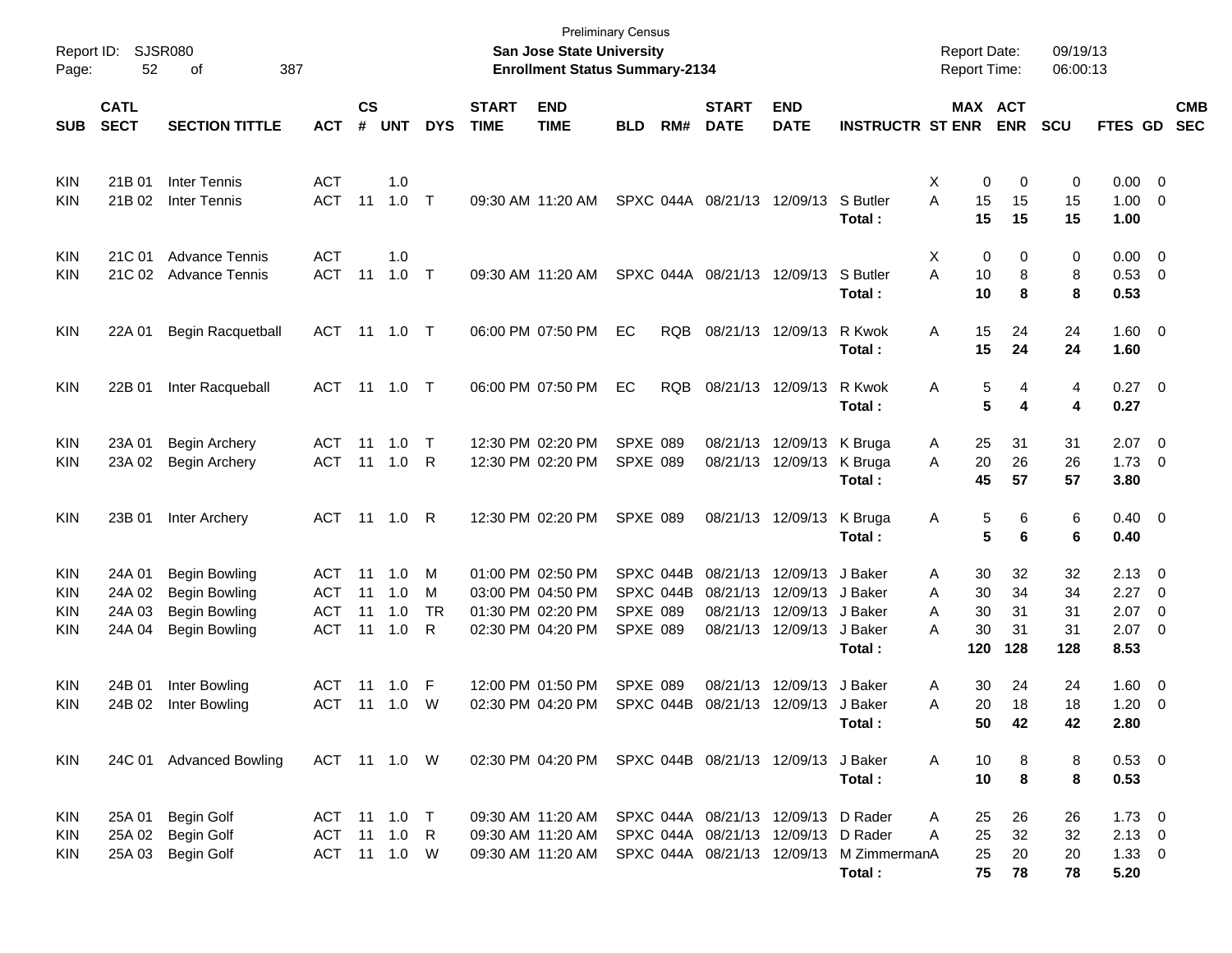Preliminary Census
**San Jose State University**
**Enrollment Status Summary-2134**

Report ID: SJSR080
Report Date: 09/19/13
Report Time: 06:00:13

| SUB | CATL SECT | SECTION TITTLE | ACT | CS # | UNT | DYS | START TIME | END TIME | BLD | RM# | START DATE | END DATE | INSTRUCTR | ST | MAX ENR | ACT ENR | SCU | FTES | GD | CMB SEC |
|---|---|---|---|---|---|---|---|---|---|---|---|---|---|---|---|---|---|---|---|---|
| KIN | 21B 01 | Inter Tennis | ACT | | 1.0 | | | | | | | | | X | 0 | 0 | 0 | 0.00 | 0 | |
| KIN | 21B 02 | Inter Tennis | ACT | 11 | 1.0 | T | 09:30 AM | 11:20 AM | SPXC | 044A | 08/21/13 | 12/09/13 | S Butler | A | 15 | 15 | 15 | 1.00 | 0 | |
| | | | | | | | | | | | | | **Total :** | | **15** | **15** | **15** | **1.00** | | |
| KIN | 21C 01 | Advance Tennis | ACT | | 1.0 | | | | | | | | | X | 0 | 0 | 0 | 0.00 | 0 | |
| KIN | 21C 02 | Advance Tennis | ACT | 11 | 1.0 | T | 09:30 AM | 11:20 AM | SPXC | 044A | 08/21/13 | 12/09/13 | S Butler | A | 10 | 8 | 8 | 0.53 | 0 | |
| | | | | | | | | | | | | | **Total :** | | **10** | **8** | **8** | **0.53** | | |
| KIN | 22A 01 | Begin Racquetball | ACT | 11 | 1.0 | T | 06:00 PM | 07:50 PM | EC | RQB | 08/21/13 | 12/09/13 | R Kwok | A | 15 | 24 | 24 | 1.60 | 0 | |
| | | | | | | | | | | | | | **Total :** | | **15** | **24** | **24** | **1.60** | | |
| KIN | 22B 01 | Inter Racqueball | ACT | 11 | 1.0 | T | 06:00 PM | 07:50 PM | EC | RQB | 08/21/13 | 12/09/13 | R Kwok | A | 5 | 4 | 4 | 0.27 | 0 | |
| | | | | | | | | | | | | | **Total :** | | **5** | **4** | **4** | **0.27** | | |
| KIN | 23A 01 | Begin Archery | ACT | 11 | 1.0 | T | 12:30 PM | 02:20 PM | SPXE | 089 | 08/21/13 | 12/09/13 | K Bruga | A | 25 | 31 | 31 | 2.07 | 0 | |
| KIN | 23A 02 | Begin Archery | ACT | 11 | 1.0 | R | 12:30 PM | 02:20 PM | SPXE | 089 | 08/21/13 | 12/09/13 | K Bruga | A | 20 | 26 | 26 | 1.73 | 0 | |
| | | | | | | | | | | | | | **Total :** | | **45** | **57** | **57** | **3.80** | | |
| KIN | 23B 01 | Inter Archery | ACT | 11 | 1.0 | R | 12:30 PM | 02:20 PM | SPXE | 089 | 08/21/13 | 12/09/13 | K Bruga | A | 5 | 6 | 6 | 0.40 | 0 | |
| | | | | | | | | | | | | | **Total :** | | **5** | **6** | **6** | **0.40** | | |
| KIN | 24A 01 | Begin Bowling | ACT | 11 | 1.0 | M | 01:00 PM | 02:50 PM | SPXC | 044B | 08/21/13 | 12/09/13 | J Baker | A | 30 | 32 | 32 | 2.13 | 0 | |
| KIN | 24A 02 | Begin Bowling | ACT | 11 | 1.0 | M | 03:00 PM | 04:50 PM | SPXC | 044B | 08/21/13 | 12/09/13 | J Baker | A | 30 | 34 | 34 | 2.27 | 0 | |
| KIN | 24A 03 | Begin Bowling | ACT | 11 | 1.0 | TR | 01:30 PM | 02:20 PM | SPXE | 089 | 08/21/13 | 12/09/13 | J Baker | A | 30 | 31 | 31 | 2.07 | 0 | |
| KIN | 24A 04 | Begin Bowling | ACT | 11 | 1.0 | R | 02:30 PM | 04:20 PM | SPXE | 089 | 08/21/13 | 12/09/13 | J Baker | A | 30 | 31 | 31 | 2.07 | 0 | |
| | | | | | | | | | | | | | **Total :** | | **120** | **128** | **128** | **8.53** | | |
| KIN | 24B 01 | Inter Bowling | ACT | 11 | 1.0 | F | 12:00 PM | 01:50 PM | SPXE | 089 | 08/21/13 | 12/09/13 | J Baker | A | 30 | 24 | 24 | 1.60 | 0 | |
| KIN | 24B 02 | Inter Bowling | ACT | 11 | 1.0 | W | 02:30 PM | 04:20 PM | SPXC | 044B | 08/21/13 | 12/09/13 | J Baker | A | 20 | 18 | 18 | 1.20 | 0 | |
| | | | | | | | | | | | | | **Total :** | | **50** | **42** | **42** | **2.80** | | |
| KIN | 24C 01 | Advanced Bowling | ACT | 11 | 1.0 | W | 02:30 PM | 04:20 PM | SPXC | 044B | 08/21/13 | 12/09/13 | J Baker | A | 10 | 8 | 8 | 0.53 | 0 | |
| | | | | | | | | | | | | | **Total :** | | **10** | **8** | **8** | **0.53** | | |
| KIN | 25A 01 | Begin Golf | ACT | 11 | 1.0 | T | 09:30 AM | 11:20 AM | SPXC | 044A | 08/21/13 | 12/09/13 | D Rader | A | 25 | 26 | 26 | 1.73 | 0 | |
| KIN | 25A 02 | Begin Golf | ACT | 11 | 1.0 | R | 09:30 AM | 11:20 AM | SPXC | 044A | 08/21/13 | 12/09/13 | D Rader | A | 25 | 32 | 32 | 2.13 | 0 | |
| KIN | 25A 03 | Begin Golf | ACT | 11 | 1.0 | W | 09:30 AM | 11:20 AM | SPXC | 044A | 08/21/13 | 12/09/13 | M Zimmerman | A | 25 | 20 | 20 | 1.33 | 0 | |
| | | | | | | | | | | | | | **Total :** | | **75** | **78** | **78** | **5.20** | | |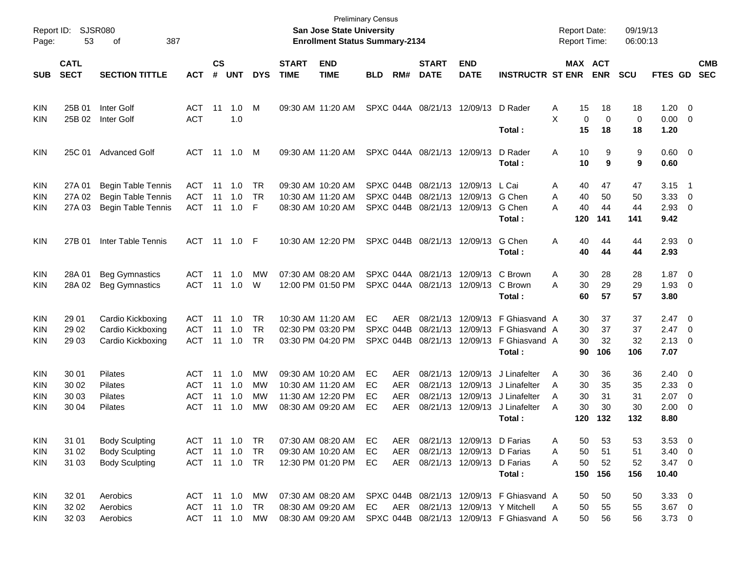Preliminary Census

**San Jose State University**
**Enrollment Status Summary-2134**

Report ID: SJSR080
Report Date: 09/19/13
Report Time: 06:00:13

| SUB | CATL SECT | SECTION TITTLE | ACT | CS # | UNT | DYS | START TIME | END TIME | BLD | RM# | START DATE | END DATE | INSTRUCTR | ST | MAX ENR | ACT ENR | SCU | FTES | GD | CMB SEC |
|---|---|---|---|---|---|---|---|---|---|---|---|---|---|---|---|---|---|---|---|---|
| KIN | 25B 01 | Inter Golf | ACT | 11 | 1.0 | M | 09:30 AM | 11:20 AM | SPXC | 044A | 08/21/13 | 12/09/13 | D Rader | A | 15 | 18 | 18 | 1.20 | 0 | |
| KIN | 25B 02 | Inter Golf | ACT | | 1.0 | | | | | | | | | X | 0 | 0 | 0 | 0.00 | 0 | |
| | | | | | | | | | | | | | **Total :** | | **15** | **18** | **18** | **1.20** | | |
| KIN | 25C 01 | Advanced Golf | ACT | 11 | 1.0 | M | 09:30 AM | 11:20 AM | SPXC | 044A | 08/21/13 | 12/09/13 | D Rader | A | 10 | 9 | 9 | 0.60 | 0 | |
| | | | | | | | | | | | | | **Total :** | | **10** | **9** | **9** | **0.60** | | |
| KIN | 27A 01 | Begin Table Tennis | ACT | 11 | 1.0 | TR | 09:30 AM | 10:20 AM | SPXC | 044B | 08/21/13 | 12/09/13 | L Cai | A | 40 | 47 | 47 | 3.15 | 1 | |
| KIN | 27A 02 | Begin Table Tennis | ACT | 11 | 1.0 | TR | 10:30 AM | 11:20 AM | SPXC | 044B | 08/21/13 | 12/09/13 | G Chen | A | 40 | 50 | 50 | 3.33 | 0 | |
| KIN | 27A 03 | Begin Table Tennis | ACT | 11 | 1.0 | F | 08:30 AM | 10:20 AM | SPXC | 044B | 08/21/13 | 12/09/13 | G Chen | A | 40 | 44 | 44 | 2.93 | 0 | |
| | | | | | | | | | | | | | **Total :** | | **120** | **141** | **141** | **9.42** | | |
| KIN | 27B 01 | Inter Table Tennis | ACT | 11 | 1.0 | F | 10:30 AM | 12:20 PM | SPXC | 044B | 08/21/13 | 12/09/13 | G Chen | A | 40 | 44 | 44 | 2.93 | 0 | |
| | | | | | | | | | | | | | **Total :** | | **40** | **44** | **44** | **2.93** | | |
| KIN | 28A 01 | Beg Gymnastics | ACT | 11 | 1.0 | MW | 07:30 AM | 08:20 AM | SPXC | 044A | 08/21/13 | 12/09/13 | C Brown | A | 30 | 28 | 28 | 1.87 | 0 | |
| KIN | 28A 02 | Beg Gymnastics | ACT | 11 | 1.0 | W | 12:00 PM | 01:50 PM | SPXC | 044A | 08/21/13 | 12/09/13 | C Brown | A | 30 | 29 | 29 | 1.93 | 0 | |
| | | | | | | | | | | | | | **Total :** | | **60** | **57** | **57** | **3.80** | | |
| KIN | 29 01 | Cardio Kickboxing | ACT | 11 | 1.0 | TR | 10:30 AM | 11:20 AM | EC | AER | 08/21/13 | 12/09/13 | F Ghiasvand | A | 30 | 37 | 37 | 2.47 | 0 | |
| KIN | 29 02 | Cardio Kickboxing | ACT | 11 | 1.0 | TR | 02:30 PM | 03:20 PM | SPXC | 044B | 08/21/13 | 12/09/13 | F Ghiasvand | A | 30 | 37 | 37 | 2.47 | 0 | |
| KIN | 29 03 | Cardio Kickboxing | ACT | 11 | 1.0 | TR | 03:30 PM | 04:20 PM | SPXC | 044B | 08/21/13 | 12/09/13 | F Ghiasvand | A | 30 | 32 | 32 | 2.13 | 0 | |
| | | | | | | | | | | | | | **Total :** | | **90** | **106** | **106** | **7.07** | | |
| KIN | 30 01 | Pilates | ACT | 11 | 1.0 | MW | 09:30 AM | 10:20 AM | EC | AER | 08/21/13 | 12/09/13 | J Linafelter | A | 30 | 36 | 36 | 2.40 | 0 | |
| KIN | 30 02 | Pilates | ACT | 11 | 1.0 | MW | 10:30 AM | 11:20 AM | EC | AER | 08/21/13 | 12/09/13 | J Linafelter | A | 30 | 35 | 35 | 2.33 | 0 | |
| KIN | 30 03 | Pilates | ACT | 11 | 1.0 | MW | 11:30 AM | 12:20 PM | EC | AER | 08/21/13 | 12/09/13 | J Linafelter | A | 30 | 31 | 31 | 2.07 | 0 | |
| KIN | 30 04 | Pilates | ACT | 11 | 1.0 | MW | 08:30 AM | 09:20 AM | EC | AER | 08/21/13 | 12/09/13 | J Linafelter | A | 30 | 30 | 30 | 2.00 | 0 | |
| | | | | | | | | | | | | | **Total :** | | **120** | **132** | **132** | **8.80** | | |
| KIN | 31 01 | Body Sculpting | ACT | 11 | 1.0 | TR | 07:30 AM | 08:20 AM | EC | AER | 08/21/13 | 12/09/13 | D Farias | A | 50 | 53 | 53 | 3.53 | 0 | |
| KIN | 31 02 | Body Sculpting | ACT | 11 | 1.0 | TR | 09:30 AM | 10:20 AM | EC | AER | 08/21/13 | 12/09/13 | D Farias | A | 50 | 51 | 51 | 3.40 | 0 | |
| KIN | 31 03 | Body Sculpting | ACT | 11 | 1.0 | TR | 12:30 PM | 01:20 PM | EC | AER | 08/21/13 | 12/09/13 | D Farias | A | 50 | 52 | 52 | 3.47 | 0 | |
| | | | | | | | | | | | | | **Total :** | | **150** | **156** | **156** | **10.40** | | |
| KIN | 32 01 | Aerobics | ACT | 11 | 1.0 | MW | 07:30 AM | 08:20 AM | SPXC | 044B | 08/21/13 | 12/09/13 | F Ghiasvand | A | 50 | 50 | 50 | 3.33 | 0 | |
| KIN | 32 02 | Aerobics | ACT | 11 | 1.0 | TR | 08:30 AM | 09:20 AM | EC | AER | 08/21/13 | 12/09/13 | Y Mitchell | A | 50 | 55 | 55 | 3.67 | 0 | |
| KIN | 32 03 | Aerobics | ACT | 11 | 1.0 | MW | 08:30 AM | 09:20 AM | SPXC | 044B | 08/21/13 | 12/09/13 | F Ghiasvand | A | 50 | 56 | 56 | 3.73 | 0 | |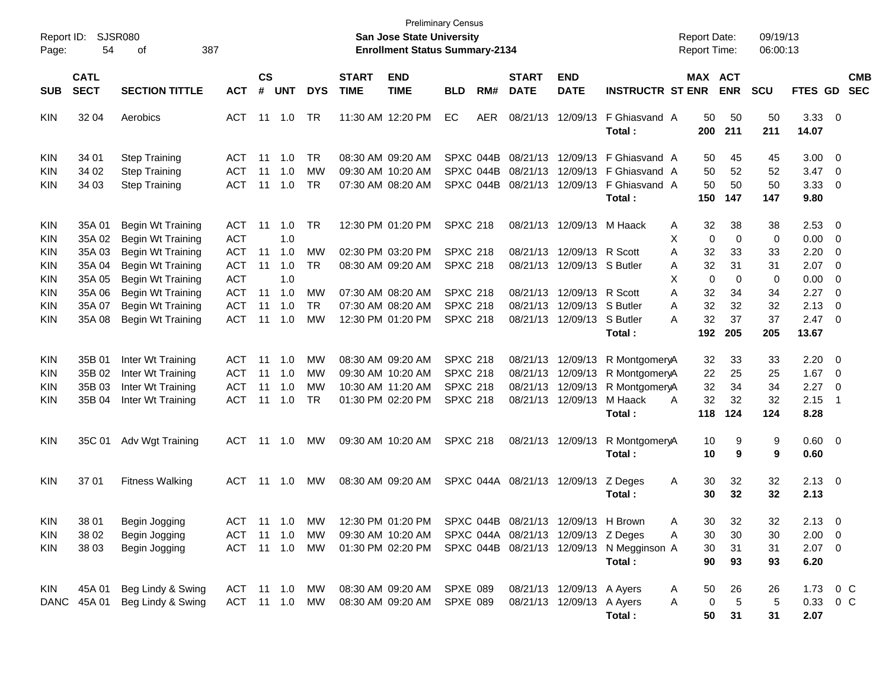Preliminary Census

Report ID: SJSR080
**San Jose State University**
**Enrollment Status Summary-2134**

Report Date: 09/19/13
Report Time: 06:00:13

| SUB | CATL SECT | SECTION TITTLE | ACT | CS # | UNT | DYS | START TIME | END TIME | BLD | RM# | START DATE | END DATE | INSTRUCTR | ST | MAX ENR | ACT ENR | SCU | FTES | GD | CMB SEC |
|---|---|---|---|---|---|---|---|---|---|---|---|---|---|---|---|---|---|---|---|---|
| KIN | 32 04 | Aerobics | ACT | 11 | 1.0 | TR | 11:30 AM | 12:20 PM | EC | AER | 08/21/13 | 12/09/13 | F Ghiasvand | A | 50 | 50 | 50 | 3.33 | 0 | |
| | | | | | | | | | | | | | **Total :** | | **200** | **211** | **211** | **14.07** | | |
| KIN | 34 01 | Step Training | ACT | 11 | 1.0 | TR | 08:30 AM | 09:20 AM | SPXC | 044B | 08/21/13 | 12/09/13 | F Ghiasvand | A | 50 | 45 | 45 | 3.00 | 0 | |
| KIN | 34 02 | Step Training | ACT | 11 | 1.0 | MW | 09:30 AM | 10:20 AM | SPXC | 044B | 08/21/13 | 12/09/13 | F Ghiasvand | A | 50 | 52 | 52 | 3.47 | 0 | |
| KIN | 34 03 | Step Training | ACT | 11 | 1.0 | TR | 07:30 AM | 08:20 AM | SPXC | 044B | 08/21/13 | 12/09/13 | F Ghiasvand | A | 50 | 50 | 50 | 3.33 | 0 | |
| | | | | | | | | | | | | | **Total :** | | **150** | **147** | **147** | **9.80** | | |
| KIN | 35A 01 | Begin Wt Training | ACT | 11 | 1.0 | TR | 12:30 PM | 01:20 PM | SPXC | 218 | 08/21/13 | 12/09/13 | M Haack | A | 32 | 38 | 38 | 2.53 | 0 | |
| KIN | 35A 02 | Begin Wt Training | ACT | | 1.0 | | | | | | | | | X | 0 | 0 | 0 | 0.00 | 0 | |
| KIN | 35A 03 | Begin Wt Training | ACT | 11 | 1.0 | MW | 02:30 PM | 03:20 PM | SPXC | 218 | 08/21/13 | 12/09/13 | R Scott | A | 32 | 33 | 33 | 2.20 | 0 | |
| KIN | 35A 04 | Begin Wt Training | ACT | 11 | 1.0 | TR | 08:30 AM | 09:20 AM | SPXC | 218 | 08/21/13 | 12/09/13 | S Butler | A | 32 | 31 | 31 | 2.07 | 0 | |
| KIN | 35A 05 | Begin Wt Training | ACT | | 1.0 | | | | | | | | | X | 0 | 0 | 0 | 0.00 | 0 | |
| KIN | 35A 06 | Begin Wt Training | ACT | 11 | 1.0 | MW | 07:30 AM | 08:20 AM | SPXC | 218 | 08/21/13 | 12/09/13 | R Scott | A | 32 | 34 | 34 | 2.27 | 0 | |
| KIN | 35A 07 | Begin Wt Training | ACT | 11 | 1.0 | TR | 07:30 AM | 08:20 AM | SPXC | 218 | 08/21/13 | 12/09/13 | S Butler | A | 32 | 32 | 32 | 2.13 | 0 | |
| KIN | 35A 08 | Begin Wt Training | ACT | 11 | 1.0 | MW | 12:30 PM | 01:20 PM | SPXC | 218 | 08/21/13 | 12/09/13 | S Butler | A | 32 | 37 | 37 | 2.47 | 0 | |
| | | | | | | | | | | | | | **Total :** | | **192** | **205** | **205** | **13.67** | | |
| KIN | 35B 01 | Inter Wt Training | ACT | 11 | 1.0 | MW | 08:30 AM | 09:20 AM | SPXC | 218 | 08/21/13 | 12/09/13 | R Montgomery | A | 32 | 33 | 33 | 2.20 | 0 | |
| KIN | 35B 02 | Inter Wt Training | ACT | 11 | 1.0 | MW | 09:30 AM | 10:20 AM | SPXC | 218 | 08/21/13 | 12/09/13 | R Montgomery | A | 22 | 25 | 25 | 1.67 | 0 | |
| KIN | 35B 03 | Inter Wt Training | ACT | 11 | 1.0 | MW | 10:30 AM | 11:20 AM | SPXC | 218 | 08/21/13 | 12/09/13 | R Montgomery | A | 32 | 34 | 34 | 2.27 | 0 | |
| KIN | 35B 04 | Inter Wt Training | ACT | 11 | 1.0 | TR | 01:30 PM | 02:20 PM | SPXC | 218 | 08/21/13 | 12/09/13 | M Haack | A | 32 | 32 | 32 | 2.15 | 1 | |
| | | | | | | | | | | | | | **Total :** | | **118** | **124** | **124** | **8.28** | | |
| KIN | 35C 01 | Adv Wgt Training | ACT | 11 | 1.0 | MW | 09:30 AM | 10:20 AM | SPXC | 218 | 08/21/13 | 12/09/13 | R Montgomery | A | 10 | 9 | 9 | 0.60 | 0 | |
| | | | | | | | | | | | | | **Total :** | | **10** | **9** | **9** | **0.60** | | |
| KIN | 37 01 | Fitness Walking | ACT | 11 | 1.0 | MW | 08:30 AM | 09:20 AM | SPXC | 044A | 08/21/13 | 12/09/13 | Z Deges | A | 30 | 32 | 32 | 2.13 | 0 | |
| | | | | | | | | | | | | | **Total :** | | **30** | **32** | **32** | **2.13** | | |
| KIN | 38 01 | Begin Jogging | ACT | 11 | 1.0 | MW | 12:30 PM | 01:20 PM | SPXC | 044B | 08/21/13 | 12/09/13 | H Brown | A | 30 | 32 | 32 | 2.13 | 0 | |
| KIN | 38 02 | Begin Jogging | ACT | 11 | 1.0 | MW | 09:30 AM | 10:20 AM | SPXC | 044A | 08/21/13 | 12/09/13 | Z Deges | A | 30 | 30 | 30 | 2.00 | 0 | |
| KIN | 38 03 | Begin Jogging | ACT | 11 | 1.0 | MW | 01:30 PM | 02:20 PM | SPXC | 044B | 08/21/13 | 12/09/13 | N Megginson | A | 30 | 31 | 31 | 2.07 | 0 | |
| | | | | | | | | | | | | | **Total :** | | **90** | **93** | **93** | **6.20** | | |
| KIN | 45A 01 | Beg Lindy & Swing | ACT | 11 | 1.0 | MW | 08:30 AM | 09:20 AM | SPXE | 089 | 08/21/13 | 12/09/13 | A Ayers | A | 50 | 26 | 26 | 1.73 | 0 | C |
| DANC | 45A 01 | Beg Lindy & Swing | ACT | 11 | 1.0 | MW | 08:30 AM | 09:20 AM | SPXE | 089 | 08/21/13 | 12/09/13 | A Ayers | A | 0 | 5 | 5 | 0.33 | 0 | C |
| | | | | | | | | | | | | | **Total :** | | **50** | **31** | **31** | **2.07** | | |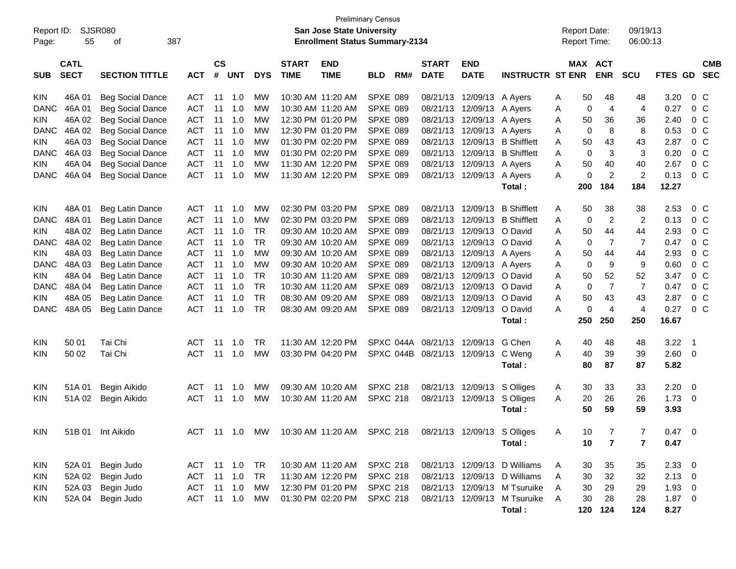Preliminary Census

Report ID: SJSR080

**San Jose State University**

**Enrollment Status Summary-2134**

Report Date: 09/19/13
Report Time: 06:00:13

| SUB | CATL SECT | SECTION TITTLE | ACT | CS # | UNT | DYS | START TIME | END TIME | BLD | RM# | START DATE | END DATE | INSTRUCTR | ST | MAX ENR | ACT ENR | SCU | FTES | GD | CMB SEC |
|---|---|---|---|---|---|---|---|---|---|---|---|---|---|---|---|---|---|---|---|---|
| KIN | 46A 01 | Beg Social Dance | ACT | 11 | 1.0 | MW | 10:30 AM | 11:20 AM | SPXE | 089 | 08/21/13 | 12/09/13 | A Ayers | A | 50 | 48 | 48 | 3.20 | 0 | C |
| DANC | 46A 01 | Beg Social Dance | ACT | 11 | 1.0 | MW | 10:30 AM | 11:20 AM | SPXE | 089 | 08/21/13 | 12/09/13 | A Ayers | A | 0 | 4 | 4 | 0.27 | 0 | C |
| KIN | 46A 02 | Beg Social Dance | ACT | 11 | 1.0 | MW | 12:30 PM | 01:20 PM | SPXE | 089 | 08/21/13 | 12/09/13 | A Ayers | A | 50 | 36 | 36 | 2.40 | 0 | C |
| DANC | 46A 02 | Beg Social Dance | ACT | 11 | 1.0 | MW | 12:30 PM | 01:20 PM | SPXE | 089 | 08/21/13 | 12/09/13 | A Ayers | A | 0 | 8 | 8 | 0.53 | 0 | C |
| KIN | 46A 03 | Beg Social Dance | ACT | 11 | 1.0 | MW | 01:30 PM | 02:20 PM | SPXE | 089 | 08/21/13 | 12/09/13 | B Shifflett | A | 50 | 43 | 43 | 2.87 | 0 | C |
| DANC | 46A 03 | Beg Social Dance | ACT | 11 | 1.0 | MW | 01:30 PM | 02:20 PM | SPXE | 089 | 08/21/13 | 12/09/13 | B Shifflett | A | 0 | 3 | 3 | 0.20 | 0 | C |
| KIN | 46A 04 | Beg Social Dance | ACT | 11 | 1.0 | MW | 11:30 AM | 12:20 PM | SPXE | 089 | 08/21/13 | 12/09/13 | A Ayers | A | 50 | 40 | 40 | 2.67 | 0 | C |
| DANC | 46A 04 | Beg Social Dance | ACT | 11 | 1.0 | MW | 11:30 AM | 12:20 PM | SPXE | 089 | 08/21/13 | 12/09/13 | A Ayers | A | 0 | 2 | 2 | 0.13 | 0 | C |
| | | | | | | | | | | | | | **Total :** | | **200** | **184** | **184** | **12.27** | | |
| KIN | 48A 01 | Beg Latin Dance | ACT | 11 | 1.0 | MW | 02:30 PM | 03:20 PM | SPXE | 089 | 08/21/13 | 12/09/13 | B Shifflett | A | 50 | 38 | 38 | 2.53 | 0 | C |
| DANC | 48A 01 | Beg Latin Dance | ACT | 11 | 1.0 | MW | 02:30 PM | 03:20 PM | SPXE | 089 | 08/21/13 | 12/09/13 | B Shifflett | A | 0 | 2 | 2 | 0.13 | 0 | C |
| KIN | 48A 02 | Beg Latin Dance | ACT | 11 | 1.0 | TR | 09:30 AM | 10:20 AM | SPXE | 089 | 08/21/13 | 12/09/13 | O David | A | 50 | 44 | 44 | 2.93 | 0 | C |
| DANC | 48A 02 | Beg Latin Dance | ACT | 11 | 1.0 | TR | 09:30 AM | 10:20 AM | SPXE | 089 | 08/21/13 | 12/09/13 | O David | A | 0 | 7 | 7 | 0.47 | 0 | C |
| KIN | 48A 03 | Beg Latin Dance | ACT | 11 | 1.0 | MW | 09:30 AM | 10:20 AM | SPXE | 089 | 08/21/13 | 12/09/13 | A Ayers | A | 50 | 44 | 44 | 2.93 | 0 | C |
| DANC | 48A 03 | Beg Latin Dance | ACT | 11 | 1.0 | MW | 09:30 AM | 10:20 AM | SPXE | 089 | 08/21/13 | 12/09/13 | A Ayers | A | 0 | 9 | 9 | 0.60 | 0 | C |
| KIN | 48A 04 | Beg Latin Dance | ACT | 11 | 1.0 | TR | 10:30 AM | 11:20 AM | SPXE | 089 | 08/21/13 | 12/09/13 | O David | A | 50 | 52 | 52 | 3.47 | 0 | C |
| DANC | 48A 04 | Beg Latin Dance | ACT | 11 | 1.0 | TR | 10:30 AM | 11:20 AM | SPXE | 089 | 08/21/13 | 12/09/13 | O David | A | 0 | 7 | 7 | 0.47 | 0 | C |
| KIN | 48A 05 | Beg Latin Dance | ACT | 11 | 1.0 | TR | 08:30 AM | 09:20 AM | SPXE | 089 | 08/21/13 | 12/09/13 | O David | A | 50 | 43 | 43 | 2.87 | 0 | C |
| DANC | 48A 05 | Beg Latin Dance | ACT | 11 | 1.0 | TR | 08:30 AM | 09:20 AM | SPXE | 089 | 08/21/13 | 12/09/13 | O David | A | 0 | 4 | 4 | 0.27 | 0 | C |
| | | | | | | | | | | | | | **Total :** | | **250** | **250** | **250** | **16.67** | | |
| KIN | 50 01 | Tai Chi | ACT | 11 | 1.0 | TR | 11:30 AM | 12:20 PM | SPXC | 044A | 08/21/13 | 12/09/13 | G Chen | A | 40 | 48 | 48 | 3.22 | 1 | |
| KIN | 50 02 | Tai Chi | ACT | 11 | 1.0 | MW | 03:30 PM | 04:20 PM | SPXC | 044B | 08/21/13 | 12/09/13 | C Weng | A | 40 | 39 | 39 | 2.60 | 0 | |
| | | | | | | | | | | | | | **Total :** | | **80** | **87** | **87** | **5.82** | | |
| KIN | 51A 01 | Begin Aikido | ACT | 11 | 1.0 | MW | 09:30 AM | 10:20 AM | SPXC | 218 | 08/21/13 | 12/09/13 | S Olliges | A | 30 | 33 | 33 | 2.20 | 0 | |
| KIN | 51A 02 | Begin Aikido | ACT | 11 | 1.0 | MW | 10:30 AM | 11:20 AM | SPXC | 218 | 08/21/13 | 12/09/13 | S Olliges | A | 20 | 26 | 26 | 1.73 | 0 | |
| | | | | | | | | | | | | | **Total :** | | **50** | **59** | **59** | **3.93** | | |
| KIN | 51B 01 | Int Aikido | ACT | 11 | 1.0 | MW | 10:30 AM | 11:20 AM | SPXC | 218 | 08/21/13 | 12/09/13 | S Olliges | A | 10 | 7 | 7 | 0.47 | 0 | |
| | | | | | | | | | | | | | **Total :** | | **10** | **7** | **7** | **0.47** | | |
| KIN | 52A 01 | Begin Judo | ACT | 11 | 1.0 | TR | 10:30 AM | 11:20 AM | SPXC | 218 | 08/21/13 | 12/09/13 | D Williams | A | 30 | 35 | 35 | 2.33 | 0 | |
| KIN | 52A 02 | Begin Judo | ACT | 11 | 1.0 | TR | 11:30 AM | 12:20 PM | SPXC | 218 | 08/21/13 | 12/09/13 | D Williams | A | 30 | 32 | 32 | 2.13 | 0 | |
| KIN | 52A 03 | Begin Judo | ACT | 11 | 1.0 | MW | 12:30 PM | 01:20 PM | SPXC | 218 | 08/21/13 | 12/09/13 | M Tsuruike | A | 30 | 29 | 29 | 1.93 | 0 | |
| KIN | 52A 04 | Begin Judo | ACT | 11 | 1.0 | MW | 01:30 PM | 02:20 PM | SPXC | 218 | 08/21/13 | 12/09/13 | M Tsuruike | A | 30 | 28 | 28 | 1.87 | 0 | |
| | | | | | | | | | | | | | **Total :** | | **120** | **124** | **124** | **8.27** | | |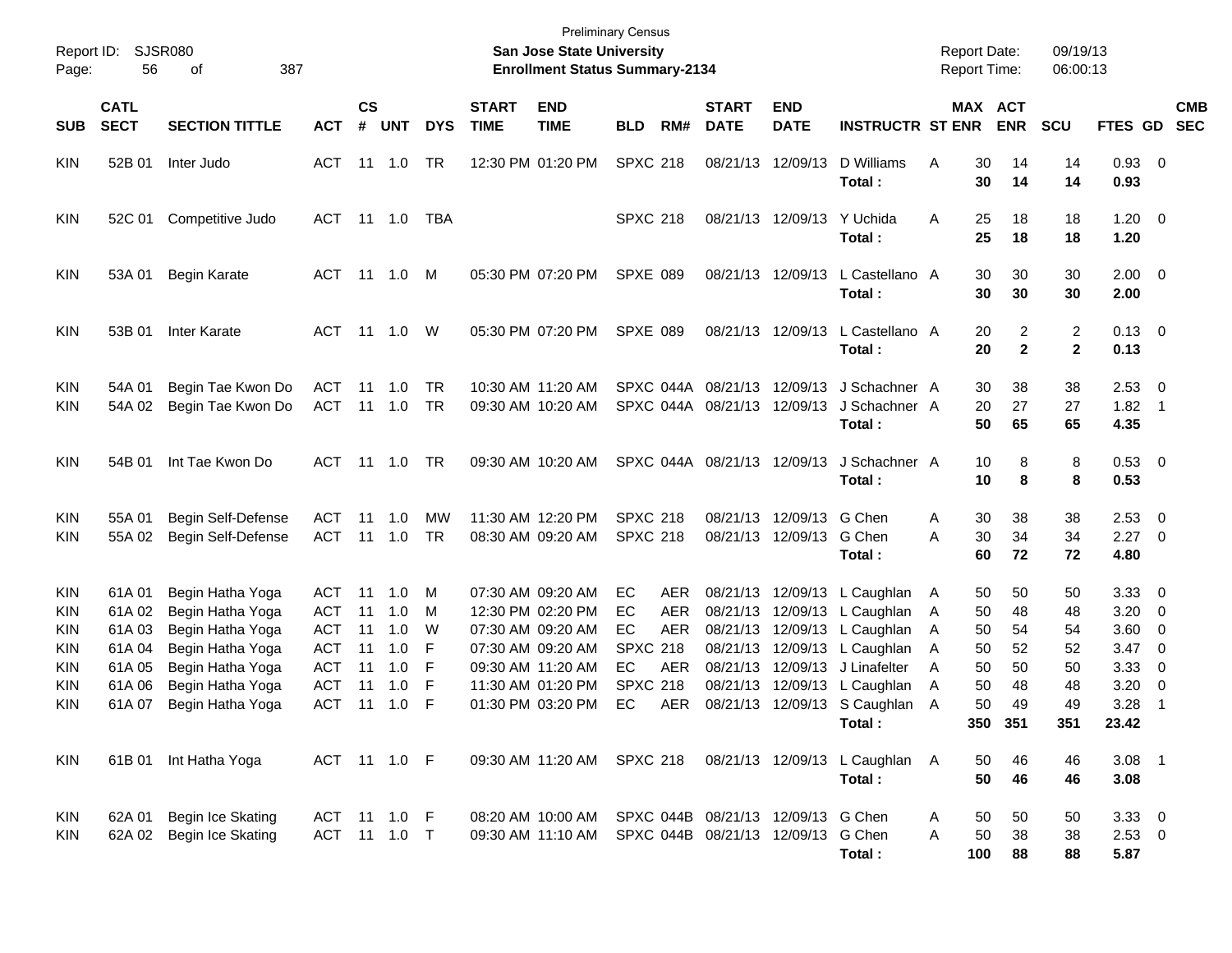Preliminary Census

**San Jose State University**

**Enrollment Status Summary-2134**

Report ID: SJSR080
Report Date: 09/19/13
Report Time: 06:00:13

| SUB | CATL SECT | SECTION TITTLE | ACT | CS # | UNT | DYS | START TIME | END TIME | BLD | RM# | START DATE | END DATE | INSTRUCTR | ST | MAX ENR | ACT ENR | SCU | FTES | GD | CMB SEC |
|---|---|---|---|---|---|---|---|---|---|---|---|---|---|---|---|---|---|---|---|---|
| KIN | 52B 01 | Inter Judo | ACT | 11 | 1.0 | TR | 12:30 PM | 01:20 PM | SPXC | 218 | 08/21/13 | 12/09/13 | D Williams | A | 30 | 14 | 14 | 0.93 | 0 | |
| | | | | | | | | | | | | | **Total :** | | **30** | **14** | **14** | **0.93** | | |
| KIN | 52C 01 | Competitive Judo | ACT | 11 | 1.0 | TBA | | | SPXC | 218 | 08/21/13 | 12/09/13 | Y Uchida | A | 25 | 18 | 18 | 1.20 | 0 | |
| | | | | | | | | | | | | | **Total :** | | **25** | **18** | **18** | **1.20** | | |
| KIN | 53A 01 | Begin Karate | ACT | 11 | 1.0 | M | 05:30 PM | 07:20 PM | SPXE | 089 | 08/21/13 | 12/09/13 | L Castellano | A | 30 | 30 | 30 | 2.00 | 0 | |
| | | | | | | | | | | | | | **Total :** | | **30** | **30** | **30** | **2.00** | | |
| KIN | 53B 01 | Inter Karate | ACT | 11 | 1.0 | W | 05:30 PM | 07:20 PM | SPXE | 089 | 08/21/13 | 12/09/13 | L Castellano | A | 20 | 2 | 2 | 0.13 | 0 | |
| | | | | | | | | | | | | | **Total :** | | **20** | **2** | **2** | **0.13** | | |
| KIN | 54A 01 | Begin Tae Kwon Do | ACT | 11 | 1.0 | TR | 10:30 AM | 11:20 AM | SPXC | 044A | 08/21/13 | 12/09/13 | J Schachner | A | 30 | 38 | 38 | 2.53 | 0 | |
| KIN | 54A 02 | Begin Tae Kwon Do | ACT | 11 | 1.0 | TR | 09:30 AM | 10:20 AM | SPXC | 044A | 08/21/13 | 12/09/13 | J Schachner | A | 20 | 27 | 27 | 1.82 | 1 | |
| | | | | | | | | | | | | | **Total :** | | **50** | **65** | **65** | **4.35** | | |
| KIN | 54B 01 | Int Tae Kwon Do | ACT | 11 | 1.0 | TR | 09:30 AM | 10:20 AM | SPXC | 044A | 08/21/13 | 12/09/13 | J Schachner | A | 10 | 8 | 8 | 0.53 | 0 | |
| | | | | | | | | | | | | | **Total :** | | **10** | **8** | **8** | **0.53** | | |
| KIN | 55A 01 | Begin Self-Defense | ACT | 11 | 1.0 | MW | 11:30 AM | 12:20 PM | SPXC | 218 | 08/21/13 | 12/09/13 | G Chen | A | 30 | 38 | 38 | 2.53 | 0 | |
| KIN | 55A 02 | Begin Self-Defense | ACT | 11 | 1.0 | TR | 08:30 AM | 09:20 AM | SPXC | 218 | 08/21/13 | 12/09/13 | G Chen | A | 30 | 34 | 34 | 2.27 | 0 | |
| | | | | | | | | | | | | | **Total :** | | **60** | **72** | **72** | **4.80** | | |
| KIN | 61A 01 | Begin Hatha Yoga | ACT | 11 | 1.0 | M | 07:30 AM | 09:20 AM | EC | AER | 08/21/13 | 12/09/13 | L Caughlan | A | 50 | 50 | 50 | 3.33 | 0 | |
| KIN | 61A 02 | Begin Hatha Yoga | ACT | 11 | 1.0 | M | 12:30 PM | 02:20 PM | EC | AER | 08/21/13 | 12/09/13 | L Caughlan | A | 50 | 48 | 48 | 3.20 | 0 | |
| KIN | 61A 03 | Begin Hatha Yoga | ACT | 11 | 1.0 | W | 07:30 AM | 09:20 AM | EC | AER | 08/21/13 | 12/09/13 | L Caughlan | A | 50 | 54 | 54 | 3.60 | 0 | |
| KIN | 61A 04 | Begin Hatha Yoga | ACT | 11 | 1.0 | F | 07:30 AM | 09:20 AM | SPXC | 218 | 08/21/13 | 12/09/13 | L Caughlan | A | 50 | 52 | 52 | 3.47 | 0 | |
| KIN | 61A 05 | Begin Hatha Yoga | ACT | 11 | 1.0 | F | 09:30 AM | 11:20 AM | EC | AER | 08/21/13 | 12/09/13 | J Linafelter | A | 50 | 50 | 50 | 3.33 | 0 | |
| KIN | 61A 06 | Begin Hatha Yoga | ACT | 11 | 1.0 | F | 11:30 AM | 01:20 PM | SPXC | 218 | 08/21/13 | 12/09/13 | L Caughlan | A | 50 | 48 | 48 | 3.20 | 0 | |
| KIN | 61A 07 | Begin Hatha Yoga | ACT | 11 | 1.0 | F | 01:30 PM | 03:20 PM | EC | AER | 08/21/13 | 12/09/13 | S Caughlan | A | 50 | 49 | 49 | 3.28 | 1 | |
| | | | | | | | | | | | | | **Total :** | | **350** | **351** | **351** | **23.42** | | |
| KIN | 61B 01 | Int Hatha Yoga | ACT | 11 | 1.0 | F | 09:30 AM | 11:20 AM | SPXC | 218 | 08/21/13 | 12/09/13 | L Caughlan | A | 50 | 46 | 46 | 3.08 | 1 | |
| | | | | | | | | | | | | | **Total :** | | **50** | **46** | **46** | **3.08** | | |
| KIN | 62A 01 | Begin Ice Skating | ACT | 11 | 1.0 | F | 08:20 AM | 10:00 AM | SPXC | 044B | 08/21/13 | 12/09/13 | G Chen | A | 50 | 50 | 50 | 3.33 | 0 | |
| KIN | 62A 02 | Begin Ice Skating | ACT | 11 | 1.0 | T | 09:30 AM | 11:10 AM | SPXC | 044B | 08/21/13 | 12/09/13 | G Chen | A | 50 | 38 | 38 | 2.53 | 0 | |
| | | | | | | | | | | | | | **Total :** | | **100** | **88** | **88** | **5.87** | | |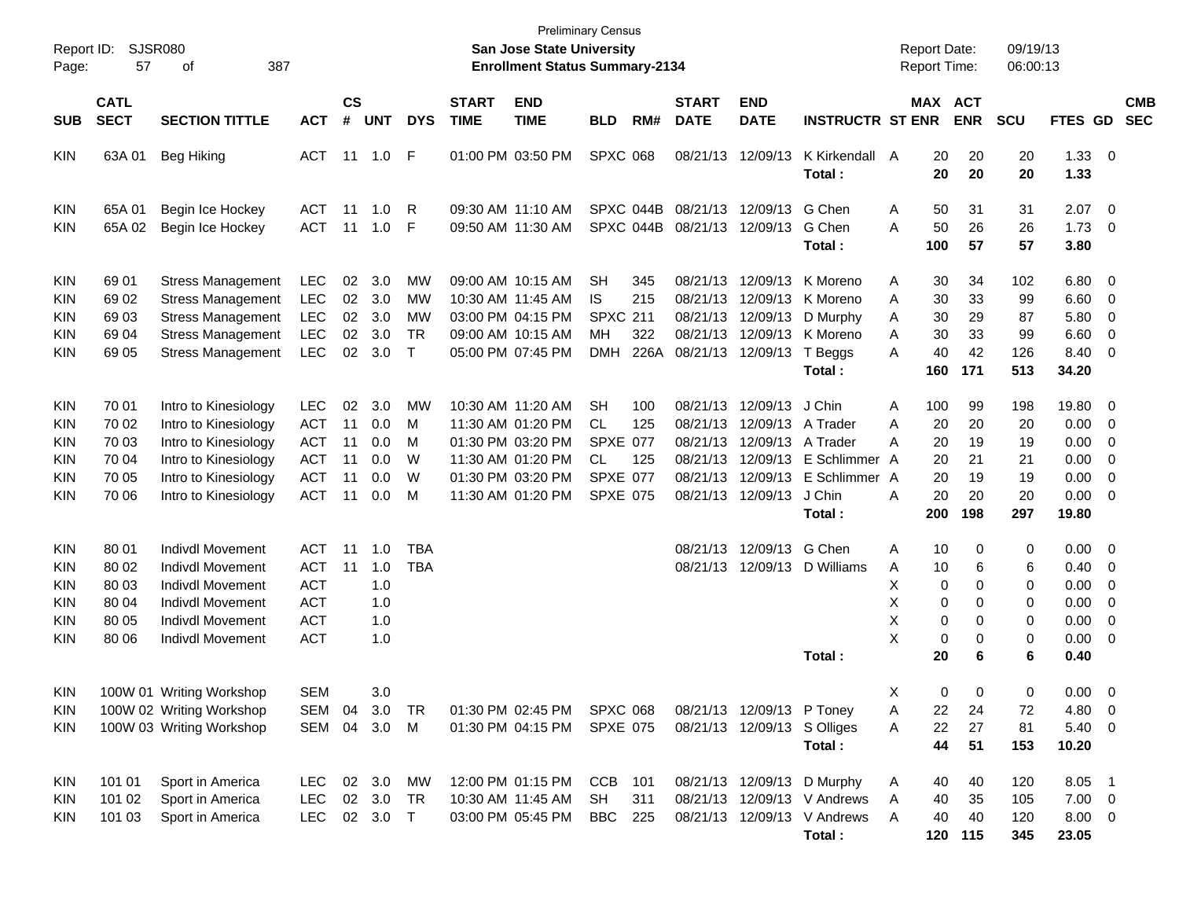Preliminary Census

**San Jose State University**

**Enrollment Status Summary-2134**

Report ID: SJSR080
Report Date: 09/19/13
Report Time: 06:00:13

| SUB | CATL SECT | SECTION TITTLE | ACT | CS # | UNT | DYS | START TIME | END TIME | BLD | RM# | START DATE | END DATE | INSTRUCTR | ST | MAX ENR | ACT ENR | SCU | FTES | GD | CMB SEC |
|---|---|---|---|---|---|---|---|---|---|---|---|---|---|---|---|---|---|---|---|---|
| KIN | 63A 01 | Beg Hiking | ACT | 11 | 1.0 | F | 01:00 PM | 03:50 PM | SPXC | 068 | 08/21/13 | 12/09/13 | K Kirkendall | A | 20 | 20 | 20 | 1.33 | 0 | |
| | | | | | | | | | | | | | **Total :** | | **20** | **20** | **20** | **1.33** | | |
| KIN | 65A 01 | Begin Ice Hockey | ACT | 11 | 1.0 | R | 09:30 AM | 11:10 AM | SPXC | 044B | 08/21/13 | 12/09/13 | G Chen | A | 50 | 31 | 31 | 2.07 | 0 | |
| KIN | 65A 02 | Begin Ice Hockey | ACT | 11 | 1.0 | F | 09:50 AM | 11:30 AM | SPXC | 044B | 08/21/13 | 12/09/13 | G Chen | A | 50 | 26 | 26 | 1.73 | 0 | |
| | | | | | | | | | | | | | **Total :** | | **100** | **57** | **57** | **3.80** | | |
| KIN | 69 01 | Stress Management | LEC | 02 | 3.0 | MW | 09:00 AM | 10:15 AM | SH | 345 | 08/21/13 | 12/09/13 | K Moreno | A | 30 | 34 | 102 | 6.80 | 0 | |
| KIN | 69 02 | Stress Management | LEC | 02 | 3.0 | MW | 10:30 AM | 11:45 AM | IS | 215 | 08/21/13 | 12/09/13 | K Moreno | A | 30 | 33 | 99 | 6.60 | 0 | |
| KIN | 69 03 | Stress Management | LEC | 02 | 3.0 | MW | 03:00 PM | 04:15 PM | SPXC | 211 | 08/21/13 | 12/09/13 | D Murphy | A | 30 | 29 | 87 | 5.80 | 0 | |
| KIN | 69 04 | Stress Management | LEC | 02 | 3.0 | TR | 09:00 AM | 10:15 AM | MH | 322 | 08/21/13 | 12/09/13 | K Moreno | A | 30 | 33 | 99 | 6.60 | 0 | |
| KIN | 69 05 | Stress Management | LEC | 02 | 3.0 | T | 05:00 PM | 07:45 PM | DMH | 226A | 08/21/13 | 12/09/13 | T Beggs | A | 40 | 42 | 126 | 8.40 | 0 | |
| | | | | | | | | | | | | | **Total :** | | **160** | **171** | **513** | **34.20** | | |
| KIN | 70 01 | Intro to Kinesiology | LEC | 02 | 3.0 | MW | 10:30 AM | 11:20 AM | SH | 100 | 08/21/13 | 12/09/13 | J Chin | A | 100 | 99 | 198 | 19.80 | 0 | |
| KIN | 70 02 | Intro to Kinesiology | ACT | 11 | 0.0 | M | 11:30 AM | 01:20 PM | CL | 125 | 08/21/13 | 12/09/13 | A Trader | A | 20 | 20 | 20 | 0.00 | 0 | |
| KIN | 70 03 | Intro to Kinesiology | ACT | 11 | 0.0 | M | 01:30 PM | 03:20 PM | SPXE | 077 | 08/21/13 | 12/09/13 | A Trader | A | 20 | 19 | 19 | 0.00 | 0 | |
| KIN | 70 04 | Intro to Kinesiology | ACT | 11 | 0.0 | W | 11:30 AM | 01:20 PM | CL | 125 | 08/21/13 | 12/09/13 | E Schlimmer | A | 20 | 21 | 21 | 0.00 | 0 | |
| KIN | 70 05 | Intro to Kinesiology | ACT | 11 | 0.0 | W | 01:30 PM | 03:20 PM | SPXE | 077 | 08/21/13 | 12/09/13 | E Schlimmer | A | 20 | 19 | 19 | 0.00 | 0 | |
| KIN | 70 06 | Intro to Kinesiology | ACT | 11 | 0.0 | M | 11:30 AM | 01:20 PM | SPXE | 075 | 08/21/13 | 12/09/13 | J Chin | A | 20 | 20 | 20 | 0.00 | 0 | |
| | | | | | | | | | | | | | **Total :** | | **200** | **198** | **297** | **19.80** | | |
| KIN | 80 01 | Indivdl Movement | ACT | 11 | 1.0 | TBA | | | | | 08/21/13 | 12/09/13 | G Chen | A | 10 | 0 | 0 | 0.00 | 0 | |
| KIN | 80 02 | Indivdl Movement | ACT | 11 | 1.0 | TBA | | | | | 08/21/13 | 12/09/13 | D Williams | A | 10 | 6 | 6 | 0.40 | 0 | |
| KIN | 80 03 | Indivdl Movement | ACT | | 1.0 | | | | | | | | | X | 0 | 0 | 0 | 0.00 | 0 | |
| KIN | 80 04 | Indivdl Movement | ACT | | 1.0 | | | | | | | | | X | 0 | 0 | 0 | 0.00 | 0 | |
| KIN | 80 05 | Indivdl Movement | ACT | | 1.0 | | | | | | | | | X | 0 | 0 | 0 | 0.00 | 0 | |
| KIN | 80 06 | Indivdl Movement | ACT | | 1.0 | | | | | | | | | X | 0 | 0 | 0 | 0.00 | 0 | |
| | | | | | | | | | | | | | **Total :** | | **20** | **6** | **6** | **0.40** | | |
| KIN | 100W 01 | Writing Workshop | SEM | | 3.0 | | | | | | | | | X | 0 | 0 | 0 | 0.00 | 0 | |
| KIN | 100W 02 | Writing Workshop | SEM | 04 | 3.0 | TR | 01:30 PM | 02:45 PM | SPXC | 068 | 08/21/13 | 12/09/13 | P Toney | A | 22 | 24 | 72 | 4.80 | 0 | |
| KIN | 100W 03 | Writing Workshop | SEM | 04 | 3.0 | M | 01:30 PM | 04:15 PM | SPXE | 075 | 08/21/13 | 12/09/13 | S Olliges | A | 22 | 27 | 81 | 5.40 | 0 | |
| | | | | | | | | | | | | | **Total :** | | **44** | **51** | **153** | **10.20** | | |
| KIN | 101 01 | Sport in America | LEC | 02 | 3.0 | MW | 12:00 PM | 01:15 PM | CCB | 101 | 08/21/13 | 12/09/13 | D Murphy | A | 40 | 40 | 120 | 8.05 | 1 | |
| KIN | 101 02 | Sport in America | LEC | 02 | 3.0 | TR | 10:30 AM | 11:45 AM | SH | 311 | 08/21/13 | 12/09/13 | V Andrews | A | 40 | 35 | 105 | 7.00 | 0 | |
| KIN | 101 03 | Sport in America | LEC | 02 | 3.0 | T | 03:00 PM | 05:45 PM | BBC | 225 | 08/21/13 | 12/09/13 | V Andrews | A | 40 | 40 | 120 | 8.00 | 0 | |
| | | | | | | | | | | | | | **Total :** | | **120** | **115** | **345** | **23.05** | | |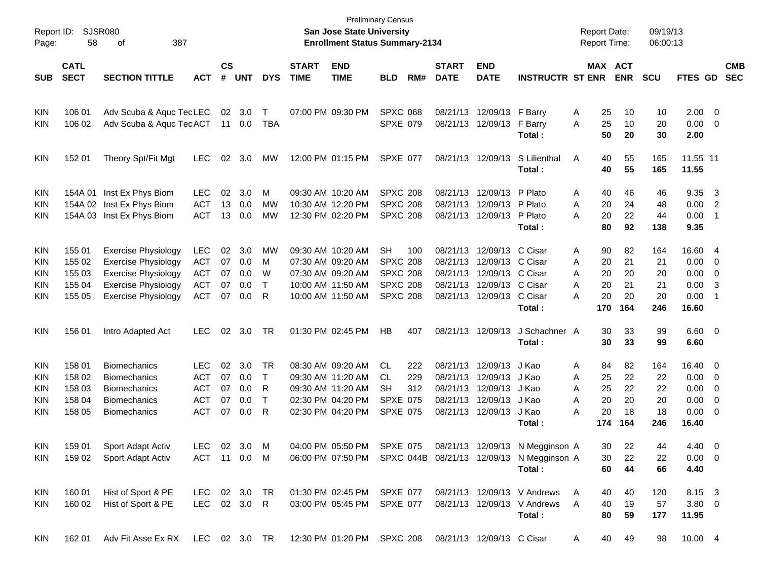Preliminary Census

Report ID: SJSR080

**San Jose State University**

**Enrollment Status Summary-2134**

Report Date: 09/19/13

Report Time: 06:00:13

| SUB | CATL SECT | SECTION TITTLE | ACT | CS # | UNT | DYS | START TIME | END TIME | BLD | RM# | START DATE | END DATE | INSTRUCTR | ST | MAX ENR | ACT ENR | SCU | FTES | GD | CMB SEC |
|---|---|---|---|---|---|---|---|---|---|---|---|---|---|---|---|---|---|---|---|---|
| KIN | 106 01 | Adv Scuba & Aquc Tec | LEC | 02 | 3.0 | T | 07:00 PM | 09:30 PM | SPXC | 068 | 08/21/13 | 12/09/13 | F Barry | A | 25 | 10 | 10 | 2.00 | 0 | |
| KIN | 106 02 | Adv Scuba & Aquc Tec | ACT | 11 | 0.0 | TBA | | | SPXE | 079 | 08/21/13 | 12/09/13 | F Barry | A | 25 | 10 | 20 | 0.00 | 0 | |
| | | | | | | | | | | | | | **Total :** | | **50** | **20** | **30** | **2.00** | | |
| KIN | 152 01 | Theory Spt/Fit Mgt | LEC | 02 | 3.0 | MW | 12:00 PM | 01:15 PM | SPXE | 077 | 08/21/13 | 12/09/13 | S Lilienthal | A | 40 | 55 | 165 | 11.55 | 11 | |
| | | | | | | | | | | | | | **Total :** | | **40** | **55** | **165** | **11.55** | | |
| KIN | 154A 01 | Inst Ex Phys Biom | LEC | 02 | 3.0 | M | 09:30 AM | 10:20 AM | SPXC | 208 | 08/21/13 | 12/09/13 | P Plato | A | 40 | 46 | 46 | 9.35 | 3 | |
| KIN | 154A 02 | Inst Ex Phys Biom | ACT | 13 | 0.0 | MW | 10:30 AM | 12:20 PM | SPXC | 208 | 08/21/13 | 12/09/13 | P Plato | A | 20 | 24 | 48 | 0.00 | 2 | |
| KIN | 154A 03 | Inst Ex Phys Biom | ACT | 13 | 0.0 | MW | 12:30 PM | 02:20 PM | SPXC | 208 | 08/21/13 | 12/09/13 | P Plato | A | 20 | 22 | 44 | 0.00 | 1 | |
| | | | | | | | | | | | | | **Total :** | | **80** | **92** | **138** | **9.35** | | |
| KIN | 155 01 | Exercise Physiology | LEC | 02 | 3.0 | MW | 09:30 AM | 10:20 AM | SH | 100 | 08/21/13 | 12/09/13 | C Cisar | A | 90 | 82 | 164 | 16.60 | 4 | |
| KIN | 155 02 | Exercise Physiology | ACT | 07 | 0.0 | M | 07:30 AM | 09:20 AM | SPXC | 208 | 08/21/13 | 12/09/13 | C Cisar | A | 20 | 21 | 21 | 0.00 | 0 | |
| KIN | 155 03 | Exercise Physiology | ACT | 07 | 0.0 | W | 07:30 AM | 09:20 AM | SPXC | 208 | 08/21/13 | 12/09/13 | C Cisar | A | 20 | 20 | 20 | 0.00 | 0 | |
| KIN | 155 04 | Exercise Physiology | ACT | 07 | 0.0 | T | 10:00 AM | 11:50 AM | SPXC | 208 | 08/21/13 | 12/09/13 | C Cisar | A | 20 | 21 | 21 | 0.00 | 3 | |
| KIN | 155 05 | Exercise Physiology | ACT | 07 | 0.0 | R | 10:00 AM | 11:50 AM | SPXC | 208 | 08/21/13 | 12/09/13 | C Cisar | A | 20 | 20 | 20 | 0.00 | 1 | |
| | | | | | | | | | | | | | **Total :** | | **170** | **164** | **246** | **16.60** | | |
| KIN | 156 01 | Intro Adapted Act | LEC | 02 | 3.0 | TR | 01:30 PM | 02:45 PM | HB | 407 | 08/21/13 | 12/09/13 | J Schachner | A | 30 | 33 | 99 | 6.60 | 0 | |
| | | | | | | | | | | | | | **Total :** | | **30** | **33** | **99** | **6.60** | | |
| KIN | 158 01 | Biomechanics | LEC | 02 | 3.0 | TR | 08:30 AM | 09:20 AM | CL | 222 | 08/21/13 | 12/09/13 | J Kao | A | 84 | 82 | 164 | 16.40 | 0 | |
| KIN | 158 02 | Biomechanics | ACT | 07 | 0.0 | T | 09:30 AM | 11:20 AM | CL | 229 | 08/21/13 | 12/09/13 | J Kao | A | 25 | 22 | 22 | 0.00 | 0 | |
| KIN | 158 03 | Biomechanics | ACT | 07 | 0.0 | R | 09:30 AM | 11:20 AM | SH | 312 | 08/21/13 | 12/09/13 | J Kao | A | 25 | 22 | 22 | 0.00 | 0 | |
| KIN | 158 04 | Biomechanics | ACT | 07 | 0.0 | T | 02:30 PM | 04:20 PM | SPXE | 075 | 08/21/13 | 12/09/13 | J Kao | A | 20 | 20 | 20 | 0.00 | 0 | |
| KIN | 158 05 | Biomechanics | ACT | 07 | 0.0 | R | 02:30 PM | 04:20 PM | SPXE | 075 | 08/21/13 | 12/09/13 | J Kao | A | 20 | 18 | 18 | 0.00 | 0 | |
| | | | | | | | | | | | | | **Total :** | | **174** | **164** | **246** | **16.40** | | |
| KIN | 159 01 | Sport Adapt Activ | LEC | 02 | 3.0 | M | 04:00 PM | 05:50 PM | SPXE | 075 | 08/21/13 | 12/09/13 | N Megginson | A | 30 | 22 | 44 | 4.40 | 0 | |
| KIN | 159 02 | Sport Adapt Activ | ACT | 11 | 0.0 | M | 06:00 PM | 07:50 PM | SPXC | 044B | 08/21/13 | 12/09/13 | N Megginson | A | 30 | 22 | 22 | 0.00 | 0 | |
| | | | | | | | | | | | | | **Total :** | | **60** | **44** | **66** | **4.40** | | |
| KIN | 160 01 | Hist of Sport & PE | LEC | 02 | 3.0 | TR | 01:30 PM | 02:45 PM | SPXE | 077 | 08/21/13 | 12/09/13 | V Andrews | A | 40 | 40 | 120 | 8.15 | 3 | |
| KIN | 160 02 | Hist of Sport & PE | LEC | 02 | 3.0 | R | 03:00 PM | 05:45 PM | SPXE | 077 | 08/21/13 | 12/09/13 | V Andrews | A | 40 | 19 | 57 | 3.80 | 0 | |
| | | | | | | | | | | | | | **Total :** | | **80** | **59** | **177** | **11.95** | | |
| KIN | 162 01 | Adv Fit Asse Ex RX | LEC | 02 | 3.0 | TR | 12:30 PM | 01:20 PM | SPXC | 208 | 08/21/13 | 12/09/13 | C Cisar | A | 40 | 49 | 98 | 10.00 | 4 | |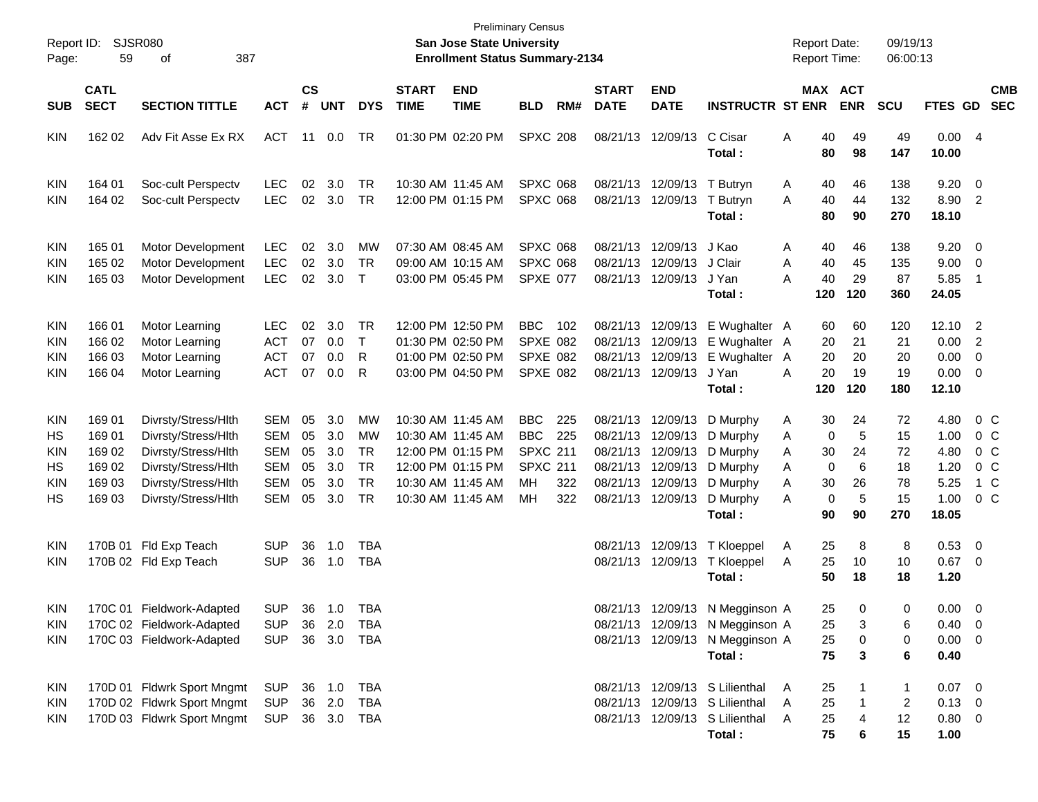Preliminary Census

**San Jose State University**

**Enrollment Status Summary-2134**

Report ID: SJSR080

Report Date: 09/19/13

Report Time: 06:00:13

| SUB | CATL SECT | SECTION TITTLE | ACT | CS # | UNT | DYS | START TIME | END TIME | BLD | RM# | START DATE | END DATE | INSTRUCTR | ST | MAX ENR | ACT ENR | SCU | FTES | GD | CMB SEC |
|---|---|---|---|---|---|---|---|---|---|---|---|---|---|---|---|---|---|---|---|---|
| KIN | 162 02 | Adv Fit Asse Ex RX | ACT | 11 | 0.0 | TR | 01:30 PM | 02:20 PM | SPXC | 208 | 08/21/13 | 12/09/13 | C Cisar | A | 40 | 49 | 49 | 0.00 | 4 | |
| | | | | | | | | | | | | | **Total :** | | **80** | **98** | **147** | **10.00** | | |
| KIN | 164 01 | Soc-cult Perspectv | LEC | 02 | 3.0 | TR | 10:30 AM | 11:45 AM | SPXC | 068 | 08/21/13 | 12/09/13 | T Butryn | A | 40 | 46 | 138 | 9.20 | 0 | |
| KIN | 164 02 | Soc-cult Perspectv | LEC | 02 | 3.0 | TR | 12:00 PM | 01:15 PM | SPXC | 068 | 08/21/13 | 12/09/13 | T Butryn | A | 40 | 44 | 132 | 8.90 | 2 | |
| | | | | | | | | | | | | | **Total :** | | **80** | **90** | **270** | **18.10** | | |
| KIN | 165 01 | Motor Development | LEC | 02 | 3.0 | MW | 07:30 AM | 08:45 AM | SPXC | 068 | 08/21/13 | 12/09/13 | J Kao | A | 40 | 46 | 138 | 9.20 | 0 | |
| KIN | 165 02 | Motor Development | LEC | 02 | 3.0 | TR | 09:00 AM | 10:15 AM | SPXC | 068 | 08/21/13 | 12/09/13 | J Clair | A | 40 | 45 | 135 | 9.00 | 0 | |
| KIN | 165 03 | Motor Development | LEC | 02 | 3.0 | T | 03:00 PM | 05:45 PM | SPXE | 077 | 08/21/13 | 12/09/13 | J Yan | A | 40 | 29 | 87 | 5.85 | 1 | |
| | | | | | | | | | | | | | **Total :** | | **120** | **120** | **360** | **24.05** | | |
| KIN | 166 01 | Motor Learning | LEC | 02 | 3.0 | TR | 12:00 PM | 12:50 PM | BBC | 102 | 08/21/13 | 12/09/13 | E Wughalter | A | 60 | 60 | 120 | 12.10 | 2 | |
| KIN | 166 02 | Motor Learning | ACT | 07 | 0.0 | T | 01:30 PM | 02:50 PM | SPXE | 082 | 08/21/13 | 12/09/13 | E Wughalter | A | 20 | 21 | 21 | 0.00 | 2 | |
| KIN | 166 03 | Motor Learning | ACT | 07 | 0.0 | R | 01:00 PM | 02:50 PM | SPXE | 082 | 08/21/13 | 12/09/13 | E Wughalter | A | 20 | 20 | 20 | 0.00 | 0 | |
| KIN | 166 04 | Motor Learning | ACT | 07 | 0.0 | R | 03:00 PM | 04:50 PM | SPXE | 082 | 08/21/13 | 12/09/13 | J Yan | A | 20 | 19 | 19 | 0.00 | 0 | |
| | | | | | | | | | | | | | **Total :** | | **120** | **120** | **180** | **12.10** | | |
| KIN | 169 01 | Divrsty/Stress/Hlth | SEM | 05 | 3.0 | MW | 10:30 AM | 11:45 AM | BBC | 225 | 08/21/13 | 12/09/13 | D Murphy | A | 30 | 24 | 72 | 4.80 | 0 | C |
| HS | 169 01 | Divrsty/Stress/Hlth | SEM | 05 | 3.0 | MW | 10:30 AM | 11:45 AM | BBC | 225 | 08/21/13 | 12/09/13 | D Murphy | A | 0 | 5 | 15 | 1.00 | 0 | C |
| KIN | 169 02 | Divrsty/Stress/Hlth | SEM | 05 | 3.0 | TR | 12:00 PM | 01:15 PM | SPXC | 211 | 08/21/13 | 12/09/13 | D Murphy | A | 30 | 24 | 72 | 4.80 | 0 | C |
| HS | 169 02 | Divrsty/Stress/Hlth | SEM | 05 | 3.0 | TR | 12:00 PM | 01:15 PM | SPXC | 211 | 08/21/13 | 12/09/13 | D Murphy | A | 0 | 6 | 18 | 1.20 | 0 | C |
| KIN | 169 03 | Divrsty/Stress/Hlth | SEM | 05 | 3.0 | TR | 10:30 AM | 11:45 AM | MH | 322 | 08/21/13 | 12/09/13 | D Murphy | A | 30 | 26 | 78 | 5.25 | 1 | C |
| HS | 169 03 | Divrsty/Stress/Hlth | SEM | 05 | 3.0 | TR | 10:30 AM | 11:45 AM | MH | 322 | 08/21/13 | 12/09/13 | D Murphy | A | 0 | 5 | 15 | 1.00 | 0 | C |
| | | | | | | | | | | | | | **Total :** | | **90** | **90** | **270** | **18.05** | | |
| KIN | 170B 01 | Fld Exp Teach | SUP | 36 | 1.0 | TBA | | | | | 08/21/13 | 12/09/13 | T Kloeppel | A | 25 | 8 | 8 | 0.53 | 0 | |
| KIN | 170B 02 | Fld Exp Teach | SUP | 36 | 1.0 | TBA | | | | | 08/21/13 | 12/09/13 | T Kloeppel | A | 25 | 10 | 10 | 0.67 | 0 | |
| | | | | | | | | | | | | | **Total :** | | **50** | **18** | **18** | **1.20** | | |
| KIN | 170C 01 | Fieldwork-Adapted | SUP | 36 | 1.0 | TBA | | | | | 08/21/13 | 12/09/13 | N Megginson | A | 25 | 0 | 0 | 0.00 | 0 | |
| KIN | 170C 02 | Fieldwork-Adapted | SUP | 36 | 2.0 | TBA | | | | | 08/21/13 | 12/09/13 | N Megginson | A | 25 | 3 | 6 | 0.40 | 0 | |
| KIN | 170C 03 | Fieldwork-Adapted | SUP | 36 | 3.0 | TBA | | | | | 08/21/13 | 12/09/13 | N Megginson | A | 25 | 0 | 0 | 0.00 | 0 | |
| | | | | | | | | | | | | | **Total :** | | **75** | **3** | **6** | **0.40** | | |
| KIN | 170D 01 | Fldwrk Sport Mngmt | SUP | 36 | 1.0 | TBA | | | | | 08/21/13 | 12/09/13 | S Lilienthal | A | 25 | 1 | 1 | 0.07 | 0 | |
| KIN | 170D 02 | Fldwrk Sport Mngmt | SUP | 36 | 2.0 | TBA | | | | | 08/21/13 | 12/09/13 | S Lilienthal | A | 25 | 1 | 2 | 0.13 | 0 | |
| KIN | 170D 03 | Fldwrk Sport Mngmt | SUP | 36 | 3.0 | TBA | | | | | 08/21/13 | 12/09/13 | S Lilienthal | A | 25 | 4 | 12 | 0.80 | 0 | |
| | | | | | | | | | | | | | **Total :** | | **75** | **6** | **15** | **1.00** | | |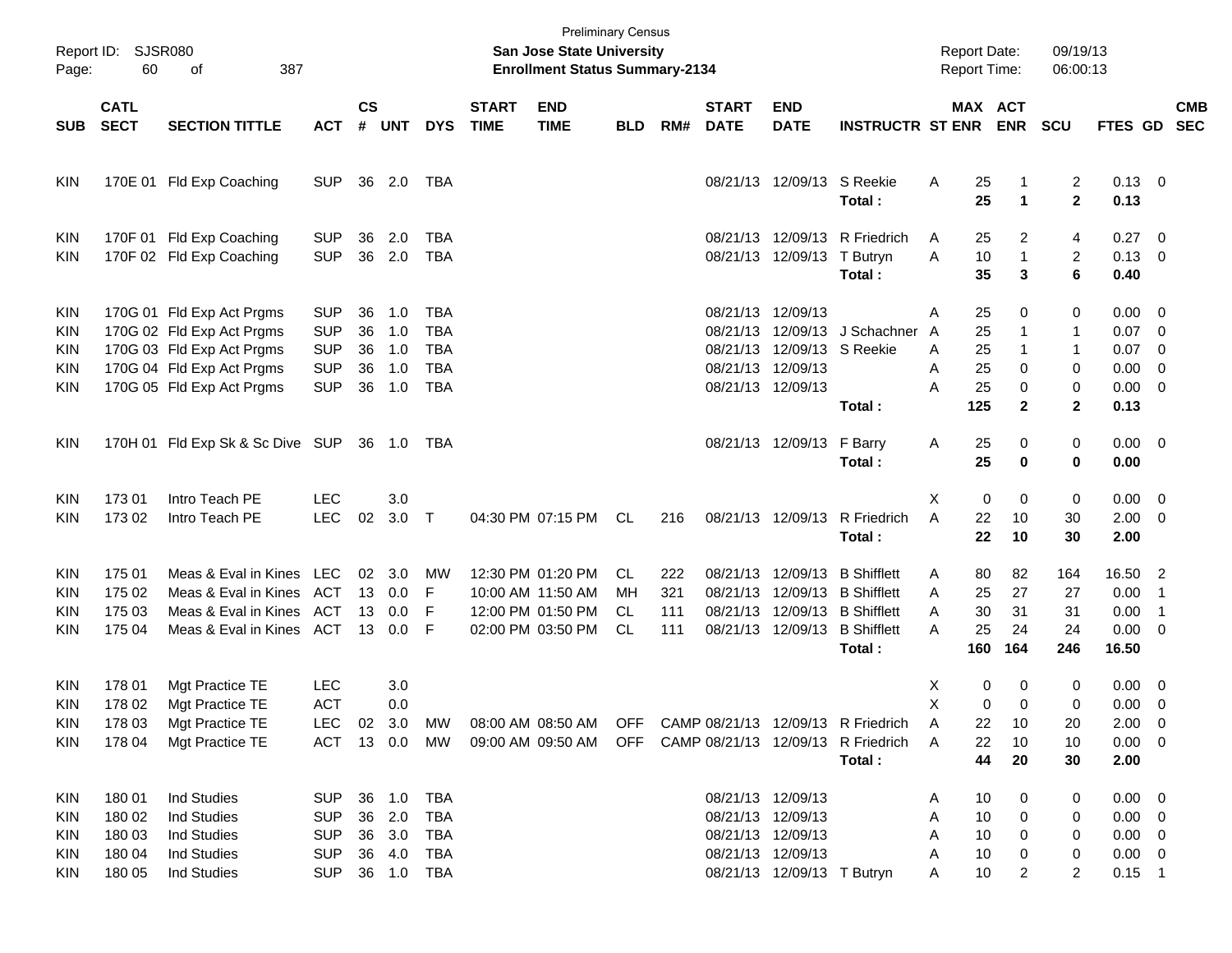Preliminary Census

**San Jose State University**

**Enrollment Status Summary-2134**

Report ID: SJSR080

Report Date: 09/19/13

Report Time: 06:00:13

| SUB | CATL SECT | SECTION TITTLE | ACT | CS # | UNT | DYS | START TIME | END TIME | BLD | RM# | START DATE | END DATE | INSTRUCTR | ST | MAX ENR | ACT ENR | SCU | FTES | GD | CMB SEC |
|---|---|---|---|---|---|---|---|---|---|---|---|---|---|---|---|---|---|---|---|---|
| KIN | 170E 01 | Fld Exp Coaching | SUP | 36 | 2.0 | TBA | | | | | 08/21/13 | 12/09/13 | S Reekie | A | 25 | 1 | 2 | 0.13 | 0 | |
| | | | | | | | | | | | | | **Total :** | | **25** | **1** | **2** | **0.13** | | |
| KIN | 170F 01 | Fld Exp Coaching | SUP | 36 | 2.0 | TBA | | | | | 08/21/13 | 12/09/13 | R Friedrich | A | 25 | 2 | 4 | 0.27 | 0 | |
| KIN | 170F 02 | Fld Exp Coaching | SUP | 36 | 2.0 | TBA | | | | | 08/21/13 | 12/09/13 | T Butryn | A | 10 | 1 | 2 | 0.13 | 0 | |
| | | | | | | | | | | | | | **Total :** | | **35** | **3** | **6** | **0.40** | | |
| KIN | 170G 01 | Fld Exp Act Prgms | SUP | 36 | 1.0 | TBA | | | | | 08/21/13 | 12/09/13 | | A | 25 | 0 | 0 | 0.00 | 0 | |
| KIN | 170G 02 | Fld Exp Act Prgms | SUP | 36 | 1.0 | TBA | | | | | 08/21/13 | 12/09/13 | J Schachner | A | 25 | 1 | 1 | 0.07 | 0 | |
| KIN | 170G 03 | Fld Exp Act Prgms | SUP | 36 | 1.0 | TBA | | | | | 08/21/13 | 12/09/13 | S Reekie | A | 25 | 1 | 1 | 0.07 | 0 | |
| KIN | 170G 04 | Fld Exp Act Prgms | SUP | 36 | 1.0 | TBA | | | | | 08/21/13 | 12/09/13 | | A | 25 | 0 | 0 | 0.00 | 0 | |
| KIN | 170G 05 | Fld Exp Act Prgms | SUP | 36 | 1.0 | TBA | | | | | 08/21/13 | 12/09/13 | | A | 25 | 0 | 0 | 0.00 | 0 | |
| | | | | | | | | | | | | | **Total :** | | **125** | **2** | **2** | **0.13** | | |
| KIN | 170H 01 | Fld Exp Sk & Sc Dive | SUP | 36 | 1.0 | TBA | | | | | 08/21/13 | 12/09/13 | F Barry | A | 25 | 0 | 0 | 0.00 | 0 | |
| | | | | | | | | | | | | | **Total :** | | **25** | **0** | **0** | **0.00** | | |
| KIN | 173 01 | Intro Teach PE | LEC | | 3.0 | | | | | | | | | X | 0 | 0 | 0 | 0.00 | 0 | |
| KIN | 173 02 | Intro Teach PE | LEC | 02 | 3.0 | T | 04:30 PM | 07:15 PM | CL | 216 | 08/21/13 | 12/09/13 | R Friedrich | A | 22 | 10 | 30 | 2.00 | 0 | |
| | | | | | | | | | | | | | **Total :** | | **22** | **10** | **30** | **2.00** | | |
| KIN | 175 01 | Meas & Eval in Kines | LEC | 02 | 3.0 | MW | 12:30 PM | 01:20 PM | CL | 222 | 08/21/13 | 12/09/13 | B Shifflett | A | 80 | 82 | 164 | 16.50 | 2 | |
| KIN | 175 02 | Meas & Eval in Kines | ACT | 13 | 0.0 | F | 10:00 AM | 11:50 AM | MH | 321 | 08/21/13 | 12/09/13 | B Shifflett | A | 25 | 27 | 27 | 0.00 | 1 | |
| KIN | 175 03 | Meas & Eval in Kines | ACT | 13 | 0.0 | F | 12:00 PM | 01:50 PM | CL | 111 | 08/21/13 | 12/09/13 | B Shifflett | A | 30 | 31 | 31 | 0.00 | 1 | |
| KIN | 175 04 | Meas & Eval in Kines | ACT | 13 | 0.0 | F | 02:00 PM | 03:50 PM | CL | 111 | 08/21/13 | 12/09/13 | B Shifflett | A | 25 | 24 | 24 | 0.00 | 0 | |
| | | | | | | | | | | | | | **Total :** | | **160** | **164** | **246** | **16.50** | | |
| KIN | 178 01 | Mgt Practice TE | LEC | | 3.0 | | | | | | | | | X | 0 | 0 | 0 | 0.00 | 0 | |
| KIN | 178 02 | Mgt Practice TE | ACT | | 0.0 | | | | | | | | | X | 0 | 0 | 0 | 0.00 | 0 | |
| KIN | 178 03 | Mgt Practice TE | LEC | 02 | 3.0 | MW | 08:00 AM | 08:50 AM | OFF | CAMP | 08/21/13 | 12/09/13 | R Friedrich | A | 22 | 10 | 20 | 2.00 | 0 | |
| KIN | 178 04 | Mgt Practice TE | ACT | 13 | 0.0 | MW | 09:00 AM | 09:50 AM | OFF | CAMP | 08/21/13 | 12/09/13 | R Friedrich | A | 22 | 10 | 10 | 0.00 | 0 | |
| | | | | | | | | | | | | | **Total :** | | **44** | **20** | **30** | **2.00** | | |
| KIN | 180 01 | Ind Studies | SUP | 36 | 1.0 | TBA | | | | | 08/21/13 | 12/09/13 | | A | 10 | 0 | 0 | 0.00 | 0 | |
| KIN | 180 02 | Ind Studies | SUP | 36 | 2.0 | TBA | | | | | 08/21/13 | 12/09/13 | | A | 10 | 0 | 0 | 0.00 | 0 | |
| KIN | 180 03 | Ind Studies | SUP | 36 | 3.0 | TBA | | | | | 08/21/13 | 12/09/13 | | A | 10 | 0 | 0 | 0.00 | 0 | |
| KIN | 180 04 | Ind Studies | SUP | 36 | 4.0 | TBA | | | | | 08/21/13 | 12/09/13 | | A | 10 | 0 | 0 | 0.00 | 0 | |
| KIN | 180 05 | Ind Studies | SUP | 36 | 1.0 | TBA | | | | | 08/21/13 | 12/09/13 | T Butryn | A | 10 | 2 | 2 | 0.15 | 1 | |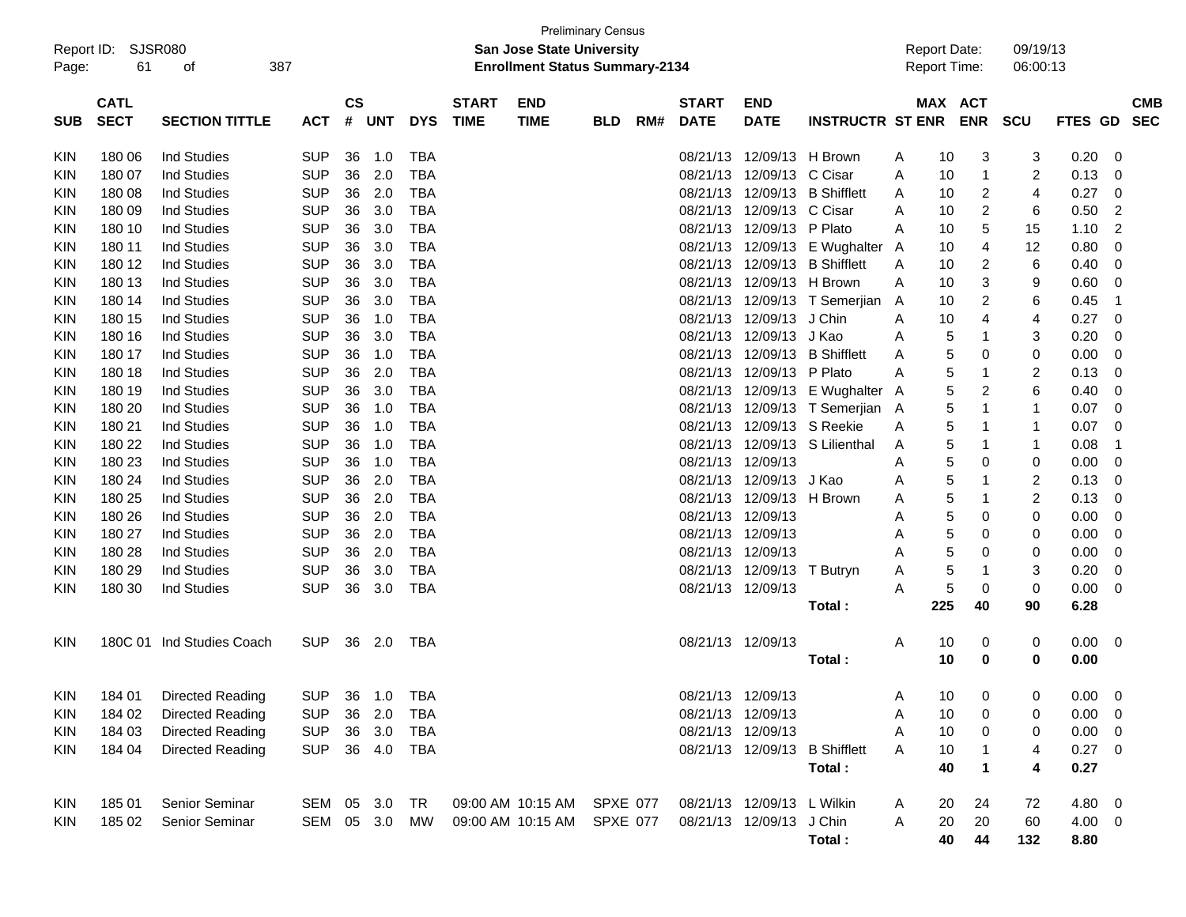Preliminary Census

**San Jose State University**
**Enrollment Status Summary-2134**

Report ID: SJSR080
Report Date: 09/19/13
Report Time: 06:00:13

| SUB | CATL SECT | SECTION TITTLE | ACT | CS # | UNT | DYS | START TIME | END TIME | BLD | RM# | START DATE | END DATE | INSTRUCTR | ST | MAX ENR | ACT ENR | SCU | FTES | GD | CMB SEC |
|---|---|---|---|---|---|---|---|---|---|---|---|---|---|---|---|---|---|---|---|---|
| KIN | 180 06 | Ind Studies | SUP | 36 | 1.0 | TBA | | | | | 08/21/13 | 12/09/13 | H Brown | A | 10 | 3 | 3 | 0.20 | 0 | |
| KIN | 180 07 | Ind Studies | SUP | 36 | 2.0 | TBA | | | | | 08/21/13 | 12/09/13 | C Cisar | A | 10 | 1 | 2 | 0.13 | 0 | |
| KIN | 180 08 | Ind Studies | SUP | 36 | 2.0 | TBA | | | | | 08/21/13 | 12/09/13 | B Shifflett | A | 10 | 2 | 4 | 0.27 | 0 | |
| KIN | 180 09 | Ind Studies | SUP | 36 | 3.0 | TBA | | | | | 08/21/13 | 12/09/13 | C Cisar | A | 10 | 2 | 6 | 0.50 | 2 | |
| KIN | 180 10 | Ind Studies | SUP | 36 | 3.0 | TBA | | | | | 08/21/13 | 12/09/13 | P Plato | A | 10 | 5 | 15 | 1.10 | 2 | |
| KIN | 180 11 | Ind Studies | SUP | 36 | 3.0 | TBA | | | | | 08/21/13 | 12/09/13 | E Wughalter | A | 10 | 4 | 12 | 0.80 | 0 | |
| KIN | 180 12 | Ind Studies | SUP | 36 | 3.0 | TBA | | | | | 08/21/13 | 12/09/13 | B Shifflett | A | 10 | 2 | 6 | 0.40 | 0 | |
| KIN | 180 13 | Ind Studies | SUP | 36 | 3.0 | TBA | | | | | 08/21/13 | 12/09/13 | H Brown | A | 10 | 3 | 9 | 0.60 | 0 | |
| KIN | 180 14 | Ind Studies | SUP | 36 | 3.0 | TBA | | | | | 08/21/13 | 12/09/13 | T Semerjian | A | 10 | 2 | 6 | 0.45 | 1 | |
| KIN | 180 15 | Ind Studies | SUP | 36 | 1.0 | TBA | | | | | 08/21/13 | 12/09/13 | J Chin | A | 10 | 4 | 4 | 0.27 | 0 | |
| KIN | 180 16 | Ind Studies | SUP | 36 | 3.0 | TBA | | | | | 08/21/13 | 12/09/13 | J Kao | A | 5 | 1 | 3 | 0.20 | 0 | |
| KIN | 180 17 | Ind Studies | SUP | 36 | 1.0 | TBA | | | | | 08/21/13 | 12/09/13 | B Shifflett | A | 5 | 0 | 0 | 0.00 | 0 | |
| KIN | 180 18 | Ind Studies | SUP | 36 | 2.0 | TBA | | | | | 08/21/13 | 12/09/13 | P Plato | A | 5 | 1 | 2 | 0.13 | 0 | |
| KIN | 180 19 | Ind Studies | SUP | 36 | 3.0 | TBA | | | | | 08/21/13 | 12/09/13 | E Wughalter | A | 5 | 2 | 6 | 0.40 | 0 | |
| KIN | 180 20 | Ind Studies | SUP | 36 | 1.0 | TBA | | | | | 08/21/13 | 12/09/13 | T Semerjian | A | 5 | 1 | 1 | 0.07 | 0 | |
| KIN | 180 21 | Ind Studies | SUP | 36 | 1.0 | TBA | | | | | 08/21/13 | 12/09/13 | S Reekie | A | 5 | 1 | 1 | 0.07 | 0 | |
| KIN | 180 22 | Ind Studies | SUP | 36 | 1.0 | TBA | | | | | 08/21/13 | 12/09/13 | S Lilienthal | A | 5 | 1 | 1 | 0.08 | 1 | |
| KIN | 180 23 | Ind Studies | SUP | 36 | 1.0 | TBA | | | | | 08/21/13 | 12/09/13 | | A | 5 | 0 | 0 | 0.00 | 0 | |
| KIN | 180 24 | Ind Studies | SUP | 36 | 2.0 | TBA | | | | | 08/21/13 | 12/09/13 | J Kao | A | 5 | 1 | 2 | 0.13 | 0 | |
| KIN | 180 25 | Ind Studies | SUP | 36 | 2.0 | TBA | | | | | 08/21/13 | 12/09/13 | H Brown | A | 5 | 1 | 2 | 0.13 | 0 | |
| KIN | 180 26 | Ind Studies | SUP | 36 | 2.0 | TBA | | | | | 08/21/13 | 12/09/13 | | A | 5 | 0 | 0 | 0.00 | 0 | |
| KIN | 180 27 | Ind Studies | SUP | 36 | 2.0 | TBA | | | | | 08/21/13 | 12/09/13 | | A | 5 | 0 | 0 | 0.00 | 0 | |
| KIN | 180 28 | Ind Studies | SUP | 36 | 2.0 | TBA | | | | | 08/21/13 | 12/09/13 | | A | 5 | 0 | 0 | 0.00 | 0 | |
| KIN | 180 29 | Ind Studies | SUP | 36 | 3.0 | TBA | | | | | 08/21/13 | 12/09/13 | T Butryn | A | 5 | 1 | 3 | 0.20 | 0 | |
| KIN | 180 30 | Ind Studies | SUP | 36 | 3.0 | TBA | | | | | 08/21/13 | 12/09/13 | | A | 5 | 0 | 0 | 0.00 | 0 | |
| | | | | | | | | | | | | | **Total :** | | **225** | **40** | **90** | **6.28** | | |
| KIN | 180C 01 | Ind Studies Coach | SUP | 36 | 2.0 | TBA | | | | | 08/21/13 | 12/09/13 | | A | 10 | 0 | 0 | 0.00 | 0 | |
| | | | | | | | | | | | | | **Total :** | | **10** | **0** | **0** | **0.00** | | |
| KIN | 184 01 | Directed Reading | SUP | 36 | 1.0 | TBA | | | | | 08/21/13 | 12/09/13 | | A | 10 | 0 | 0 | 0.00 | 0 | |
| KIN | 184 02 | Directed Reading | SUP | 36 | 2.0 | TBA | | | | | 08/21/13 | 12/09/13 | | A | 10 | 0 | 0 | 0.00 | 0 | |
| KIN | 184 03 | Directed Reading | SUP | 36 | 3.0 | TBA | | | | | 08/21/13 | 12/09/13 | | A | 10 | 0 | 0 | 0.00 | 0 | |
| KIN | 184 04 | Directed Reading | SUP | 36 | 4.0 | TBA | | | | | 08/21/13 | 12/09/13 | B Shifflett | A | 10 | 1 | 4 | 0.27 | 0 | |
| | | | | | | | | | | | | | **Total :** | | **40** | **1** | **4** | **0.27** | | |
| KIN | 185 01 | Senior Seminar | SEM | 05 | 3.0 | TR | 09:00 AM | 10:15 AM | SPXE | 077 | 08/21/13 | 12/09/13 | L Wilkin | A | 20 | 24 | 72 | 4.80 | 0 | |
| KIN | 185 02 | Senior Seminar | SEM | 05 | 3.0 | MW | 09:00 AM | 10:15 AM | SPXE | 077 | 08/21/13 | 12/09/13 | J Chin | A | 20 | 20 | 60 | 4.00 | 0 | |
| | | | | | | | | | | | | | **Total :** | | **40** | **44** | **132** | **8.80** | | |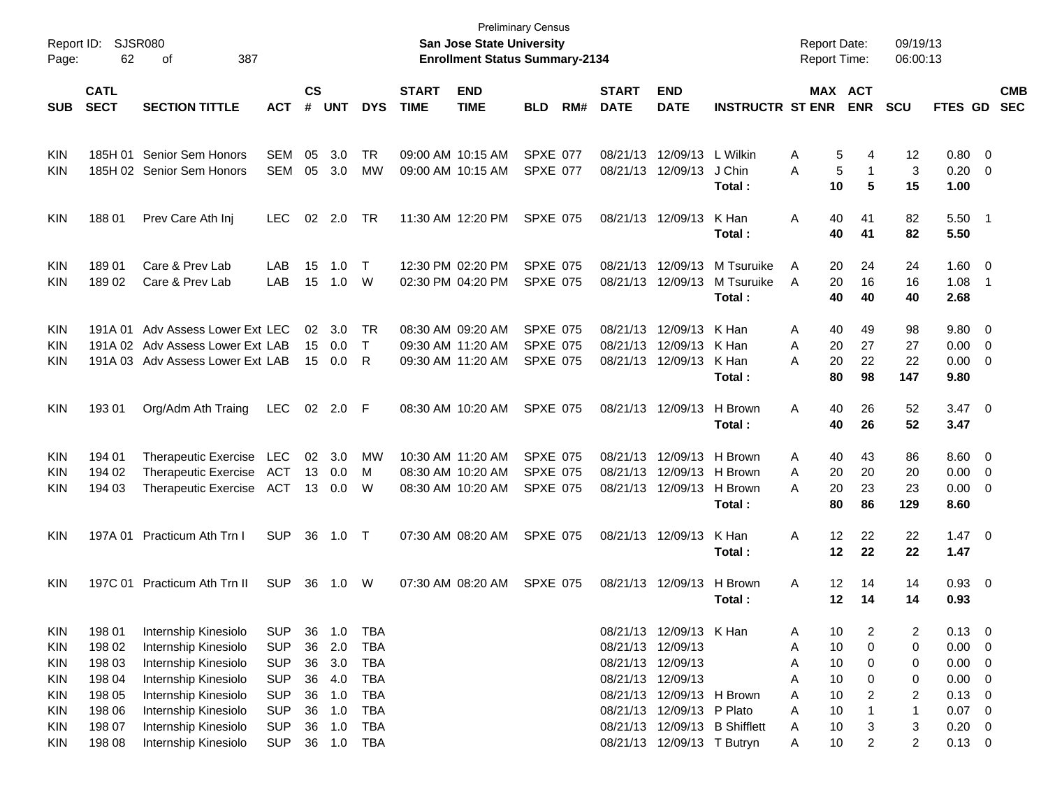Preliminary Census
**San Jose State University**
**Enrollment Status Summary-2134**

Report ID: SJSR080
Report Date: 09/19/13
Report Time: 06:00:13

| SUB | CATL SECT | SECTION TITTLE | ACT | CS # | UNT | DYS | START TIME | END TIME | BLD | RM# | START DATE | END DATE | INSTRUCTR | ST | MAX ENR | ACT ENR | SCU | FTES | GD | CMB SEC |
|---|---|---|---|---|---|---|---|---|---|---|---|---|---|---|---|---|---|---|---|---|
| KIN | 185H 01 | Senior Sem Honors | SEM | 05 | 3.0 | TR | 09:00 AM | 10:15 AM | SPXE | 077 | 08/21/13 | 12/09/13 | L Wilkin | A | 5 | 4 | 12 | 0.80 | 0 | |
| KIN | 185H 02 | Senior Sem Honors | SEM | 05 | 3.0 | MW | 09:00 AM | 10:15 AM | SPXE | 077 | 08/21/13 | 12/09/13 | J Chin | A | 5 | 1 | 3 | 0.20 | 0 | |
| | | | | | | | | | | | | | **Total :** | | **10** | **5** | **15** | **1.00** | | |
| KIN | 188 01 | Prev Care Ath Inj | LEC | 02 | 2.0 | TR | 11:30 AM | 12:20 PM | SPXE | 075 | 08/21/13 | 12/09/13 | K Han | A | 40 | 41 | 82 | 5.50 | 1 | |
| | | | | | | | | | | | | | **Total :** | | **40** | **41** | **82** | **5.50** | | |
| KIN | 189 01 | Care & Prev Lab | LAB | 15 | 1.0 | T | 12:30 PM | 02:20 PM | SPXE | 075 | 08/21/13 | 12/09/13 | M Tsuruike | A | 20 | 24 | 24 | 1.60 | 0 | |
| KIN | 189 02 | Care & Prev Lab | LAB | 15 | 1.0 | W | 02:30 PM | 04:20 PM | SPXE | 075 | 08/21/13 | 12/09/13 | M Tsuruike | A | 20 | 16 | 16 | 1.08 | 1 | |
| | | | | | | | | | | | | | **Total :** | | **40** | **40** | **40** | **2.68** | | |
| KIN | 191A 01 | Adv Assess Lower Ext | LEC | 02 | 3.0 | TR | 08:30 AM | 09:20 AM | SPXE | 075 | 08/21/13 | 12/09/13 | K Han | A | 40 | 49 | 98 | 9.80 | 0 | |
| KIN | 191A 02 | Adv Assess Lower Ext | LAB | 15 | 0.0 | T | 09:30 AM | 11:20 AM | SPXE | 075 | 08/21/13 | 12/09/13 | K Han | A | 20 | 27 | 27 | 0.00 | 0 | |
| KIN | 191A 03 | Adv Assess Lower Ext | LAB | 15 | 0.0 | R | 09:30 AM | 11:20 AM | SPXE | 075 | 08/21/13 | 12/09/13 | K Han | A | 20 | 22 | 22 | 0.00 | 0 | |
| | | | | | | | | | | | | | **Total :** | | **80** | **98** | **147** | **9.80** | | |
| KIN | 193 01 | Org/Adm Ath Traing | LEC | 02 | 2.0 | F | 08:30 AM | 10:20 AM | SPXE | 075 | 08/21/13 | 12/09/13 | H Brown | A | 40 | 26 | 52 | 3.47 | 0 | |
| | | | | | | | | | | | | | **Total :** | | **40** | **26** | **52** | **3.47** | | |
| KIN | 194 01 | Therapeutic Exercise | LEC | 02 | 3.0 | MW | 10:30 AM | 11:20 AM | SPXE | 075 | 08/21/13 | 12/09/13 | H Brown | A | 40 | 43 | 86 | 8.60 | 0 | |
| KIN | 194 02 | Therapeutic Exercise | ACT | 13 | 0.0 | M | 08:30 AM | 10:20 AM | SPXE | 075 | 08/21/13 | 12/09/13 | H Brown | A | 20 | 20 | 20 | 0.00 | 0 | |
| KIN | 194 03 | Therapeutic Exercise | ACT | 13 | 0.0 | W | 08:30 AM | 10:20 AM | SPXE | 075 | 08/21/13 | 12/09/13 | H Brown | A | 20 | 23 | 23 | 0.00 | 0 | |
| | | | | | | | | | | | | | **Total :** | | **80** | **86** | **129** | **8.60** | | |
| KIN | 197A 01 | Practicum Ath Trn I | SUP | 36 | 1.0 | T | 07:30 AM | 08:20 AM | SPXE | 075 | 08/21/13 | 12/09/13 | K Han | A | 12 | 22 | 22 | 1.47 | 0 | |
| | | | | | | | | | | | | | **Total :** | | **12** | **22** | **22** | **1.47** | | |
| KIN | 197C 01 | Practicum Ath Trn II | SUP | 36 | 1.0 | W | 07:30 AM | 08:20 AM | SPXE | 075 | 08/21/13 | 12/09/13 | H Brown | A | 12 | 14 | 14 | 0.93 | 0 | |
| | | | | | | | | | | | | | **Total :** | | **12** | **14** | **14** | **0.93** | | |
| KIN | 198 01 | Internship Kinesiolo | SUP | 36 | 1.0 | TBA | | | | | 08/21/13 | 12/09/13 | K Han | A | 10 | 2 | 2 | 0.13 | 0 | |
| KIN | 198 02 | Internship Kinesiolo | SUP | 36 | 2.0 | TBA | | | | | 08/21/13 | 12/09/13 | | A | 10 | 0 | 0 | 0.00 | 0 | |
| KIN | 198 03 | Internship Kinesiolo | SUP | 36 | 3.0 | TBA | | | | | 08/21/13 | 12/09/13 | | A | 10 | 0 | 0 | 0.00 | 0 | |
| KIN | 198 04 | Internship Kinesiolo | SUP | 36 | 4.0 | TBA | | | | | 08/21/13 | 12/09/13 | | A | 10 | 0 | 0 | 0.00 | 0 | |
| KIN | 198 05 | Internship Kinesiolo | SUP | 36 | 1.0 | TBA | | | | | 08/21/13 | 12/09/13 | H Brown | A | 10 | 2 | 2 | 0.13 | 0 | |
| KIN | 198 06 | Internship Kinesiolo | SUP | 36 | 1.0 | TBA | | | | | 08/21/13 | 12/09/13 | P Plato | A | 10 | 1 | 1 | 0.07 | 0 | |
| KIN | 198 07 | Internship Kinesiolo | SUP | 36 | 1.0 | TBA | | | | | 08/21/13 | 12/09/13 | B Shifflett | A | 10 | 3 | 3 | 0.20 | 0 | |
| KIN | 198 08 | Internship Kinesiolo | SUP | 36 | 1.0 | TBA | | | | | 08/21/13 | 12/09/13 | T Butryn | A | 10 | 2 | 2 | 0.13 | 0 | |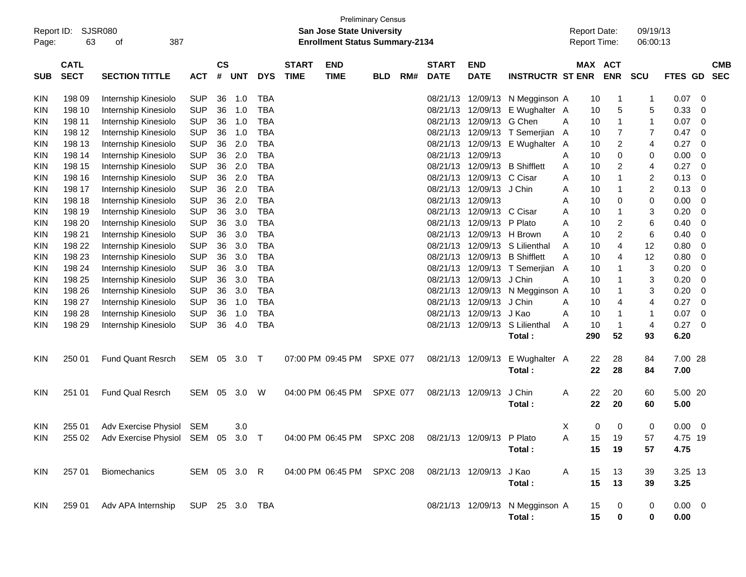Preliminary Census

Report ID: SJSR080

**San Jose State University**

**Enrollment Status Summary-2134**

Report Date: 09/19/13
Report Time: 06:00:13

| SUB | CATL SECT | SECTION TITTLE | ACT | CS # | UNT | DYS | START TIME | END TIME | BLD | RM# | START DATE | END DATE | INSTRUCTR | ST | MAX ENR | ACT ENR | SCU | FTES | GD | CMB SEC |
|---|---|---|---|---|---|---|---|---|---|---|---|---|---|---|---|---|---|---|---|---|
| KIN | 198 09 | Internship Kinesiolo | SUP | 36 | 1.0 | TBA | | | | | 08/21/13 | 12/09/13 | N Megginson | A | 10 | 1 | 1 | 0.07 | 0 | |
| KIN | 198 10 | Internship Kinesiolo | SUP | 36 | 1.0 | TBA | | | | | 08/21/13 | 12/09/13 | E Wughalter | A | 10 | 5 | 5 | 0.33 | 0 | |
| KIN | 198 11 | Internship Kinesiolo | SUP | 36 | 1.0 | TBA | | | | | 08/21/13 | 12/09/13 | G Chen | A | 10 | 1 | 1 | 0.07 | 0 | |
| KIN | 198 12 | Internship Kinesiolo | SUP | 36 | 1.0 | TBA | | | | | 08/21/13 | 12/09/13 | T Semerjian | A | 10 | 7 | 7 | 0.47 | 0 | |
| KIN | 198 13 | Internship Kinesiolo | SUP | 36 | 2.0 | TBA | | | | | 08/21/13 | 12/09/13 | E Wughalter | A | 10 | 2 | 4 | 0.27 | 0 | |
| KIN | 198 14 | Internship Kinesiolo | SUP | 36 | 2.0 | TBA | | | | | 08/21/13 | 12/09/13 | | A | 10 | 0 | 0 | 0.00 | 0 | |
| KIN | 198 15 | Internship Kinesiolo | SUP | 36 | 2.0 | TBA | | | | | 08/21/13 | 12/09/13 | B Shifflett | A | 10 | 2 | 4 | 0.27 | 0 | |
| KIN | 198 16 | Internship Kinesiolo | SUP | 36 | 2.0 | TBA | | | | | 08/21/13 | 12/09/13 | C Cisar | A | 10 | 1 | 2 | 0.13 | 0 | |
| KIN | 198 17 | Internship Kinesiolo | SUP | 36 | 2.0 | TBA | | | | | 08/21/13 | 12/09/13 | J Chin | A | 10 | 1 | 2 | 0.13 | 0 | |
| KIN | 198 18 | Internship Kinesiolo | SUP | 36 | 2.0 | TBA | | | | | 08/21/13 | 12/09/13 | | A | 10 | 0 | 0 | 0.00 | 0 | |
| KIN | 198 19 | Internship Kinesiolo | SUP | 36 | 3.0 | TBA | | | | | 08/21/13 | 12/09/13 | C Cisar | A | 10 | 1 | 3 | 0.20 | 0 | |
| KIN | 198 20 | Internship Kinesiolo | SUP | 36 | 3.0 | TBA | | | | | 08/21/13 | 12/09/13 | P Plato | A | 10 | 2 | 6 | 0.40 | 0 | |
| KIN | 198 21 | Internship Kinesiolo | SUP | 36 | 3.0 | TBA | | | | | 08/21/13 | 12/09/13 | H Brown | A | 10 | 2 | 6 | 0.40 | 0 | |
| KIN | 198 22 | Internship Kinesiolo | SUP | 36 | 3.0 | TBA | | | | | 08/21/13 | 12/09/13 | S Lilienthal | A | 10 | 4 | 12 | 0.80 | 0 | |
| KIN | 198 23 | Internship Kinesiolo | SUP | 36 | 3.0 | TBA | | | | | 08/21/13 | 12/09/13 | B Shifflett | A | 10 | 4 | 12 | 0.80 | 0 | |
| KIN | 198 24 | Internship Kinesiolo | SUP | 36 | 3.0 | TBA | | | | | 08/21/13 | 12/09/13 | T Semerjian | A | 10 | 1 | 3 | 0.20 | 0 | |
| KIN | 198 25 | Internship Kinesiolo | SUP | 36 | 3.0 | TBA | | | | | 08/21/13 | 12/09/13 | J Chin | A | 10 | 1 | 3 | 0.20 | 0 | |
| KIN | 198 26 | Internship Kinesiolo | SUP | 36 | 3.0 | TBA | | | | | 08/21/13 | 12/09/13 | N Megginson | A | 10 | 1 | 3 | 0.20 | 0 | |
| KIN | 198 27 | Internship Kinesiolo | SUP | 36 | 1.0 | TBA | | | | | 08/21/13 | 12/09/13 | J Chin | A | 10 | 4 | 4 | 0.27 | 0 | |
| KIN | 198 28 | Internship Kinesiolo | SUP | 36 | 1.0 | TBA | | | | | 08/21/13 | 12/09/13 | J Kao | A | 10 | 1 | 1 | 0.07 | 0 | |
| KIN | 198 29 | Internship Kinesiolo | SUP | 36 | 4.0 | TBA | | | | | 08/21/13 | 12/09/13 | S Lilienthal | A | 10 | 1 | 4 | 0.27 | 0 | |
| | | | | | | | | | | | | | **Total :** | | **290** | **52** | **93** | **6.20** | | |
| KIN | 250 01 | Fund Quant Resrch | SEM | 05 | 3.0 | T | 07:00 PM | 09:45 PM | SPXE | 077 | 08/21/13 | 12/09/13 | E Wughalter | A | 22 | 28 | 84 | 7.00 | 28 | |
| | | | | | | | | | | | | | **Total :** | | **22** | **28** | **84** | **7.00** | | |
| KIN | 251 01 | Fund Qual Resrch | SEM | 05 | 3.0 | W | 04:00 PM | 06:45 PM | SPXE | 077 | 08/21/13 | 12/09/13 | J Chin | A | 22 | 20 | 60 | 5.00 | 20 | |
| | | | | | | | | | | | | | **Total :** | | **22** | **20** | **60** | **5.00** | | |
| KIN | 255 01 | Adv Exercise Physiol | SEM | | 3.0 | | | | | | | | | X | 0 | 0 | 0 | 0.00 | 0 | |
| KIN | 255 02 | Adv Exercise Physiol | SEM | 05 | 3.0 | T | 04:00 PM | 06:45 PM | SPXC | 208 | 08/21/13 | 12/09/13 | P Plato | A | 15 | 19 | 57 | 4.75 | 19 | |
| | | | | | | | | | | | | | **Total :** | | **15** | **19** | **57** | **4.75** | | |
| KIN | 257 01 | Biomechanics | SEM | 05 | 3.0 | R | 04:00 PM | 06:45 PM | SPXC | 208 | 08/21/13 | 12/09/13 | J Kao | A | 15 | 13 | 39 | 3.25 | 13 | |
| | | | | | | | | | | | | | **Total :** | | **15** | **13** | **39** | **3.25** | | |
| KIN | 259 01 | Adv APA Internship | SUP | 25 | 3.0 | TBA | | | | | 08/21/13 | 12/09/13 | N Megginson | A | 15 | 0 | 0 | 0.00 | 0 | |
| | | | | | | | | | | | | | **Total :** | | **15** | **0** | **0** | **0.00** | | |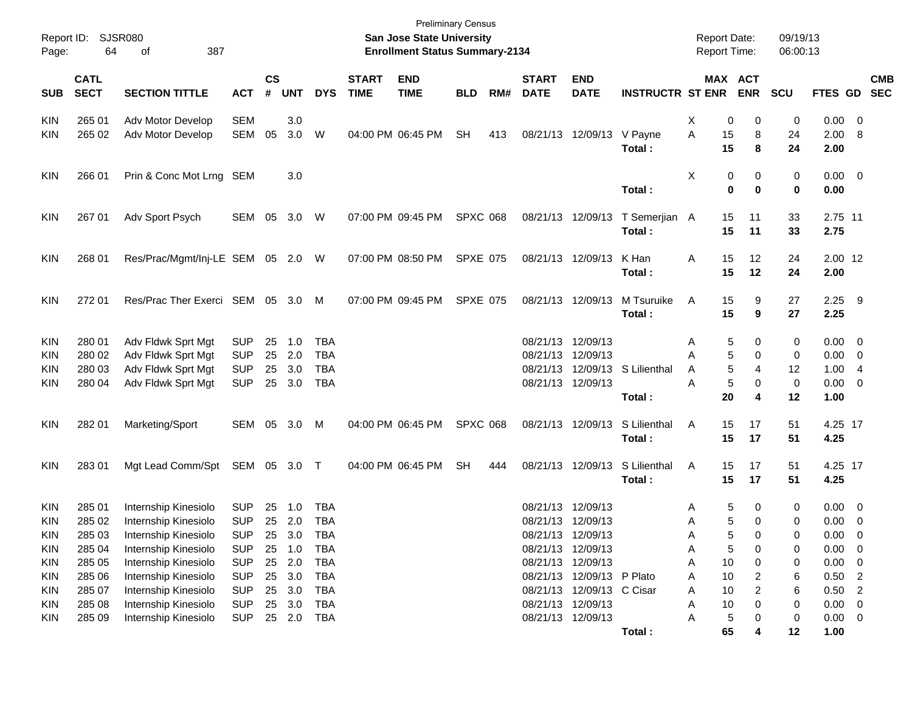Preliminary Census

**San Jose State University**

**Enrollment Status Summary-2134**

Report ID: SJSR080

Report Date: 09/19/13

Report Time: 06:00:13

| SUB | CATL SECT | SECTION TITTLE | ACT | CS # | UNT | DYS | START TIME | END TIME | BLD | RM# | START DATE | END DATE | INSTRUCTR | ST | MAX ENR | ACT ENR | SCU | FTES | GD | CMB SEC |
|---|---|---|---|---|---|---|---|---|---|---|---|---|---|---|---|---|---|---|---|---|
| KIN | 265 01 | Adv Motor Develop | SEM | | 3.0 | | | | | | | | | X | 0 | 0 | 0 | 0.00 | 0 | |
| KIN | 265 02 | Adv Motor Develop | SEM | 05 | 3.0 | W | 04:00 PM | 06:45 PM | SH | 413 | 08/21/13 | 12/09/13 | V Payne | A | 15 | 8 | 24 | 2.00 | 8 | |
| | | | | | | | | | | | | | **Total :** | | **15** | **8** | **24** | **2.00** | | |
| KIN | 266 01 | Prin & Conc Mot Lrng | SEM | | 3.0 | | | | | | | | | X | 0 | 0 | 0 | 0.00 | 0 | |
| | | | | | | | | | | | | | **Total :** | | **0** | **0** | **0** | **0.00** | | |
| KIN | 267 01 | Adv Sport Psych | SEM | 05 | 3.0 | W | 07:00 PM | 09:45 PM | SPXC | 068 | 08/21/13 | 12/09/13 | T Semerjian | A | 15 | 11 | 33 | 2.75 | 11 | |
| | | | | | | | | | | | | | **Total :** | | **15** | **11** | **33** | **2.75** | | |
| KIN | 268 01 | Res/Prac/Mgmt/Inj-LE | SEM | 05 | 2.0 | W | 07:00 PM | 08:50 PM | SPXE | 075 | 08/21/13 | 12/09/13 | K Han | A | 15 | 12 | 24 | 2.00 | 12 | |
| | | | | | | | | | | | | | **Total :** | | **15** | **12** | **24** | **2.00** | | |
| KIN | 272 01 | Res/Prac Ther Exerci | SEM | 05 | 3.0 | M | 07:00 PM | 09:45 PM | SPXE | 075 | 08/21/13 | 12/09/13 | M Tsuruike | A | 15 | 9 | 27 | 2.25 | 9 | |
| | | | | | | | | | | | | | **Total :** | | **15** | **9** | **27** | **2.25** | | |
| KIN | 280 01 | Adv Fldwk Sprt Mgt | SUP | 25 | 1.0 | TBA | | | | | 08/21/13 | 12/09/13 | | A | 5 | 0 | 0 | 0.00 | 0 | |
| KIN | 280 02 | Adv Fldwk Sprt Mgt | SUP | 25 | 2.0 | TBA | | | | | 08/21/13 | 12/09/13 | | A | 5 | 0 | 0 | 0.00 | 0 | |
| KIN | 280 03 | Adv Fldwk Sprt Mgt | SUP | 25 | 3.0 | TBA | | | | | 08/21/13 | 12/09/13 | S Lilienthal | A | 5 | 4 | 12 | 1.00 | 4 | |
| KIN | 280 04 | Adv Fldwk Sprt Mgt | SUP | 25 | 3.0 | TBA | | | | | 08/21/13 | 12/09/13 | | A | 5 | 0 | 0 | 0.00 | 0 | |
| | | | | | | | | | | | | | **Total :** | | **20** | **4** | **12** | **1.00** | | |
| KIN | 282 01 | Marketing/Sport | SEM | 05 | 3.0 | M | 04:00 PM | 06:45 PM | SPXC | 068 | 08/21/13 | 12/09/13 | S Lilienthal | A | 15 | 17 | 51 | 4.25 | 17 | |
| | | | | | | | | | | | | | **Total :** | | **15** | **17** | **51** | **4.25** | | |
| KIN | 283 01 | Mgt Lead Comm/Spt | SEM | 05 | 3.0 | T | 04:00 PM | 06:45 PM | SH | 444 | 08/21/13 | 12/09/13 | S Lilienthal | A | 15 | 17 | 51 | 4.25 | 17 | |
| | | | | | | | | | | | | | **Total :** | | **15** | **17** | **51** | **4.25** | | |
| KIN | 285 01 | Internship Kinesiolo | SUP | 25 | 1.0 | TBA | | | | | 08/21/13 | 12/09/13 | | A | 5 | 0 | 0 | 0.00 | 0 | |
| KIN | 285 02 | Internship Kinesiolo | SUP | 25 | 2.0 | TBA | | | | | 08/21/13 | 12/09/13 | | A | 5 | 0 | 0 | 0.00 | 0 | |
| KIN | 285 03 | Internship Kinesiolo | SUP | 25 | 3.0 | TBA | | | | | 08/21/13 | 12/09/13 | | A | 5 | 0 | 0 | 0.00 | 0 | |
| KIN | 285 04 | Internship Kinesiolo | SUP | 25 | 1.0 | TBA | | | | | 08/21/13 | 12/09/13 | | A | 5 | 0 | 0 | 0.00 | 0 | |
| KIN | 285 05 | Internship Kinesiolo | SUP | 25 | 2.0 | TBA | | | | | 08/21/13 | 12/09/13 | | A | 10 | 0 | 0 | 0.00 | 0 | |
| KIN | 285 06 | Internship Kinesiolo | SUP | 25 | 3.0 | TBA | | | | | 08/21/13 | 12/09/13 | P Plato | A | 10 | 2 | 6 | 0.50 | 2 | |
| KIN | 285 07 | Internship Kinesiolo | SUP | 25 | 3.0 | TBA | | | | | 08/21/13 | 12/09/13 | C Cisar | A | 10 | 2 | 6 | 0.50 | 2 | |
| KIN | 285 08 | Internship Kinesiolo | SUP | 25 | 3.0 | TBA | | | | | 08/21/13 | 12/09/13 | | A | 10 | 0 | 0 | 0.00 | 0 | |
| KIN | 285 09 | Internship Kinesiolo | SUP | 25 | 2.0 | TBA | | | | | 08/21/13 | 12/09/13 | | A | 5 | 0 | 0 | 0.00 | 0 | |
| | | | | | | | | | | | | | **Total :** | | **65** | **4** | **12** | **1.00** | | |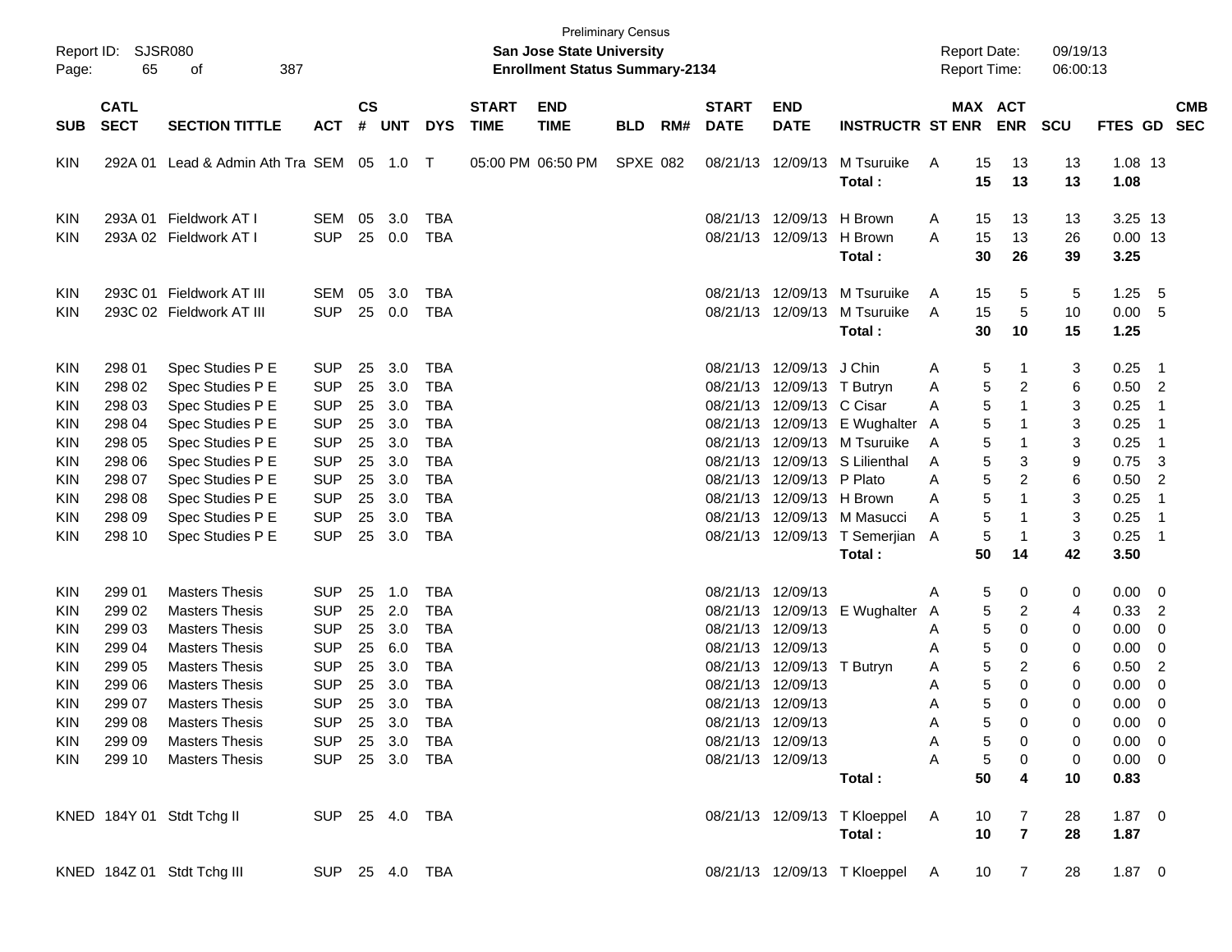Preliminary Census

Report ID: SJSR080

**San Jose State University**
**Enrollment Status Summary-2134**

Report Date: 09/19/13
Report Time: 06:00:13

| SUB | CATL SECT | SECTION TITTLE | ACT | CS # | UNT | DYS | START TIME | END TIME | BLD | RM# | START DATE | END DATE | INSTRUCTR | ST | MAX ENR | ACT ENR | SCU | FTES | GD | CMB SEC |
|---|---|---|---|---|---|---|---|---|---|---|---|---|---|---|---|---|---|---|---|---|
| KIN | 292A 01 | Lead & Admin Ath Tra | SEM | 05 | 1.0 | T | 05:00 PM | 06:50 PM | SPXE | 082 | 08/21/13 | 12/09/13 | M Tsuruike | A | 15 | 13 | 13 | 1.08 | 13 | |
| | | | | | | | | | | | | | **Total :** | | **15** | **13** | **13** | **1.08** | | |
| KIN | 293A 01 | Fieldwork AT I | SEM | 05 | 3.0 | TBA | | | | | 08/21/13 | 12/09/13 | H Brown | A | 15 | 13 | 13 | 3.25 | 13 | |
| KIN | 293A 02 | Fieldwork AT I | SUP | 25 | 0.0 | TBA | | | | | 08/21/13 | 12/09/13 | H Brown | A | 15 | 13 | 26 | 0.00 | 13 | |
| | | | | | | | | | | | | | **Total :** | | **30** | **26** | **39** | **3.25** | | |
| KIN | 293C 01 | Fieldwork AT III | SEM | 05 | 3.0 | TBA | | | | | 08/21/13 | 12/09/13 | M Tsuruike | A | 15 | 5 | 5 | 1.25 | 5 | |
| KIN | 293C 02 | Fieldwork AT III | SUP | 25 | 0.0 | TBA | | | | | 08/21/13 | 12/09/13 | M Tsuruike | A | 15 | 5 | 10 | 0.00 | 5 | |
| | | | | | | | | | | | | | **Total :** | | **30** | **10** | **15** | **1.25** | | |
| KIN | 298 01 | Spec Studies P E | SUP | 25 | 3.0 | TBA | | | | | 08/21/13 | 12/09/13 | J Chin | A | 5 | 1 | 3 | 0.25 | 1 | |
| KIN | 298 02 | Spec Studies P E | SUP | 25 | 3.0 | TBA | | | | | 08/21/13 | 12/09/13 | T Butryn | A | 5 | 2 | 6 | 0.50 | 2 | |
| KIN | 298 03 | Spec Studies P E | SUP | 25 | 3.0 | TBA | | | | | 08/21/13 | 12/09/13 | C Cisar | A | 5 | 1 | 3 | 0.25 | 1 | |
| KIN | 298 04 | Spec Studies P E | SUP | 25 | 3.0 | TBA | | | | | 08/21/13 | 12/09/13 | E Wughalter | A | 5 | 1 | 3 | 0.25 | 1 | |
| KIN | 298 05 | Spec Studies P E | SUP | 25 | 3.0 | TBA | | | | | 08/21/13 | 12/09/13 | M Tsuruike | A | 5 | 1 | 3 | 0.25 | 1 | |
| KIN | 298 06 | Spec Studies P E | SUP | 25 | 3.0 | TBA | | | | | 08/21/13 | 12/09/13 | S Lilienthal | A | 5 | 3 | 9 | 0.75 | 3 | |
| KIN | 298 07 | Spec Studies P E | SUP | 25 | 3.0 | TBA | | | | | 08/21/13 | 12/09/13 | P Plato | A | 5 | 2 | 6 | 0.50 | 2 | |
| KIN | 298 08 | Spec Studies P E | SUP | 25 | 3.0 | TBA | | | | | 08/21/13 | 12/09/13 | H Brown | A | 5 | 1 | 3 | 0.25 | 1 | |
| KIN | 298 09 | Spec Studies P E | SUP | 25 | 3.0 | TBA | | | | | 08/21/13 | 12/09/13 | M Masucci | A | 5 | 1 | 3 | 0.25 | 1 | |
| KIN | 298 10 | Spec Studies P E | SUP | 25 | 3.0 | TBA | | | | | 08/21/13 | 12/09/13 | T Semerjian | A | 5 | 1 | 3 | 0.25 | 1 | |
| | | | | | | | | | | | | | **Total :** | | **50** | **14** | **42** | **3.50** | | |
| KIN | 299 01 | Masters Thesis | SUP | 25 | 1.0 | TBA | | | | | 08/21/13 | 12/09/13 | | A | 5 | 0 | 0 | 0.00 | 0 | |
| KIN | 299 02 | Masters Thesis | SUP | 25 | 2.0 | TBA | | | | | 08/21/13 | 12/09/13 | E Wughalter | A | 5 | 2 | 4 | 0.33 | 2 | |
| KIN | 299 03 | Masters Thesis | SUP | 25 | 3.0 | TBA | | | | | 08/21/13 | 12/09/13 | | A | 5 | 0 | 0 | 0.00 | 0 | |
| KIN | 299 04 | Masters Thesis | SUP | 25 | 6.0 | TBA | | | | | 08/21/13 | 12/09/13 | | A | 5 | 0 | 0 | 0.00 | 0 | |
| KIN | 299 05 | Masters Thesis | SUP | 25 | 3.0 | TBA | | | | | 08/21/13 | 12/09/13 | T Butryn | A | 5 | 2 | 6 | 0.50 | 2 | |
| KIN | 299 06 | Masters Thesis | SUP | 25 | 3.0 | TBA | | | | | 08/21/13 | 12/09/13 | | A | 5 | 0 | 0 | 0.00 | 0 | |
| KIN | 299 07 | Masters Thesis | SUP | 25 | 3.0 | TBA | | | | | 08/21/13 | 12/09/13 | | A | 5 | 0 | 0 | 0.00 | 0 | |
| KIN | 299 08 | Masters Thesis | SUP | 25 | 3.0 | TBA | | | | | 08/21/13 | 12/09/13 | | A | 5 | 0 | 0 | 0.00 | 0 | |
| KIN | 299 09 | Masters Thesis | SUP | 25 | 3.0 | TBA | | | | | 08/21/13 | 12/09/13 | | A | 5 | 0 | 0 | 0.00 | 0 | |
| KIN | 299 10 | Masters Thesis | SUP | 25 | 3.0 | TBA | | | | | 08/21/13 | 12/09/13 | | A | 5 | 0 | 0 | 0.00 | 0 | |
| | | | | | | | | | | | | | **Total :** | | **50** | **4** | **10** | **0.83** | | |
| KNED | 184Y 01 | Stdt Tchg II | SUP | 25 | 4.0 | TBA | | | | | 08/21/13 | 12/09/13 | T Kloeppel | A | 10 | 7 | 28 | 1.87 | 0 | |
| | | | | | | | | | | | | | **Total :** | | **10** | **7** | **28** | **1.87** | | |
| KNED | 184Z 01 | Stdt Tchg III | SUP | 25 | 4.0 | TBA | | | | | 08/21/13 | 12/09/13 | T Kloeppel | A | 10 | 7 | 28 | 1.87 | 0 | |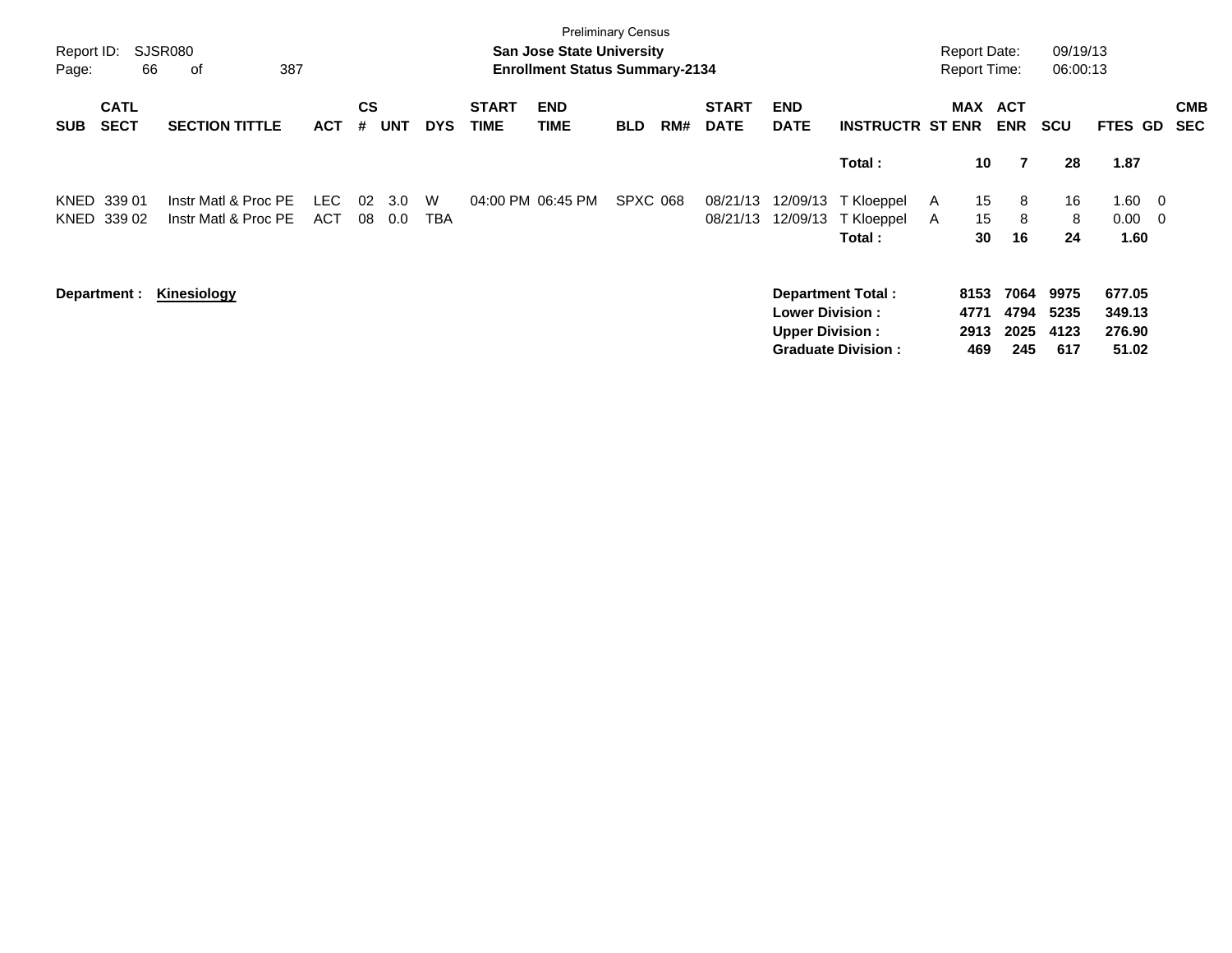Preliminary Census

**San Jose State University**

**Enrollment Status Summary-2134**

Report ID: SJSR080

Report Date: 09/19/13

Report Time: 06:00:13

| SUB | CATL SECT | SECTION TITTLE | ACT | CS # | UNT | DYS | START TIME | END TIME | BLD | RM# | START DATE | END DATE | INSTRUCTR | ST | MAX ENR | ACT ENR | SCU | FTES | GD | CMB SEC |
|---|---|---|---|---|---|---|---|---|---|---|---|---|---|---|---|---|---|---|---|---|
| | | | | | | | | | | | | | **Total :** | | **10** | **7** | **28** | **1.87** | | |
| KNED | 339 01 | Instr Matl & Proc PE | LEC | 02 | 3.0 | W | 04:00 PM | 06:45 PM | SPXC | 068 | 08/21/13 | 12/09/13 | T Kloeppel | A | 15 | 8 | 16 | 1.60 | 0 | |
| KNED | 339 02 | Instr Matl & Proc PE | ACT | 08 | 0.0 | TBA | | | | | 08/21/13 | 12/09/13 | T Kloeppel | A | 15 | 8 | 8 | 0.00 | 0 | |
| | | | | | | | | | | | | | **Total :** | | **30** | **16** | **24** | **1.60** | | |

**Department :** **Kinesiology**

| | MAX ENR | ACT ENR | SCU | FTES |
|---|---|---|---|---|
| **Department Total :** | **8153** | **7064** | **9975** | **677.05** |
| **Lower Division :** | **4771** | **4794** | **5235** | **349.13** |
| **Upper Division :** | **2913** | **2025** | **4123** | **276.90** |
| **Graduate Division :** | **469** | **245** | **617** | **51.02** |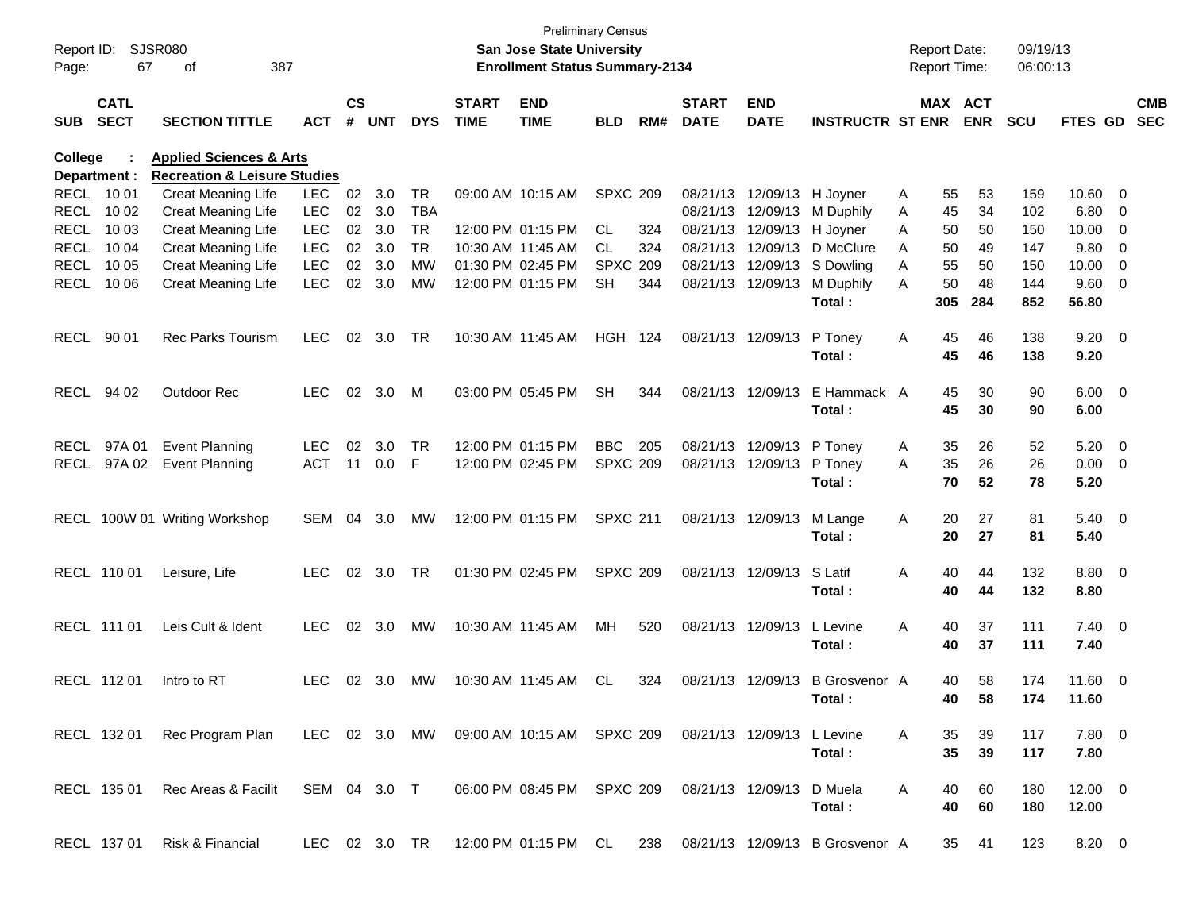Preliminary Census

**San Jose State University**

**Enrollment Status Summary-2134**

Report ID: SJSR080
Page: 67 of 387

Report Date: 09/19/13
Report Time: 06:00:13

**College : Applied Sciences & Arts**
**Department : Recreation & Leisure Studies**

| SUB | CATL SECT | SECTION TITTLE | ACT | CS # | UNT | DYS | START TIME | END TIME | BLD | RM# | START DATE | END DATE | INSTRUCTR | ST | MAX ENR | ACT ENR | SCU | FTES | GD | CMB SEC |
|---|---|---|---|---|---|---|---|---|---|---|---|---|---|---|---|---|---|---|---|---|
| RECL | 10 01 | Creat Meaning Life | LEC | 02 | 3.0 | TR | 09:00 AM | 10:15 AM | SPXC | 209 | 08/21/13 | 12/09/13 | H Joyner | A | 55 | 53 | 159 | 10.60 | 0 | |
| RECL | 10 02 | Creat Meaning Life | LEC | 02 | 3.0 | TBA | | | | | 08/21/13 | 12/09/13 | M Duphily | A | 45 | 34 | 102 | 6.80 | 0 | |
| RECL | 10 03 | Creat Meaning Life | LEC | 02 | 3.0 | TR | 12:00 PM | 01:15 PM | CL | 324 | 08/21/13 | 12/09/13 | H Joyner | A | 50 | 50 | 150 | 10.00 | 0 | |
| RECL | 10 04 | Creat Meaning Life | LEC | 02 | 3.0 | TR | 10:30 AM | 11:45 AM | CL | 324 | 08/21/13 | 12/09/13 | D McClure | A | 50 | 49 | 147 | 9.80 | 0 | |
| RECL | 10 05 | Creat Meaning Life | LEC | 02 | 3.0 | MW | 01:30 PM | 02:45 PM | SPXC | 209 | 08/21/13 | 12/09/13 | S Dowling | A | 55 | 50 | 150 | 10.00 | 0 | |
| RECL | 10 06 | Creat Meaning Life | LEC | 02 | 3.0 | MW | 12:00 PM | 01:15 PM | SH | 344 | 08/21/13 | 12/09/13 | M Duphily | A | 50 | 48 | 144 | 9.60 | 0 | |
| | | | | | | | | | | | | | **Total :** | | **305** | **284** | **852** | **56.80** | | |
| RECL | 90 01 | Rec Parks Tourism | LEC | 02 | 3.0 | TR | 10:30 AM | 11:45 AM | HGH | 124 | 08/21/13 | 12/09/13 | P Toney | A | 45 | 46 | 138 | 9.20 | 0 | |
| | | | | | | | | | | | | | **Total :** | | **45** | **46** | **138** | **9.20** | | |
| RECL | 94 02 | Outdoor Rec | LEC | 02 | 3.0 | M | 03:00 PM | 05:45 PM | SH | 344 | 08/21/13 | 12/09/13 | E Hammack | A | 45 | 30 | 90 | 6.00 | 0 | |
| | | | | | | | | | | | | | **Total :** | | **45** | **30** | **90** | **6.00** | | |
| RECL | 97A 01 | Event Planning | LEC | 02 | 3.0 | TR | 12:00 PM | 01:15 PM | BBC | 205 | 08/21/13 | 12/09/13 | P Toney | A | 35 | 26 | 52 | 5.20 | 0 | |
| RECL | 97A 02 | Event Planning | ACT | 11 | 0.0 | F | 12:00 PM | 02:45 PM | SPXC | 209 | 08/21/13 | 12/09/13 | P Toney | A | 35 | 26 | 26 | 0.00 | 0 | |
| | | | | | | | | | | | | | **Total :** | | **70** | **52** | **78** | **5.20** | | |
| RECL | 100W 01 | Writing Workshop | SEM | 04 | 3.0 | MW | 12:00 PM | 01:15 PM | SPXC | 211 | 08/21/13 | 12/09/13 | M Lange | A | 20 | 27 | 81 | 5.40 | 0 | |
| | | | | | | | | | | | | | **Total :** | | **20** | **27** | **81** | **5.40** | | |
| RECL | 110 01 | Leisure, Life | LEC | 02 | 3.0 | TR | 01:30 PM | 02:45 PM | SPXC | 209 | 08/21/13 | 12/09/13 | S Latif | A | 40 | 44 | 132 | 8.80 | 0 | |
| | | | | | | | | | | | | | **Total :** | | **40** | **44** | **132** | **8.80** | | |
| RECL | 111 01 | Leis Cult & Ident | LEC | 02 | 3.0 | MW | 10:30 AM | 11:45 AM | MH | 520 | 08/21/13 | 12/09/13 | L Levine | A | 40 | 37 | 111 | 7.40 | 0 | |
| | | | | | | | | | | | | | **Total :** | | **40** | **37** | **111** | **7.40** | | |
| RECL | 112 01 | Intro to RT | LEC | 02 | 3.0 | MW | 10:30 AM | 11:45 AM | CL | 324 | 08/21/13 | 12/09/13 | B Grosvenor | A | 40 | 58 | 174 | 11.60 | 0 | |
| | | | | | | | | | | | | | **Total :** | | **40** | **58** | **174** | **11.60** | | |
| RECL | 132 01 | Rec Program Plan | LEC | 02 | 3.0 | MW | 09:00 AM | 10:15 AM | SPXC | 209 | 08/21/13 | 12/09/13 | L Levine | A | 35 | 39 | 117 | 7.80 | 0 | |
| | | | | | | | | | | | | | **Total :** | | **35** | **39** | **117** | **7.80** | | |
| RECL | 135 01 | Rec Areas & Facilit | SEM | 04 | 3.0 | T | 06:00 PM | 08:45 PM | SPXC | 209 | 08/21/13 | 12/09/13 | D Muela | A | 40 | 60 | 180 | 12.00 | 0 | |
| | | | | | | | | | | | | | **Total :** | | **40** | **60** | **180** | **12.00** | | |
| RECL | 137 01 | Risk & Financial | LEC | 02 | 3.0 | TR | 12:00 PM | 01:15 PM | CL | 238 | 08/21/13 | 12/09/13 | B Grosvenor | A | 35 | 41 | 123 | 8.20 | 0 | |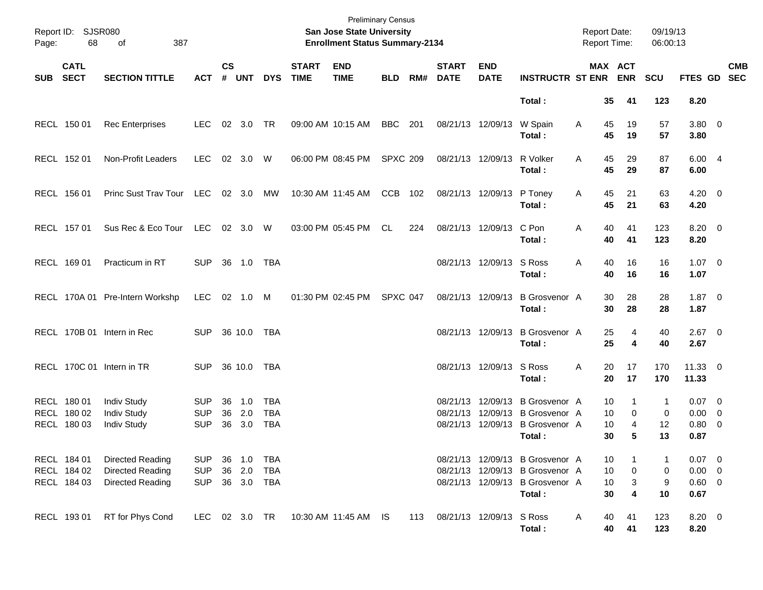Preliminary Census

**San Jose State University**

**Enrollment Status Summary-2134**

Report ID: SJSR080

Report Date: 09/19/13

Report Time: 06:00:13

| SUB | CATL SECT | SECTION TITTLE | ACT | CS # | UNT | DYS | START TIME | END TIME | BLD | RM# | START DATE | END DATE | INSTRUCTR | ST | MAX ENR | ACT ENR | SCU | FTES | GD | CMB SEC |
|---|---|---|---|---|---|---|---|---|---|---|---|---|---|---|---|---|---|---|---|---|
| | | | | | | | | | | | | | **Total :** | | **35** | **41** | **123** | **8.20** | | |
| RECL | 150 01 | Rec Enterprises | LEC | 02 | 3.0 | TR | 09:00 AM | 10:15 AM | BBC | 201 | 08/21/13 | 12/09/13 | W Spain | A | 45 | 19 | 57 | 3.80 | 0 | |
| | | | | | | | | | | | | | **Total :** | | **45** | **19** | **57** | **3.80** | | |
| RECL | 152 01 | Non-Profit Leaders | LEC | 02 | 3.0 | W | 06:00 PM | 08:45 PM | SPXC | 209 | 08/21/13 | 12/09/13 | R Volker | A | 45 | 29 | 87 | 6.00 | 4 | |
| | | | | | | | | | | | | | **Total :** | | **45** | **29** | **87** | **6.00** | | |
| RECL | 156 01 | Princ Sust Trav Tour | LEC | 02 | 3.0 | MW | 10:30 AM | 11:45 AM | CCB | 102 | 08/21/13 | 12/09/13 | P Toney | A | 45 | 21 | 63 | 4.20 | 0 | |
| | | | | | | | | | | | | | **Total :** | | **45** | **21** | **63** | **4.20** | | |
| RECL | 157 01 | Sus Rec & Eco Tour | LEC | 02 | 3.0 | W | 03:00 PM | 05:45 PM | CL | 224 | 08/21/13 | 12/09/13 | C Pon | A | 40 | 41 | 123 | 8.20 | 0 | |
| | | | | | | | | | | | | | **Total :** | | **40** | **41** | **123** | **8.20** | | |
| RECL | 169 01 | Practicum in RT | SUP | 36 | 1.0 | TBA | | | | | 08/21/13 | 12/09/13 | S Ross | A | 40 | 16 | 16 | 1.07 | 0 | |
| | | | | | | | | | | | | | **Total :** | | **40** | **16** | **16** | **1.07** | | |
| RECL | 170A 01 | Pre-Intern Workshp | LEC | 02 | 1.0 | M | 01:30 PM | 02:45 PM | SPXC | 047 | 08/21/13 | 12/09/13 | B Grosvenor | A | 30 | 28 | 28 | 1.87 | 0 | |
| | | | | | | | | | | | | | **Total :** | | **30** | **28** | **28** | **1.87** | | |
| RECL | 170B 01 | Intern in Rec | SUP | 36 | 10.0 | TBA | | | | | 08/21/13 | 12/09/13 | B Grosvenor | A | 25 | 4 | 40 | 2.67 | 0 | |
| | | | | | | | | | | | | | **Total :** | | **25** | **4** | **40** | **2.67** | | |
| RECL | 170C 01 | Intern in TR | SUP | 36 | 10.0 | TBA | | | | | 08/21/13 | 12/09/13 | S Ross | A | 20 | 17 | 170 | 11.33 | 0 | |
| | | | | | | | | | | | | | **Total :** | | **20** | **17** | **170** | **11.33** | | |
| RECL | 180 01 | Indiv Study | SUP | 36 | 1.0 | TBA | | | | | 08/21/13 | 12/09/13 | B Grosvenor | A | 10 | 1 | 1 | 0.07 | 0 | |
| RECL | 180 02 | Indiv Study | SUP | 36 | 2.0 | TBA | | | | | 08/21/13 | 12/09/13 | B Grosvenor | A | 10 | 0 | 0 | 0.00 | 0 | |
| RECL | 180 03 | Indiv Study | SUP | 36 | 3.0 | TBA | | | | | 08/21/13 | 12/09/13 | B Grosvenor | A | 10 | 4 | 12 | 0.80 | 0 | |
| | | | | | | | | | | | | | **Total :** | | **30** | **5** | **13** | **0.87** | | |
| RECL | 184 01 | Directed Reading | SUP | 36 | 1.0 | TBA | | | | | 08/21/13 | 12/09/13 | B Grosvenor | A | 10 | 1 | 1 | 0.07 | 0 | |
| RECL | 184 02 | Directed Reading | SUP | 36 | 2.0 | TBA | | | | | 08/21/13 | 12/09/13 | B Grosvenor | A | 10 | 0 | 0 | 0.00 | 0 | |
| RECL | 184 03 | Directed Reading | SUP | 36 | 3.0 | TBA | | | | | 08/21/13 | 12/09/13 | B Grosvenor | A | 10 | 3 | 9 | 0.60 | 0 | |
| | | | | | | | | | | | | | **Total :** | | **30** | **4** | **10** | **0.67** | | |
| RECL | 193 01 | RT for Phys Cond | LEC | 02 | 3.0 | TR | 10:30 AM | 11:45 AM | IS | 113 | 08/21/13 | 12/09/13 | S Ross | A | 40 | 41 | 123 | 8.20 | 0 | |
| | | | | | | | | | | | | | **Total :** | | **40** | **41** | **123** | **8.20** | | |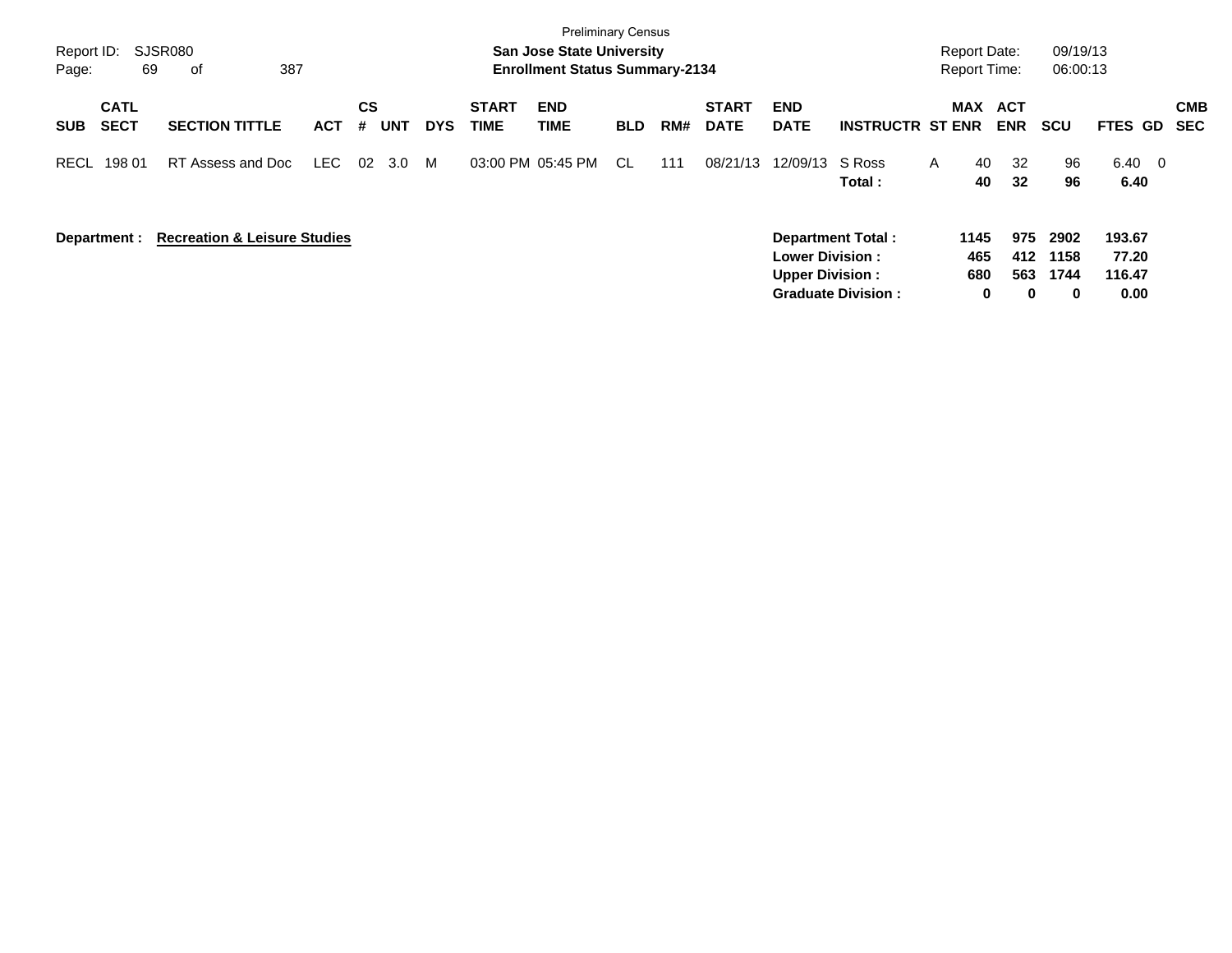Preliminary Census

**San Jose State University**

**Enrollment Status Summary-2134**

Report ID: SJSR080

Report Date: 09/19/13

Report Time: 06:00:13

| SUB | CATL SECT | SECTION TITTLE | ACT | CS # | UNT | DYS | START TIME | END TIME | BLD | RM# | START DATE | END DATE | INSTRUCTR | ST | MAX ENR | ACT ENR | SCU | FTES | GD | CMB SEC |
|---|---|---|---|---|---|---|---|---|---|---|---|---|---|---|---|---|---|---|---|---|
| RECL | 198 01 | RT Assess and Doc | LEC | 02 | 3.0 | M | 03:00 PM | 05:45 PM | CL | 111 | 08/21/13 | 12/09/13 | S Ross | A | 40 | 32 | 96 | 6.40 | 0 | |
| | | | | | | | | | | | | | **Total :** | | **40** | **32** | **96** | **6.40** | | |

**Department : Recreation & Leisure Studies**

| | MAX ENR | ACT ENR | SCU | FTES |
|---|---|---|---|---|
| **Department Total :** | **1145** | **975** | **2902** | **193.67** |
| **Lower Division :** | **465** | **412** | **1158** | **77.20** |
| **Upper Division :** | **680** | **563** | **1744** | **116.47** |
| **Graduate Division :** | **0** | **0** | **0** | **0.00** |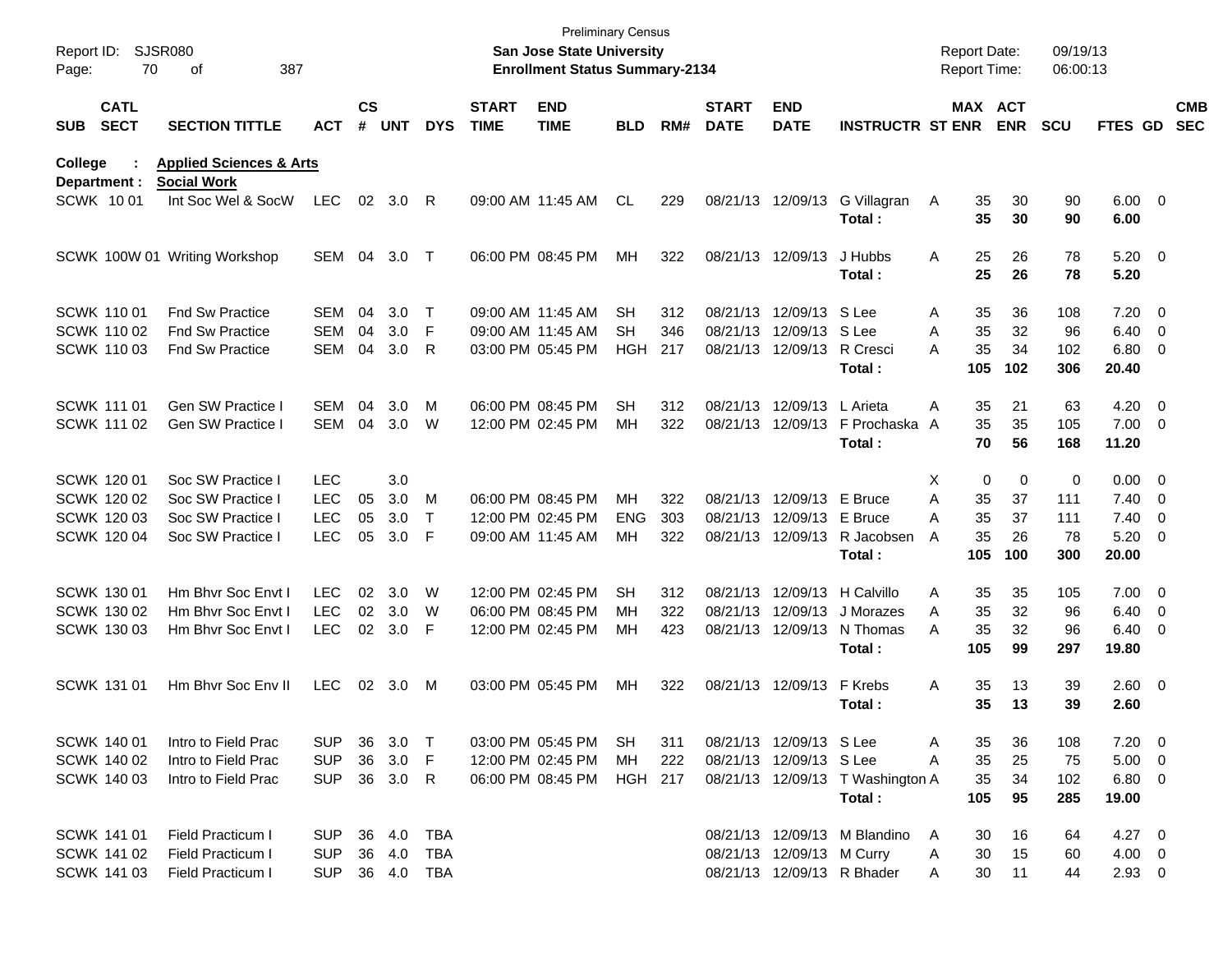Preliminary Census

Report ID: SJSR080

**San Jose State University**

**Enrollment Status Summary-2134**

Report Date: 09/19/13
Report Time: 06:00:13

**College : Applied Sciences & Arts**
**Department : Social Work**

| SUB | CATL SECT | SECTION TITTLE | ACT | CS # | UNT | DYS | START TIME | END TIME | BLD | RM# | START DATE | END DATE | INSTRUCTR | ST | MAX ENR | ACT ENR | SCU | FTES | GD | CMB SEC |
|---|---|---|---|---|---|---|---|---|---|---|---|---|---|---|---|---|---|---|---|---|
| SCWK | 10 01 | Int Soc Wel & SocW | LEC | 02 | 3.0 | R | 09:00 AM | 11:45 AM | CL | 229 | 08/21/13 | 12/09/13 | G Villagran | A | 35 | 30 | 90 | 6.00 | 0 | |
| | | | | | | | | | | | | | **Total :** | | **35** | **30** | **90** | **6.00** | | |
| SCWK | 100W 01 | Writing Workshop | SEM | 04 | 3.0 | T | 06:00 PM | 08:45 PM | MH | 322 | 08/21/13 | 12/09/13 | J Hubbs | A | 25 | 26 | 78 | 5.20 | 0 | |
| | | | | | | | | | | | | | **Total :** | | **25** | **26** | **78** | **5.20** | | |
| SCWK | 110 01 | Fnd Sw Practice | SEM | 04 | 3.0 | T | 09:00 AM | 11:45 AM | SH | 312 | 08/21/13 | 12/09/13 | S Lee | A | 35 | 36 | 108 | 7.20 | 0 | |
| SCWK | 110 02 | Fnd Sw Practice | SEM | 04 | 3.0 | F | 09:00 AM | 11:45 AM | SH | 346 | 08/21/13 | 12/09/13 | S Lee | A | 35 | 32 | 96 | 6.40 | 0 | |
| SCWK | 110 03 | Fnd Sw Practice | SEM | 04 | 3.0 | R | 03:00 PM | 05:45 PM | HGH | 217 | 08/21/13 | 12/09/13 | R Cresci | A | 35 | 34 | 102 | 6.80 | 0 | |
| | | | | | | | | | | | | | **Total :** | | **105** | **102** | **306** | **20.40** | | |
| SCWK | 111 01 | Gen SW Practice I | SEM | 04 | 3.0 | M | 06:00 PM | 08:45 PM | SH | 312 | 08/21/13 | 12/09/13 | L Arieta | A | 35 | 21 | 63 | 4.20 | 0 | |
| SCWK | 111 02 | Gen SW Practice I | SEM | 04 | 3.0 | W | 12:00 PM | 02:45 PM | MH | 322 | 08/21/13 | 12/09/13 | F Prochaska | A | 35 | 35 | 105 | 7.00 | 0 | |
| | | | | | | | | | | | | | **Total :** | | **70** | **56** | **168** | **11.20** | | |
| SCWK | 120 01 | Soc SW Practice I | LEC | | 3.0 | | | | | | | | | X | 0 | 0 | 0 | 0.00 | 0 | |
| SCWK | 120 02 | Soc SW Practice I | LEC | 05 | 3.0 | M | 06:00 PM | 08:45 PM | MH | 322 | 08/21/13 | 12/09/13 | E Bruce | A | 35 | 37 | 111 | 7.40 | 0 | |
| SCWK | 120 03 | Soc SW Practice I | LEC | 05 | 3.0 | T | 12:00 PM | 02:45 PM | ENG | 303 | 08/21/13 | 12/09/13 | E Bruce | A | 35 | 37 | 111 | 7.40 | 0 | |
| SCWK | 120 04 | Soc SW Practice I | LEC | 05 | 3.0 | F | 09:00 AM | 11:45 AM | MH | 322 | 08/21/13 | 12/09/13 | R Jacobsen | A | 35 | 26 | 78 | 5.20 | 0 | |
| | | | | | | | | | | | | | **Total :** | | **105** | **100** | **300** | **20.00** | | |
| SCWK | 130 01 | Hm Bhvr Soc Envt I | LEC | 02 | 3.0 | W | 12:00 PM | 02:45 PM | SH | 312 | 08/21/13 | 12/09/13 | H Calvillo | A | 35 | 35 | 105 | 7.00 | 0 | |
| SCWK | 130 02 | Hm Bhvr Soc Envt I | LEC | 02 | 3.0 | W | 06:00 PM | 08:45 PM | MH | 322 | 08/21/13 | 12/09/13 | J Morazes | A | 35 | 32 | 96 | 6.40 | 0 | |
| SCWK | 130 03 | Hm Bhvr Soc Envt I | LEC | 02 | 3.0 | F | 12:00 PM | 02:45 PM | MH | 423 | 08/21/13 | 12/09/13 | N Thomas | A | 35 | 32 | 96 | 6.40 | 0 | |
| | | | | | | | | | | | | | **Total :** | | **105** | **99** | **297** | **19.80** | | |
| SCWK | 131 01 | Hm Bhvr Soc Env II | LEC | 02 | 3.0 | M | 03:00 PM | 05:45 PM | MH | 322 | 08/21/13 | 12/09/13 | F Krebs | A | 35 | 13 | 39 | 2.60 | 0 | |
| | | | | | | | | | | | | | **Total :** | | **35** | **13** | **39** | **2.60** | | |
| SCWK | 140 01 | Intro to Field Prac | SUP | 36 | 3.0 | T | 03:00 PM | 05:45 PM | SH | 311 | 08/21/13 | 12/09/13 | S Lee | A | 35 | 36 | 108 | 7.20 | 0 | |
| SCWK | 140 02 | Intro to Field Prac | SUP | 36 | 3.0 | F | 12:00 PM | 02:45 PM | MH | 222 | 08/21/13 | 12/09/13 | S Lee | A | 35 | 25 | 75 | 5.00 | 0 | |
| SCWK | 140 03 | Intro to Field Prac | SUP | 36 | 3.0 | R | 06:00 PM | 08:45 PM | HGH | 217 | 08/21/13 | 12/09/13 | T Washington | A | 35 | 34 | 102 | 6.80 | 0 | |
| | | | | | | | | | | | | | **Total :** | | **105** | **95** | **285** | **19.00** | | |
| SCWK | 141 01 | Field Practicum I | SUP | 36 | 4.0 | TBA | | | | | 08/21/13 | 12/09/13 | M Blandino | A | 30 | 16 | 64 | 4.27 | 0 | |
| SCWK | 141 02 | Field Practicum I | SUP | 36 | 4.0 | TBA | | | | | 08/21/13 | 12/09/13 | M Curry | A | 30 | 15 | 60 | 4.00 | 0 | |
| SCWK | 141 03 | Field Practicum I | SUP | 36 | 4.0 | TBA | | | | | 08/21/13 | 12/09/13 | R Bhader | A | 30 | 11 | 44 | 2.93 | 0 | |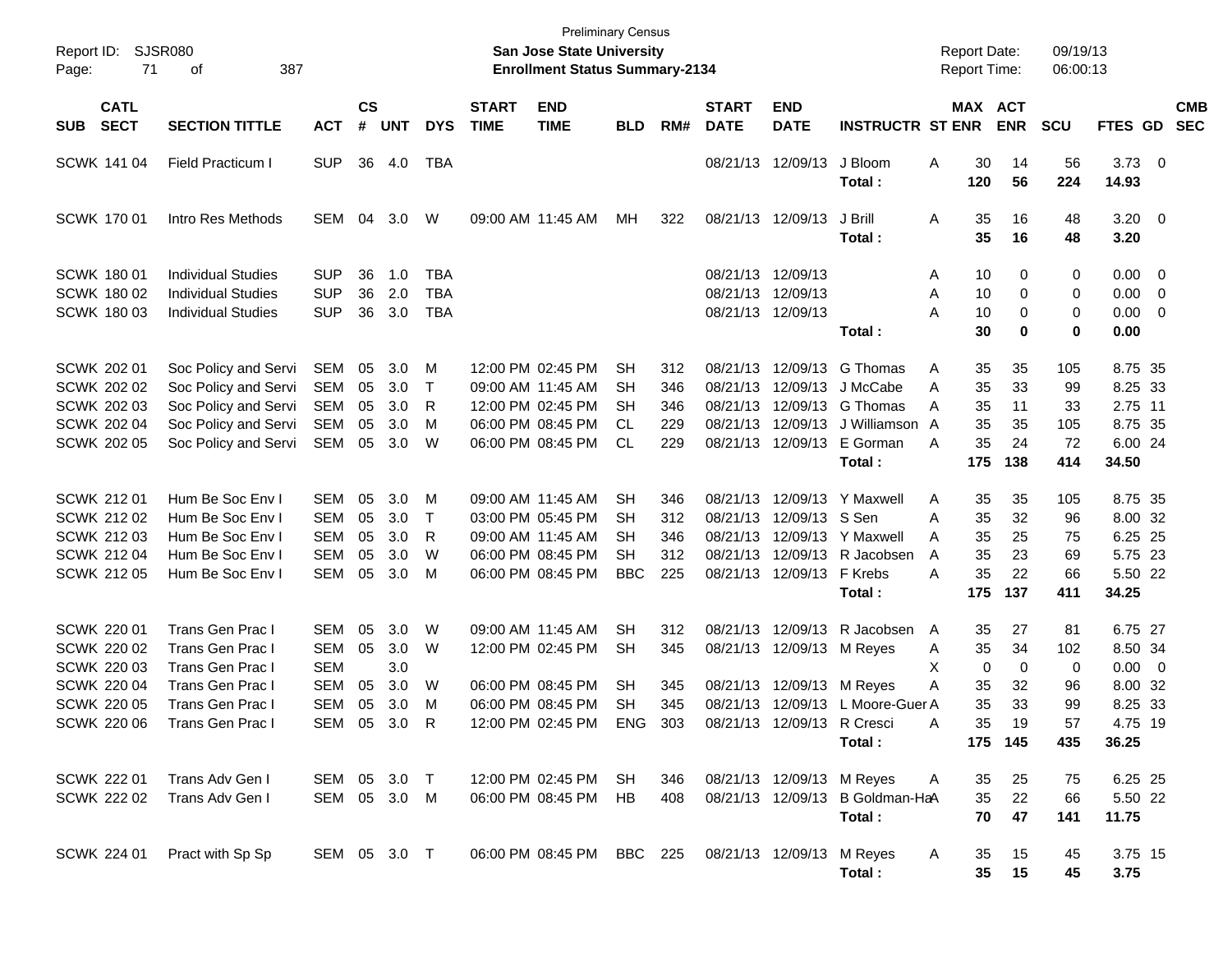Preliminary Census
**San Jose State University**
**Enrollment Status Summary-2134**

Report ID: SJSR080
Report Date: 09/19/13
Report Time: 06:00:13

| SUB | CATL SECT | SECTION TITTLE | ACT | CS # | UNT | DYS | START TIME | END TIME | BLD | RM# | START DATE | END DATE | INSTRUCTR | ST | MAX ENR | ACT ENR | SCU | FTES | GD | CMB SEC |
|---|---|---|---|---|---|---|---|---|---|---|---|---|---|---|---|---|---|---|---|---|
| SCWK | 141 04 | Field Practicum I | SUP | 36 | 4.0 | TBA | | | | | 08/21/13 | 12/09/13 | J Bloom | A | 30 | 14 | 56 | 3.73 | 0 | |
| | | | | | | | | | | | | | **Total :** | | **120** | **56** | **224** | **14.93** | | |
| SCWK | 170 01 | Intro Res Methods | SEM | 04 | 3.0 | W | 09:00 AM | 11:45 AM | MH | 322 | 08/21/13 | 12/09/13 | J Brill | A | 35 | 16 | 48 | 3.20 | 0 | |
| | | | | | | | | | | | | | **Total :** | | **35** | **16** | **48** | **3.20** | | |
| SCWK | 180 01 | Individual Studies | SUP | 36 | 1.0 | TBA | | | | | 08/21/13 | 12/09/13 | | A | 10 | 0 | 0 | 0.00 | 0 | |
| SCWK | 180 02 | Individual Studies | SUP | 36 | 2.0 | TBA | | | | | 08/21/13 | 12/09/13 | | A | 10 | 0 | 0 | 0.00 | 0 | |
| SCWK | 180 03 | Individual Studies | SUP | 36 | 3.0 | TBA | | | | | 08/21/13 | 12/09/13 | | A | 10 | 0 | 0 | 0.00 | 0 | |
| | | | | | | | | | | | | | **Total :** | | **30** | **0** | **0** | **0.00** | | |
| SCWK | 202 01 | Soc Policy and Servi | SEM | 05 | 3.0 | M | 12:00 PM | 02:45 PM | SH | 312 | 08/21/13 | 12/09/13 | G Thomas | A | 35 | 35 | 105 | 8.75 | 35 | |
| SCWK | 202 02 | Soc Policy and Servi | SEM | 05 | 3.0 | T | 09:00 AM | 11:45 AM | SH | 346 | 08/21/13 | 12/09/13 | J McCabe | A | 35 | 33 | 99 | 8.25 | 33 | |
| SCWK | 202 03 | Soc Policy and Servi | SEM | 05 | 3.0 | R | 12:00 PM | 02:45 PM | SH | 346 | 08/21/13 | 12/09/13 | G Thomas | A | 35 | 11 | 33 | 2.75 | 11 | |
| SCWK | 202 04 | Soc Policy and Servi | SEM | 05 | 3.0 | M | 06:00 PM | 08:45 PM | CL | 229 | 08/21/13 | 12/09/13 | J Williamson | A | 35 | 35 | 105 | 8.75 | 35 | |
| SCWK | 202 05 | Soc Policy and Servi | SEM | 05 | 3.0 | W | 06:00 PM | 08:45 PM | CL | 229 | 08/21/13 | 12/09/13 | E Gorman | A | 35 | 24 | 72 | 6.00 | 24 | |
| | | | | | | | | | | | | | **Total :** | | **175** | **138** | **414** | **34.50** | | |
| SCWK | 212 01 | Hum Be Soc Env I | SEM | 05 | 3.0 | M | 09:00 AM | 11:45 AM | SH | 346 | 08/21/13 | 12/09/13 | Y Maxwell | A | 35 | 35 | 105 | 8.75 | 35 | |
| SCWK | 212 02 | Hum Be Soc Env I | SEM | 05 | 3.0 | T | 03:00 PM | 05:45 PM | SH | 312 | 08/21/13 | 12/09/13 | S Sen | A | 35 | 32 | 96 | 8.00 | 32 | |
| SCWK | 212 03 | Hum Be Soc Env I | SEM | 05 | 3.0 | R | 09:00 AM | 11:45 AM | SH | 346 | 08/21/13 | 12/09/13 | Y Maxwell | A | 35 | 25 | 75 | 6.25 | 25 | |
| SCWK | 212 04 | Hum Be Soc Env I | SEM | 05 | 3.0 | W | 06:00 PM | 08:45 PM | SH | 312 | 08/21/13 | 12/09/13 | R Jacobsen | A | 35 | 23 | 69 | 5.75 | 23 | |
| SCWK | 212 05 | Hum Be Soc Env I | SEM | 05 | 3.0 | M | 06:00 PM | 08:45 PM | BBC | 225 | 08/21/13 | 12/09/13 | F Krebs | A | 35 | 22 | 66 | 5.50 | 22 | |
| | | | | | | | | | | | | | **Total :** | | **175** | **137** | **411** | **34.25** | | |
| SCWK | 220 01 | Trans Gen Prac I | SEM | 05 | 3.0 | W | 09:00 AM | 11:45 AM | SH | 312 | 08/21/13 | 12/09/13 | R Jacobsen | A | 35 | 27 | 81 | 6.75 | 27 | |
| SCWK | 220 02 | Trans Gen Prac I | SEM | 05 | 3.0 | W | 12:00 PM | 02:45 PM | SH | 345 | 08/21/13 | 12/09/13 | M Reyes | A | 35 | 34 | 102 | 8.50 | 34 | |
| SCWK | 220 03 | Trans Gen Prac I | SEM | | 3.0 | | | | | | | | | X | 0 | 0 | 0 | 0.00 | 0 | |
| SCWK | 220 04 | Trans Gen Prac I | SEM | 05 | 3.0 | W | 06:00 PM | 08:45 PM | SH | 345 | 08/21/13 | 12/09/13 | M Reyes | A | 35 | 32 | 96 | 8.00 | 32 | |
| SCWK | 220 05 | Trans Gen Prac I | SEM | 05 | 3.0 | M | 06:00 PM | 08:45 PM | SH | 345 | 08/21/13 | 12/09/13 | L Moore-Guer | A | 35 | 33 | 99 | 8.25 | 33 | |
| SCWK | 220 06 | Trans Gen Prac I | SEM | 05 | 3.0 | R | 12:00 PM | 02:45 PM | ENG | 303 | 08/21/13 | 12/09/13 | R Cresci | A | 35 | 19 | 57 | 4.75 | 19 | |
| | | | | | | | | | | | | | **Total :** | | **175** | **145** | **435** | **36.25** | | |
| SCWK | 222 01 | Trans Adv Gen I | SEM | 05 | 3.0 | T | 12:00 PM | 02:45 PM | SH | 346 | 08/21/13 | 12/09/13 | M Reyes | A | 35 | 25 | 75 | 6.25 | 25 | |
| SCWK | 222 02 | Trans Adv Gen I | SEM | 05 | 3.0 | M | 06:00 PM | 08:45 PM | HB | 408 | 08/21/13 | 12/09/13 | B Goldman-Ha | A | 35 | 22 | 66 | 5.50 | 22 | |
| | | | | | | | | | | | | | **Total :** | | **70** | **47** | **141** | **11.75** | | |
| SCWK | 224 01 | Pract with Sp Sp | SEM | 05 | 3.0 | T | 06:00 PM | 08:45 PM | BBC | 225 | 08/21/13 | 12/09/13 | M Reyes | A | 35 | 15 | 45 | 3.75 | 15 | |
| | | | | | | | | | | | | | **Total :** | | **35** | **15** | **45** | **3.75** | | |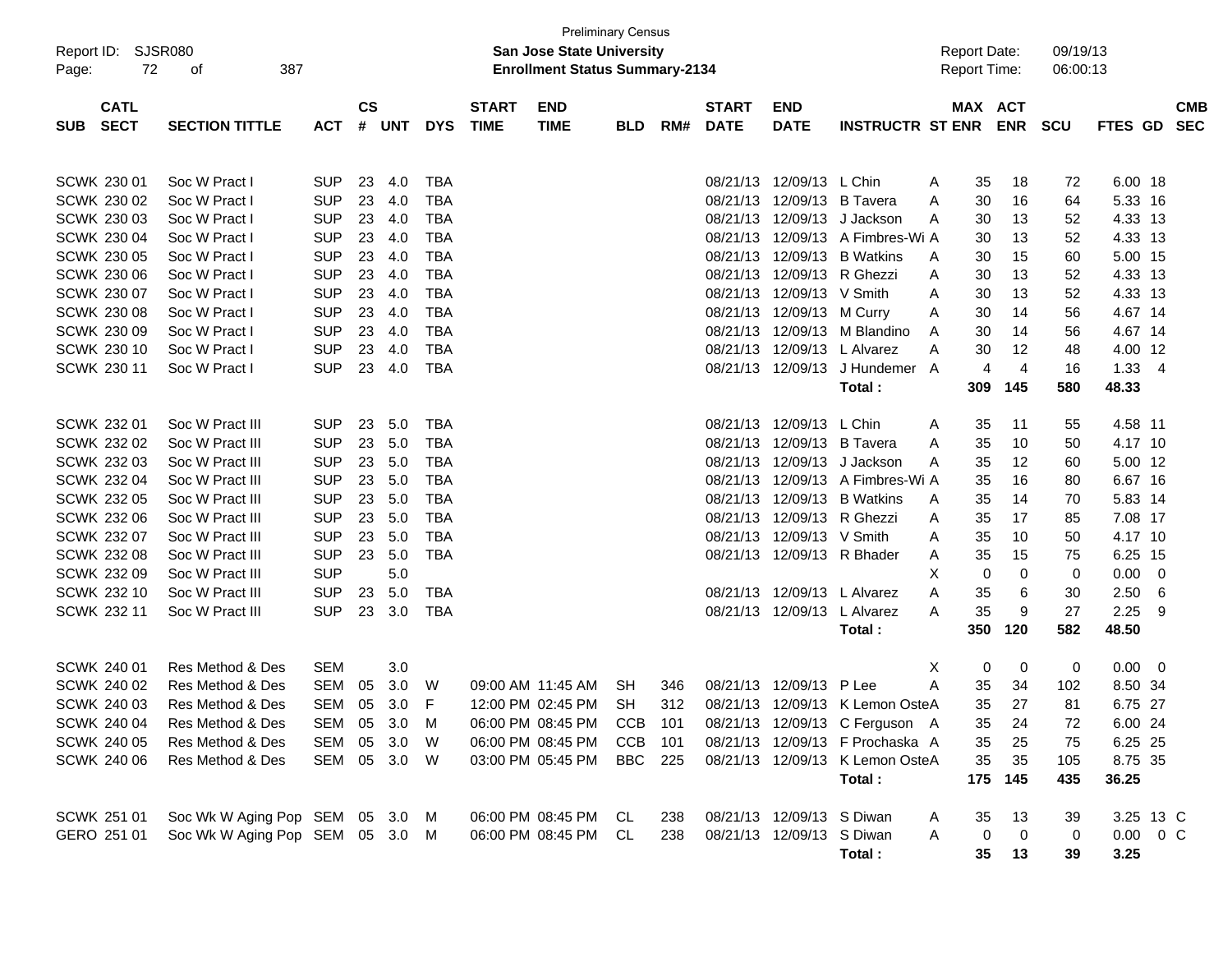Preliminary Census

**San Jose State University**

**Enrollment Status Summary-2134**

Report ID: SJSR080

Report Date: 09/19/13

Report Time: 06:00:13

| SUB | CATL SECT | SECTION TITTLE | ACT | CS # | UNT | DYS | START TIME | END TIME | BLD | RM# | START DATE | END DATE | INSTRUCTR | ST | MAX ENR | ACT ENR | SCU | FTES | GD | CMB SEC |
|---|---|---|---|---|---|---|---|---|---|---|---|---|---|---|---|---|---|---|---|---|
| SCWK | 230 01 | Soc W Pract I | SUP | 23 | 4.0 | TBA | | | | | 08/21/13 | 12/09/13 | L Chin | A | 35 | 18 | 72 | 6.00 | 18 | |
| SCWK | 230 02 | Soc W Pract I | SUP | 23 | 4.0 | TBA | | | | | 08/21/13 | 12/09/13 | B Tavera | A | 30 | 16 | 64 | 5.33 | 16 | |
| SCWK | 230 03 | Soc W Pract I | SUP | 23 | 4.0 | TBA | | | | | 08/21/13 | 12/09/13 | J Jackson | A | 30 | 13 | 52 | 4.33 | 13 | |
| SCWK | 230 04 | Soc W Pract I | SUP | 23 | 4.0 | TBA | | | | | 08/21/13 | 12/09/13 | A Fimbres-Wi | A | 30 | 13 | 52 | 4.33 | 13 | |
| SCWK | 230 05 | Soc W Pract I | SUP | 23 | 4.0 | TBA | | | | | 08/21/13 | 12/09/13 | B Watkins | A | 30 | 15 | 60 | 5.00 | 15 | |
| SCWK | 230 06 | Soc W Pract I | SUP | 23 | 4.0 | TBA | | | | | 08/21/13 | 12/09/13 | R Ghezzi | A | 30 | 13 | 52 | 4.33 | 13 | |
| SCWK | 230 07 | Soc W Pract I | SUP | 23 | 4.0 | TBA | | | | | 08/21/13 | 12/09/13 | V Smith | A | 30 | 13 | 52 | 4.33 | 13 | |
| SCWK | 230 08 | Soc W Pract I | SUP | 23 | 4.0 | TBA | | | | | 08/21/13 | 12/09/13 | M Curry | A | 30 | 14 | 56 | 4.67 | 14 | |
| SCWK | 230 09 | Soc W Pract I | SUP | 23 | 4.0 | TBA | | | | | 08/21/13 | 12/09/13 | M Blandino | A | 30 | 14 | 56 | 4.67 | 14 | |
| SCWK | 230 10 | Soc W Pract I | SUP | 23 | 4.0 | TBA | | | | | 08/21/13 | 12/09/13 | L Alvarez | A | 30 | 12 | 48 | 4.00 | 12 | |
| SCWK | 230 11 | Soc W Pract I | SUP | 23 | 4.0 | TBA | | | | | 08/21/13 | 12/09/13 | J Hundemer | A | 4 | 4 | 16 | 1.33 | 4 | |
| | | | | | | | | | | | | | Total : | | 309 | 145 | 580 | 48.33 | | |
| SCWK | 232 01 | Soc W Pract III | SUP | 23 | 5.0 | TBA | | | | | 08/21/13 | 12/09/13 | L Chin | A | 35 | 11 | 55 | 4.58 | 11 | |
| SCWK | 232 02 | Soc W Pract III | SUP | 23 | 5.0 | TBA | | | | | 08/21/13 | 12/09/13 | B Tavera | A | 35 | 10 | 50 | 4.17 | 10 | |
| SCWK | 232 03 | Soc W Pract III | SUP | 23 | 5.0 | TBA | | | | | 08/21/13 | 12/09/13 | J Jackson | A | 35 | 12 | 60 | 5.00 | 12 | |
| SCWK | 232 04 | Soc W Pract III | SUP | 23 | 5.0 | TBA | | | | | 08/21/13 | 12/09/13 | A Fimbres-Wi | A | 35 | 16 | 80 | 6.67 | 16 | |
| SCWK | 232 05 | Soc W Pract III | SUP | 23 | 5.0 | TBA | | | | | 08/21/13 | 12/09/13 | B Watkins | A | 35 | 14 | 70 | 5.83 | 14 | |
| SCWK | 232 06 | Soc W Pract III | SUP | 23 | 5.0 | TBA | | | | | 08/21/13 | 12/09/13 | R Ghezzi | A | 35 | 17 | 85 | 7.08 | 17 | |
| SCWK | 232 07 | Soc W Pract III | SUP | 23 | 5.0 | TBA | | | | | 08/21/13 | 12/09/13 | V Smith | A | 35 | 10 | 50 | 4.17 | 10 | |
| SCWK | 232 08 | Soc W Pract III | SUP | 23 | 5.0 | TBA | | | | | 08/21/13 | 12/09/13 | R Bhader | A | 35 | 15 | 75 | 6.25 | 15 | |
| SCWK | 232 09 | Soc W Pract III | SUP | | 5.0 | | | | | | | | | X | 0 | 0 | 0 | 0.00 | 0 | |
| SCWK | 232 10 | Soc W Pract III | SUP | 23 | 5.0 | TBA | | | | | 08/21/13 | 12/09/13 | L Alvarez | A | 35 | 6 | 30 | 2.50 | 6 | |
| SCWK | 232 11 | Soc W Pract III | SUP | 23 | 3.0 | TBA | | | | | 08/21/13 | 12/09/13 | L Alvarez | A | 35 | 9 | 27 | 2.25 | 9 | |
| | | | | | | | | | | | | | Total : | | 350 | 120 | 582 | 48.50 | | |
| SCWK | 240 01 | Res Method & Des | SEM | | 3.0 | | | | | | | | | X | 0 | 0 | 0 | 0.00 | 0 | |
| SCWK | 240 02 | Res Method & Des | SEM | 05 | 3.0 | W | 09:00 AM | 11:45 AM | SH | 346 | 08/21/13 | 12/09/13 | P Lee | A | 35 | 34 | 102 | 8.50 | 34 | |
| SCWK | 240 03 | Res Method & Des | SEM | 05 | 3.0 | F | 12:00 PM | 02:45 PM | SH | 312 | 08/21/13 | 12/09/13 | K Lemon Oste | A | 35 | 27 | 81 | 6.75 | 27 | |
| SCWK | 240 04 | Res Method & Des | SEM | 05 | 3.0 | M | 06:00 PM | 08:45 PM | CCB | 101 | 08/21/13 | 12/09/13 | C Ferguson | A | 35 | 24 | 72 | 6.00 | 24 | |
| SCWK | 240 05 | Res Method & Des | SEM | 05 | 3.0 | W | 06:00 PM | 08:45 PM | CCB | 101 | 08/21/13 | 12/09/13 | F Prochaska | A | 35 | 25 | 75 | 6.25 | 25 | |
| SCWK | 240 06 | Res Method & Des | SEM | 05 | 3.0 | W | 03:00 PM | 05:45 PM | BBC | 225 | 08/21/13 | 12/09/13 | K Lemon Oste | A | 35 | 35 | 105 | 8.75 | 35 | |
| | | | | | | | | | | | | | Total : | | 175 | 145 | 435 | 36.25 | | |
| SCWK | 251 01 | Soc Wk W Aging Pop | SEM | 05 | 3.0 | M | 06:00 PM | 08:45 PM | CL | 238 | 08/21/13 | 12/09/13 | S Diwan | A | 35 | 13 | 39 | 3.25 | 13 | C |
| GERO | 251 01 | Soc Wk W Aging Pop | SEM | 05 | 3.0 | M | 06:00 PM | 08:45 PM | CL | 238 | 08/21/13 | 12/09/13 | S Diwan | A | 0 | 0 | 0 | 0.00 | 0 | C |
| | | | | | | | | | | | | | Total : | | 35 | 13 | 39 | 3.25 | | |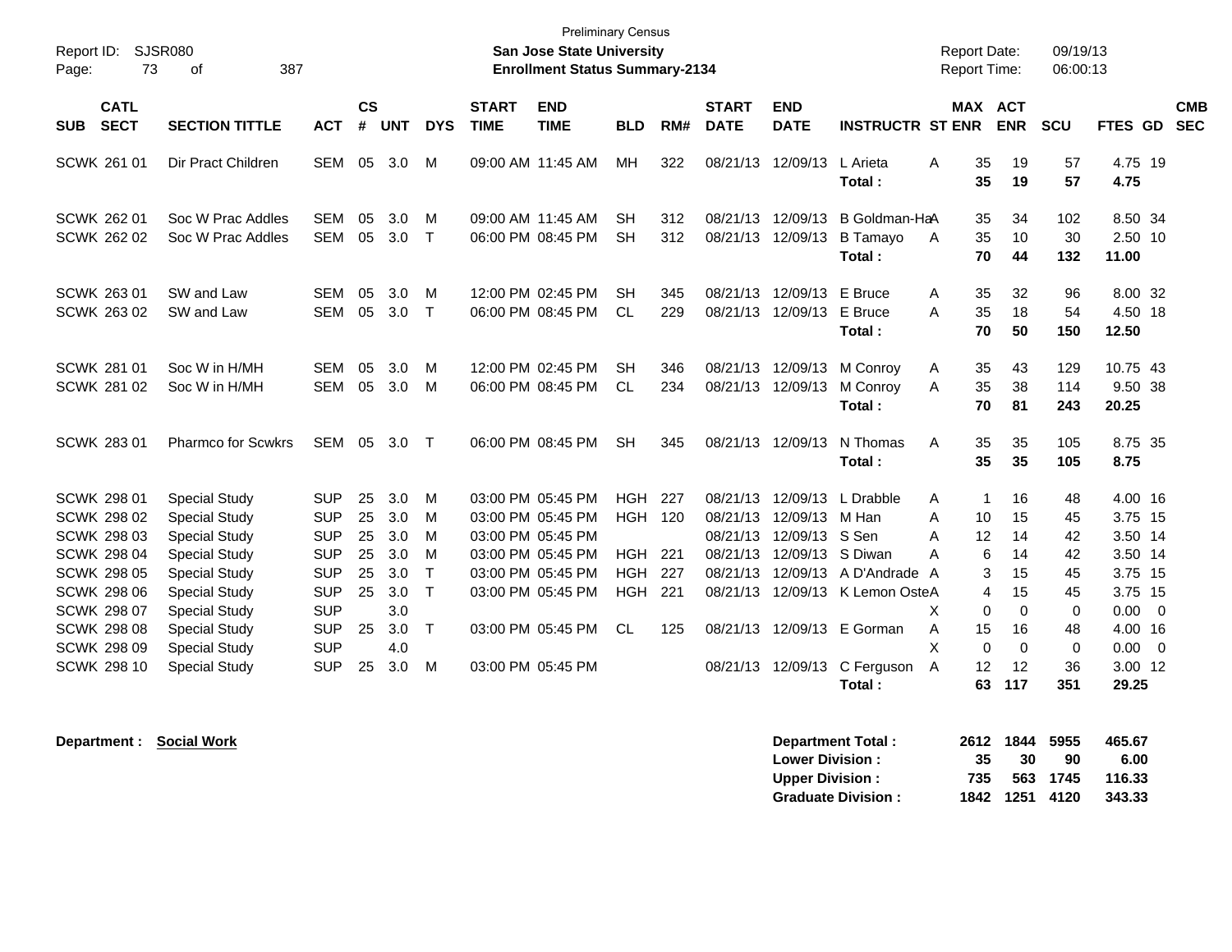Preliminary Census

Report ID: SJSR080

**San Jose State University**

**Enrollment Status Summary-2134**

Report Date: 09/19/13
Report Time: 06:00:13

| SUB | CATL SECT | SECTION TITTLE | ACT | CS # | UNT | DYS | START TIME | END TIME | BLD | RM# | START DATE | END DATE | INSTRUCTR | ST | MAX ENR | ACT ENR | SCU | FTES | GD | CMB SEC |
|---|---|---|---|---|---|---|---|---|---|---|---|---|---|---|---|---|---|---|---|---|
| SCWK | 261 01 | Dir Pract Children | SEM | 05 | 3.0 | M | 09:00 AM | 11:45 AM | MH | 322 | 08/21/13 | 12/09/13 | L Arieta | A | 35 | 19 | 57 | 4.75 | 19 | |
| | | | | | | | | | | | | | **Total :** | | **35** | **19** | **57** | **4.75** | | |
| SCWK | 262 01 | Soc W Prac Addles | SEM | 05 | 3.0 | M | 09:00 AM | 11:45 AM | SH | 312 | 08/21/13 | 12/09/13 | B Goldman-Ha | A | 35 | 34 | 102 | 8.50 | 34 | |
| SCWK | 262 02 | Soc W Prac Addles | SEM | 05 | 3.0 | T | 06:00 PM | 08:45 PM | SH | 312 | 08/21/13 | 12/09/13 | B Tamayo | A | 35 | 10 | 30 | 2.50 | 10 | |
| | | | | | | | | | | | | | **Total :** | | **70** | **44** | **132** | **11.00** | | |
| SCWK | 263 01 | SW and Law | SEM | 05 | 3.0 | M | 12:00 PM | 02:45 PM | SH | 345 | 08/21/13 | 12/09/13 | E Bruce | A | 35 | 32 | 96 | 8.00 | 32 | |
| SCWK | 263 02 | SW and Law | SEM | 05 | 3.0 | T | 06:00 PM | 08:45 PM | CL | 229 | 08/21/13 | 12/09/13 | E Bruce | A | 35 | 18 | 54 | 4.50 | 18 | |
| | | | | | | | | | | | | | **Total :** | | **70** | **50** | **150** | **12.50** | | |
| SCWK | 281 01 | Soc W in H/MH | SEM | 05 | 3.0 | M | 12:00 PM | 02:45 PM | SH | 346 | 08/21/13 | 12/09/13 | M Conroy | A | 35 | 43 | 129 | 10.75 | 43 | |
| SCWK | 281 02 | Soc W in H/MH | SEM | 05 | 3.0 | M | 06:00 PM | 08:45 PM | CL | 234 | 08/21/13 | 12/09/13 | M Conroy | A | 35 | 38 | 114 | 9.50 | 38 | |
| | | | | | | | | | | | | | **Total :** | | **70** | **81** | **243** | **20.25** | | |
| SCWK | 283 01 | Pharmco for Scwkrs | SEM | 05 | 3.0 | T | 06:00 PM | 08:45 PM | SH | 345 | 08/21/13 | 12/09/13 | N Thomas | A | 35 | 35 | 105 | 8.75 | 35 | |
| | | | | | | | | | | | | | **Total :** | | **35** | **35** | **105** | **8.75** | | |
| SCWK | 298 01 | Special Study | SUP | 25 | 3.0 | M | 03:00 PM | 05:45 PM | HGH | 227 | 08/21/13 | 12/09/13 | L Drabble | A | 1 | 16 | 48 | 4.00 | 16 | |
| SCWK | 298 02 | Special Study | SUP | 25 | 3.0 | M | 03:00 PM | 05:45 PM | HGH | 120 | 08/21/13 | 12/09/13 | M Han | A | 10 | 15 | 45 | 3.75 | 15 | |
| SCWK | 298 03 | Special Study | SUP | 25 | 3.0 | M | 03:00 PM | 05:45 PM | | | 08/21/13 | 12/09/13 | S Sen | A | 12 | 14 | 42 | 3.50 | 14 | |
| SCWK | 298 04 | Special Study | SUP | 25 | 3.0 | M | 03:00 PM | 05:45 PM | HGH | 221 | 08/21/13 | 12/09/13 | S Diwan | A | 6 | 14 | 42 | 3.50 | 14 | |
| SCWK | 298 05 | Special Study | SUP | 25 | 3.0 | T | 03:00 PM | 05:45 PM | HGH | 227 | 08/21/13 | 12/09/13 | A D'Andrade | A | 3 | 15 | 45 | 3.75 | 15 | |
| SCWK | 298 06 | Special Study | SUP | 25 | 3.0 | T | 03:00 PM | 05:45 PM | HGH | 221 | 08/21/13 | 12/09/13 | K Lemon Oste | A | 4 | 15 | 45 | 3.75 | 15 | |
| SCWK | 298 07 | Special Study | SUP | | 3.0 | | | | | | | | | X | 0 | 0 | 0 | 0.00 | 0 | |
| SCWK | 298 08 | Special Study | SUP | 25 | 3.0 | T | 03:00 PM | 05:45 PM | CL | 125 | 08/21/13 | 12/09/13 | E Gorman | A | 15 | 16 | 48 | 4.00 | 16 | |
| SCWK | 298 09 | Special Study | SUP | | 4.0 | | | | | | | | | X | 0 | 0 | 0 | 0.00 | 0 | |
| SCWK | 298 10 | Special Study | SUP | 25 | 3.0 | M | 03:00 PM | 05:45 PM | | | 08/21/13 | 12/09/13 | C Ferguson | A | 12 | 12 | 36 | 3.00 | 12 | |
| | | | | | | | | | | | | | **Total :** | | **63** | **117** | **351** | **29.25** | | |

**Department : Social Work**

| | MAX ENR | ACT ENR | SCU | FTES |
|---|---|---|---|---|
| **Department Total :** | **2612** | **1844** | **5955** | **465.67** |
| **Lower Division :** | **35** | **30** | **90** | **6.00** |
| **Upper Division :** | **735** | **563** | **1745** | **116.33** |
| **Graduate Division :** | **1842** | **1251** | **4120** | **343.33** |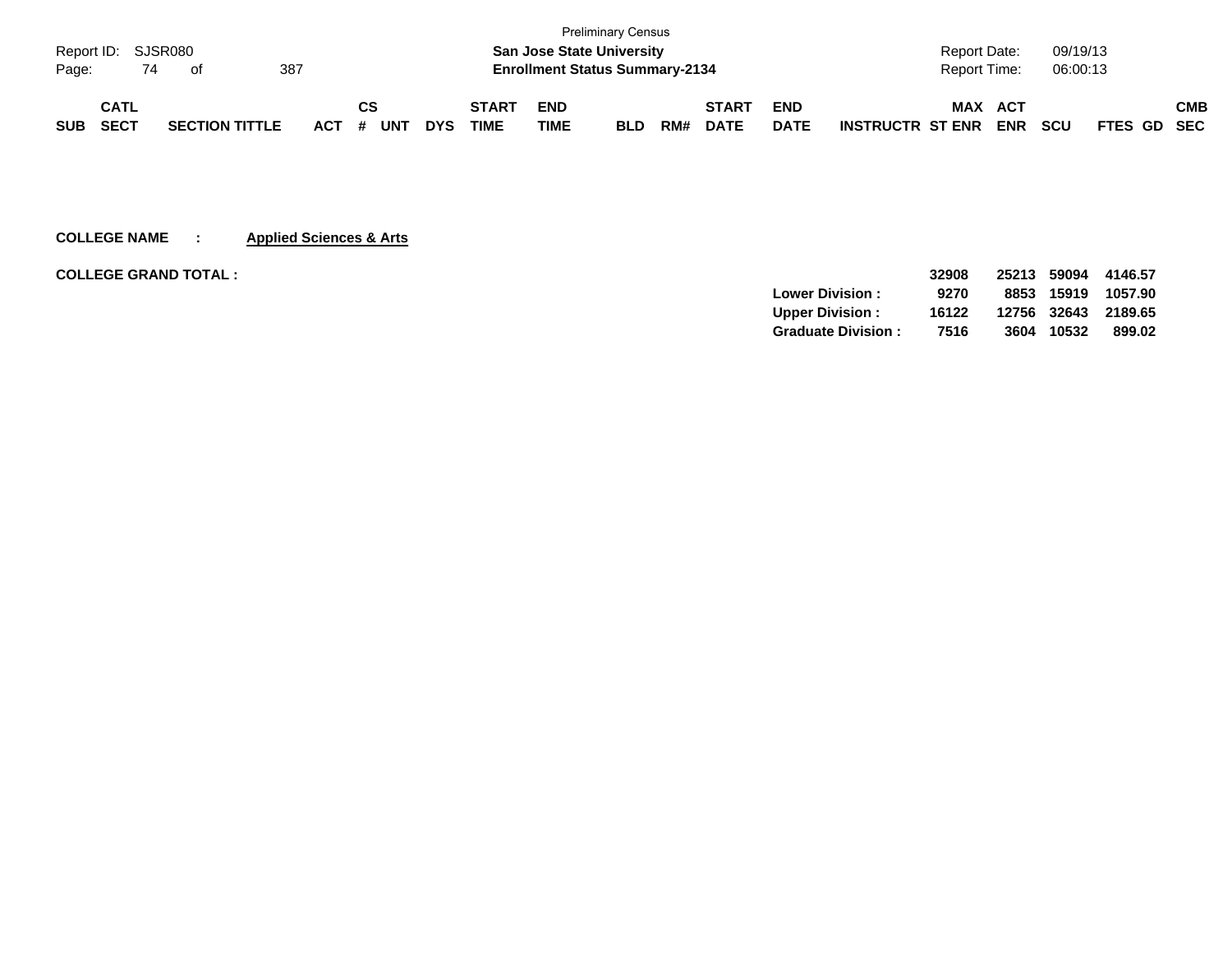Preliminary Census

Report ID: SJSR080

**San Jose State University**

**Enrollment Status Summary-2134**

Report Date: 09/19/13

Report Time: 06:00:13

| SUB | CATL SECT | SECTION TITTLE | ACT | CS # | UNT | DYS | START TIME | END TIME | BLD | RM# | START DATE | END DATE | INSTRUCTR | MAX ST ENR | ACT ENR | SCU | FTES | GD | CMB SEC |
|---|---|---|---|---|---|---|---|---|---|---|---|---|---|---|---|---|---|---|---|

**COLLEGE NAME : Applied Sciences & Arts**

**COLLEGE GRAND TOTAL :**

| | MAX ST ENR | ACT ENR | SCU | FTES |
|---|---|---|---|---|
| | **32908** | **25213** | **59094** | **4146.57** |
| **Lower Division :** | **9270** | **8853** | **15919** | **1057.90** |
| **Upper Division :** | **16122** | **12756** | **32643** | **2189.65** |
| **Graduate Division :** | **7516** | **3604** | **10532** | **899.02** |